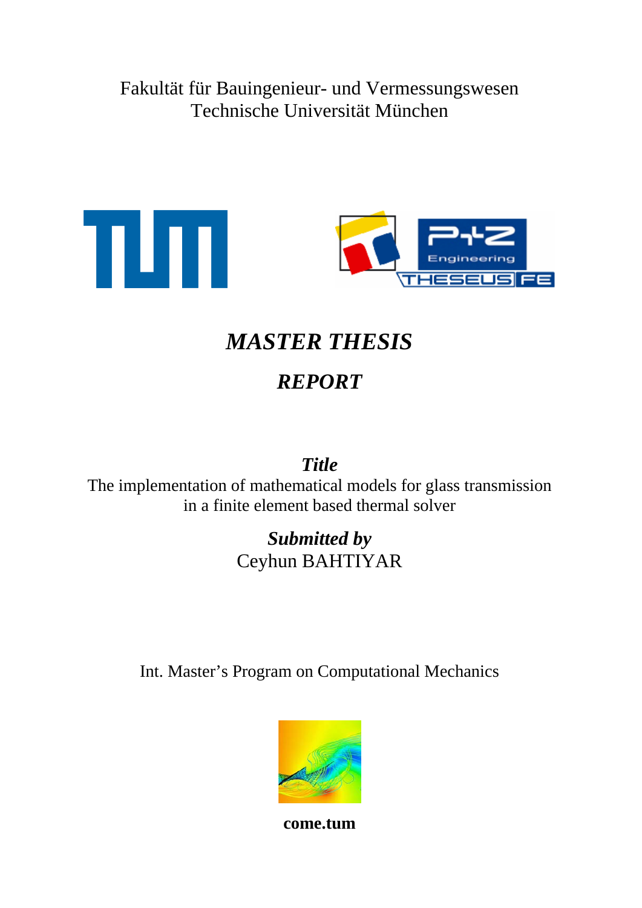Fakultät für Bauingenieur- und Vermessungswesen
Technische Universität München

# *MASTER THESIS*

## *REPORT*

***Title***

The implementation of mathematical models for glass transmission in a finite element based thermal solver

***Submitted by***

Ceyhun BAHTIYAR

Int. Master's Program on Computational Mechanics

**come.tum**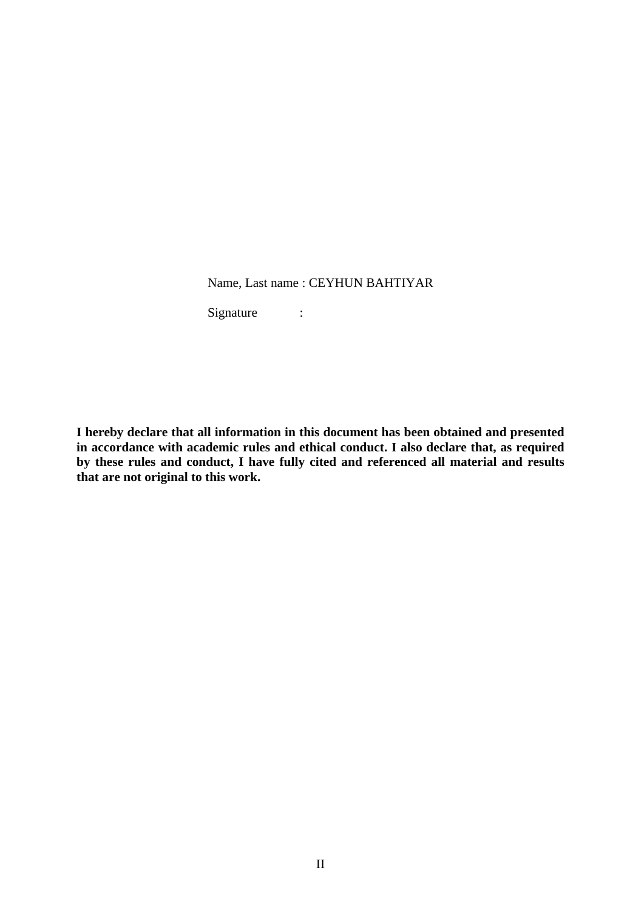Name, Last name : CEYHUN BAHTIYAR

Signature :

**I hereby declare that all information in this document has been obtained and presented in accordance with academic rules and ethical conduct. I also declare that, as required by these rules and conduct, I have fully cited and referenced all material and results that are not original to this work.**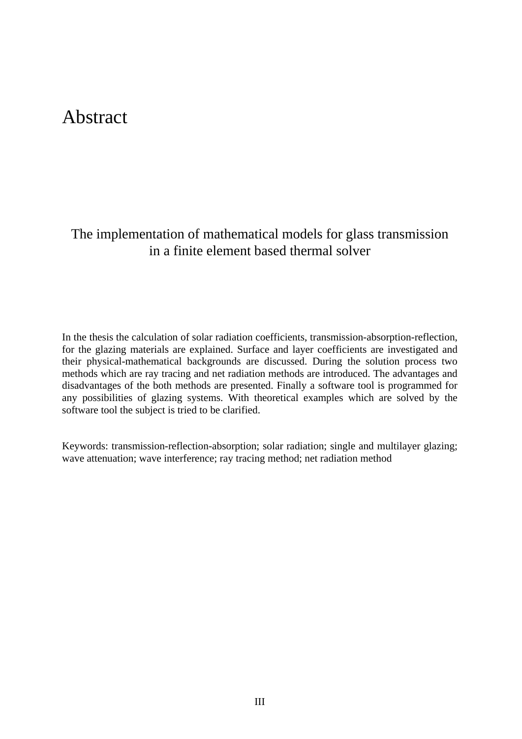# Abstract

## The implementation of mathematical models for glass transmission in a finite element based thermal solver

In the thesis the calculation of solar radiation coefficients, transmission-absorption-reflection, for the glazing materials are explained. Surface and layer coefficients are investigated and their physical-mathematical backgrounds are discussed. During the solution process two methods which are ray tracing and net radiation methods are introduced. The advantages and disadvantages of the both methods are presented. Finally a software tool is programmed for any possibilities of glazing systems. With theoretical examples which are solved by the software tool the subject is tried to be clarified.

Keywords: transmission-reflection-absorption; solar radiation; single and multilayer glazing; wave attenuation; wave interference; ray tracing method; net radiation method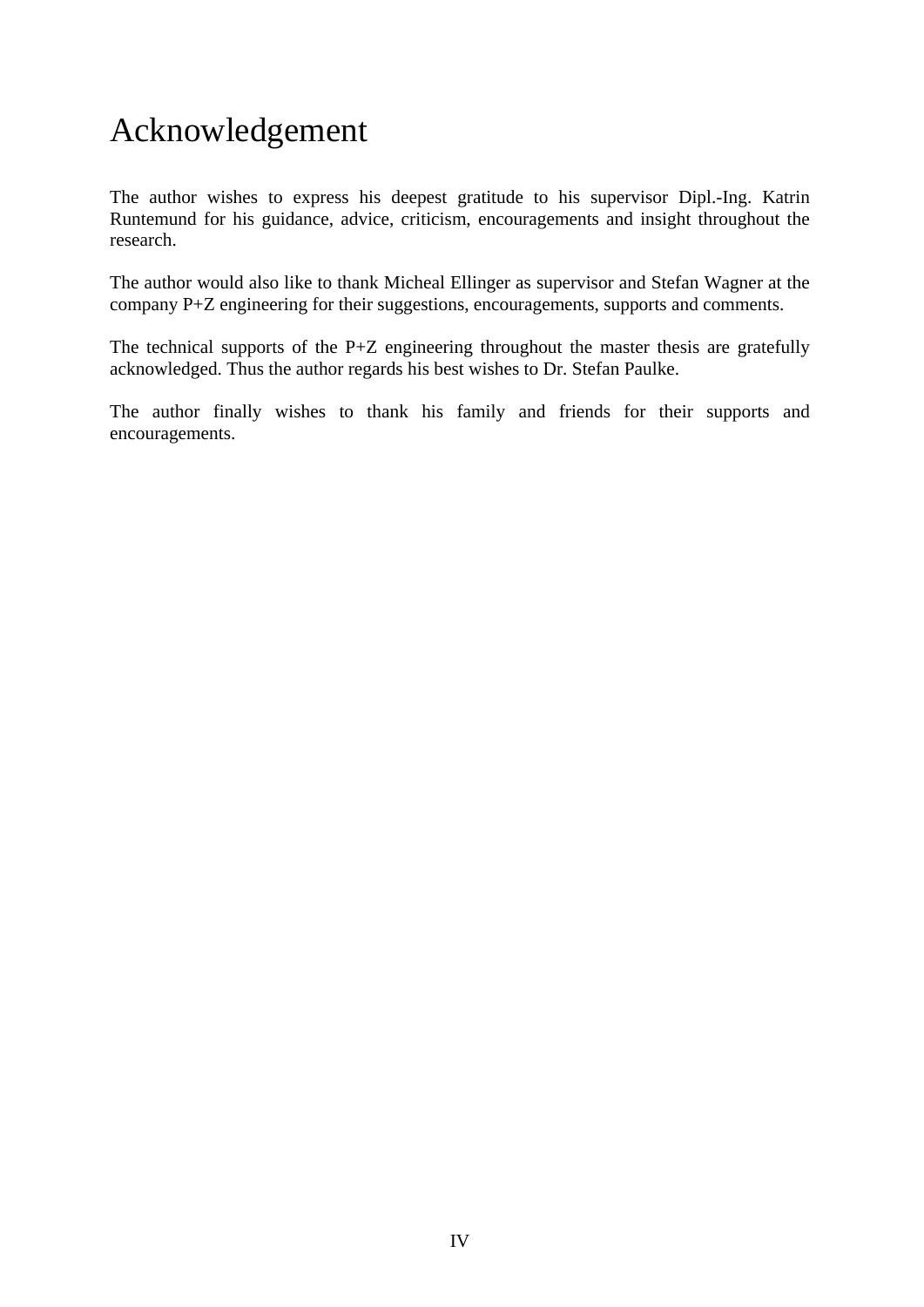# Acknowledgement

The author wishes to express his deepest gratitude to his supervisor Dipl.-Ing. Katrin Runtemund for his guidance, advice, criticism, encouragements and insight throughout the research.

The author would also like to thank Micheal Ellinger as supervisor and Stefan Wagner at the company P+Z engineering for their suggestions, encouragements, supports and comments.

The technical supports of the P+Z engineering throughout the master thesis are gratefully acknowledged. Thus the author regards his best wishes to Dr. Stefan Paulke.

The author finally wishes to thank his family and friends for their supports and encouragements.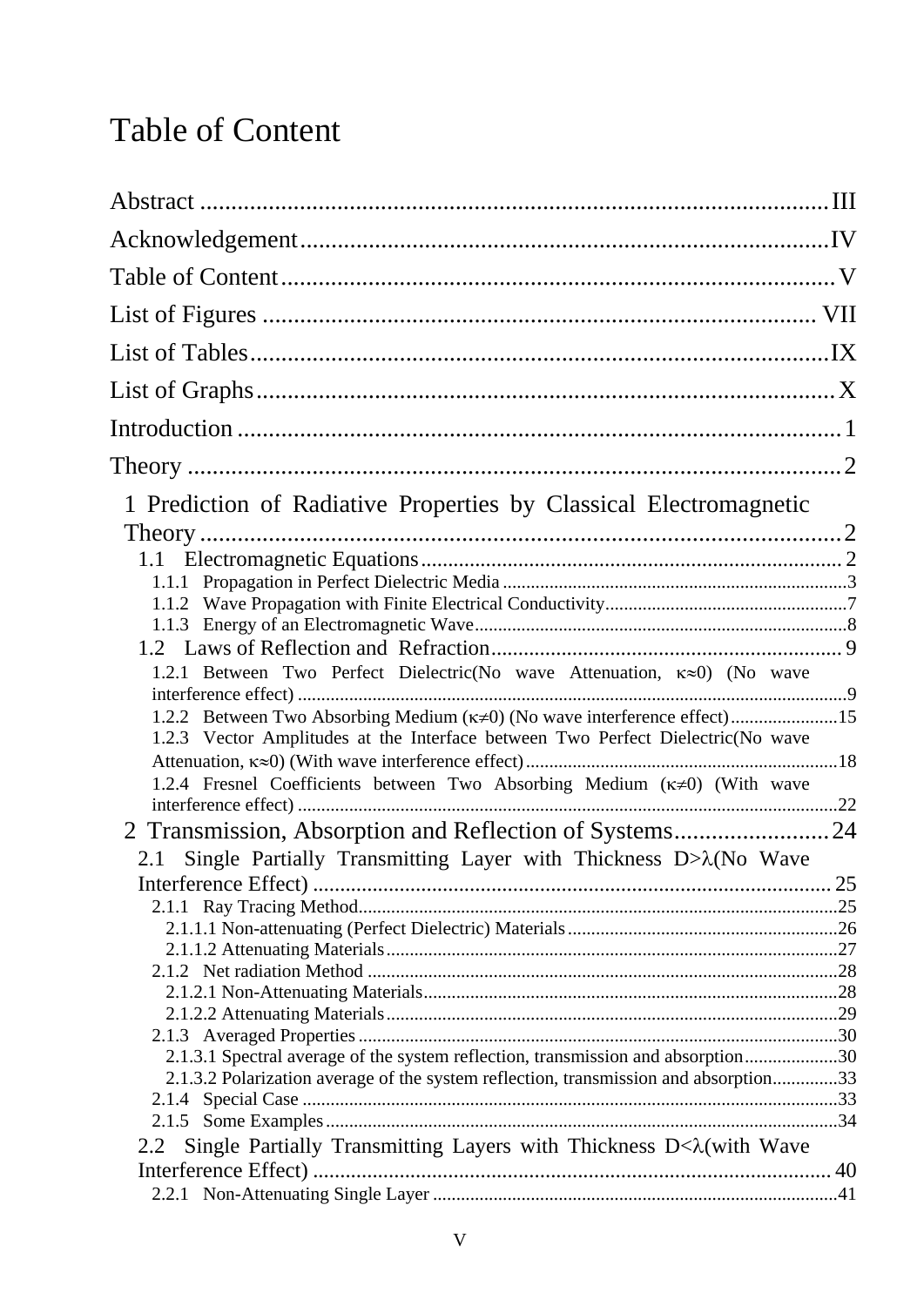# Table of Content

Abstract ........................................................................................................ III

Acknowledgement ........................................................................................ IV

Table of Content ........................................................................................... V

List of Figures .............................................................................................. VII

List of Tables ................................................................................................ IX

List of Graphs ............................................................................................... X

Introduction .................................................................................................. 1

Theory ........................................................................................................... 2

1 Prediction of Radiative Properties by Classical Electromagnetic Theory ........................................................................................................... 2

- 1.1 Electromagnetic Equations ................................................................ 2
  - 1.1.1 Propagation in Perfect Dielectric Media ........................................ 3
  - 1.1.2 Wave Propagation with Finite Electrical Conductivity .................. 7
  - 1.1.3 Energy of an Electromagnetic Wave ............................................. 8
- 1.2 Laws of Reflection and Refraction ..................................................... 9
  - 1.2.1 Between Two Perfect Dielectric(No wave Attenuation, $\kappa \approx 0$) (No wave interference effect) ........................................................................................ 9
  - 1.2.2 Between Two Absorbing Medium ($\kappa \neq 0$) (No wave interference effect) ........ 15
  - 1.2.3 Vector Amplitudes at the Interface between Two Perfect Dielectric(No wave Attenuation, $\kappa \approx 0$) (With wave interference effect) ...................................... 18
  - 1.2.4 Fresnel Coefficients between Two Absorbing Medium ($\kappa \neq 0$) (With wave interference effect) ........................................................................................ 22

2 Transmission, Absorption and Reflection of Systems .......................... 24

- 2.1 Single Partially Transmitting Layer with Thickness D>$\lambda$(No Wave Interference Effect) ................................................................................ 25
  - 2.1.1 Ray Tracing Method ....................................................................... 25
    - 2.1.1.1 Non-attenuating (Perfect Dielectric) Materials ............................ 26
    - 2.1.1.2 Attenuating Materials .................................................................. 27
  - 2.1.2 Net radiation Method ..................................................................... 28
    - 2.1.2.1 Non-Attenuating Materials .......................................................... 28
    - 2.1.2.2 Attenuating Materials .................................................................. 29
  - 2.1.3 Averaged Properties ....................................................................... 30
    - 2.1.3.1 Spectral average of the system reflection, transmission and absorption .......... 30
    - 2.1.3.2 Polarization average of the system reflection, transmission and absorption .......... 33
  - 2.1.4 Special Case ................................................................................... 33
  - 2.1.5 Some Examples .............................................................................. 34
- 2.2 Single Partially Transmitting Layers with Thickness D<$\lambda$(with Wave Interference Effect) ............................................................................... 40
  - 2.2.1 Non-Attenuating Single Layer ........................................................ 41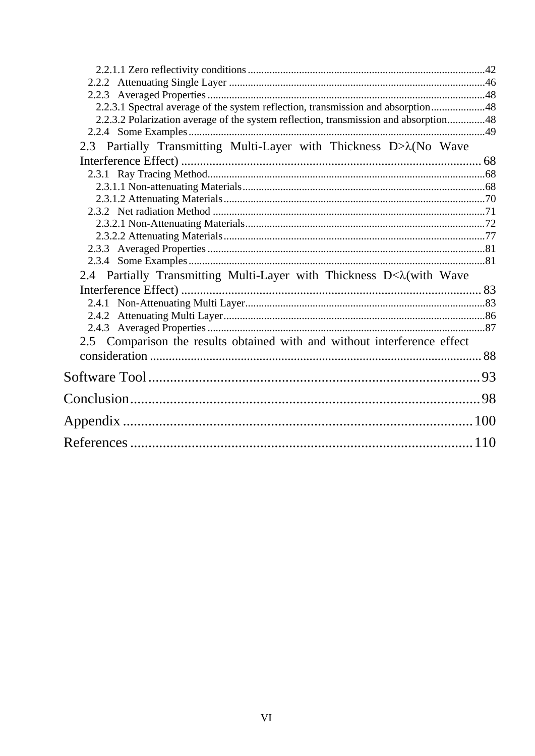2.2.1.1 Zero reflectivity conditions ........................................................................................42
2.2.2 Attenuating Single Layer ...............................................................................................46
2.2.3 Averaged Properties .......................................................................................................48
2.2.3.1 Spectral average of the system reflection, transmission and absorption....................48
2.2.3.2 Polarization average of the system reflection, transmission and absorption..............48
2.2.4 Some Examples ..............................................................................................................49

2.3 Partially Transmitting Multi-Layer with Thickness D>λ(No Wave Interference Effect) ............................................................................................ 68
2.3.1 Ray Tracing Method.......................................................................................................68
2.3.1.1 Non-attenuating Materials..........................................................................................68
2.3.1.2 Attenuating Materials.................................................................................................70
2.3.2 Net radiation Method .....................................................................................................71
2.3.2.1 Non-Attenuating Materials.........................................................................................72
2.3.2.2 Attenuating Materials.................................................................................................77
2.3.3 Averaged Properties .......................................................................................................81
2.3.4 Some Examples ..............................................................................................................81

2.4 Partially Transmitting Multi-Layer with Thickness D<λ(with Wave Interference Effect) ............................................................................................ 83
2.4.1 Non-Attenuating Multi Layer.........................................................................................83
2.4.2 Attenuating Multi Layer.................................................................................................86
2.4.3 Averaged Properties .......................................................................................................87

2.5 Comparison the results obtained with and without interference effect consideration ......................................................................................................... 88

Software Tool ............................................................................................ 93

Conclusion ................................................................................................. 98

Appendix .................................................................................................. 100

References ................................................................................................ 110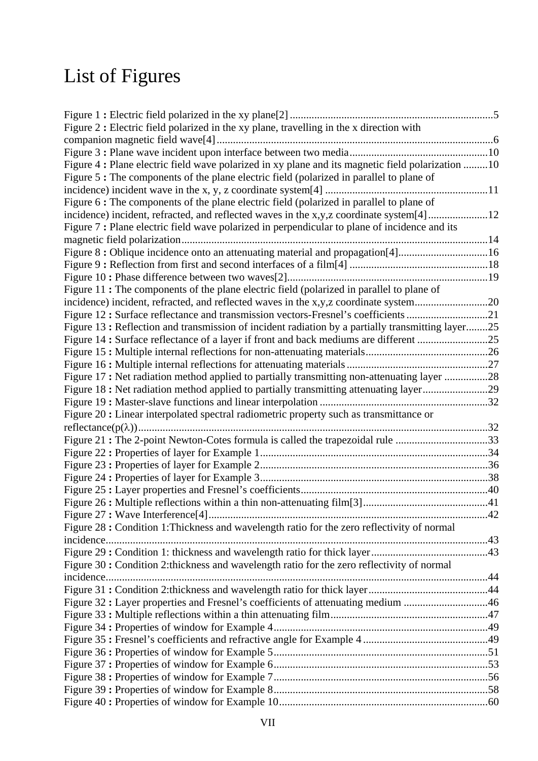# List of Figures

Figure 1 **:** Electric field polarized in the xy plane[2] ........................................................................5
Figure 2 **:** Electric field polarized in the xy plane, travelling in the x direction with companion magnetic field wave[4] .......................................................................................................6
Figure 3 **:** Plane wave incident upon interface between two media ..................................................10
Figure 4 **:** Plane electric field wave polarized in xy plane and its magnetic field polarization .........10
Figure 5 **:** The components of the plane electric field (polarized in parallel to plane of incidence) incident wave in the x, y, z coordinate system[4] ...........................................................11
Figure 6 **:** The components of the plane electric field (polarized in parallel to plane of incidence) incident, refracted, and reflected waves in the x,y,z coordinate system[4] ......................12
Figure 7 **:** Plane electric field wave polarized in perpendicular to plane of incidence and its magnetic field polarization ...............................................................................................................14
Figure 8 **:** Oblique incidence onto an attenuating material and propagation[4]................................16
Figure 9 **:** Reflection from first and second interfaces of a film[4] ..................................................18
Figure 10 **:** Phase difference between two waves[2]........................................................................19
Figure 11 **:** The components of the plane electric field (polarized in parallel to plane of incidence) incident, and reflected waves in the x,y,z coordinate system...........................................20
Figure 12 **:** Surface reflectance and transmission vectors-Fresnel's coefficients .............................21
Figure 13 **:** Reflection and transmission of incident radiation by a partially transmitting layer........25
Figure 14 **:** Surface reflectance of a layer if front and back mediums are different ..........................25
Figure 15 **:** Multiple internal reflections for non-attenuating materials.............................................26
Figure 16 **:** Multiple internal reflections for attenuating materials ....................................................27
Figure 17 **:** Net radiation method applied to partially transmitting non-attenuating layer ................28
Figure 18 **:** Net radiation method applied to partially transmitting attenuating layer........................29
Figure 19 **:** Master-slave functions and linear interpolation ..............................................................32
Figure 20 **:** Linear interpolated spectral radiometric property such as transmittance or reflectance($\rho(\lambda)$).................................................................................................................................32
Figure 21 **:** The 2-point Newton-Cotes formula is called the trapezoidal rule ..................................33
Figure 22 **:** Properties of layer for Example 1...................................................................................34
Figure 23 **:** Properties of layer for Example 2...................................................................................36
Figure 24 **:** Properties of layer for Example 3...................................................................................38
Figure 25 **:** Layer properties and Fresnel's coefficients.....................................................................40
Figure 26 **:** Multiple reflections within a thin non-attenuating film[3]..............................................41
Figure 27 **:** Wave Interference[4].......................................................................................................42
Figure 28 **:** Condition 1:Thickness and wavelength ratio for the zero reflectivity of normal incidence...........................................................................................................................................43
Figure 29 **:** Condition 1: thickness and wavelength ratio for thick layer...........................................43
Figure 30 **:** Condition 2:thickness and wavelength ratio for the zero reflectivity of normal incidence...........................................................................................................................................44
Figure 31 **:** Condition 2:thickness and wavelength ratio for thick layer............................................44
Figure 32 **:** Layer properties and Fresnel's coefficients of attenuating medium ...............................46
Figure 33 **:** Multiple reflections within a thin attenuating film.........................................................47
Figure 34 **:** Properties of window for Example 4..............................................................................49
Figure 35 **:** Fresnel's coefficients and refractive angle for Example 4 ..............................................49
Figure 36 **:** Properties of window for Example 5..............................................................................51
Figure 37 **:** Properties of window for Example 6..............................................................................53
Figure 38 **:** Properties of window for Example 7..............................................................................56
Figure 39 **:** Properties of window for Example 8..............................................................................58
Figure 40 **:** Properties of window for Example 10............................................................................60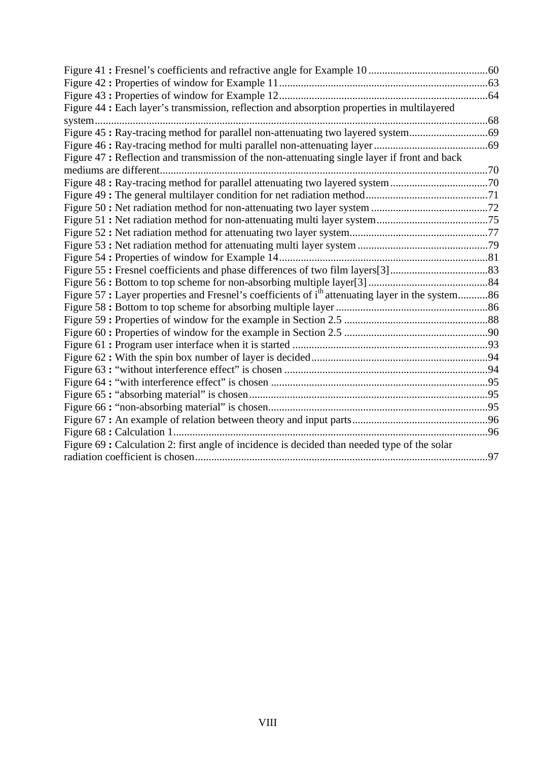Figure 41 **:** Fresnel's coefficients and refractive angle for Example 10 ............................................60
Figure 42 **:** Properties of window for Example 11..........................................................................63
Figure 43 **:** Properties of window for Example 12..........................................................................64
Figure 44 **:** Each layer's transmission, reflection and absorption properties in multilayered system...........................................................................................................................................68
Figure 45 **:** Ray-tracing method for parallel non-attenuating two layered system.............................69
Figure 46 **:** Ray-tracing method for multi parallel non-attenuating layer..........................................69
Figure 47 **:** Reflection and transmission of the non-attenuating single layer if front and back mediums are different........................................................................................................................70
Figure 48 **:** Ray-tracing method for parallel attenuating two layered system....................................70
Figure 49 **:** The general multilayer condition for net radiation method.............................................71
Figure 50 **:** Net radiation method for non-attenuating two layer system...........................................72
Figure 51 **:** Net radiation method for non-attenuating multi layer system.........................................75
Figure 52 **:** Net radiation method for attenuating two layer system..................................................77
Figure 53 **:** Net radiation method for attenuating multi layer system ................................................79
Figure 54 **:** Properties of window for Example 14............................................................................81
Figure 55 **:** Fresnel coefficients and phase differences of two film layers[3]....................................83
Figure 56 **:** Bottom to top scheme for non-absorbing multiple layer[3]............................................84
Figure 57 **:** Layer properties and Fresnel's coefficients of $i^{th}$ attenuating layer in the system...........86
Figure 58 **:** Bottom to top scheme for absorbing multiple layer........................................................86
Figure 59 **:** Properties of window for the example in Section 2.5 .....................................................88
Figure 60 **:** Properties of window for the example in Section 2.5 .....................................................90
Figure 61 **:** Program user interface when it is started .......................................................................93
Figure 62 **:** With the spin box number of layer is decided.................................................................94
Figure 63 **:** "without interference effect" is chosen ...........................................................................94
Figure 64 **:** "with interference effect" is chosen ...............................................................................95
Figure 65 **:** "absorbing material" is chosen.......................................................................................95
Figure 66 **:** "non-absorbing material" is chosen................................................................................95
Figure 67 **:** An example of relation between theory and input parts.................................................96
Figure 68 **:** Calculation 1...................................................................................................................96
Figure 69 **:** Calculation 2: first angle of incidence is decided than needed type of the solar radiation coefficient is chosen...........................................................................................................97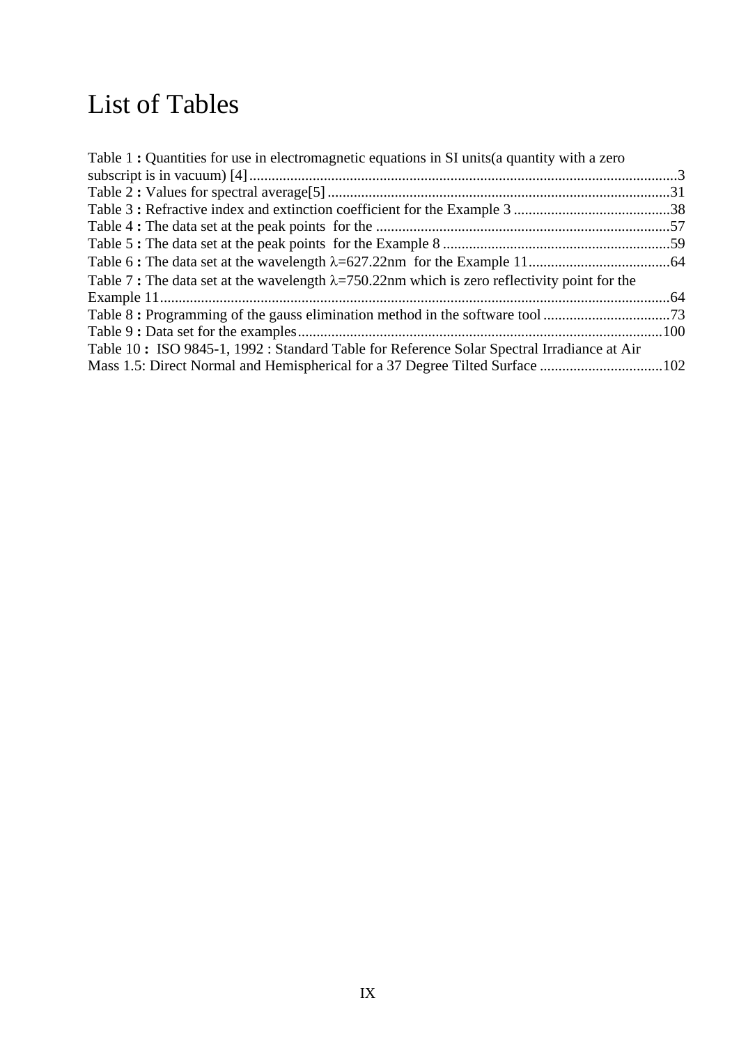# List of Tables

Table 1 **:** Quantities for use in electromagnetic equations in SI units(a quantity with a zero subscript is in vacuum) [4] ................................................................................................3
Table 2 **:** Values for spectral average[5] ................................................................................31
Table 3 **:** Refractive index and extinction coefficient for the Example 3 ..........................................38
Table 4 **:** The data set at the peak points for the ...............................................................................57
Table 5 **:** The data set at the peak points for the Example 8 .............................................................59
Table 6 **:** The data set at the wavelength $\lambda$=627.22nm for the Example 11......................................64
Table 7 **:** The data set at the wavelength $\lambda$=750.22nm which is zero reflectivity point for the Example 11.........................................................................................................................64
Table 8 **:** Programming of the gauss elimination method in the software tool ..................................73
Table 9 **:** Data set for the examples..................................................................................................100
Table 10 **:** ISO 9845-1, 1992 : Standard Table for Reference Solar Spectral Irradiance at Air Mass 1.5: Direct Normal and Hemispherical for a 37 Degree Tilted Surface .................................102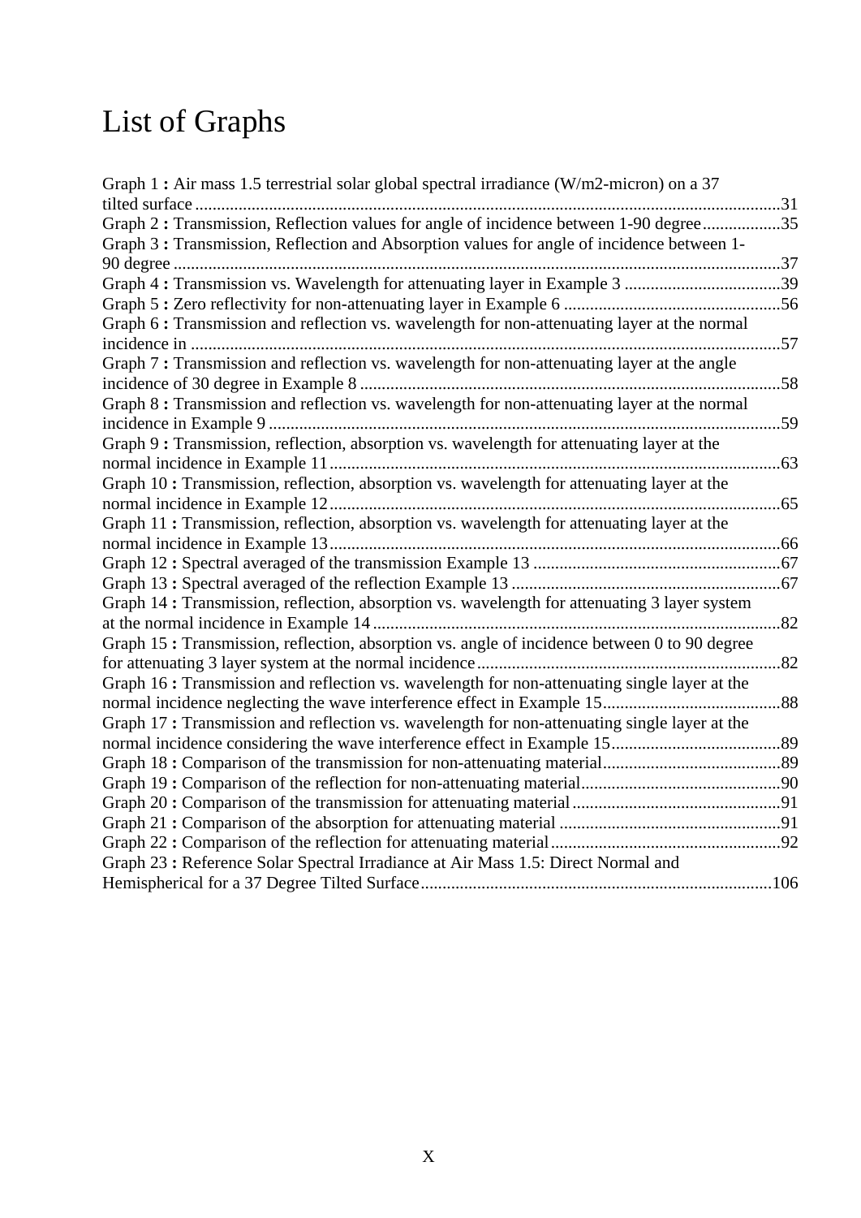# List of Graphs

Graph 1 **:** Air mass 1.5 terrestrial solar global spectral irradiance (W/m2-micron) on a 37 tilted surface ........................................................................................................................31

Graph 2 **:** Transmission, Reflection values for angle of incidence between 1-90 degree..................35

Graph 3 **:** Transmission, Reflection and Absorption values for angle of incidence between 1-90 degree ............................................................................................................................37

Graph 4 **:** Transmission vs. Wavelength for attenuating layer in Example 3 ....................................39

Graph 5 **:** Zero reflectivity for non-attenuating layer in Example 6 ..................................................56

Graph 6 **:** Transmission and reflection vs. wavelength for non-attenuating layer at the normal incidence in ........................................................................................................................57

Graph 7 **:** Transmission and reflection vs. wavelength for non-attenuating layer at the angle incidence of 30 degree in Example 8 .................................................................................58

Graph 8 **:** Transmission and reflection vs. wavelength for non-attenuating layer at the normal incidence in Example 9 ......................................................................................................59

Graph 9 **:** Transmission, reflection, absorption vs. wavelength for attenuating layer at the normal incidence in Example 11........................................................................................63

Graph 10 **:** Transmission, reflection, absorption vs. wavelength for attenuating layer at the normal incidence in Example 12........................................................................................65

Graph 11 **:** Transmission, reflection, absorption vs. wavelength for attenuating layer at the normal incidence in Example 13........................................................................................66

Graph 12 **:** Spectral averaged of the transmission Example 13 .........................................................67

Graph 13 **:** Spectral averaged of the reflection Example 13 ..............................................................67

Graph 14 **:** Transmission, reflection, absorption vs. wavelength for attenuating 3 layer system at the normal incidence in Example 14 ..............................................................................82

Graph 15 **:** Transmission, reflection, absorption vs. angle of incidence between 0 to 90 degree for attenuating 3 layer system at the normal incidence.....................................................82

Graph 16 **:** Transmission and reflection vs. wavelength for non-attenuating single layer at the normal incidence neglecting the wave interference effect in Example 15.........................88

Graph 17 **:** Transmission and reflection vs. wavelength for non-attenuating single layer at the normal incidence considering the wave interference effect in Example 15.......................89

Graph 18 **:** Comparison of the transmission for non-attenuating material.........................................89

Graph 19 **:** Comparison of the reflection for non-attenuating material.............................................90

Graph 20 **:** Comparison of the transmission for attenuating material ...............................................91

Graph 21 **:** Comparison of the absorption for attenuating material ..................................................91

Graph 22 **:** Comparison of the reflection for attenuating material....................................................92

Graph 23 **:** Reference Solar Spectral Irradiance at Air Mass 1.5: Direct Normal and Hemispherical for a 37 Degree Tilted Surface.................................................................................106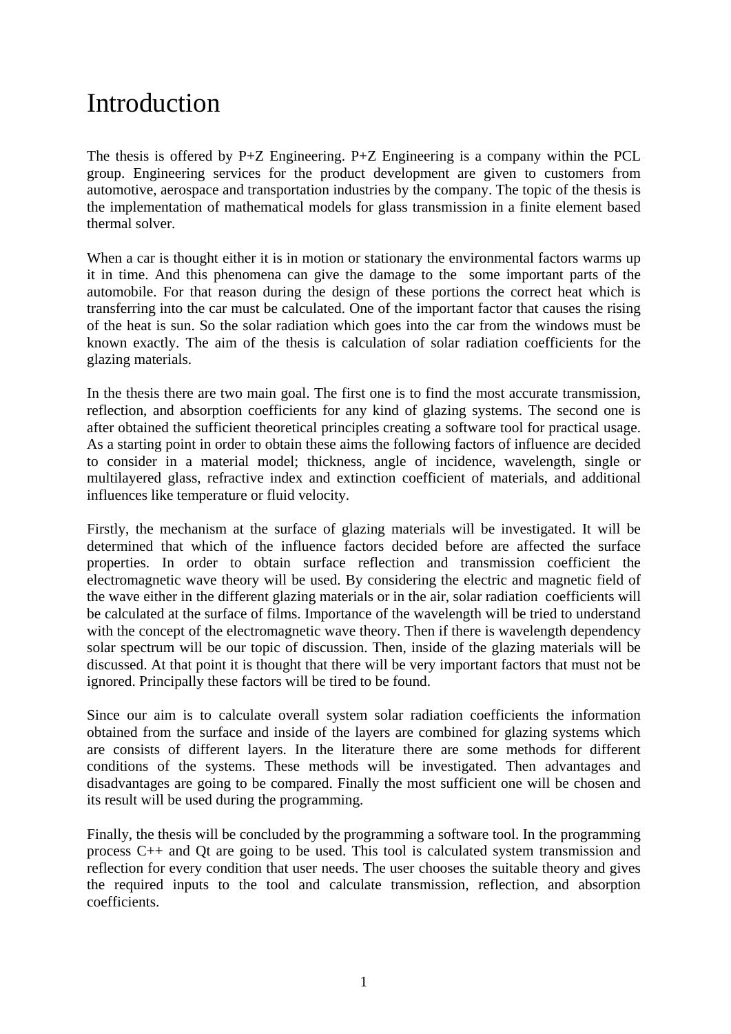# Introduction

The thesis is offered by P+Z Engineering. P+Z Engineering is a company within the PCL group. Engineering services for the product development are given to customers from automotive, aerospace and transportation industries by the company. The topic of the thesis is the implementation of mathematical models for glass transmission in a finite element based thermal solver.

When a car is thought either it is in motion or stationary the environmental factors warms up it in time. And this phenomena can give the damage to the some important parts of the automobile. For that reason during the design of these portions the correct heat which is transferring into the car must be calculated. One of the important factor that causes the rising of the heat is sun. So the solar radiation which goes into the car from the windows must be known exactly. The aim of the thesis is calculation of solar radiation coefficients for the glazing materials.

In the thesis there are two main goal. The first one is to find the most accurate transmission, reflection, and absorption coefficients for any kind of glazing systems. The second one is after obtained the sufficient theoretical principles creating a software tool for practical usage. As a starting point in order to obtain these aims the following factors of influence are decided to consider in a material model; thickness, angle of incidence, wavelength, single or multilayered glass, refractive index and extinction coefficient of materials, and additional influences like temperature or fluid velocity.

Firstly, the mechanism at the surface of glazing materials will be investigated. It will be determined that which of the influence factors decided before are affected the surface properties. In order to obtain surface reflection and transmission coefficient the electromagnetic wave theory will be used. By considering the electric and magnetic field of the wave either in the different glazing materials or in the air, solar radiation coefficients will be calculated at the surface of films. Importance of the wavelength will be tried to understand with the concept of the electromagnetic wave theory. Then if there is wavelength dependency solar spectrum will be our topic of discussion. Then, inside of the glazing materials will be discussed. At that point it is thought that there will be very important factors that must not be ignored. Principally these factors will be tired to be found.

Since our aim is to calculate overall system solar radiation coefficients the information obtained from the surface and inside of the layers are combined for glazing systems which are consists of different layers. In the literature there are some methods for different conditions of the systems. These methods will be investigated. Then advantages and disadvantages are going to be compared. Finally the most sufficient one will be chosen and its result will be used during the programming.

Finally, the thesis will be concluded by the programming a software tool. In the programming process C++ and Qt are going to be used. This tool is calculated system transmission and reflection for every condition that user needs. The user chooses the suitable theory and gives the required inputs to the tool and calculate transmission, reflection, and absorption coefficients.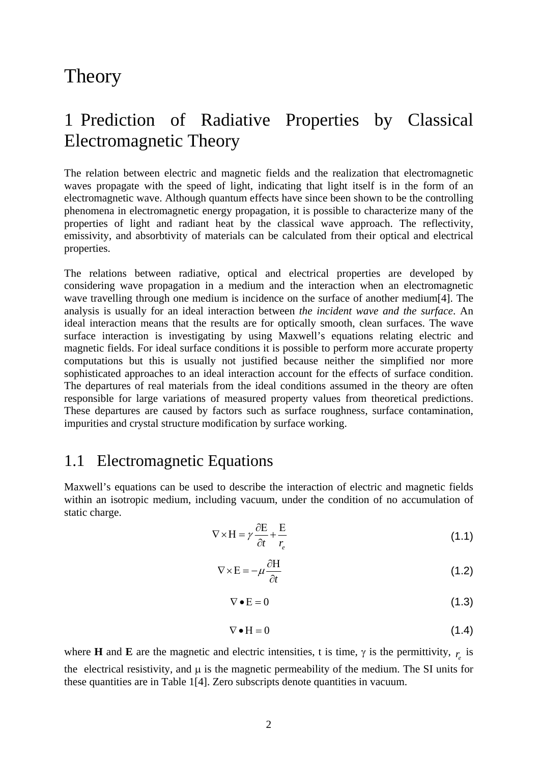// Theory

## 1 Prediction of Radiative Properties by Classical Electromagnetic Theory

The relation between electric and magnetic fields and the realization that electromagnetic waves propagate with the speed of light, indicating that light itself is in the form of an electromagnetic wave. Although quantum effects have since been shown to be the controlling phenomena in electromagnetic energy propagation, it is possible to characterize many of the properties of light and radiant heat by the classical wave approach. The reflectivity, emissivity, and absorbtivity of materials can be calculated from their optical and electrical properties.

The relations between radiative, optical and electrical properties are developed by considering wave propagation in a medium and the interaction when an electromagnetic wave travelling through one medium is incidence on the surface of another medium[4]. The analysis is usually for an ideal interaction between *the incident wave and the surface*. An ideal interaction means that the results are for optically smooth, clean surfaces. The wave surface interaction is investigating by using Maxwell's equations relating electric and magnetic fields. For ideal surface conditions it is possible to perform more accurate property computations but this is usually not justified because neither the simplified nor more sophisticated approaches to an ideal interaction account for the effects of surface condition. The departures of real materials from the ideal conditions assumed in the theory are often responsible for large variations of measured property values from theoretical predictions. These departures are caused by factors such as surface roughness, surface contamination, impurities and crystal structure modification by surface working.

### 1.1 Electromagnetic Equations

Maxwell's equations can be used to describe the interaction of electric and magnetic fields within an isotropic medium, including vacuum, under the condition of no accumulation of static charge.

$$\nabla \times \mathrm{H} = \gamma \frac{\partial \mathrm{E}}{\partial t} + \frac{\mathrm{E}}{r_e} \tag{1.1}$$

$$\nabla \times \mathrm{E} = -\mu \frac{\partial \mathrm{H}}{\partial t} \tag{1.2}$$

$$\nabla \bullet \mathrm{E} = 0 \tag{1.3}$$

$$\nabla \bullet \mathrm{H} = 0 \tag{1.4}$$

where **H** and **E** are the magnetic and electric intensities, t is time, $\gamma$ is the permittivity, $r_e$ is the electrical resistivity, and $\mu$ is the magnetic permeability of the medium. The SI units for these quantities are in Table 1[4]. Zero subscripts denote quantities in vacuum.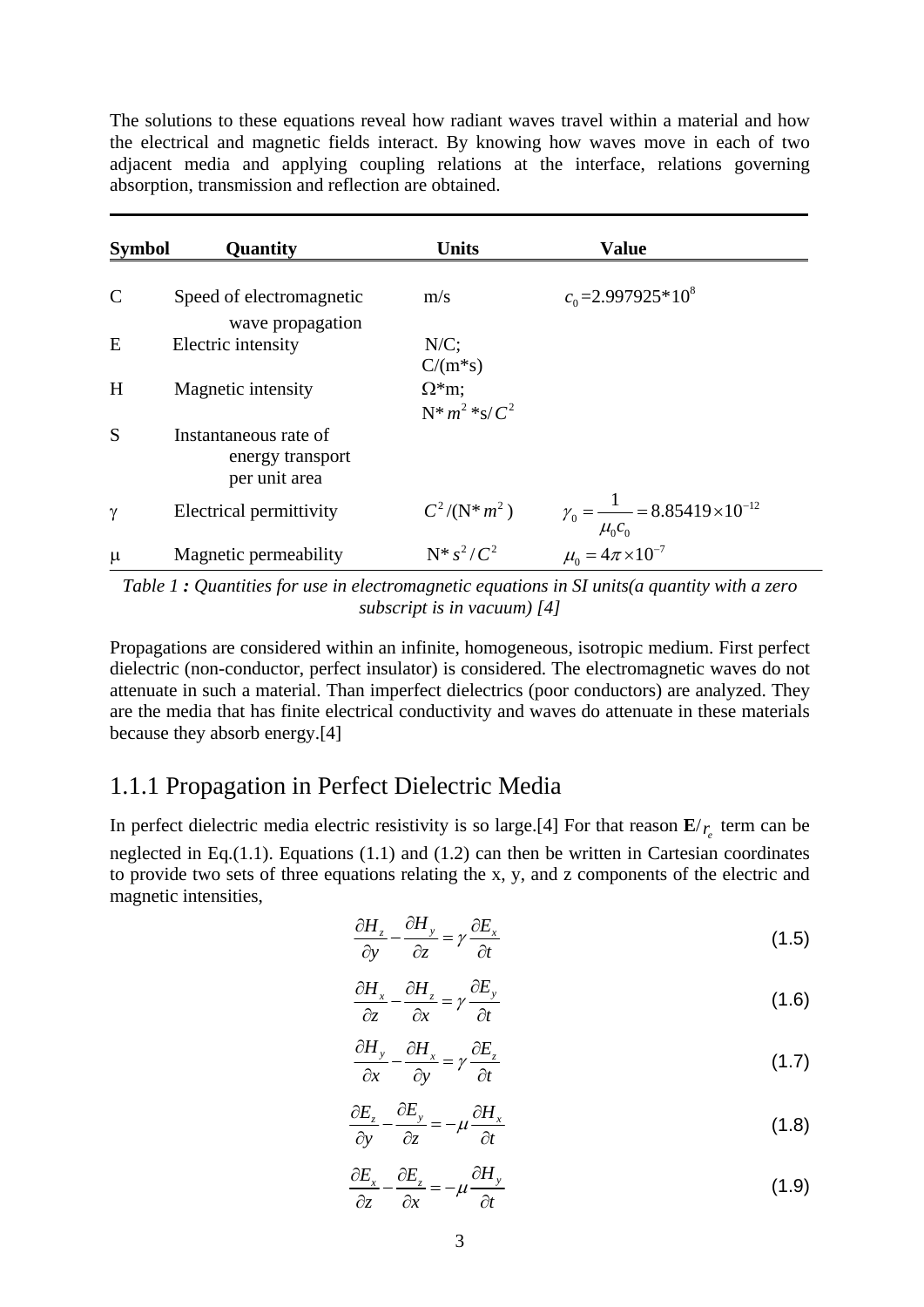The solutions to these equations reveal how radiant waves travel within a material and how the electrical and magnetic fields interact. By knowing how waves move in each of two adjacent media and applying coupling relations at the interface, relations governing absorption, transmission and reflection are obtained.

| **Symbol** | **Quantity** | **Units** | **Value** |
|---|---|---|---|
| C | Speed of electromagnetic wave propagation | m/s | $c_0$ =2.997925*$10^8$ |
| E | Electric intensity | N/C; C/(m*s) | |
| H | Magnetic intensity | Ω*m; N*$m^2$ *s/$C^2$ | |
| S | Instantaneous rate of energy transport per unit area | | |
| γ | Electrical permittivity | $C^2$/(N*$m^2$ ) | $\gamma_0 = \dfrac{1}{\mu_0 c_0} = 8.85419 \times 10^{-12}$ |
| μ | Magnetic permeability | N*$s^2$/$C^2$ | $\mu_0 = 4\pi \times 10^{-7}$ |

*Table 1 : Quantities for use in electromagnetic equations in SI units(a quantity with a zero subscript is in vacuum) [4]*

Propagations are considered within an infinite, homogeneous, isotropic medium. First perfect dielectric (non-conductor, perfect insulator) is considered. The electromagnetic waves do not attenuate in such a material. Than imperfect dielectrics (poor conductors) are analyzed. They are the media that has finite electrical conductivity and waves do attenuate in these materials because they absorb energy.[4]

### 1.1.1 Propagation in Perfect Dielectric Media

In perfect dielectric media electric resistivity is so large.[4] For that reason $\mathbf{E}/r_e$ term can be neglected in Eq.(1.1). Equations (1.1) and (1.2) can then be written in Cartesian coordinates to provide two sets of three equations relating the x, y, and z components of the electric and magnetic intensities,

$$\frac{\partial H_z}{\partial y} - \frac{\partial H_y}{\partial z} = \gamma \frac{\partial E_x}{\partial t} \tag{1.5}$$

$$\frac{\partial H_x}{\partial z} - \frac{\partial H_z}{\partial x} = \gamma \frac{\partial E_y}{\partial t} \tag{1.6}$$

$$\frac{\partial H_y}{\partial x} - \frac{\partial H_x}{\partial y} = \gamma \frac{\partial E_z}{\partial t} \tag{1.7}$$

$$\frac{\partial E_z}{\partial y} - \frac{\partial E_y}{\partial z} = -\mu \frac{\partial H_x}{\partial t} \tag{1.8}$$

$$\frac{\partial E_x}{\partial z} - \frac{\partial E_z}{\partial x} = -\mu \frac{\partial H_y}{\partial t} \tag{1.9}$$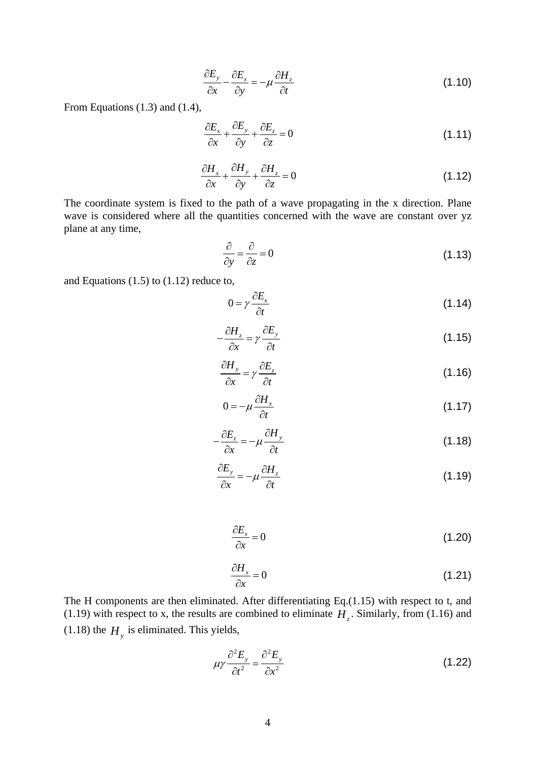$$\frac{\partial E_y}{\partial x} - \frac{\partial E_x}{\partial y} = -\mu \frac{\partial H_z}{\partial t} \tag{1.10}$$

From Equations (1.3) and (1.4),

$$\frac{\partial E_x}{\partial x} + \frac{\partial E_y}{\partial y} + \frac{\partial E_z}{\partial z} = 0 \tag{1.11}$$

$$\frac{\partial H_x}{\partial x} + \frac{\partial H_y}{\partial y} + \frac{\partial H_z}{\partial z} = 0 \tag{1.12}$$

The coordinate system is fixed to the path of a wave propagating in the x direction. Plane wave is considered where all the quantities concerned with the wave are constant over yz plane at any time,

$$\frac{\partial}{\partial y} = \frac{\partial}{\partial z} = 0 \tag{1.13}$$

and Equations (1.5) to (1.12) reduce to,

$$0 = \gamma \frac{\partial E_x}{\partial t} \tag{1.14}$$

$$-\frac{\partial H_z}{\partial x} = \gamma \frac{\partial E_y}{\partial t} \tag{1.15}$$

$$\frac{\partial H_y}{\partial x} = \gamma \frac{\partial E_z}{\partial t} \tag{1.16}$$

$$0 = -\mu \frac{\partial H_x}{\partial t} \tag{1.17}$$

$$-\frac{\partial E_z}{\partial x} = -\mu \frac{\partial H_y}{\partial t} \tag{1.18}$$

$$\frac{\partial E_y}{\partial x} = -\mu \frac{\partial H_z}{\partial t} \tag{1.19}$$

$$\frac{\partial E_x}{\partial x} = 0 \tag{1.20}$$

$$\frac{\partial H_x}{\partial x} = 0 \tag{1.21}$$

The H components are then eliminated. After differentiating Eq.(1.15) with respect to t, and (1.19) with respect to x, the results are combined to eliminate $H_z$. Similarly, from (1.16) and (1.18) the $H_y$ is eliminated. This yields,

$$\mu\gamma \frac{\partial^2 E_y}{\partial t^2} = \frac{\partial^2 E_y}{\partial x^2} \tag{1.22}$$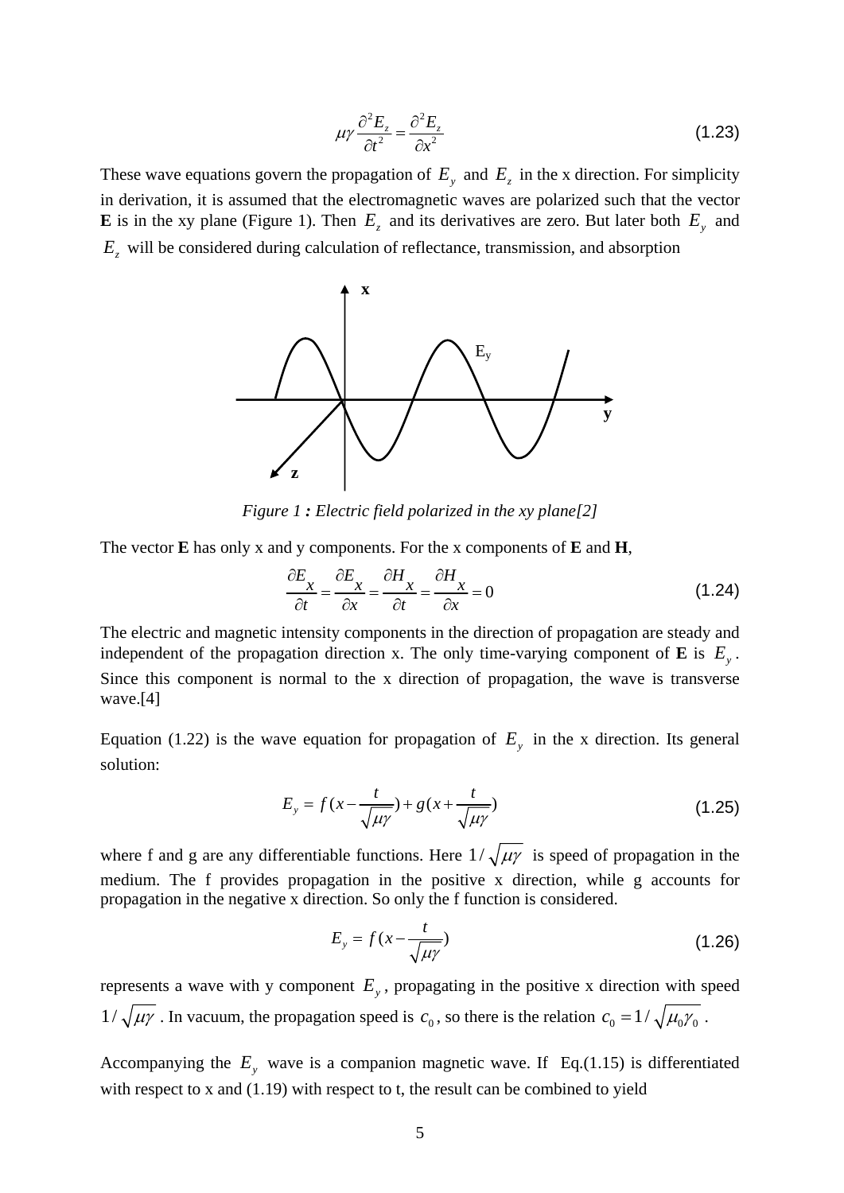$$\mu\gamma \frac{\partial^2 E_z}{\partial t^2} = \frac{\partial^2 E_z}{\partial x^2} \tag{1.23}$$

These wave equations govern the propagation of $E_y$ and $E_z$ in the x direction. For simplicity in derivation, it is assumed that the electromagnetic waves are polarized such that the vector **E** is in the xy plane (Figure 1). Then $E_z$ and its derivatives are zero. But later both $E_y$ and $E_z$ will be considered during calculation of reflectance, transmission, and absorption

*Figure 1 : Electric field polarized in the xy plane[2]*

The vector **E** has only x and y components. For the x components of **E** and **H**,

$$\frac{\partial E_x}{\partial t} = \frac{\partial E_x}{\partial x} = \frac{\partial H_x}{\partial t} = \frac{\partial H_x}{\partial x} = 0 \tag{1.24}$$

The electric and magnetic intensity components in the direction of propagation are steady and independent of the propagation direction x. The only time-varying component of **E** is $E_y$. Since this component is normal to the x direction of propagation, the wave is transverse wave.[4]

Equation (1.22) is the wave equation for propagation of $E_y$ in the x direction. Its general solution:

$$E_y = f(x - \frac{t}{\sqrt{\mu\gamma}}) + g(x + \frac{t}{\sqrt{\mu\gamma}}) \tag{1.25}$$

where f and g are any differentiable functions. Here $1/\sqrt{\mu\gamma}$ is speed of propagation in the medium. The f provides propagation in the positive x direction, while g accounts for propagation in the negative x direction. So only the f function is considered.

$$E_y = f(x - \frac{t}{\sqrt{\mu\gamma}}) \tag{1.26}$$

represents a wave with y component $E_y$, propagating in the positive x direction with speed $1/\sqrt{\mu\gamma}$. In vacuum, the propagation speed is $c_0$, so there is the relation $c_0 = 1/\sqrt{\mu_0\gamma_0}$.

Accompanying the $E_y$ wave is a companion magnetic wave. If Eq.(1.15) is differentiated with respect to x and (1.19) with respect to t, the result can be combined to yield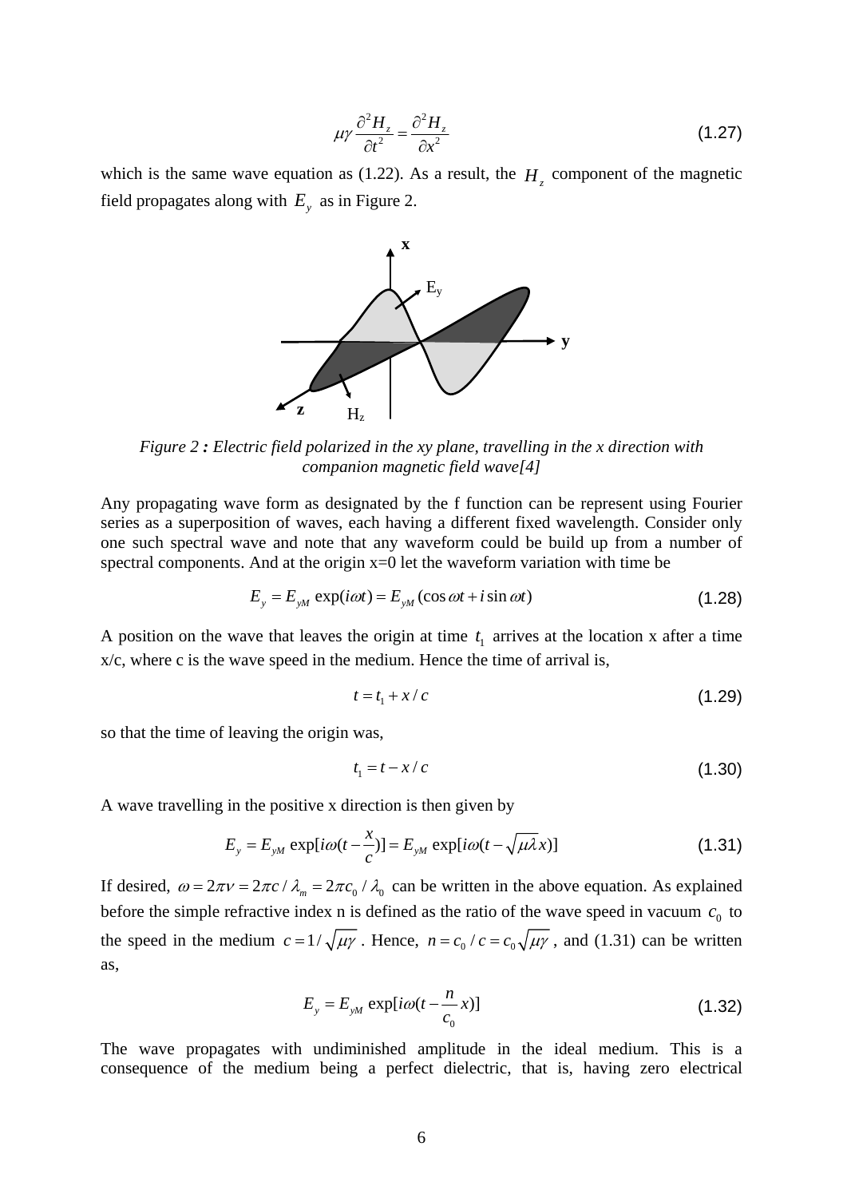$$\mu\gamma \frac{\partial^2 H_z}{\partial t^2} = \frac{\partial^2 H_z}{\partial x^2} \tag{1.27}$$

which is the same wave equation as (1.22). As a result, the $H_z$ component of the magnetic field propagates along with $E_y$ as in Figure 2.

*Figure 2 : Electric field polarized in the xy plane, travelling in the x direction with companion magnetic field wave[4]*

Any propagating wave form as designated by the f function can be represent using Fourier series as a superposition of waves, each having a different fixed wavelength. Consider only one such spectral wave and note that any waveform could be build up from a number of spectral components. And at the origin x=0 let the waveform variation with time be

$$E_y = E_{yM} \exp(i\omega t) = E_{yM} (\cos \omega t + i \sin \omega t) \tag{1.28}$$

A position on the wave that leaves the origin at time $t_1$ arrives at the location x after a time x/c, where c is the wave speed in the medium. Hence the time of arrival is,

$$t = t_1 + x/c \tag{1.29}$$

so that the time of leaving the origin was,

$$t_1 = t - x/c \tag{1.30}$$

A wave travelling in the positive x direction is then given by

$$E_y = E_{yM} \exp[i\omega(t - \frac{x}{c})] = E_{yM} \exp[i\omega(t - \sqrt{\mu\lambda}x)] \tag{1.31}$$

If desired, $\omega = 2\pi\nu = 2\pi c/\lambda_m = 2\pi c_0/\lambda_0$ can be written in the above equation. As explained before the simple refractive index n is defined as the ratio of the wave speed in vacuum $c_0$ to the speed in the medium $c = 1/\sqrt{\mu\gamma}$. Hence, $n = c_0/c = c_0\sqrt{\mu\gamma}$, and (1.31) can be written as,

$$E_y = E_{yM} \exp[i\omega(t - \frac{n}{c_0}x)] \tag{1.32}$$

The wave propagates with undiminished amplitude in the ideal medium. This is a consequence of the medium being a perfect dielectric, that is, having zero electrical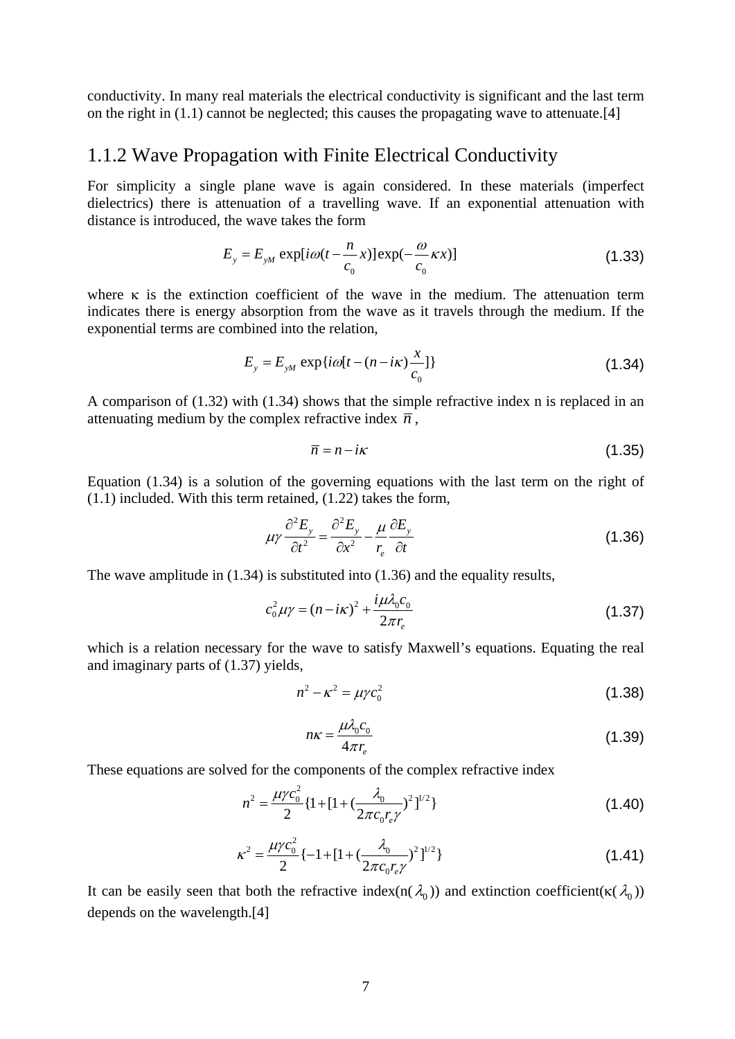conductivity. In many real materials the electrical conductivity is significant and the last term on the right in (1.1) cannot be neglected; this causes the propagating wave to attenuate.[4]

## 1.1.2 Wave Propagation with Finite Electrical Conductivity

For simplicity a single plane wave is again considered. In these materials (imperfect dielectrics) there is attenuation of a travelling wave. If an exponential attenuation with distance is introduced, the wave takes the form

$$E_y = E_{yM} \exp[i\omega(t - \frac{n}{c_0}x)]\exp(-\frac{\omega}{c_0}\kappa x)] \tag{1.33}$$

where $\kappa$ is the extinction coefficient of the wave in the medium. The attenuation term indicates there is energy absorption from the wave as it travels through the medium. If the exponential terms are combined into the relation,

$$E_y = E_{yM} \exp\{i\omega[t - (n - i\kappa)\frac{x}{c_0}]\} \tag{1.34}$$

A comparison of (1.32) with (1.34) shows that the simple refractive index n is replaced in an attenuating medium by the complex refractive index $\overline{n}$,

$$\overline{n} = n - i\kappa \tag{1.35}$$

Equation (1.34) is a solution of the governing equations with the last term on the right of (1.1) included. With this term retained, (1.22) takes the form,

$$\mu\gamma\frac{\partial^2 E_y}{\partial t^2} = \frac{\partial^2 E_y}{\partial x^2} - \frac{\mu}{r_e}\frac{\partial E_y}{\partial t} \tag{1.36}$$

The wave amplitude in (1.34) is substituted into (1.36) and the equality results,

$$c_0^2\mu\gamma = (n - i\kappa)^2 + \frac{i\mu\lambda_0 c_0}{2\pi r_e} \tag{1.37}$$

which is a relation necessary for the wave to satisfy Maxwell's equations. Equating the real and imaginary parts of (1.37) yields,

$$n^2 - \kappa^2 = \mu\gamma c_0^2 \tag{1.38}$$

$$n\kappa = \frac{\mu\lambda_0 c_0}{4\pi r_e} \tag{1.39}$$

These equations are solved for the components of the complex refractive index

$$n^2 = \frac{\mu\gamma c_0^2}{2}\{1 + [1 + (\frac{\lambda_0}{2\pi c_0 r_e\gamma})^2]^{1/2}\} \tag{1.40}$$

$$\kappa^2 = \frac{\mu\gamma c_0^2}{2}\{-1 + [1 + (\frac{\lambda_0}{2\pi c_0 r_e\gamma})^2]^{1/2}\} \tag{1.41}$$

It can be easily seen that both the refractive index($n(\lambda_0)$) and extinction coefficient($\kappa(\lambda_0)$) depends on the wavelength.[4]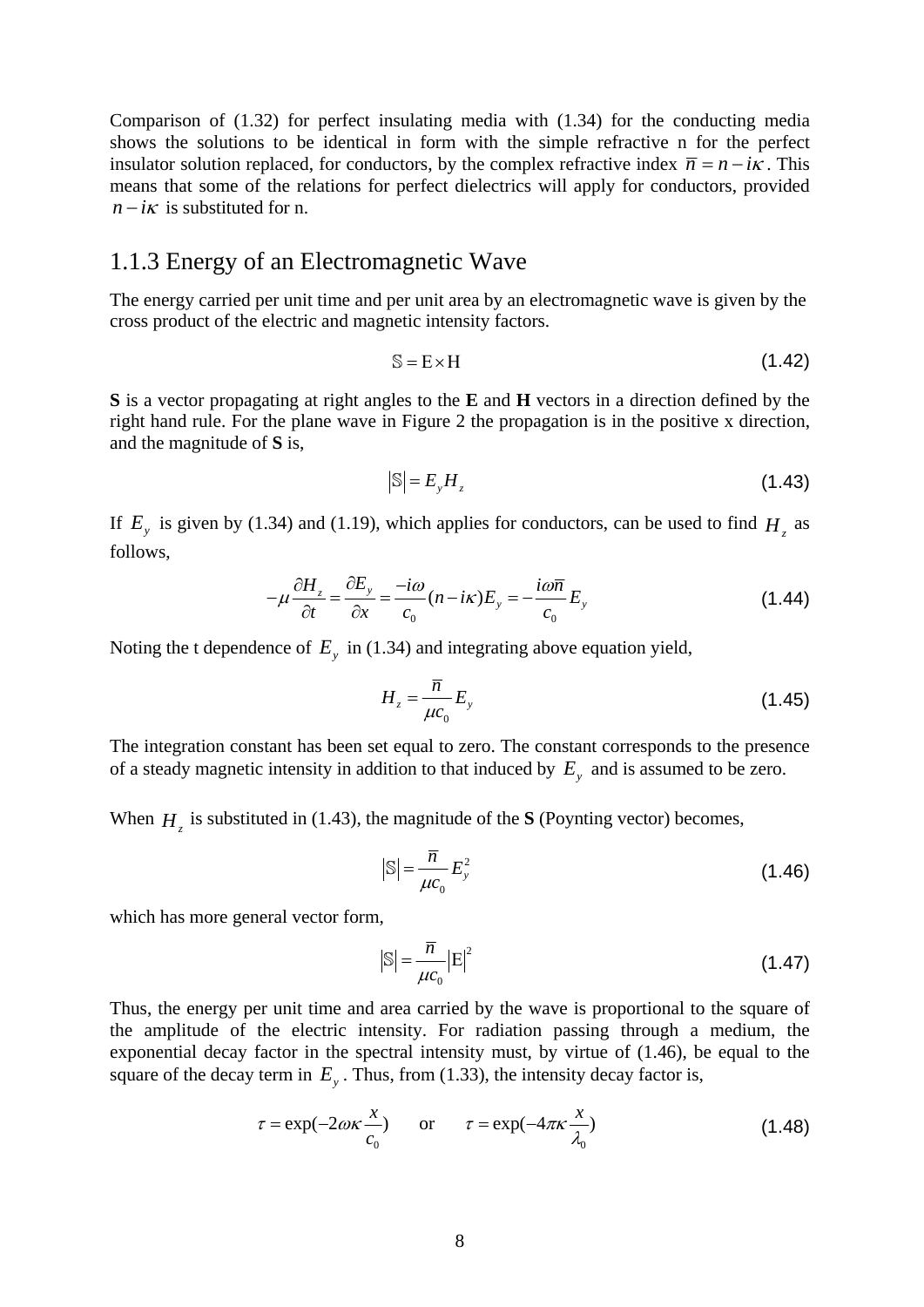Comparison of (1.32) for perfect insulating media with (1.34) for the conducting media shows the solutions to be identical in form with the simple refractive n for the perfect insulator solution replaced, for conductors, by the complex refractive index $\overline{n} = n - i\kappa$. This means that some of the relations for perfect dielectrics will apply for conductors, provided $n - i\kappa$ is substituted for n.

### 1.1.3 Energy of an Electromagnetic Wave

The energy carried per unit time and per unit area by an electromagnetic wave is given by the cross product of the electric and magnetic intensity factors.

$$\mathbb{S} = \mathrm{E} \times \mathrm{H} \tag{1.42}$$

**S** is a vector propagating at right angles to the **E** and **H** vectors in a direction defined by the right hand rule. For the plane wave in Figure 2 the propagation is in the positive x direction, and the magnitude of **S** is,

$$\left|\mathbb{S}\right| = E_y H_z \tag{1.43}$$

If $E_y$ is given by (1.34) and (1.19), which applies for conductors, can be used to find $H_z$ as follows,

$$-\mu \frac{\partial H_z}{\partial t} = \frac{\partial E_y}{\partial x} = \frac{-i\omega}{c_0}(n - i\kappa)E_y = -\frac{i\omega\overline{n}}{c_0} E_y \tag{1.44}$$

Noting the t dependence of $E_y$ in (1.34) and integrating above equation yield,

$$H_z = \frac{\overline{n}}{\mu c_0} E_y \tag{1.45}$$

The integration constant has been set equal to zero. The constant corresponds to the presence of a steady magnetic intensity in addition to that induced by $E_y$ and is assumed to be zero.

When $H_z$ is substituted in (1.43), the magnitude of the **S** (Poynting vector) becomes,

$$\left|\mathbb{S}\right| = \frac{\overline{n}}{\mu c_0} E_y^2 \tag{1.46}$$

which has more general vector form,

$$\left|\mathbb{S}\right| = \frac{\overline{n}}{\mu c_0} \left|\mathrm{E}\right|^2 \tag{1.47}$$

Thus, the energy per unit time and area carried by the wave is proportional to the square of the amplitude of the electric intensity. For radiation passing through a medium, the exponential decay factor in the spectral intensity must, by virtue of (1.46), be equal to the square of the decay term in $E_y$. Thus, from (1.33), the intensity decay factor is,

$$\tau = \exp(-2\omega\kappa \frac{x}{c_0}) \qquad \text{or} \qquad \tau = \exp(-4\pi\kappa \frac{x}{\lambda_0}) \tag{1.48}$$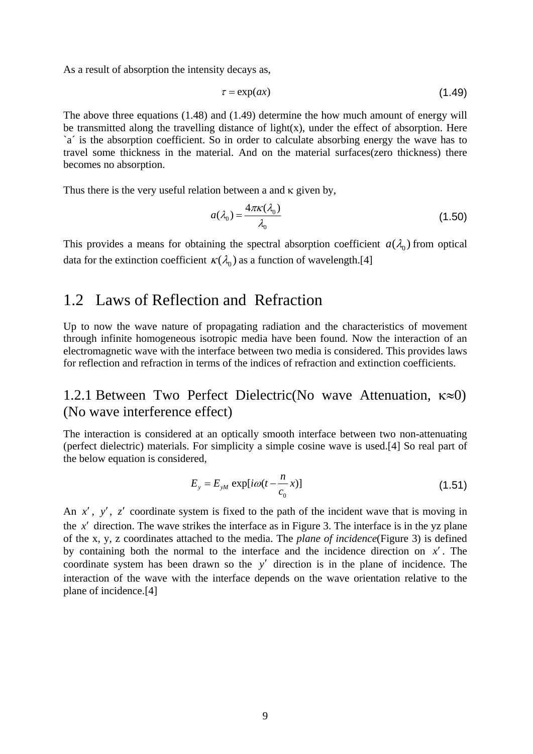As a result of absorption the intensity decays as,

$$\tau = \exp(ax) \tag{1.49}$$

The above three equations (1.48) and (1.49) determine the how much amount of energy will be transmitted along the travelling distance of light(x), under the effect of absorption. Here `a´ is the absorption coefficient. So in order to calculate absorbing energy the wave has to travel some thickness in the material. And on the material surfaces(zero thickness) there becomes no absorption.

Thus there is the very useful relation between a and κ given by,

$$a(\lambda_0) = \frac{4\pi\kappa(\lambda_0)}{\lambda_0} \tag{1.50}$$

This provides a means for obtaining the spectral absorption coefficient $a(\lambda_0)$ from optical data for the extinction coefficient $\kappa(\lambda_0)$ as a function of wavelength.[4]

## 1.2 Laws of Reflection and Refraction

Up to now the wave nature of propagating radiation and the characteristics of movement through infinite homogeneous isotropic media have been found. Now the interaction of an electromagnetic wave with the interface between two media is considered. This provides laws for reflection and refraction in terms of the indices of refraction and extinction coefficients.

### 1.2.1 Between Two Perfect Dielectric(No wave Attenuation, κ≈0) (No wave interference effect)

The interaction is considered at an optically smooth interface between two non-attenuating (perfect dielectric) materials. For simplicity a simple cosine wave is used.[4] So real part of the below equation is considered,

$$E_y = E_{yM} \exp[i\omega(t - \frac{n}{c_0}x)] \tag{1.51}$$

An $x'$, $y'$, $z'$ coordinate system is fixed to the path of the incident wave that is moving in the $x'$ direction. The wave strikes the interface as in Figure 3. The interface is in the yz plane of the x, y, z coordinates attached to the media. The *plane of incidence*(Figure 3) is defined by containing both the normal to the interface and the incidence direction on $x'$. The coordinate system has been drawn so the $y'$ direction is in the plane of incidence. The interaction of the wave with the interface depends on the wave orientation relative to the plane of incidence.[4]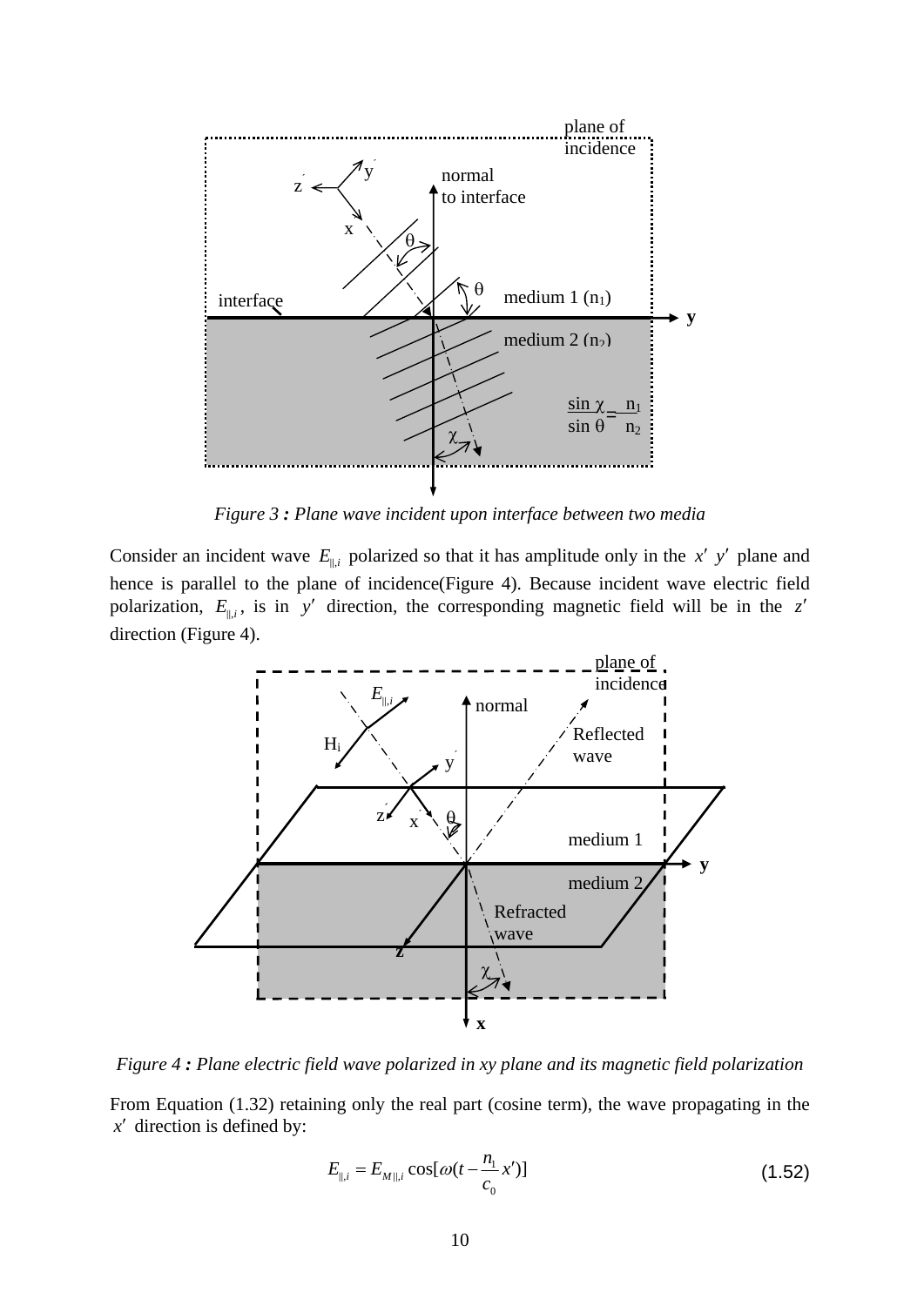*Figure 3 : Plane wave incident upon interface between two media*

Consider an incident wave $E_{\|,i}$ polarized so that it has amplitude only in the $x'\ y'$ plane and hence is parallel to the plane of incidence(Figure 4). Because incident wave electric field polarization, $E_{\|,i}$, is in $y'$ direction, the corresponding magnetic field will be in the $z'$ direction (Figure 4).

*Figure 4 : Plane electric field wave polarized in xy plane and its magnetic field polarization*

From Equation (1.32) retaining only the real part (cosine term), the wave propagating in the $x'$ direction is defined by:

$$E_{\|,i} = E_{M\|,i} \cos[\omega(t - \frac{n_1}{c_0} x')] \tag{1.52}$$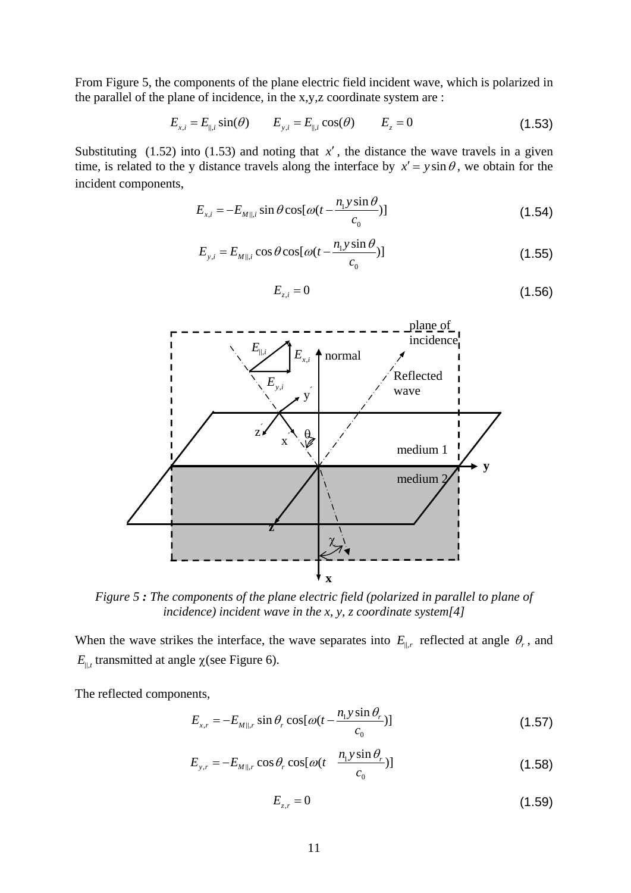From Figure 5, the components of the plane electric field incident wave, which is polarized in the parallel of the plane of incidence, in the x,y,z coordinate system are :

$$E_{x,i} = E_{\parallel,i}\sin(\theta) \qquad E_{y,i} = E_{\parallel,i}\cos(\theta) \qquad E_z = 0 \tag{1.53}$$

Substituting (1.52) into (1.53) and noting that $x'$, the distance the wave travels in a given time, is related to the y distance travels along the interface by $x' = y\sin\theta$, we obtain for the incident components,

$$E_{x,i} = -E_{M\parallel,i}\sin\theta\cos[\omega(t - \frac{n_1 y\sin\theta}{c_0})] \tag{1.54}$$

$$E_{y,i} = E_{M\parallel,i}\cos\theta\cos[\omega(t - \frac{n_1 y\sin\theta}{c_0})] \tag{1.55}$$

$$E_{z,i} = 0 \tag{1.56}$$

*Figure 5 : The components of the plane electric field (polarized in parallel to plane of incidence) incident wave in the x, y, z coordinate system[4]*

When the wave strikes the interface, the wave separates into $E_{\parallel,r}$ reflected at angle $\theta_r$, and $E_{\parallel,t}$ transmitted at angle $\chi$(see Figure 6).

The reflected components,

$$E_{x,r} = -E_{M\parallel,r}\sin\theta_r\cos[\omega(t - \frac{n_1 y\sin\theta_r}{c_0})] \tag{1.57}$$

$$E_{y,r} = -E_{M\parallel,r}\cos\theta_r\cos[\omega(t \quad \frac{n_1 y\sin\theta_r}{c_0})] \tag{1.58}$$

$$E_{z,r} = 0 \tag{1.59}$$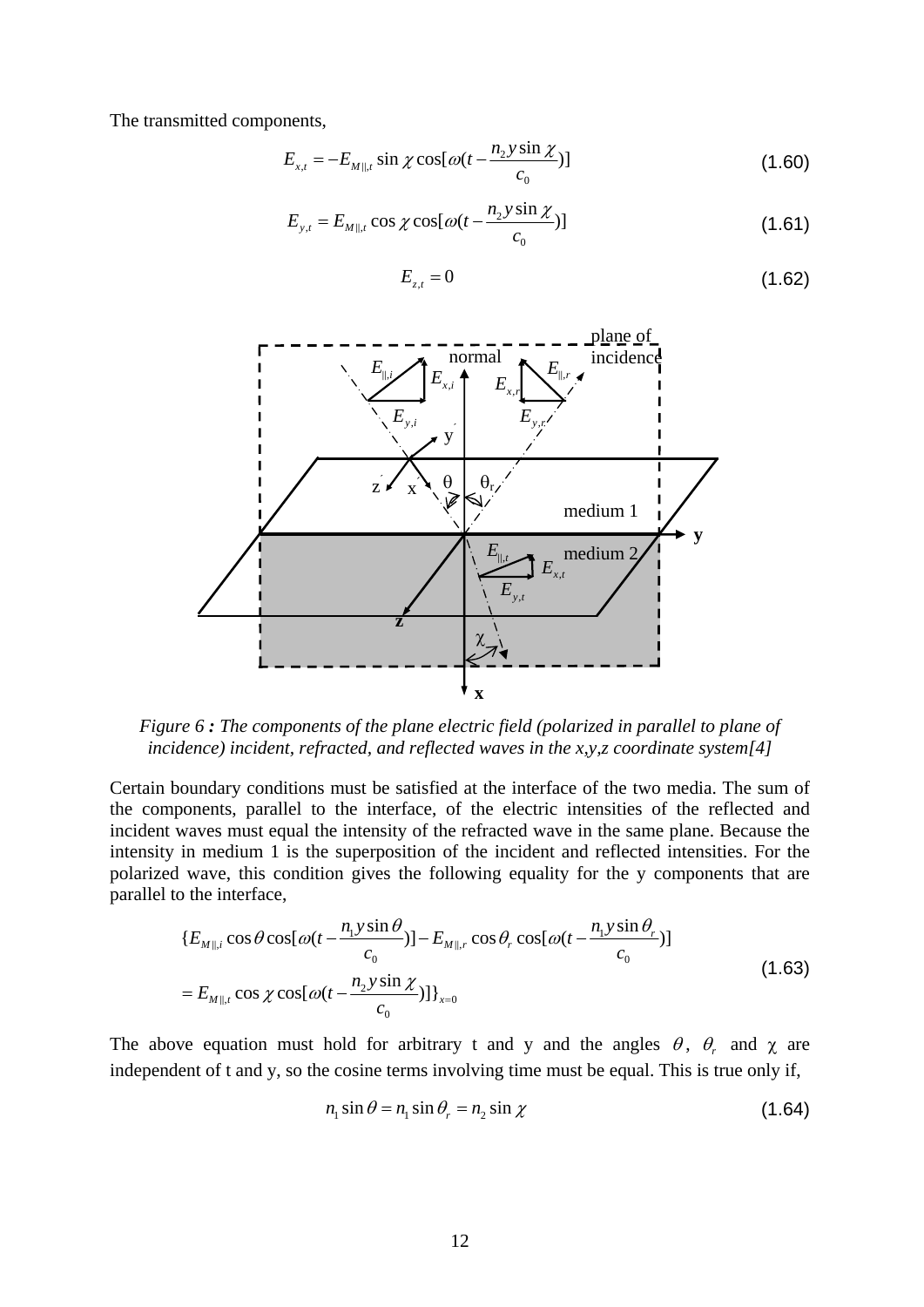The transmitted components,

$$E_{x,t} = -E_{M\parallel,t} \sin\chi \cos[\omega(t - \frac{n_2 y \sin\chi}{c_0})] \tag{1.60}$$

$$E_{y,t} = E_{M\parallel,t} \cos\chi \cos[\omega(t - \frac{n_2 y \sin\chi}{c_0})] \tag{1.61}$$

$$E_{z,t} = 0 \tag{1.62}$$

*Figure 6 : The components of the plane electric field (polarized in parallel to plane of incidence) incident, refracted, and reflected waves in the x,y,z coordinate system[4]*

Certain boundary conditions must be satisfied at the interface of the two media. The sum of the components, parallel to the interface, of the electric intensities of the reflected and incident waves must equal the intensity of the refracted wave in the same plane. Because the intensity in medium 1 is the superposition of the incident and reflected intensities. For the polarized wave, this condition gives the following equality for the y components that are parallel to the interface,

$$\begin{aligned}&\{E_{M\parallel,i} \cos\theta \cos[\omega(t - \frac{n_1 y \sin\theta}{c_0})] - E_{M\parallel,r} \cos\theta_r \cos[\omega(t - \frac{n_1 y \sin\theta_r}{c_0})] \\ &= E_{M\parallel,t} \cos\chi \cos[\omega(t - \frac{n_2 y \sin\chi}{c_0})]\}_{x=0}\end{aligned} \tag{1.63}$$

The above equation must hold for arbitrary t and y and the angles $\theta$, $\theta_r$ and $\chi$ are independent of t and y, so the cosine terms involving time must be equal. This is true only if,

$$n_1 \sin\theta = n_1 \sin\theta_r = n_2 \sin\chi \tag{1.64}$$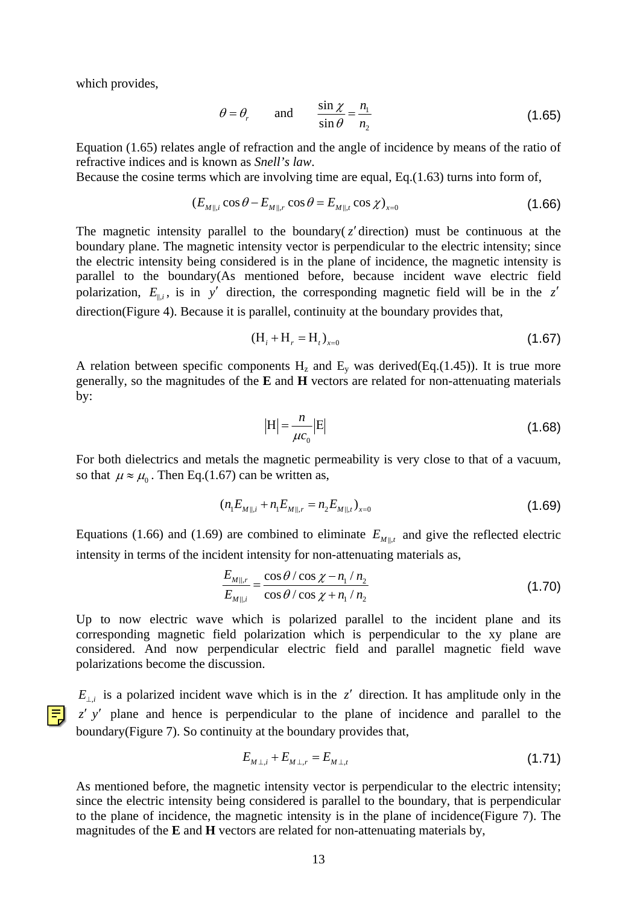which provides,

$$\theta = \theta_r \qquad \text{and} \qquad \frac{\sin \chi}{\sin \theta} = \frac{n_1}{n_2} \tag{1.65}$$

Equation (1.65) relates angle of refraction and the angle of incidence by means of the ratio of refractive indices and is known as *Snell's law*.
Because the cosine terms which are involving time are equal, Eq.(1.63) turns into form of,

$$(E_{M\parallel,i} \cos \theta - E_{M\parallel,r} \cos \theta = E_{M\parallel,t} \cos \chi)_{x=0} \tag{1.66}$$

The magnetic intensity parallel to the boundary($z'$ direction) must be continuous at the boundary plane. The magnetic intensity vector is perpendicular to the electric intensity; since the electric intensity being considered is in the plane of incidence, the magnetic intensity is parallel to the boundary(As mentioned before, because incident wave electric field polarization, $E_{\parallel,i}$, is in $y'$ direction, the corresponding magnetic field will be in the $z'$ direction(Figure 4). Because it is parallel, continuity at the boundary provides that,

$$(\mathrm{H}_i + \mathrm{H}_r = \mathrm{H}_t)_{x=0} \tag{1.67}$$

A relation between specific components $H_z$ and $E_y$ was derived(Eq.(1.45)). It is true more generally, so the magnitudes of the **E** and **H** vectors are related for non-attenuating materials by:

$$|\mathrm{H}| = \frac{n}{\mu c_0} |\mathrm{E}| \tag{1.68}$$

For both dielectrics and metals the magnetic permeability is very close to that of a vacuum, so that $\mu \approx \mu_0$. Then Eq.(1.67) can be written as,

$$(n_1 E_{M\parallel,i} + n_1 E_{M\parallel,r} = n_2 E_{M\parallel,t})_{x=0} \tag{1.69}$$

Equations (1.66) and (1.69) are combined to eliminate $E_{M\parallel,t}$ and give the reflected electric intensity in terms of the incident intensity for non-attenuating materials as,

$$\frac{E_{M\parallel,r}}{E_{M\parallel,i}} = \frac{\cos \theta / \cos \chi - n_1 / n_2}{\cos \theta / \cos \chi + n_1 / n_2} \tag{1.70}$$

Up to now electric wave which is polarized parallel to the incident plane and its corresponding magnetic field polarization which is perpendicular to the xy plane are considered. And now perpendicular electric field and parallel magnetic field wave polarizations become the discussion.

$E_{\perp,i}$ is a polarized incident wave which is in the $z'$ direction. It has amplitude only in the $z' y'$ plane and hence is perpendicular to the plane of incidence and parallel to the boundary(Figure 7). So continuity at the boundary provides that,

$$E_{M\perp,i} + E_{M\perp,r} = E_{M\perp,t} \tag{1.71}$$

As mentioned before, the magnetic intensity vector is perpendicular to the electric intensity; since the electric intensity being considered is parallel to the boundary, that is perpendicular to the plane of incidence, the magnetic intensity is in the plane of incidence(Figure 7). The magnitudes of the **E** and **H** vectors are related for non-attenuating materials by,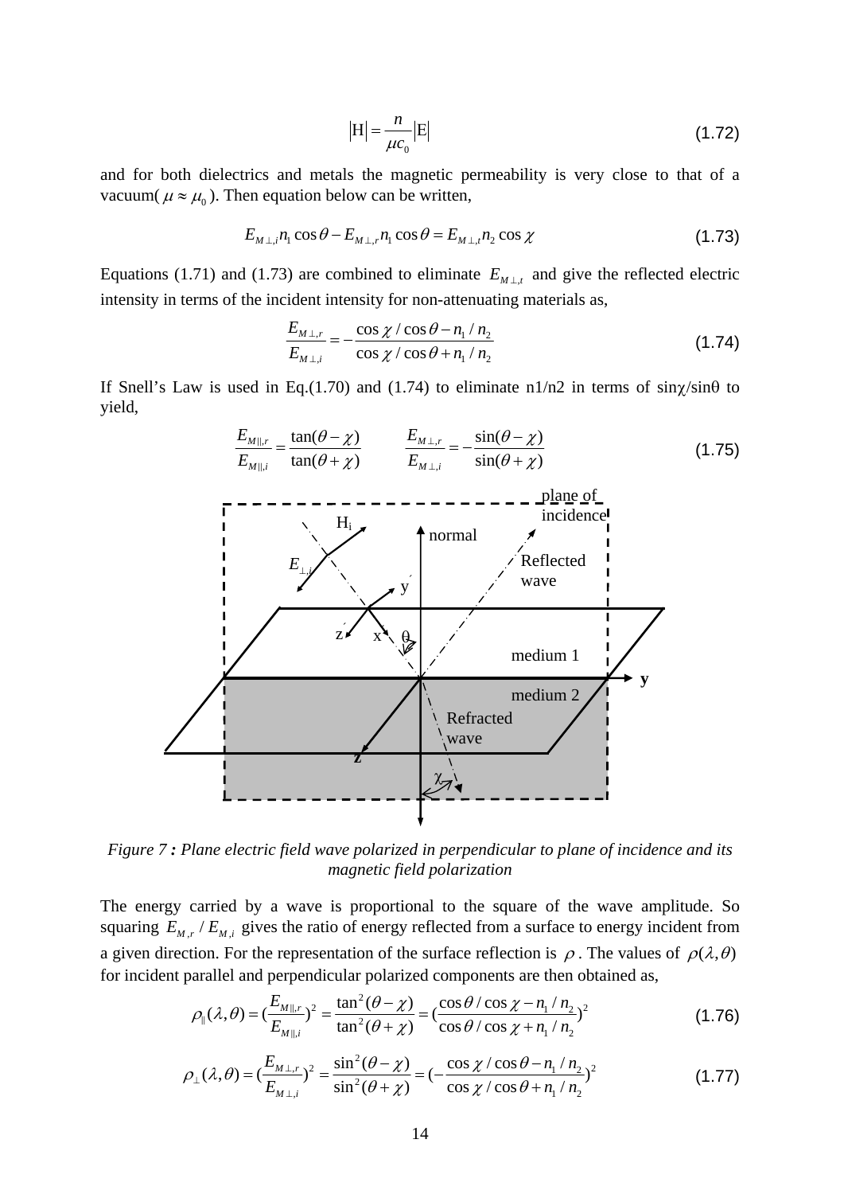$$|\mathrm{H}| = \frac{n}{\mu c_0}|\mathrm{E}| \tag{1.72}$$

and for both dielectrics and metals the magnetic permeability is very close to that of a vacuum( $\mu \approx \mu_0$ ). Then equation below can be written,

$$E_{M\perp,i} n_1 \cos\theta - E_{M\perp,r} n_1 \cos\theta = E_{M\perp,t} n_2 \cos\chi \tag{1.73}$$

Equations (1.71) and (1.73) are combined to eliminate $E_{M\perp,t}$ and give the reflected electric intensity in terms of the incident intensity for non-attenuating materials as,

$$\frac{E_{M\perp,r}}{E_{M\perp,i}} = -\frac{\cos\chi / \cos\theta - n_1 / n_2}{\cos\chi / \cos\theta + n_1 / n_2} \tag{1.74}$$

If Snell's Law is used in Eq.(1.70) and (1.74) to eliminate n1/n2 in terms of sinχ/sinθ to yield,

$$\frac{E_{M\|,r}}{E_{M\|,i}} = \frac{\tan(\theta - \chi)}{\tan(\theta + \chi)} \qquad \frac{E_{M\perp,r}}{E_{M\perp,i}} = -\frac{\sin(\theta - \chi)}{\sin(\theta + \chi)} \tag{1.75}$$

*Figure 7 : Plane electric field wave polarized in perpendicular to plane of incidence and its magnetic field polarization*

The energy carried by a wave is proportional to the square of the wave amplitude. So squaring $E_{M,r} / E_{M,i}$ gives the ratio of energy reflected from a surface to energy incident from a given direction. For the representation of the surface reflection is $\rho$. The values of $\rho(\lambda, \theta)$ for incident parallel and perpendicular polarized components are then obtained as,

$$\rho_{\|}(\lambda, \theta) = \left(\frac{E_{M\|,r}}{E_{M\|,i}}\right)^2 = \frac{\tan^2(\theta - \chi)}{\tan^2(\theta + \chi)} = \left(\frac{\cos\theta / \cos\chi - n_1 / n_2}{\cos\theta / \cos\chi + n_1 / n_2}\right)^2 \tag{1.76}$$

$$\rho_{\perp}(\lambda, \theta) = \left(\frac{E_{M\perp,r}}{E_{M\perp,i}}\right)^2 = \frac{\sin^2(\theta - \chi)}{\sin^2(\theta + \chi)} = \left(-\frac{\cos\chi / \cos\theta - n_1 / n_2}{\cos\chi / \cos\theta + n_1 / n_2}\right)^2 \tag{1.77}$$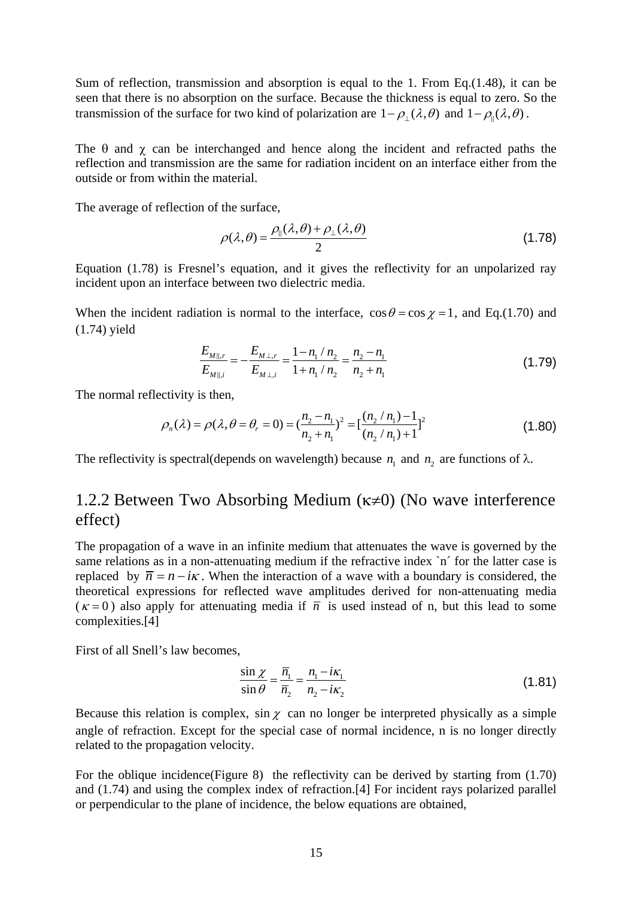Sum of reflection, transmission and absorption is equal to the 1. From Eq.(1.48), it can be seen that there is no absorption on the surface. Because the thickness is equal to zero. So the transmission of the surface for two kind of polarization are $1-\rho_{\perp}(\lambda,\theta)$ and $1-\rho_{\parallel}(\lambda,\theta)$.

The θ and χ can be interchanged and hence along the incident and refracted paths the reflection and transmission are the same for radiation incident on an interface either from the outside or from within the material.

The average of reflection of the surface,

$$\rho(\lambda,\theta)=\frac{\rho_{\parallel}(\lambda,\theta)+\rho_{\perp}(\lambda,\theta)}{2} \tag{1.78}$$

Equation (1.78) is Fresnel's equation, and it gives the reflectivity for an unpolarized ray incident upon an interface between two dielectric media.

When the incident radiation is normal to the interface, $\cos\theta=\cos\chi=1$, and Eq.(1.70) and (1.74) yield

$$\frac{E_{M\parallel,r}}{E_{M\parallel,i}}=-\frac{E_{M\perp,r}}{E_{M\perp,i}}=\frac{1-n_1/n_2}{1+n_1/n_2}=\frac{n_2-n_1}{n_2+n_1} \tag{1.79}$$

The normal reflectivity is then,

$$\rho_n(\lambda)=\rho(\lambda,\theta=\theta_r=0)=(\frac{n_2-n_1}{n_2+n_1})^2=[\frac{(n_2/n_1)-1}{(n_2/n_1)+1}]^2 \tag{1.80}$$

The reflectivity is spectral(depends on wavelength) because $n_1$ and $n_2$ are functions of λ.

### 1.2.2 Between Two Absorbing Medium (κ≠0) (No wave interference effect)

The propagation of a wave in an infinite medium that attenuates the wave is governed by the same relations as in a non-attenuating medium if the refractive index `n´ for the latter case is replaced by $\overline{n}=n-i\kappa$. When the interaction of a wave with a boundary is considered, the theoretical expressions for reflected wave amplitudes derived for non-attenuating media ($\kappa=0$) also apply for attenuating media if $\overline{n}$ is used instead of n, but this lead to some complexities.[4]

First of all Snell's law becomes,

$$\frac{\sin\chi}{\sin\theta}=\frac{\overline{n}_1}{\overline{n}_2}=\frac{n_1-i\kappa_1}{n_2-i\kappa_2} \tag{1.81}$$

Because this relation is complex, $\sin\chi$ can no longer be interpreted physically as a simple angle of refraction. Except for the special case of normal incidence, n is no longer directly related to the propagation velocity.

For the oblique incidence(Figure 8) the reflectivity can be derived by starting from (1.70) and (1.74) and using the complex index of refraction.[4] For incident rays polarized parallel or perpendicular to the plane of incidence, the below equations are obtained,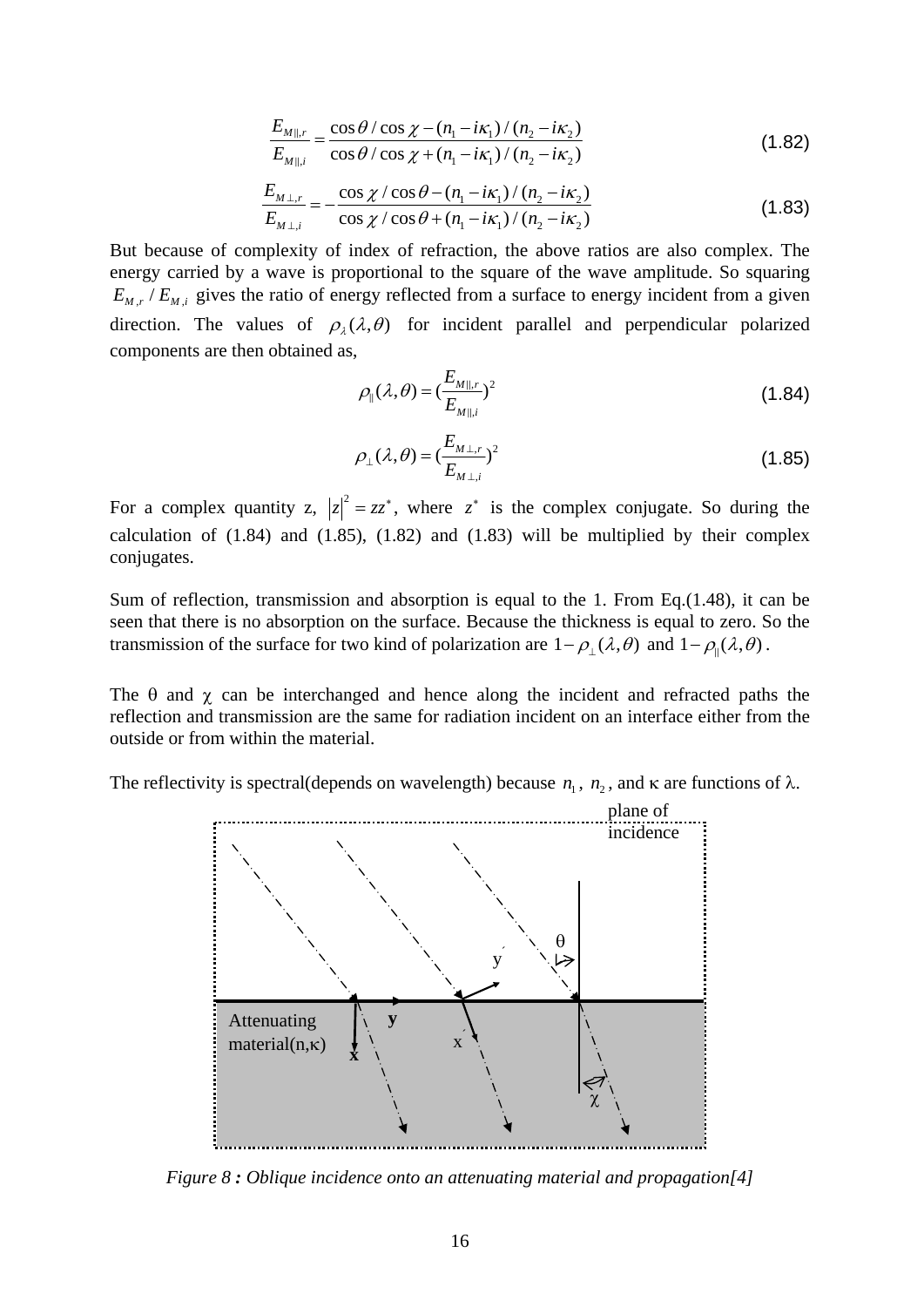$$\frac{E_{M\parallel,r}}{E_{M\parallel,i}} = \frac{\cos\theta / \cos\chi - (n_1 - i\kappa_1)/(n_2 - i\kappa_2)}{\cos\theta / \cos\chi + (n_1 - i\kappa_1)/(n_2 - i\kappa_2)} \tag{1.82}$$

$$\frac{E_{M\perp,r}}{E_{M\perp,i}} = -\frac{\cos\chi / \cos\theta - (n_1 - i\kappa_1)/(n_2 - i\kappa_2)}{\cos\chi / \cos\theta + (n_1 - i\kappa_1)/(n_2 - i\kappa_2)} \tag{1.83}$$

But because of complexity of index of refraction, the above ratios are also complex. The energy carried by a wave is proportional to the square of the wave amplitude. So squaring $E_{M,r} / E_{M,i}$ gives the ratio of energy reflected from a surface to energy incident from a given direction. The values of $\rho_\lambda(\lambda,\theta)$ for incident parallel and perpendicular polarized components are then obtained as,

$$\rho_\parallel(\lambda,\theta) = (\frac{E_{M\parallel,r}}{E_{M\parallel,i}})^2 \tag{1.84}$$

$$\rho_\perp(\lambda,\theta) = (\frac{E_{M\perp,r}}{E_{M\perp,i}})^2 \tag{1.85}$$

For a complex quantity z, $|z|^2 = zz^*$, where $z^*$ is the complex conjugate. So during the calculation of (1.84) and (1.85), (1.82) and (1.83) will be multiplied by their complex conjugates.

Sum of reflection, transmission and absorption is equal to the 1. From Eq.(1.48), it can be seen that there is no absorption on the surface. Because the thickness is equal to zero. So the transmission of the surface for two kind of polarization are $1-\rho_\perp(\lambda,\theta)$ and $1-\rho_\parallel(\lambda,\theta)$.

The θ and χ can be interchanged and hence along the incident and refracted paths the reflection and transmission are the same for radiation incident on an interface either from the outside or from within the material.

The reflectivity is spectral(depends on wavelength) because $n_1$, $n_2$, and κ are functions of λ.

*Figure 8 : Oblique incidence onto an attenuating material and propagation[4]*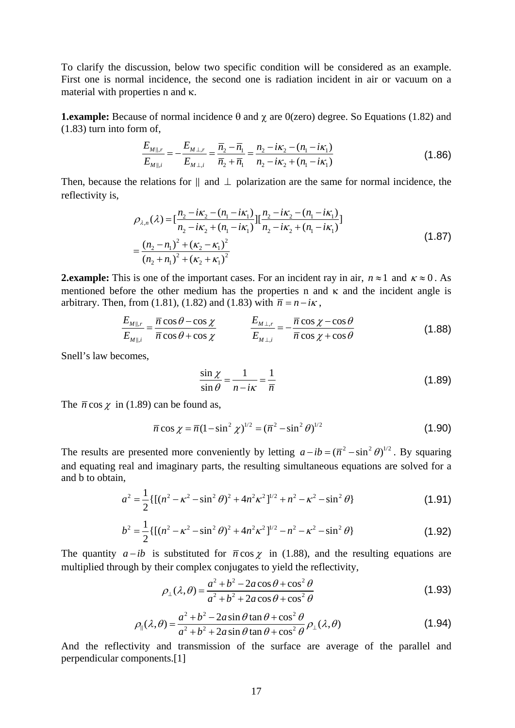To clarify the discussion, below two specific condition will be considered as an example. First one is normal incidence, the second one is radiation incident in air or vacuum on a material with properties n and κ.

**1.example:** Because of normal incidence θ and χ are 0(zero) degree. So Equations (1.82) and (1.83) turn into form of,

$$\frac{E_{M\|,r}}{E_{M\|,i}} = -\frac{E_{M\perp,r}}{E_{M\perp,i}} = \frac{\overline{n}_2 - \overline{n}_1}{\overline{n}_2 + \overline{n}_1} = \frac{n_2 - i\kappa_2 - (n_1 - i\kappa_1)}{n_2 - i\kappa_2 + (n_1 - i\kappa_1)} \tag{1.86}$$

Then, because the relations for || and ⊥ polarization are the same for normal incidence, the reflectivity is,

$$\begin{aligned}\rho_{\lambda,n}(\lambda) &= [\frac{n_2 - i\kappa_2 - (n_1 - i\kappa_1)}{n_2 - i\kappa_2 + (n_1 - i\kappa_1)}][\frac{n_2 - i\kappa_2 - (n_1 - i\kappa_1)}{n_2 - i\kappa_2 + (n_1 - i\kappa_1)}] \\ &= \frac{(n_2 - n_1)^2 + (\kappa_2 - \kappa_1)^2}{(n_2 + n_1)^2 + (\kappa_2 + \kappa_1)^2}\end{aligned} \tag{1.87}$$

**2.example:** This is one of the important cases. For an incident ray in air, $n \approx 1$ and $\kappa \approx 0$. As mentioned before the other medium has the properties n and κ and the incident angle is arbitrary. Then, from (1.81), (1.82) and (1.83) with $\overline{n} = n - i\kappa$,

$$\frac{E_{M\|,r}}{E_{M\|,i}} = \frac{\overline{n}\cos\theta - \cos\chi}{\overline{n}\cos\theta + \cos\chi} \qquad \frac{E_{M\perp,r}}{E_{M\perp,i}} = -\frac{\overline{n}\cos\chi - \cos\theta}{\overline{n}\cos\chi + \cos\theta} \tag{1.88}$$

Snell's law becomes,

$$\frac{\sin\chi}{\sin\theta} = \frac{1}{n - i\kappa} = \frac{1}{\overline{n}} \tag{1.89}$$

The $\overline{n}\cos\chi$ in (1.89) can be found as,

$$\overline{n}\cos\chi = \overline{n}(1 - \sin^2\chi)^{1/2} = (\overline{n}^2 - \sin^2\theta)^{1/2} \tag{1.90}$$

The results are presented more conveniently by letting $a - ib = (\overline{n}^2 - \sin^2\theta)^{1/2}$. By squaring and equating real and imaginary parts, the resulting simultaneous equations are solved for a and b to obtain,

$$a^2 = \frac{1}{2}\{[(n^2 - \kappa^2 - \sin^2\theta)^2 + 4n^2\kappa^2]^{1/2} + n^2 - \kappa^2 - \sin^2\theta\} \tag{1.91}$$

$$b^2 = \frac{1}{2}\{[(n^2 - \kappa^2 - \sin^2\theta)^2 + 4n^2\kappa^2]^{1/2} - n^2 - \kappa^2 - \sin^2\theta\} \tag{1.92}$$

The quantity $a - ib$ is substituted for $\overline{n}\cos\chi$ in (1.88), and the resulting equations are multiplied through by their complex conjugates to yield the reflectivity,

$$\rho_{\perp}(\lambda,\theta) = \frac{a^2 + b^2 - 2a\cos\theta + \cos^2\theta}{a^2 + b^2 + 2a\cos\theta + \cos^2\theta} \tag{1.93}$$

$$\rho_{\|}(\lambda,\theta) = \frac{a^2 + b^2 - 2a\sin\theta\tan\theta + \cos^2\theta}{a^2 + b^2 + 2a\sin\theta\tan\theta + \cos^2\theta}\rho_{\perp}(\lambda,\theta) \tag{1.94}$$

And the reflectivity and transmission of the surface are average of the parallel and perpendicular components.[1]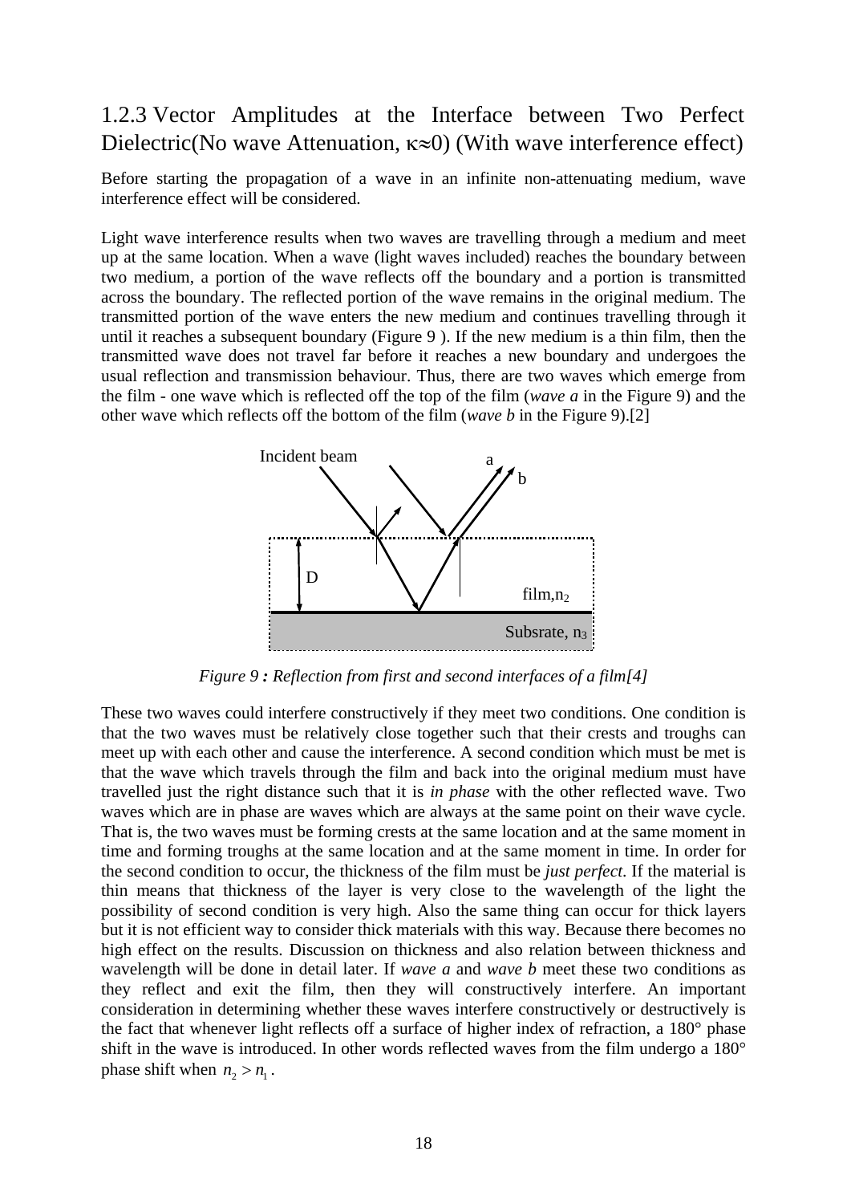### 1.2.3 Vector Amplitudes at the Interface between Two Perfect Dielectric(No wave Attenuation, $\kappa \approx 0$) (With wave interference effect)

Before starting the propagation of a wave in an infinite non-attenuating medium, wave interference effect will be considered.

Light wave interference results when two waves are travelling through a medium and meet up at the same location. When a wave (light waves included) reaches the boundary between two medium, a portion of the wave reflects off the boundary and a portion is transmitted across the boundary. The reflected portion of the wave remains in the original medium. The transmitted portion of the wave enters the new medium and continues travelling through it until it reaches a subsequent boundary (Figure 9 ). If the new medium is a thin film, then the transmitted wave does not travel far before it reaches a new boundary and undergoes the usual reflection and transmission behaviour. Thus, there are two waves which emerge from the film - one wave which is reflected off the top of the film (*wave a* in the Figure 9) and the other wave which reflects off the bottom of the film (*wave b* in the Figure 9).[2]

*Figure 9 : Reflection from first and second interfaces of a film[4]*

These two waves could interfere constructively if they meet two conditions. One condition is that the two waves must be relatively close together such that their crests and troughs can meet up with each other and cause the interference. A second condition which must be met is that the wave which travels through the film and back into the original medium must have travelled just the right distance such that it is *in phase* with the other reflected wave. Two waves which are in phase are waves which are always at the same point on their wave cycle. That is, the two waves must be forming crests at the same location and at the same moment in time and forming troughs at the same location and at the same moment in time. In order for the second condition to occur, the thickness of the film must be *just perfect*. If the material is thin means that thickness of the layer is very close to the wavelength of the light the possibility of second condition is very high. Also the same thing can occur for thick layers but it is not efficient way to consider thick materials with this way. Because there becomes no high effect on the results. Discussion on thickness and also relation between thickness and wavelength will be done in detail later. If *wave a* and *wave b* meet these two conditions as they reflect and exit the film, then they will constructively interfere. An important consideration in determining whether these waves interfere constructively or destructively is the fact that whenever light reflects off a surface of higher index of refraction, a 180° phase shift in the wave is introduced. In other words reflected waves from the film undergo a 180° phase shift when $n_2 > n_1$.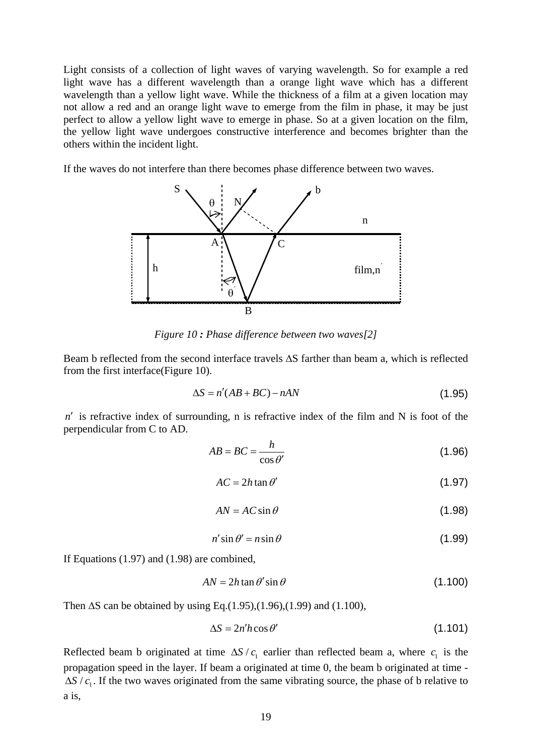Light consists of a collection of light waves of varying wavelength. So for example a red light wave has a different wavelength than a orange light wave which has a different wavelength than a yellow light wave. While the thickness of a film at a given location may not allow a red and an orange light wave to emerge from the film in phase, it may be just perfect to allow a yellow light wave to emerge in phase. So at a given location on the film, the yellow light wave undergoes constructive interference and becomes brighter than the others within the incident light.

If the waves do not interfere than there becomes phase difference between two waves.

*Figure 10 : Phase difference between two waves[2]*

Beam b reflected from the second interface travels ΔS farther than beam a, which is reflected from the first interface(Figure 10).

$$\Delta S = n'(AB + BC) - nAN \tag{1.95}$$

$n'$ is refractive index of surrounding, n is refractive index of the film and N is foot of the perpendicular from C to AD.

$$AB = BC = \frac{h}{\cos\theta'} \tag{1.96}$$

$$AC = 2h\tan\theta' \tag{1.97}$$

$$AN = AC\sin\theta \tag{1.98}$$

$$n'\sin\theta' = n\sin\theta \tag{1.99}$$

If Equations (1.97) and (1.98) are combined,

$$AN = 2h\tan\theta'\sin\theta \tag{1.100}$$

Then ΔS can be obtained by using Eq.(1.95),(1.96),(1.99) and (1.100),

$$\Delta S = 2n'h\cos\theta' \tag{1.101}$$

Reflected beam b originated at time $\Delta S / c_1$ earlier than reflected beam a, where $c_1$ is the propagation speed in the layer. If beam a originated at time 0, the beam b originated at time $-\Delta S / c_1$. If the two waves originated from the same vibrating source, the phase of b relative to a is,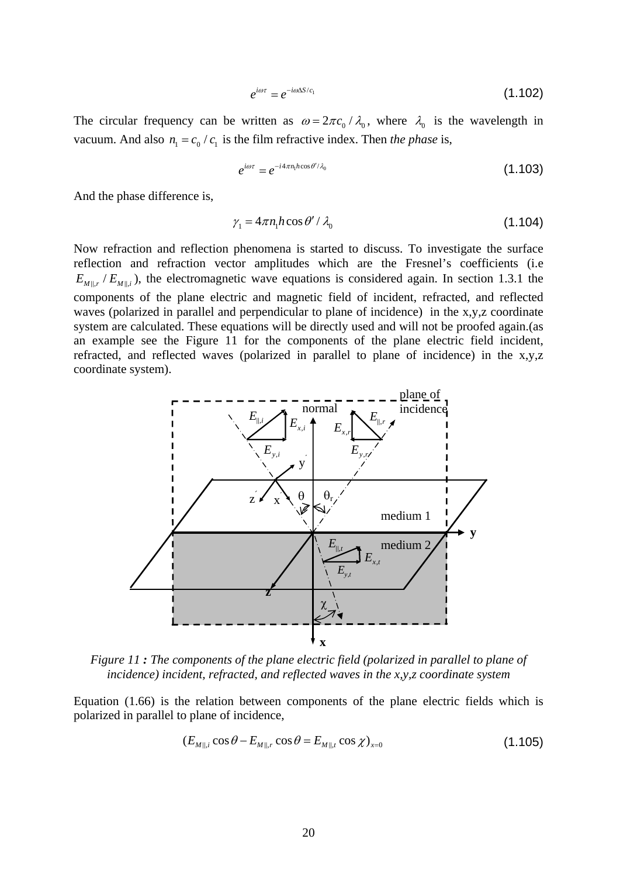$$e^{i\omega\tau} = e^{-i\omega\Delta S/c_1} \tag{1.102}$$

The circular frequency can be written as $\omega = 2\pi c_0 / \lambda_0$, where $\lambda_0$ is the wavelength in vacuum. And also $n_1 = c_0 / c_1$ is the film refractive index. Then *the phase* is,

$$e^{i\omega\tau} = e^{-i4\pi n_1 h \cos\theta' / \lambda_0} \tag{1.103}$$

And the phase difference is,

$$\gamma_1 = 4\pi n_1 h \cos\theta' / \lambda_0 \tag{1.104}$$

Now refraction and reflection phenomena is started to discuss. To investigate the surface reflection and refraction vector amplitudes which are the Fresnel's coefficients (i.e $E_{M\|,r} / E_{M\|,i}$), the electromagnetic wave equations is considered again. In section 1.3.1 the components of the plane electric and magnetic field of incident, refracted, and reflected waves (polarized in parallel and perpendicular to plane of incidence) in the x,y,z coordinate system are calculated. These equations will be directly used and will not be proofed again.(as an example see the Figure 11 for the components of the plane electric field incident, refracted, and reflected waves (polarized in parallel to plane of incidence) in the x,y,z coordinate system).

*Figure 11 : The components of the plane electric field (polarized in parallel to plane of incidence) incident, refracted, and reflected waves in the x,y,z coordinate system*

Equation (1.66) is the relation between components of the plane electric fields which is polarized in parallel to plane of incidence,

$$(E_{M\|,i} \cos\theta - E_{M\|,r} \cos\theta = E_{M\|,t} \cos\chi)_{x=0} \tag{1.105}$$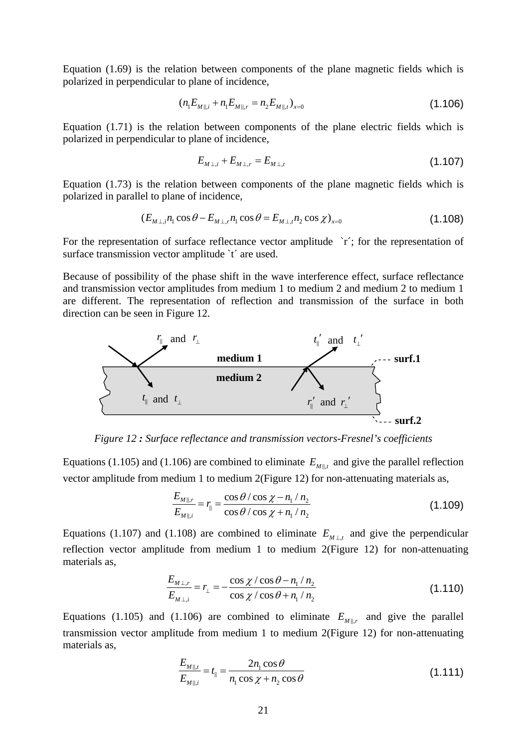Equation (1.69) is the relation between components of the plane magnetic fields which is polarized in perpendicular to plane of incidence,

$$(n_1 E_{M\parallel,i} + n_1 E_{M\parallel,r} = n_2 E_{M\parallel,t})_{x=0} \tag{1.106}$$

Equation (1.71) is the relation between components of the plane electric fields which is polarized in perpendicular to plane of incidence,

$$E_{M\perp,i} + E_{M\perp,r} = E_{M\perp,t} \tag{1.107}$$

Equation (1.73) is the relation between components of the plane magnetic fields which is polarized in parallel to plane of incidence,

$$(E_{M\perp,i} n_1 \cos\theta - E_{M\perp,r} n_1 \cos\theta = E_{M\perp,t} n_2 \cos\chi)_{x=0} \tag{1.108}$$

For the representation of surface reflectance vector amplitude `r´; for the representation of surface transmission vector amplitude `t´ are used.

Because of possibility of the phase shift in the wave interference effect, surface reflectance and transmission vector amplitudes from medium 1 to medium 2 and medium 2 to medium 1 are different. The representation of reflection and transmission of the surface in both direction can be seen in Figure 12.

*Figure 12 : Surface reflectance and transmission vectors-Fresnel's coefficients*

Equations (1.105) and (1.106) are combined to eliminate $E_{M\parallel,t}$ and give the parallel reflection vector amplitude from medium 1 to medium 2(Figure 12) for non-attenuating materials as,

$$\frac{E_{M\parallel,r}}{E_{M\parallel,i}} = r_{\parallel} = \frac{\cos\theta / \cos\chi - n_1 / n_2}{\cos\theta / \cos\chi + n_1 / n_2} \tag{1.109}$$

Equations (1.107) and (1.108) are combined to eliminate $E_{M\perp,t}$ and give the perpendicular reflection vector amplitude from medium 1 to medium 2(Figure 12) for non-attenuating materials as,

$$\frac{E_{M\perp,r}}{E_{M\perp,i}} = r_{\perp} = -\frac{\cos\chi / \cos\theta - n_1 / n_2}{\cos\chi / \cos\theta + n_1 / n_2} \tag{1.110}$$

Equations (1.105) and (1.106) are combined to eliminate $E_{M\parallel,r}$ and give the parallel transmission vector amplitude from medium 1 to medium 2(Figure 12) for non-attenuating materials as,

$$\frac{E_{M\parallel,t}}{E_{M\parallel,i}} = t_{\parallel} = \frac{2 n_1 \cos\theta}{n_1 \cos\chi + n_2 \cos\theta} \tag{1.111}$$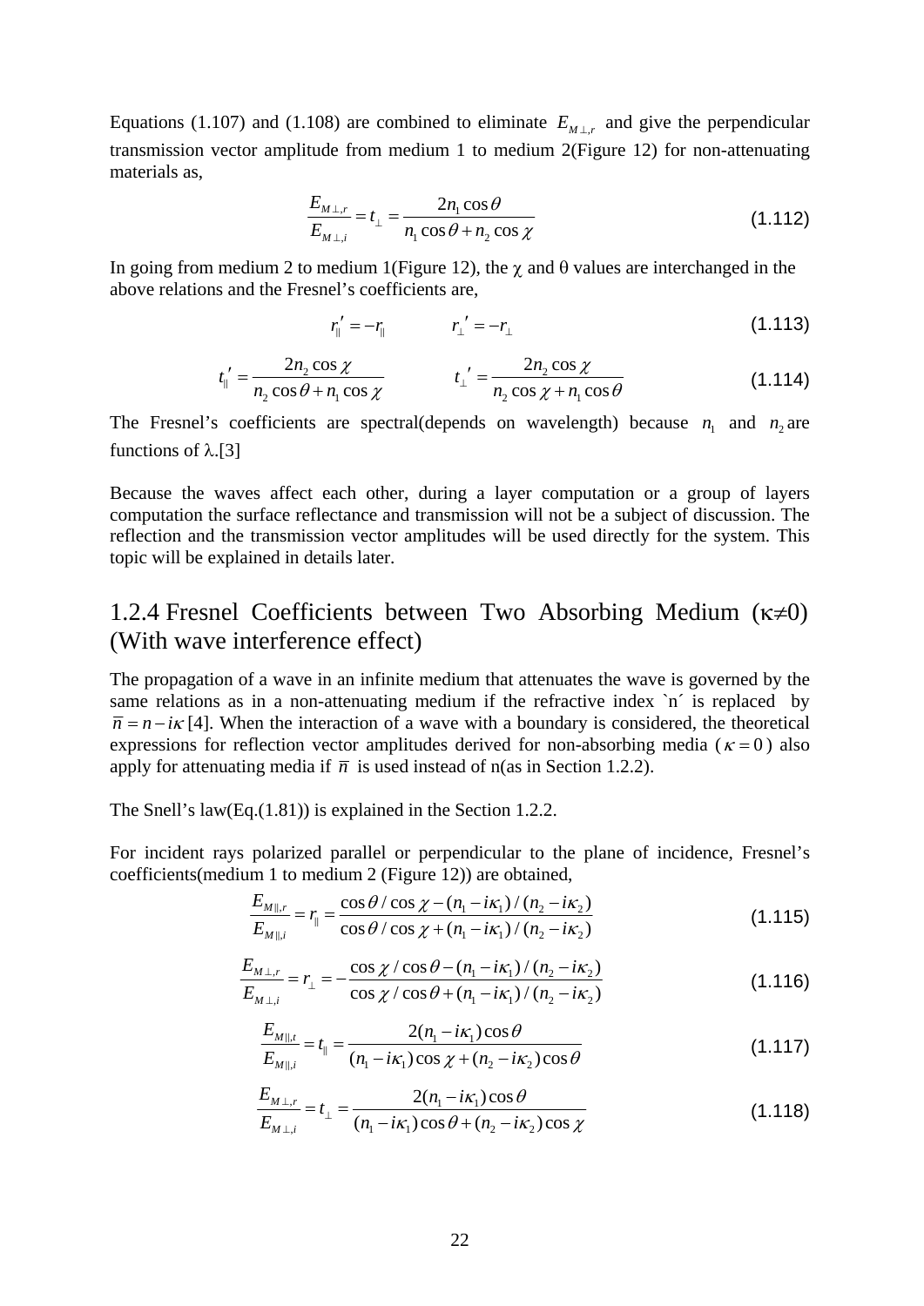Equations (1.107) and (1.108) are combined to eliminate $E_{M\perp,r}$ and give the perpendicular transmission vector amplitude from medium 1 to medium 2(Figure 12) for non-attenuating materials as,

$$\frac{E_{M\perp,r}}{E_{M\perp,i}} = t_{\perp} = \frac{2n_1\cos\theta}{n_1\cos\theta + n_2\cos\chi} \tag{1.112}$$

In going from medium 2 to medium 1(Figure 12), the $\chi$ and $\theta$ values are interchanged in the above relations and the Fresnel's coefficients are,

$$r_{\parallel}' = -r_{\parallel} \qquad r_{\perp}' = -r_{\perp} \tag{1.113}$$

$$t_{\parallel}' = \frac{2n_2\cos\chi}{n_2\cos\theta + n_1\cos\chi} \qquad t_{\perp}' = \frac{2n_2\cos\chi}{n_2\cos\chi + n_1\cos\theta} \tag{1.114}$$

The Fresnel's coefficients are spectral(depends on wavelength) because $n_1$ and $n_2$ are functions of $\lambda$.[3]

Because the waves affect each other, during a layer computation or a group of layers computation the surface reflectance and transmission will not be a subject of discussion. The reflection and the transmission vector amplitudes will be used directly for the system. This topic will be explained in details later.

## 1.2.4 Fresnel Coefficients between Two Absorbing Medium ($\kappa \neq 0$) (With wave interference effect)

The propagation of a wave in an infinite medium that attenuates the wave is governed by the same relations as in a non-attenuating medium if the refractive index `n´ is replaced by $\bar{n} = n - i\kappa$ [4]. When the interaction of a wave with a boundary is considered, the theoretical expressions for reflection vector amplitudes derived for non-absorbing media ($\kappa = 0$) also apply for attenuating media if $\bar{n}$ is used instead of n(as in Section 1.2.2).

The Snell's law(Eq.(1.81)) is explained in the Section 1.2.2.

For incident rays polarized parallel or perpendicular to the plane of incidence, Fresnel's coefficients(medium 1 to medium 2 (Figure 12)) are obtained,

$$\frac{E_{M\parallel,r}}{E_{M\parallel,i}} = r_{\parallel} = \frac{\cos\theta/\cos\chi - (n_1 - i\kappa_1)/(n_2 - i\kappa_2)}{\cos\theta/\cos\chi + (n_1 - i\kappa_1)/(n_2 - i\kappa_2)} \tag{1.115}$$

$$\frac{E_{M\perp,r}}{E_{M\perp,i}} = r_{\perp} = -\frac{\cos\chi/\cos\theta - (n_1 - i\kappa_1)/(n_2 - i\kappa_2)}{\cos\chi/\cos\theta + (n_1 - i\kappa_1)/(n_2 - i\kappa_2)} \tag{1.116}$$

$$\frac{E_{M\parallel,t}}{E_{M\parallel,i}} = t_{\parallel} = \frac{2(n_1 - i\kappa_1)\cos\theta}{(n_1 - i\kappa_1)\cos\chi + (n_2 - i\kappa_2)\cos\theta} \tag{1.117}$$

$$\frac{E_{M\perp,r}}{E_{M\perp,i}} = t_{\perp} = \frac{2(n_1 - i\kappa_1)\cos\theta}{(n_1 - i\kappa_1)\cos\theta + (n_2 - i\kappa_2)\cos\chi} \tag{1.118}$$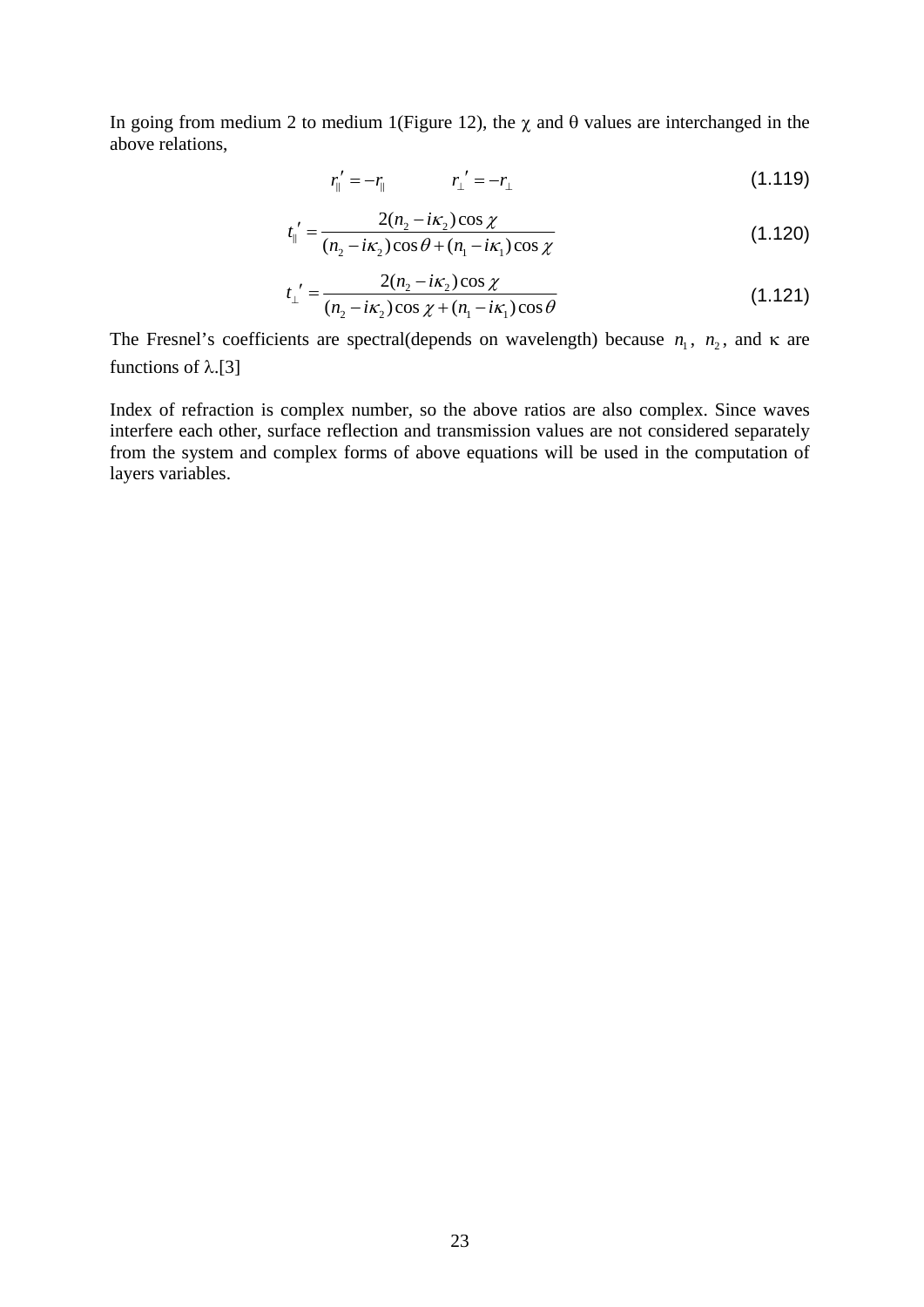In going from medium 2 to medium 1(Figure 12), the $\chi$ and $\theta$ values are interchanged in the above relations,

$$r_{\parallel}' = -r_{\parallel} \qquad r_{\perp}' = -r_{\perp} \tag{1.119}$$

$$t_{\parallel}' = \frac{2(n_2 - i\kappa_2)\cos\chi}{(n_2 - i\kappa_2)\cos\theta + (n_1 - i\kappa_1)\cos\chi} \tag{1.120}$$

$$t_{\perp}' = \frac{2(n_2 - i\kappa_2)\cos\chi}{(n_2 - i\kappa_2)\cos\chi + (n_1 - i\kappa_1)\cos\theta} \tag{1.121}$$

The Fresnel's coefficients are spectral(depends on wavelength) because $n_1$, $n_2$, and $\kappa$ are functions of $\lambda$.[3]

Index of refraction is complex number, so the above ratios are also complex. Since waves interfere each other, surface reflection and transmission values are not considered separately from the system and complex forms of above equations will be used in the computation of layers variables.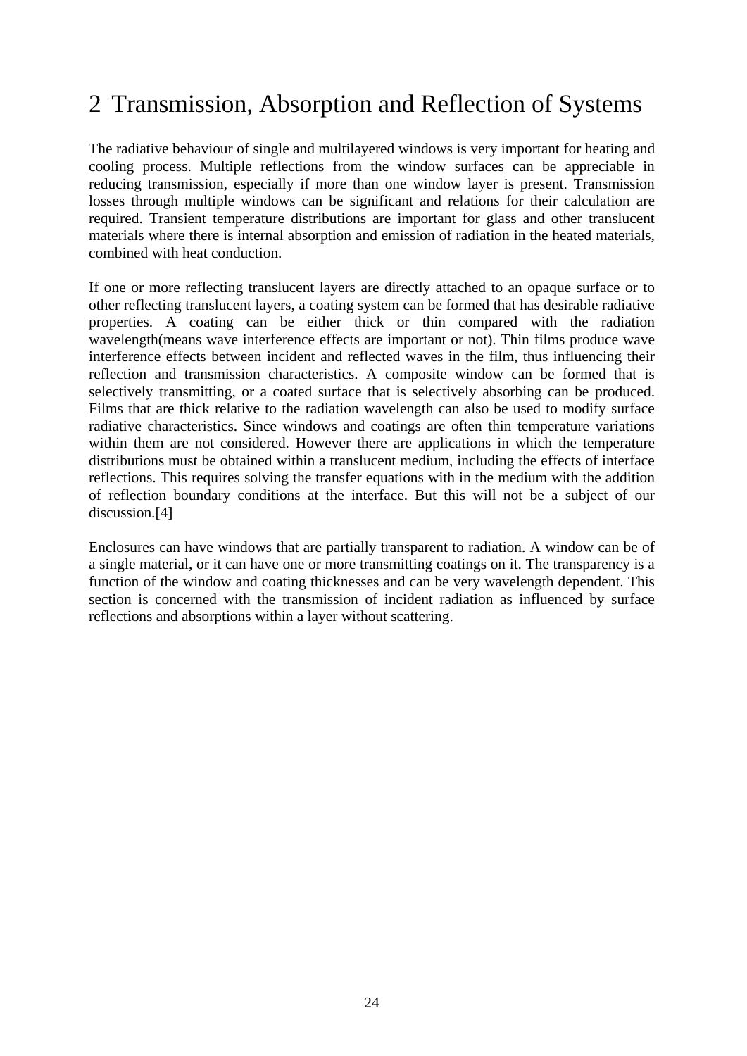# 2 Transmission, Absorption and Reflection of Systems

The radiative behaviour of single and multilayered windows is very important for heating and cooling process. Multiple reflections from the window surfaces can be appreciable in reducing transmission, especially if more than one window layer is present. Transmission losses through multiple windows can be significant and relations for their calculation are required. Transient temperature distributions are important for glass and other translucent materials where there is internal absorption and emission of radiation in the heated materials, combined with heat conduction.

If one or more reflecting translucent layers are directly attached to an opaque surface or to other reflecting translucent layers, a coating system can be formed that has desirable radiative properties. A coating can be either thick or thin compared with the radiation wavelength(means wave interference effects are important or not). Thin films produce wave interference effects between incident and reflected waves in the film, thus influencing their reflection and transmission characteristics. A composite window can be formed that is selectively transmitting, or a coated surface that is selectively absorbing can be produced. Films that are thick relative to the radiation wavelength can also be used to modify surface radiative characteristics. Since windows and coatings are often thin temperature variations within them are not considered. However there are applications in which the temperature distributions must be obtained within a translucent medium, including the effects of interface reflections. This requires solving the transfer equations with in the medium with the addition of reflection boundary conditions at the interface. But this will not be a subject of our discussion.[4]

Enclosures can have windows that are partially transparent to radiation. A window can be of a single material, or it can have one or more transmitting coatings on it. The transparency is a function of the window and coating thicknesses and can be very wavelength dependent. This section is concerned with the transmission of incident radiation as influenced by surface reflections and absorptions within a layer without scattering.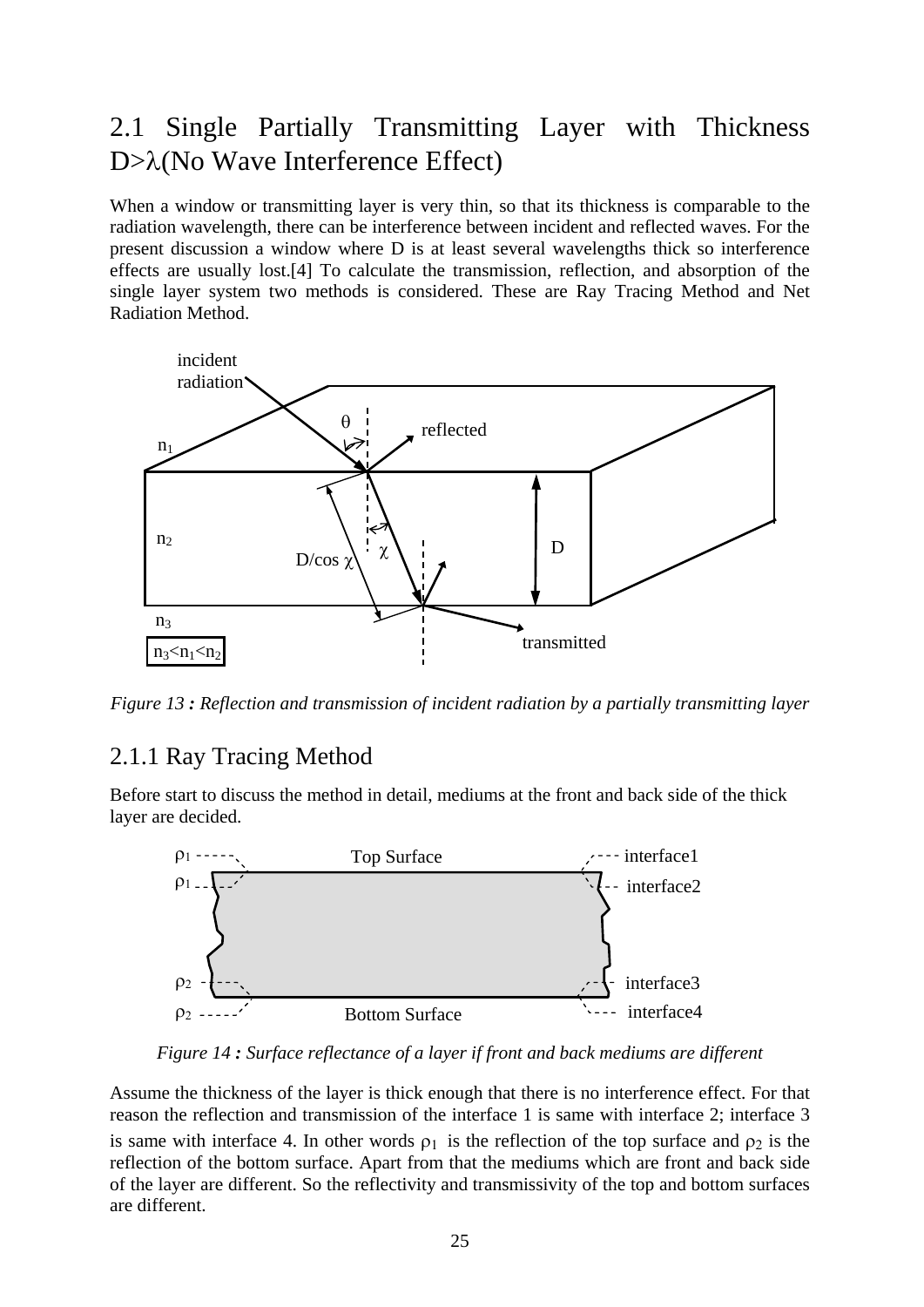## 2.1 Single Partially Transmitting Layer with Thickness D>λ(No Wave Interference Effect)

When a window or transmitting layer is very thin, so that its thickness is comparable to the radiation wavelength, there can be interference between incident and reflected waves. For the present discussion a window where D is at least several wavelengths thick so interference effects are usually lost.[4] To calculate the transmission, reflection, and absorption of the single layer system two methods is considered. These are Ray Tracing Method and Net Radiation Method.

*Figure 13 : Reflection and transmission of incident radiation by a partially transmitting layer*

### 2.1.1 Ray Tracing Method

Before start to discuss the method in detail, mediums at the front and back side of the thick layer are decided.

*Figure 14 : Surface reflectance of a layer if front and back mediums are different*

Assume the thickness of the layer is thick enough that there is no interference effect. For that reason the reflection and transmission of the interface 1 is same with interface 2; interface 3 is same with interface 4. In other words $\rho_1$ is the reflection of the top surface and $\rho_2$ is the reflection of the bottom surface. Apart from that the mediums which are front and back side of the layer are different. So the reflectivity and transmissivity of the top and bottom surfaces are different.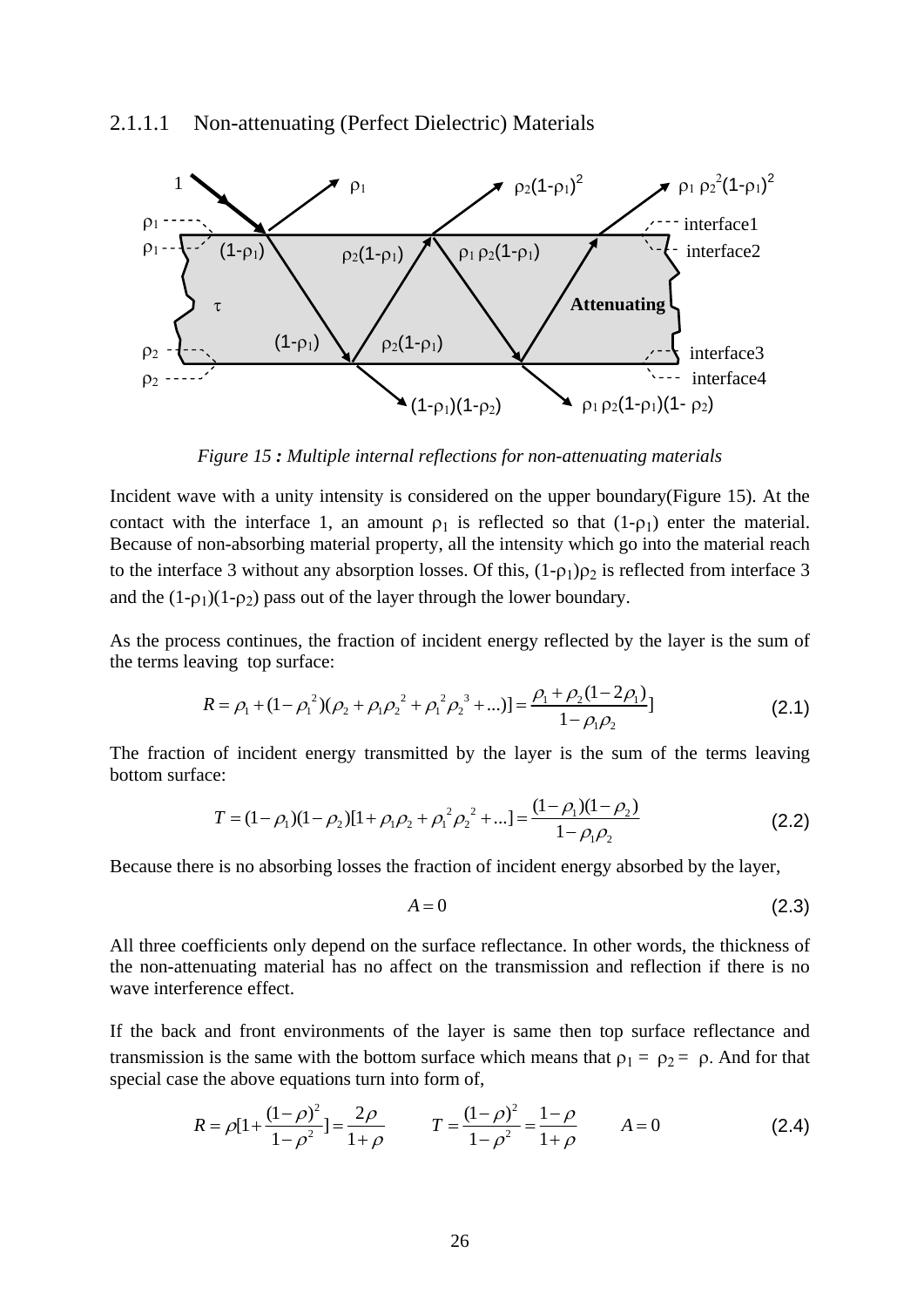#### 2.1.1.1 Non-attenuating (Perfect Dielectric) Materials

*Figure 15 : Multiple internal reflections for non-attenuating materials*

Incident wave with a unity intensity is considered on the upper boundary(Figure 15). At the contact with the interface 1, an amount $\rho_1$ is reflected so that $(1-\rho_1)$ enter the material. Because of non-absorbing material property, all the intensity which go into the material reach to the interface 3 without any absorption losses. Of this, $(1-\rho_1)\rho_2$ is reflected from interface 3 and the $(1-\rho_1)(1-\rho_2)$ pass out of the layer through the lower boundary.

As the process continues, the fraction of incident energy reflected by the layer is the sum of the terms leaving top surface:

$$R = \rho_1 + (1-\rho_1^2)(\rho_2 + \rho_1\rho_2^2 + \rho_1^2\rho_2^3 + ...)] = \frac{\rho_1 + \rho_2(1-2\rho_1)}{1-\rho_1\rho_2}] \tag{2.1}$$

The fraction of incident energy transmitted by the layer is the sum of the terms leaving bottom surface:

$$T = (1-\rho_1)(1-\rho_2)[1 + \rho_1\rho_2 + \rho_1^2\rho_2^2 + ...] = \frac{(1-\rho_1)(1-\rho_2)}{1-\rho_1\rho_2} \tag{2.2}$$

Because there is no absorbing losses the fraction of incident energy absorbed by the layer,

$$A = 0 \tag{2.3}$$

All three coefficients only depend on the surface reflectance. In other words, the thickness of the non-attenuating material has no affect on the transmission and reflection if there is no wave interference effect.

If the back and front environments of the layer is same then top surface reflectance and transmission is the same with the bottom surface which means that $\rho_1 = \rho_2 = \rho$. And for that special case the above equations turn into form of,

$$R = \rho[1 + \frac{(1-\rho)^2}{1-\rho^2}] = \frac{2\rho}{1+\rho} \qquad T = \frac{(1-\rho)^2}{1-\rho^2} = \frac{1-\rho}{1+\rho} \qquad A = 0 \tag{2.4}$$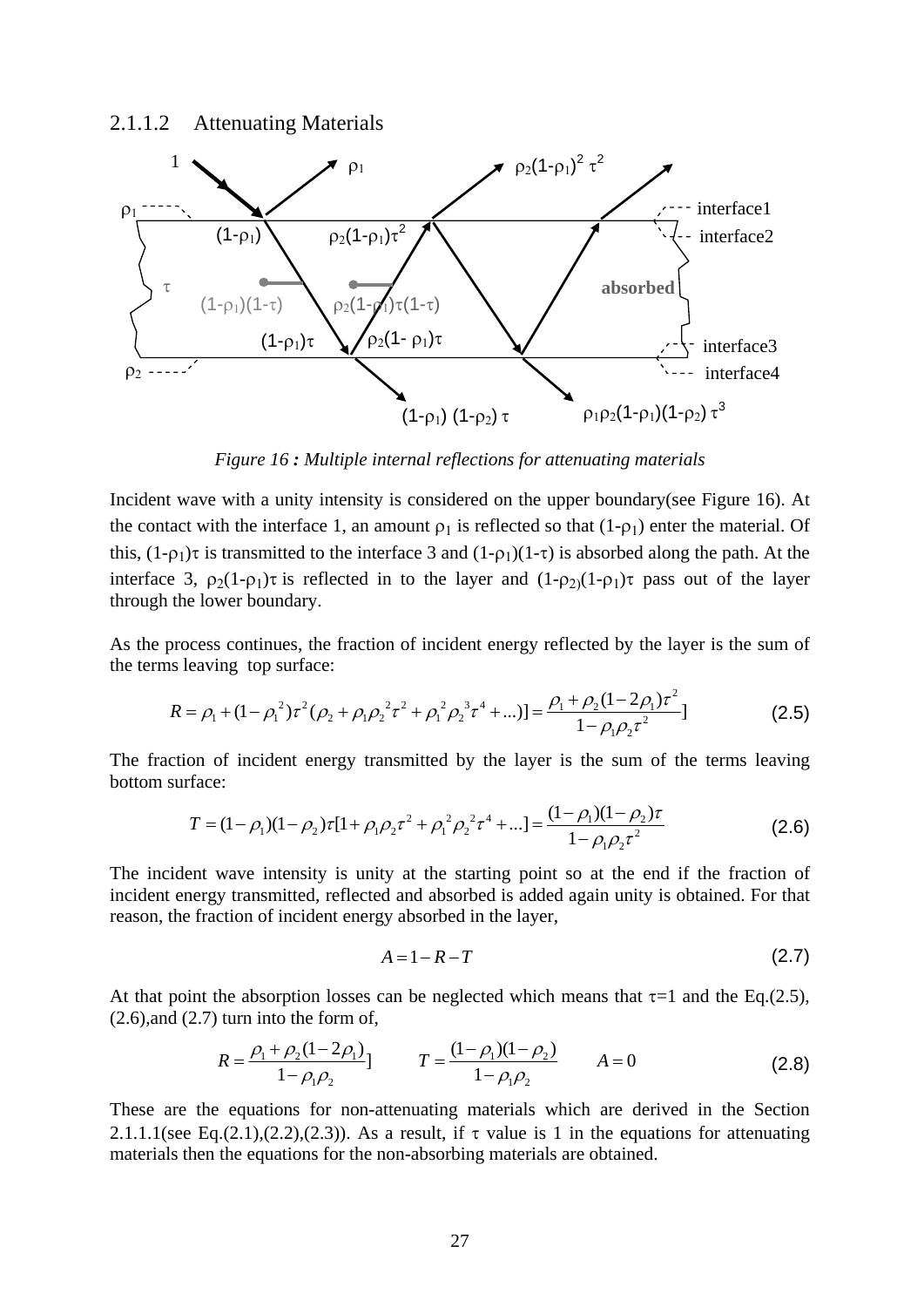### 2.1.1.2 Attenuating Materials

*Figure 16 : Multiple internal reflections for attenuating materials*

Incident wave with a unity intensity is considered on the upper boundary(see Figure 16). At the contact with the interface 1, an amount $\rho_1$ is reflected so that $(1-\rho_1)$ enter the material. Of this, $(1-\rho_1)\tau$ is transmitted to the interface 3 and $(1-\rho_1)(1-\tau)$ is absorbed along the path. At the interface 3, $\rho_2(1-\rho_1)\tau$ is reflected in to the layer and $(1-\rho_2)(1-\rho_1)\tau$ pass out of the layer through the lower boundary.

As the process continues, the fraction of incident energy reflected by the layer is the sum of the terms leaving top surface:

$$R = \rho_1 + (1-\rho_1{}^2)\tau^2(\rho_2 + \rho_1\rho_2{}^2\tau^2 + \rho_1{}^2\rho_2{}^3\tau^4 + ...)] = \frac{\rho_1 + \rho_2(1-2\rho_1)\tau^2}{1-\rho_1\rho_2\tau^2}] \tag{2.5}$$

The fraction of incident energy transmitted by the layer is the sum of the terms leaving bottom surface:

$$T = (1-\rho_1)(1-\rho_2)\tau[1 + \rho_1\rho_2\tau^2 + \rho_1{}^2\rho_2{}^2\tau^4 + ...] = \frac{(1-\rho_1)(1-\rho_2)\tau}{1-\rho_1\rho_2\tau^2} \tag{2.6}$$

The incident wave intensity is unity at the starting point so at the end if the fraction of incident energy transmitted, reflected and absorbed is added again unity is obtained. For that reason, the fraction of incident energy absorbed in the layer,

$$A = 1 - R - T \tag{2.7}$$

At that point the absorption losses can be neglected which means that $\tau$=1 and the Eq.(2.5), (2.6),and (2.7) turn into the form of,

$$R = \frac{\rho_1 + \rho_2(1-2\rho_1)}{1-\rho_1\rho_2}] \qquad T = \frac{(1-\rho_1)(1-\rho_2)}{1-\rho_1\rho_2} \qquad A = 0 \tag{2.8}$$

These are the equations for non-attenuating materials which are derived in the Section 2.1.1.1(see Eq.(2.1),(2.2),(2.3)). As a result, if $\tau$ value is 1 in the equations for attenuating materials then the equations for the non-absorbing materials are obtained.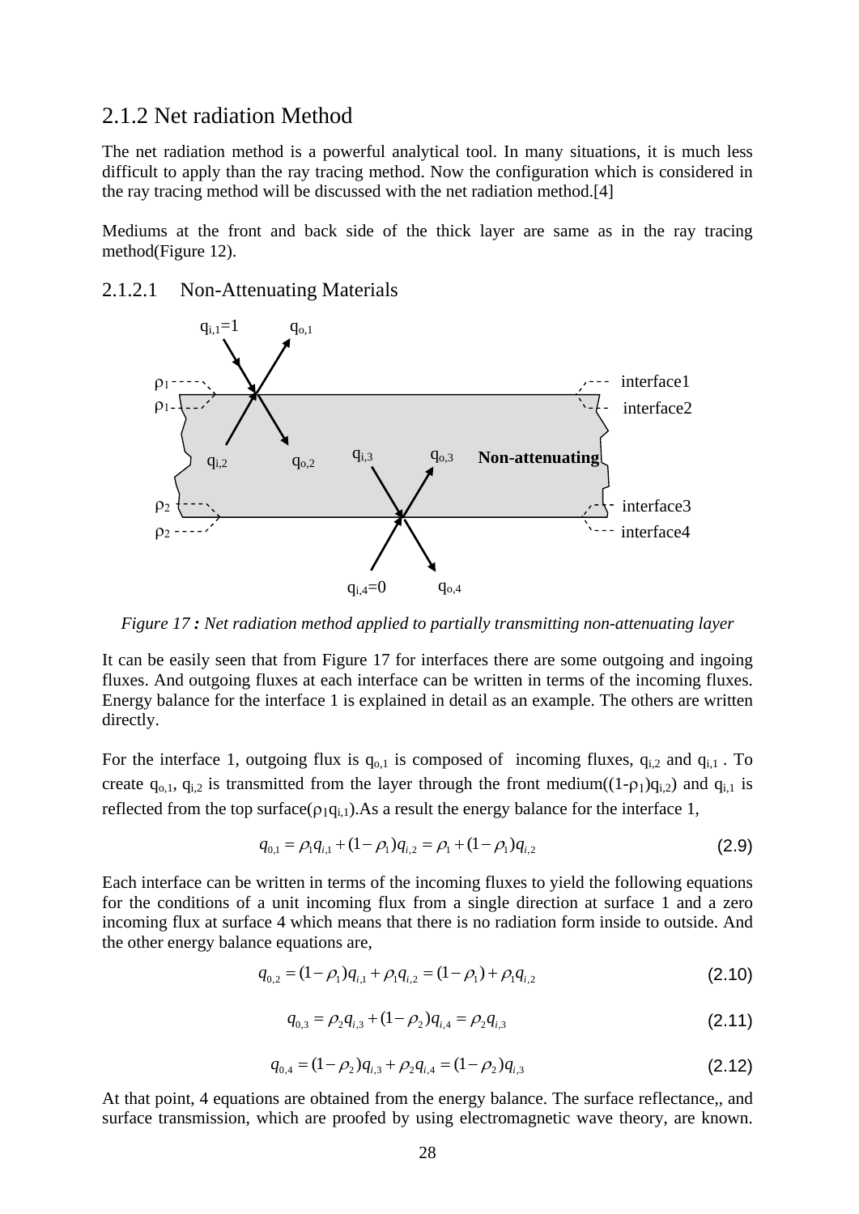## 2.1.2 Net radiation Method

The net radiation method is a powerful analytical tool. In many situations, it is much less difficult to apply than the ray tracing method. Now the configuration which is considered in the ray tracing method will be discussed with the net radiation method.[4]

Mediums at the front and back side of the thick layer are same as in the ray tracing method(Figure 12).

### 2.1.2.1 Non-Attenuating Materials

*Figure 17 : Net radiation method applied to partially transmitting non-attenuating layer*

It can be easily seen that from Figure 17 for interfaces there are some outgoing and ingoing fluxes. And outgoing fluxes at each interface can be written in terms of the incoming fluxes. Energy balance for the interface 1 is explained in detail as an example. The others are written directly.

For the interface 1, outgoing flux is $q_{o,1}$ is composed of incoming fluxes, $q_{i,2}$ and $q_{i,1}$ . To create $q_{o,1}$, $q_{i,2}$ is transmitted from the layer through the front medium($(1-\rho_1)q_{i,2}$) and $q_{i,1}$ is reflected from the top surface($\rho_1 q_{i,1}$).As a result the energy balance for the interface 1,

$$q_{0,1} = \rho_1 q_{i,1} + (1-\rho_1)q_{i,2} = \rho_1 + (1-\rho_1)q_{i,2} \tag{2.9}$$

Each interface can be written in terms of the incoming fluxes to yield the following equations for the conditions of a unit incoming flux from a single direction at surface 1 and a zero incoming flux at surface 4 which means that there is no radiation form inside to outside. And the other energy balance equations are,

$$q_{0,2} = (1-\rho_1)q_{i,1} + \rho_1 q_{i,2} = (1-\rho_1) + \rho_1 q_{i,2} \tag{2.10}$$

$$q_{0,3} = \rho_2 q_{i,3} + (1-\rho_2)q_{i,4} = \rho_2 q_{i,3} \tag{2.11}$$

$$q_{0,4} = (1-\rho_2)q_{i,3} + \rho_2 q_{i,4} = (1-\rho_2)q_{i,3} \tag{2.12}$$

At that point, 4 equations are obtained from the energy balance. The surface reflectance,, and surface transmission, which are proofed by using electromagnetic wave theory, are known.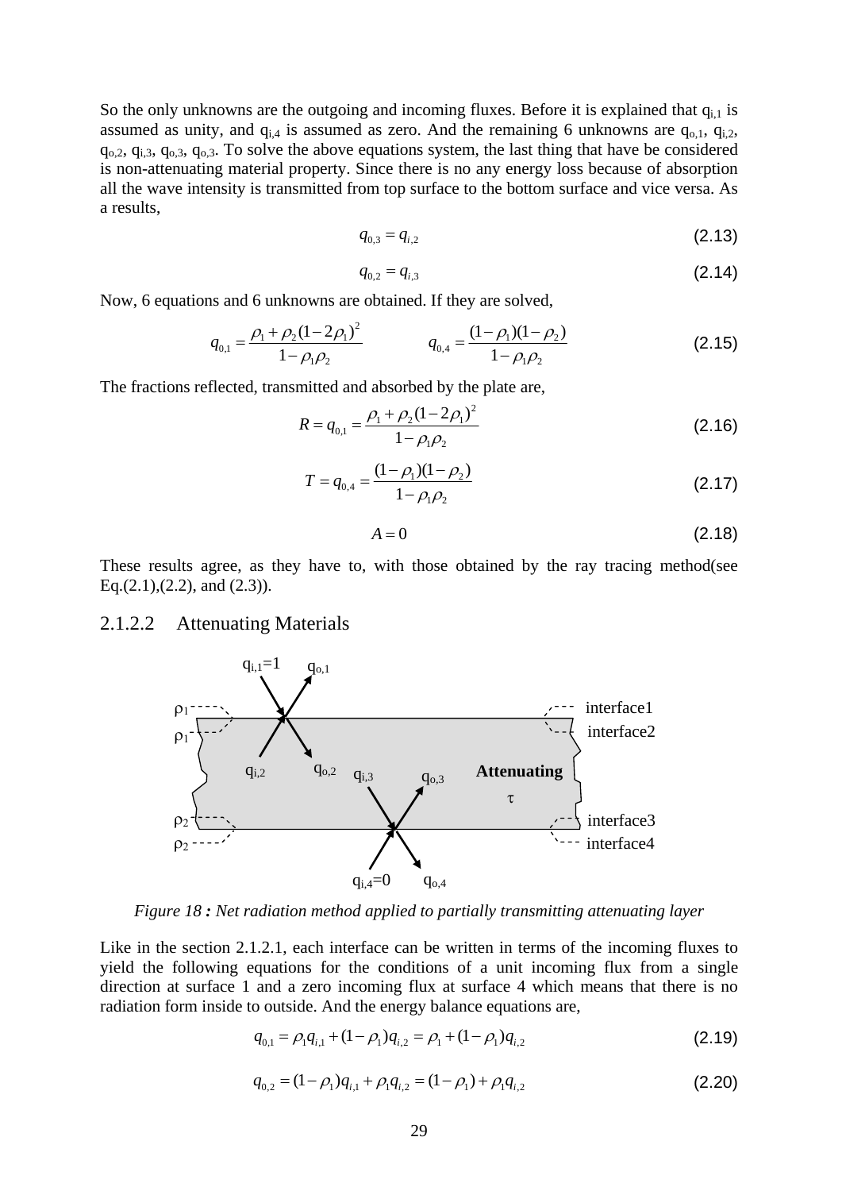So the only unknowns are the outgoing and incoming fluxes. Before it is explained that $q_{i,1}$ is assumed as unity, and $q_{i,4}$ is assumed as zero. And the remaining 6 unknowns are $q_{o,1}$, $q_{i,2}$, $q_{o,2}$, $q_{i,3}$, $q_{o,3}$, $q_{o,3}$. To solve the above equations system, the last thing that have be considered is non-attenuating material property. Since there is no any energy loss because of absorption all the wave intensity is transmitted from top surface to the bottom surface and vice versa. As a results,

$$q_{0,3} = q_{i,2} \tag{2.13}$$

$$q_{0,2} = q_{i,3} \tag{2.14}$$

Now, 6 equations and 6 unknowns are obtained. If they are solved,

$$q_{0,1} = \frac{\rho_1 + \rho_2(1-2\rho_1)^2}{1-\rho_1\rho_2} \qquad\qquad q_{0,4} = \frac{(1-\rho_1)(1-\rho_2)}{1-\rho_1\rho_2} \tag{2.15}$$

The fractions reflected, transmitted and absorbed by the plate are,

$$R = q_{0,1} = \frac{\rho_1 + \rho_2(1-2\rho_1)^2}{1-\rho_1\rho_2} \tag{2.16}$$

$$T = q_{0,4} = \frac{(1-\rho_1)(1-\rho_2)}{1-\rho_1\rho_2} \tag{2.17}$$

$$A = 0 \tag{2.18}$$

These results agree, as they have to, with those obtained by the ray tracing method(see Eq.(2.1),(2.2), and (2.3)).

### 2.1.2.2 Attenuating Materials

*Figure 18 : Net radiation method applied to partially transmitting attenuating layer*

Like in the section 2.1.2.1, each interface can be written in terms of the incoming fluxes to yield the following equations for the conditions of a unit incoming flux from a single direction at surface 1 and a zero incoming flux at surface 4 which means that there is no radiation form inside to outside. And the energy balance equations are,

$$q_{0,1} = \rho_1 q_{i,1} + (1-\rho_1)q_{i,2} = \rho_1 + (1-\rho_1)q_{i,2} \tag{2.19}$$

$$q_{0,2} = (1-\rho_1)q_{i,1} + \rho_1 q_{i,2} = (1-\rho_1) + \rho_1 q_{i,2} \tag{2.20}$$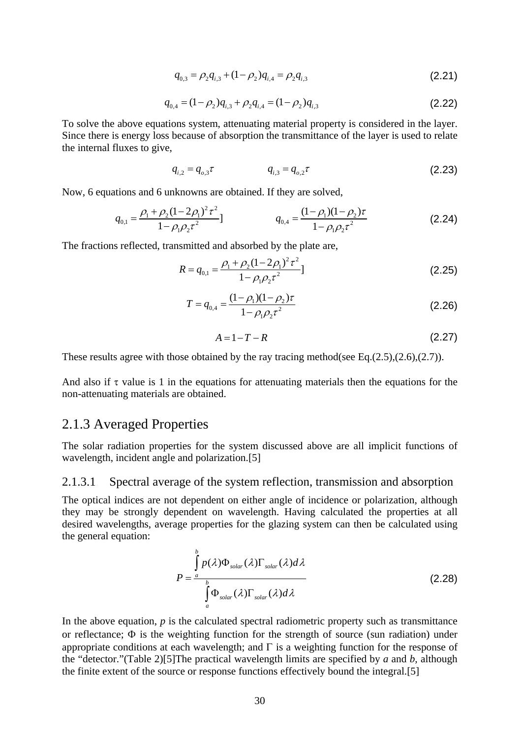$$q_{0,3} = \rho_2 q_{i,3} + (1-\rho_2) q_{i,4} = \rho_2 q_{i,3} \tag{2.21}$$

$$q_{0,4} = (1-\rho_2) q_{i,3} + \rho_2 q_{i,4} = (1-\rho_2) q_{i,3} \tag{2.22}$$

To solve the above equations system, attenuating material property is considered in the layer. Since there is energy loss because of absorption the transmittance of the layer is used to relate the internal fluxes to give,

$$q_{i,2} = q_{o,3}\tau \qquad\qquad q_{i,3} = q_{o,2}\tau \tag{2.23}$$

Now, 6 equations and 6 unknowns are obtained. If they are solved,

$$q_{0,1} = \frac{\rho_1 + \rho_2 (1-2\rho_1)^2 \tau^2}{1-\rho_1\rho_2\tau^2}] \qquad\qquad q_{0,4} = \frac{(1-\rho_1)(1-\rho_2)\tau}{1-\rho_1\rho_2\tau^2} \tag{2.24}$$

The fractions reflected, transmitted and absorbed by the plate are,

$$R = q_{0,1} = \frac{\rho_1 + \rho_2 (1-2\rho_1)^2 \tau^2}{1-\rho_1\rho_2\tau^2}] \tag{2.25}$$

$$T = q_{0,4} = \frac{(1-\rho_1)(1-\rho_2)\tau}{1-\rho_1\rho_2\tau^2} \tag{2.26}$$

$$A = 1 - T - R \tag{2.27}$$

These results agree with those obtained by the ray tracing method(see Eq.(2.5),(2.6),(2.7)).

And also if $\tau$ value is 1 in the equations for attenuating materials then the equations for the non-attenuating materials are obtained.

## 2.1.3 Averaged Properties

The solar radiation properties for the system discussed above are all implicit functions of wavelength, incident angle and polarization.[5]

### 2.1.3.1 Spectral average of the system reflection, transmission and absorption

The optical indices are not dependent on either angle of incidence or polarization, although they may be strongly dependent on wavelength. Having calculated the properties at all desired wavelengths, average properties for the glazing system can then be calculated using the general equation:

$$P = \frac{\int_a^b p(\lambda)\Phi_{solar}(\lambda)\Gamma_{solar}(\lambda)d\lambda}{\int_a^b \Phi_{solar}(\lambda)\Gamma_{solar}(\lambda)d\lambda} \tag{2.28}$$

In the above equation, *p* is the calculated spectral radiometric property such as transmittance or reflectance; $\Phi$ is the weighting function for the strength of source (sun radiation) under appropriate conditions at each wavelength; and $\Gamma$ is a weighting function for the response of the "detector."(Table 2)[5]The practical wavelength limits are specified by *a* and *b*, although the finite extent of the source or response functions effectively bound the integral.[5]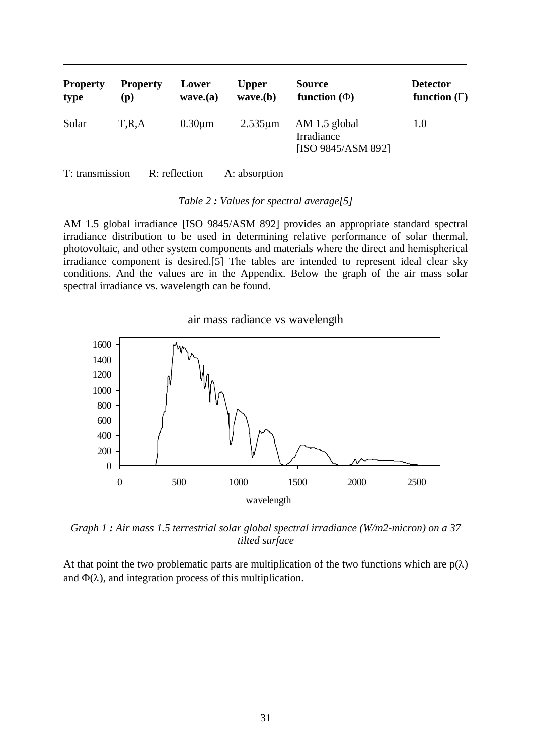| **Property type** | **Property (p)** | **Lower wave.(a)** | **Upper wave.(b)** | **Source function (Φ)** | **Detector function (Γ)** |
|---|---|---|---|---|---|
| Solar | T,R,A | 0.30μm | 2.535μm | AM 1.5 global Irradiance [ISO 9845/ASM 892] | 1.0 |
| T: transmission | R: reflection | A: absorption | | | |

*Table 2 : Values for spectral average[5]*

AM 1.5 global irradiance [ISO 9845/ASM 892] provides an appropriate standard spectral irradiance distribution to be used in determining relative performance of solar thermal, photovoltaic, and other system components and materials where the direct and hemispherical irradiance component is desired.[5] The tables are intended to represent ideal clear sky conditions. And the values are in the Appendix. Below the graph of the air mass solar spectral irradiance vs. wavelength can be found.

*Graph 1 : Air mass 1.5 terrestrial solar global spectral irradiance (W/m2-micron) on a 37 tilted surface*

At that point the two problematic parts are multiplication of the two functions which are $p(\lambda)$ and $\Phi(\lambda)$, and integration process of this multiplication.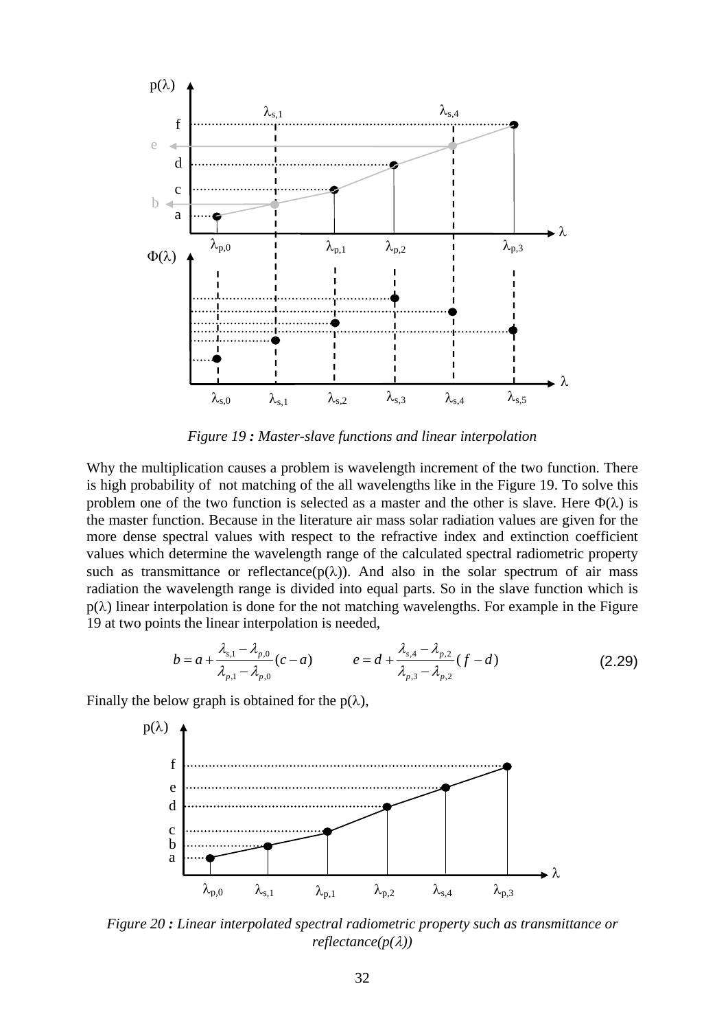*Figure 19 : Master-slave functions and linear interpolation*

Why the multiplication causes a problem is wavelength increment of the two function. There is high probability of not matching of the all wavelengths like in the Figure 19. To solve this problem one of the two function is selected as a master and the other is slave. Here $\Phi(\lambda)$ is the master function. Because in the literature air mass solar radiation values are given for the more dense spectral values with respect to the refractive index and extinction coefficient values which determine the wavelength range of the calculated spectral radiometric property such as transmittance or reflectance($p(\lambda)$). And also in the solar spectrum of air mass radiation the wavelength range is divided into equal parts. So in the slave function which is $p(\lambda)$ linear interpolation is done for the not matching wavelengths. For example in the Figure 19 at two points the linear interpolation is needed,

$$b = a + \frac{\lambda_{s,1} - \lambda_{p,0}}{\lambda_{p,1} - \lambda_{p,0}}(c - a) \qquad e = d + \frac{\lambda_{s,4} - \lambda_{p,2}}{\lambda_{p,3} - \lambda_{p,2}}(f - d) \tag{2.29}$$

Finally the below graph is obtained for the $p(\lambda)$,

*Figure 20 : Linear interpolated spectral radiometric property such as transmittance or reflectance($p(\lambda)$)*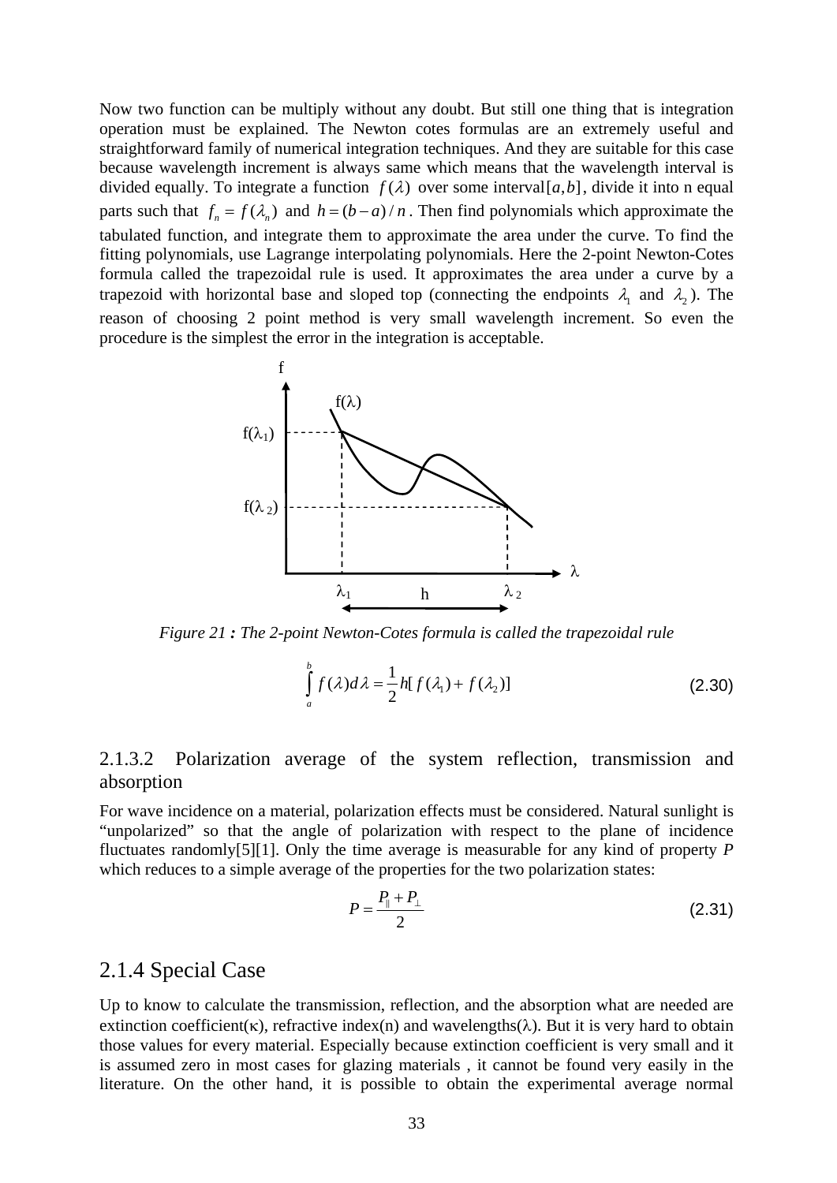Now two function can be multiply without any doubt. But still one thing that is integration operation must be explained. The Newton cotes formulas are an extremely useful and straightforward family of numerical integration techniques. And they are suitable for this case because wavelength increment is always same which means that the wavelength interval is divided equally. To integrate a function $f(\lambda)$ over some interval $[a,b]$, divide it into n equal parts such that $f_n = f(\lambda_n)$ and $h = (b-a)/n$. Then find polynomials which approximate the tabulated function, and integrate them to approximate the area under the curve. To find the fitting polynomials, use Lagrange interpolating polynomials. Here the 2-point Newton-Cotes formula called the trapezoidal rule is used. It approximates the area under a curve by a trapezoid with horizontal base and sloped top (connecting the endpoints $\lambda_1$ and $\lambda_2$). The reason of choosing 2 point method is very small wavelength increment. So even the procedure is the simplest the error in the integration is acceptable.

*Figure 21 : The 2-point Newton-Cotes formula is called the trapezoidal rule*

$$\int_a^b f(\lambda)d\lambda = \frac{1}{2}h[f(\lambda_1) + f(\lambda_2)] \tag{2.30}$$

### 2.1.3.2 Polarization average of the system reflection, transmission and absorption

For wave incidence on a material, polarization effects must be considered. Natural sunlight is "unpolarized" so that the angle of polarization with respect to the plane of incidence fluctuates randomly[5][1]. Only the time average is measurable for any kind of property *P* which reduces to a simple average of the properties for the two polarization states:

$$P = \frac{P_{\parallel} + P_{\perp}}{2} \tag{2.31}$$

## 2.1.4 Special Case

Up to know to calculate the transmission, reflection, and the absorption what are needed are extinction coefficient($\kappa$), refractive index(n) and wavelengths($\lambda$). But it is very hard to obtain those values for every material. Especially because extinction coefficient is very small and it is assumed zero in most cases for glazing materials , it cannot be found very easily in the literature. On the other hand, it is possible to obtain the experimental average normal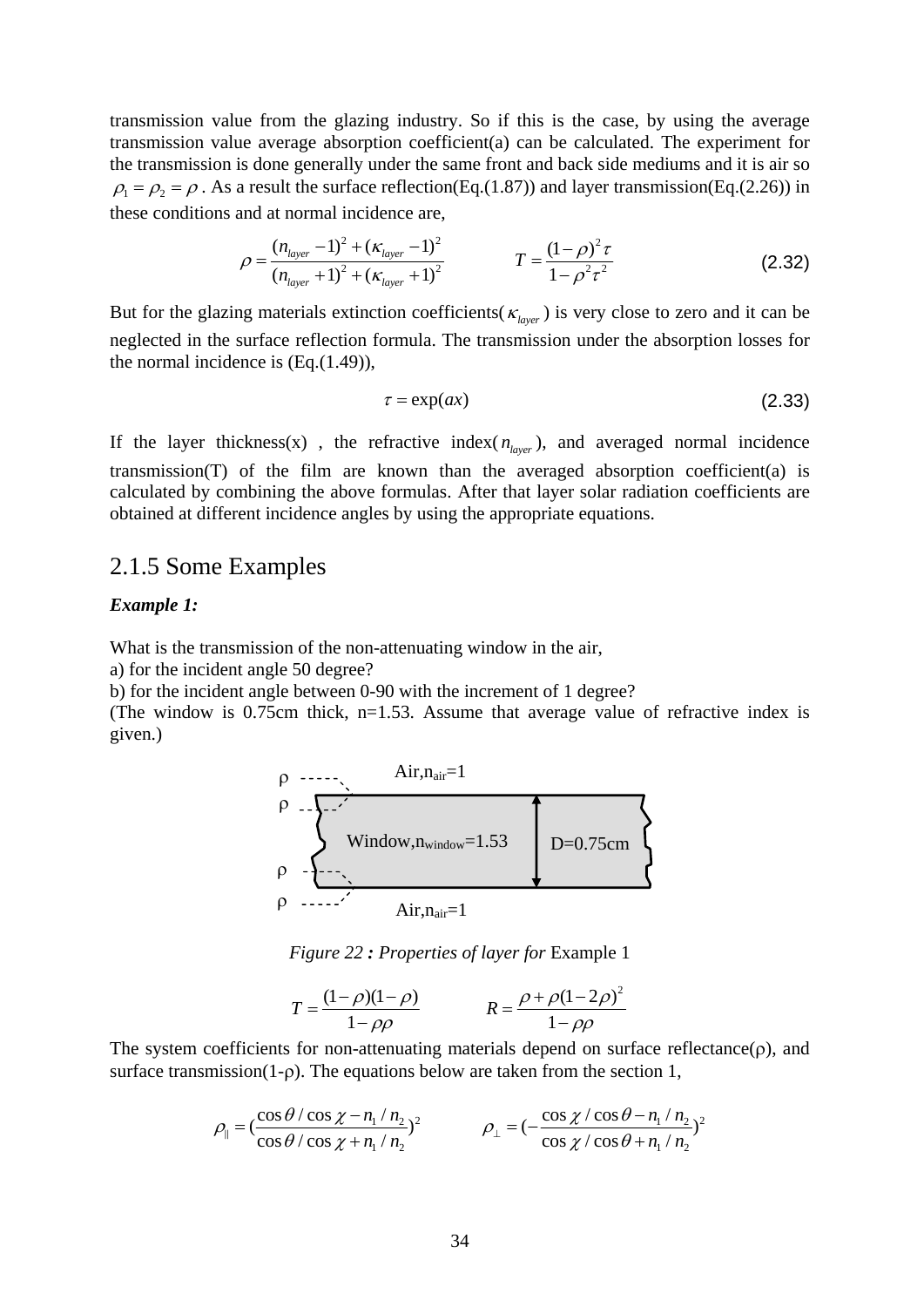transmission value from the glazing industry. So if this is the case, by using the average transmission value average absorption coefficient(a) can be calculated. The experiment for the transmission is done generally under the same front and back side mediums and it is air so $\rho_1 = \rho_2 = \rho$ . As a result the surface reflection(Eq.(1.87)) and layer transmission(Eq.(2.26)) in these conditions and at normal incidence are,

$$\rho = \frac{(n_{layer} - 1)^2 + (\kappa_{layer} - 1)^2}{(n_{layer} + 1)^2 + (\kappa_{layer} + 1)^2} \qquad T = \frac{(1-\rho)^2 \tau}{1 - \rho^2 \tau^2} \tag{2.32}$$

But for the glazing materials extinction coefficients($\kappa_{layer}$) is very close to zero and it can be neglected in the surface reflection formula. The transmission under the absorption losses for the normal incidence is (Eq.(1.49)),

$$\tau = \exp(ax) \tag{2.33}$$

If the layer thickness(x) , the refractive index($n_{layer}$), and averaged normal incidence transmission(T) of the film are known than the averaged absorption coefficient(a) is calculated by combining the above formulas. After that layer solar radiation coefficients are obtained at different incidence angles by using the appropriate equations.

## 2.1.5 Some Examples

***Example 1:***

What is the transmission of the non-attenuating window in the air,
a) for the incident angle 50 degree?
b) for the incident angle between 0-90 with the increment of 1 degree?
(The window is 0.75cm thick, n=1.53. Assume that average value of refractive index is given.)

ρ ρ ρ ρ Air,$n_{air}$=1 Window,$n_{window}$=1.53 D=0.75cm Air,$n_{air}$=1

*Figure 22 : Properties of layer for* Example 1

$$T = \frac{(1-\rho)(1-\rho)}{1-\rho\rho} \qquad R = \frac{\rho + \rho(1-2\rho)^2}{1-\rho\rho}$$

The system coefficients for non-attenuating materials depend on surface reflectance(ρ), and surface transmission(1-ρ). The equations below are taken from the section 1,

$$\rho_{\parallel} = \left(\frac{\cos\theta / \cos\chi - n_1/n_2}{\cos\theta / \cos\chi + n_1/n_2}\right)^2 \qquad \rho_{\perp} = \left(-\frac{\cos\chi / \cos\theta - n_1/n_2}{\cos\chi / \cos\theta + n_1/n_2}\right)^2$$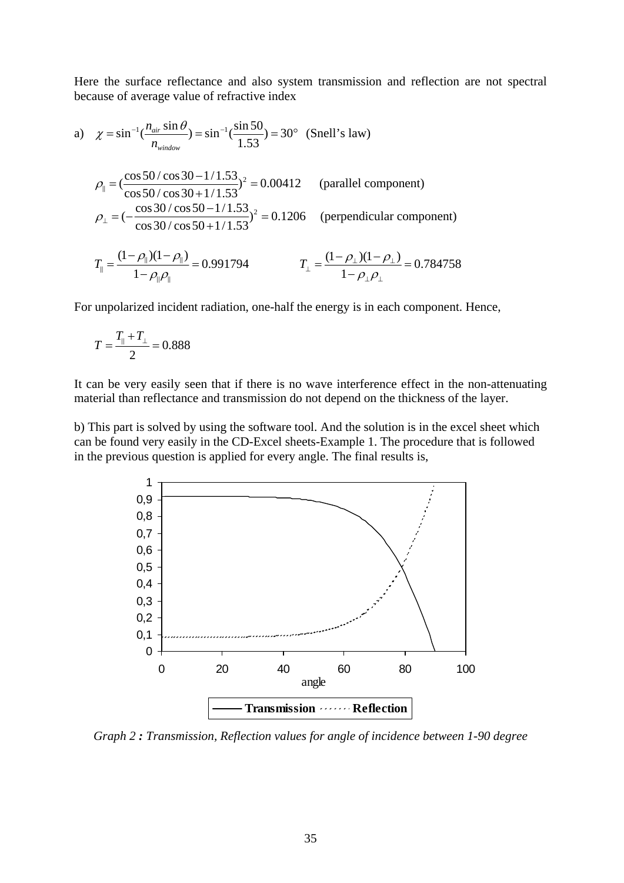Here the surface reflectance and also system transmission and reflection are not spectral because of average value of refractive index

a) $$\chi = \sin^{-1}(\frac{n_{air}\sin\theta}{n_{window}}) = \sin^{-1}(\frac{\sin 50}{1.53}) = 30° \quad \text{(Snell's law)}$$

$$\rho_{\parallel} = (\frac{\cos 50/\cos 30 - 1/1.53}{\cos 50/\cos 30 + 1/1.53})^2 = 0.00412 \qquad \text{(parallel component)}$$

$$\rho_{\perp} = (-\frac{\cos 30/\cos 50 - 1/1.53}{\cos 30/\cos 50 + 1/1.53})^2 = 0.1206 \qquad \text{(perpendicular component)}$$

$$T_{\parallel} = \frac{(1-\rho_{\parallel})(1-\rho_{\parallel})}{1-\rho_{\parallel}\rho_{\parallel}} = 0.991794 \qquad\qquad T_{\perp} = \frac{(1-\rho_{\perp})(1-\rho_{\perp})}{1-\rho_{\perp}\rho_{\perp}} = 0.784758$$

For unpolarized incident radiation, one-half the energy is in each component. Hence,

$$T = \frac{T_{\parallel} + T_{\perp}}{2} = 0.888$$

It can be very easily seen that if there is no wave interference effect in the non-attenuating material than reflectance and transmission do not depend on the thickness of the layer.

b) This part is solved by using the software tool. And the solution is in the excel sheet which can be found very easily in the CD-Excel sheets-Example 1. The procedure that is followed in the previous question is applied for every angle. The final results is,

*Graph 2 : Transmission, Reflection values for angle of incidence between 1-90 degree*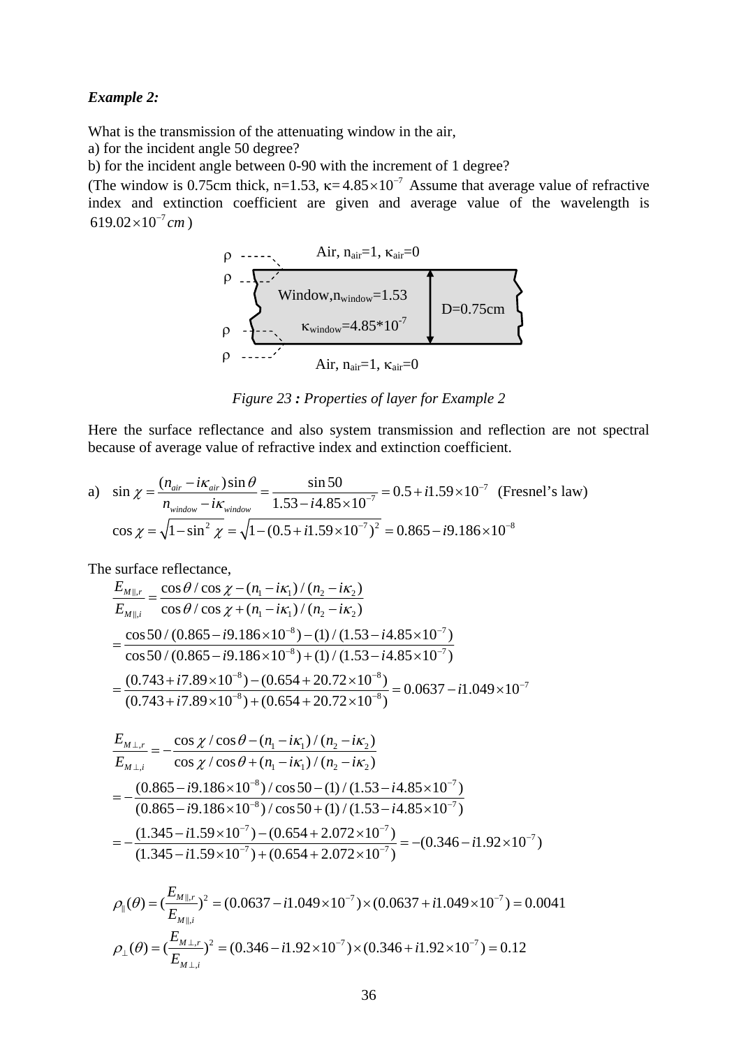***Example 2:***

What is the transmission of the attenuating window in the air,

a) for the incident angle 50 degree?

b) for the incident angle between 0-90 with the increment of 1 degree?

(The window is 0.75cm thick, n=1.53, $\kappa = 4.85\times10^{-7}$ Assume that average value of refractive index and extinction coefficient are given and average value of the wavelength is $619.02\times10^{-7}\,cm$ )

ρ Air, $n_{air}$=1, $\kappa_{air}$=0

ρ Window, $n_{window}$=1.53

$\kappa_{window}$=4.85*10$^{-7}$ D=0.75cm

ρ

ρ Air, $n_{air}$=1, $\kappa_{air}$=0

*Figure 23 : Properties of layer for Example 2*

Here the surface reflectance and also system transmission and reflection are not spectral because of average value of refractive index and extinction coefficient.

a) $$\sin\chi = \frac{(n_{air} - i\kappa_{air})\sin\theta}{n_{window} - i\kappa_{window}} = \frac{\sin 50}{1.53 - i4.85\times10^{-7}} = 0.5 + i1.59\times10^{-7} \quad \text{(Fresnel's law)}$$

$$\cos\chi = \sqrt{1-\sin^2\chi} = \sqrt{1-(0.5+i1.59\times10^{-7})^2} = 0.865 - i9.186\times10^{-8}$$

The surface reflectance,

$$\frac{E_{M\parallel,r}}{E_{M\parallel,i}} = \frac{\cos\theta/\cos\chi - (n_1 - i\kappa_1)/(n_2 - i\kappa_2)}{\cos\theta/\cos\chi + (n_1 - i\kappa_1)/(n_2 - i\kappa_2)}$$

$$= \frac{\cos 50/(0.865 - i9.186\times10^{-8}) - (1)/(1.53 - i4.85\times10^{-7})}{\cos 50/(0.865 - i9.186\times10^{-8}) + (1)/(1.53 - i4.85\times10^{-7})}$$

$$= \frac{(0.743 + i7.89\times10^{-8}) - (0.654 + 20.72\times10^{-8})}{(0.743 + i7.89\times10^{-8}) + (0.654 + 20.72\times10^{-8})} = 0.0637 - i1.049\times10^{-7}$$

$$\frac{E_{M\perp,r}}{E_{M\perp,i}} = -\frac{\cos\chi/\cos\theta - (n_1 - i\kappa_1)/(n_2 - i\kappa_2)}{\cos\chi/\cos\theta + (n_1 - i\kappa_1)/(n_2 - i\kappa_2)}$$

$$= -\frac{(0.865 - i9.186\times10^{-8})/\cos 50 - (1)/(1.53 - i4.85\times10^{-7})}{(0.865 - i9.186\times10^{-8})/\cos 50 + (1)/(1.53 - i4.85\times10^{-7})}$$

$$= -\frac{(1.345 - i1.59\times10^{-7}) - (0.654 + 2.072\times10^{-7})}{(1.345 - i1.59\times10^{-7}) + (0.654 + 2.072\times10^{-7})} = -(0.346 - i1.92\times10^{-7})$$

$$\rho_\parallel(\theta) = \left(\frac{E_{M\parallel,r}}{E_{M\parallel,i}}\right)^2 = (0.0637 - i1.049\times10^{-7})\times(0.0637 + i1.049\times10^{-7}) = 0.0041$$

$$\rho_\perp(\theta) = \left(\frac{E_{M\perp,r}}{E_{M\perp,i}}\right)^2 = (0.346 - i1.92\times10^{-7})\times(0.346 + i1.92\times10^{-7}) = 0.12$$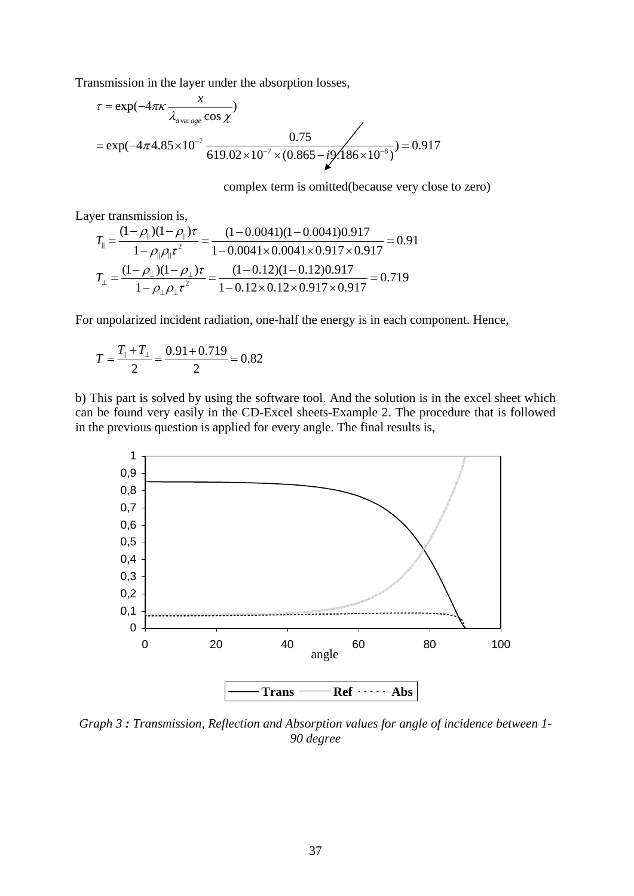Transmission in the layer under the absorption losses,

$$\tau = \exp(-4\pi\kappa \frac{x}{\lambda_{average} \cos\chi})$$

$$= \exp(-4\pi 4.85\times10^{-7} \frac{0.75}{619.02\times10^{-7}\times(0.865 - i9.186\times10^{-8})}) = 0.917$$

complex term is omitted(because very close to zero)

Layer transmission is,

$$T_{\parallel} = \frac{(1-\rho_{\parallel})(1-\rho_{\parallel})\tau}{1-\rho_{\parallel}\rho_{\parallel}\tau^2} = \frac{(1-0.0041)(1-0.0041)0.917}{1-0.0041\times0.0041\times0.917\times0.917} = 0.91$$

$$T_{\perp} = \frac{(1-\rho_{\perp})(1-\rho_{\perp})\tau}{1-\rho_{\perp}\rho_{\perp}\tau^2} = \frac{(1-0.12)(1-0.12)0.917}{1-0.12\times0.12\times0.917\times0.917} = 0.719$$

For unpolarized incident radiation, one-half the energy is in each component. Hence,

$$T = \frac{T_{\parallel} + T_{\perp}}{2} = \frac{0.91 + 0.719}{2} = 0.82$$

b) This part is solved by using the software tool. And the solution is in the excel sheet which can be found very easily in the CD-Excel sheets-Example 2. The procedure that is followed in the previous question is applied for every angle. The final results is,

*Graph 3 : Transmission, Reflection and Absorption values for angle of incidence between 1-90 degree*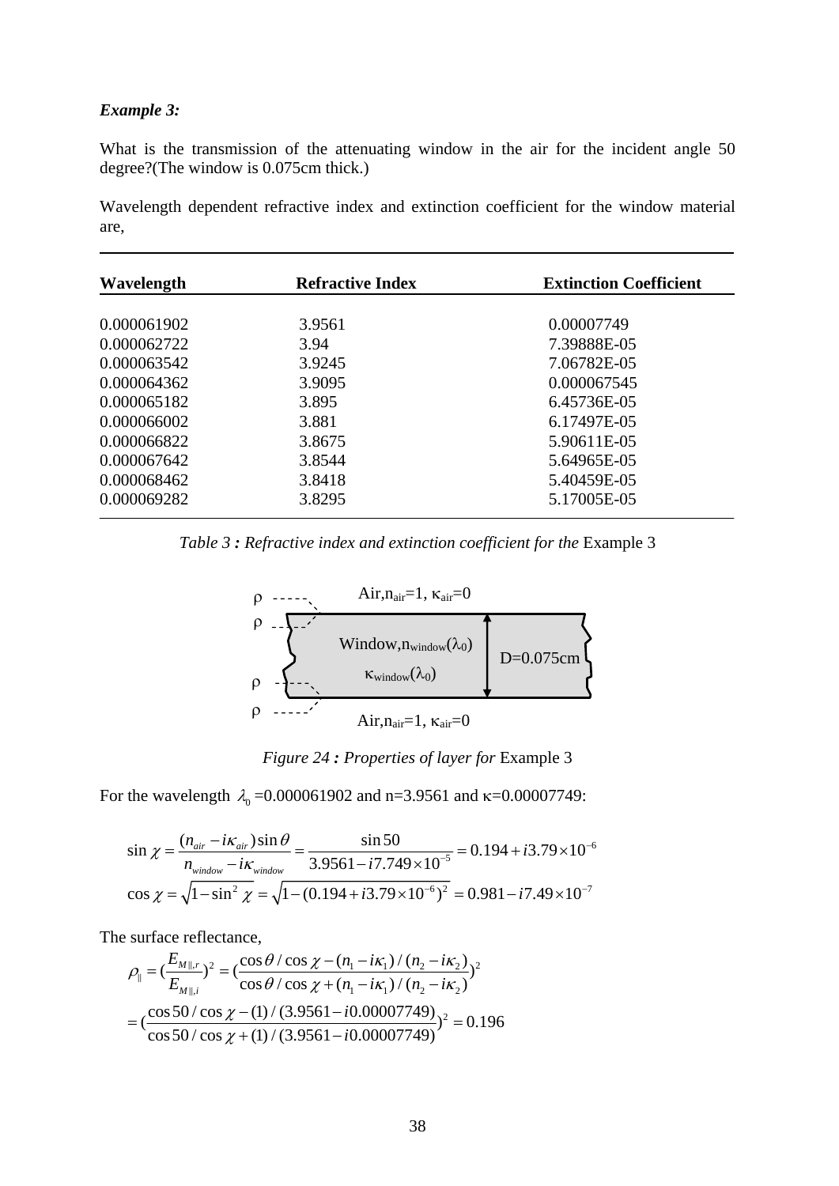***Example 3:***

What is the transmission of the attenuating window in the air for the incident angle 50 degree?(The window is 0.075cm thick.)

Wavelength dependent refractive index and extinction coefficient for the window material are,

| Wavelength | Refractive Index | Extinction Coefficient |
|---|---|---|
| 0.000061902 | 3.9561 | 0.00007749 |
| 0.000062722 | 3.94 | 7.39888E-05 |
| 0.000063542 | 3.9245 | 7.06782E-05 |
| 0.000064362 | 3.9095 | 0.000067545 |
| 0.000065182 | 3.895 | 6.45736E-05 |
| 0.000066002 | 3.881 | 6.17497E-05 |
| 0.000066822 | 3.8675 | 5.90611E-05 |
| 0.000067642 | 3.8544 | 5.64965E-05 |
| 0.000068462 | 3.8418 | 5.40459E-05 |
| 0.000069282 | 3.8295 | 5.17005E-05 |

*Table 3 : Refractive index and extinction coefficient for the* Example 3

ρ
ρ
ρ
ρ

Air, $n_{air}$=1, $\kappa_{air}$=0

Window, $n_{window}(\lambda_0)$

$\kappa_{window}(\lambda_0)$

D=0.075cm

Air, $n_{air}$=1, $\kappa_{air}$=0

*Figure 24 : Properties of layer for* Example 3

For the wavelength $\lambda_0$ =0.000061902 and n=3.9561 and κ=0.00007749:

$$\sin\chi = \frac{(n_{air} - i\kappa_{air})\sin\theta}{n_{window} - i\kappa_{window}} = \frac{\sin 50}{3.9561 - i7.749\times10^{-5}} = 0.194 + i3.79\times10^{-6}$$

$$\cos\chi = \sqrt{1-\sin^2\chi} = \sqrt{1-(0.194+i3.79\times10^{-6})^2} = 0.981 - i7.49\times10^{-7}$$

The surface reflectance,

$$\rho_{\parallel} = \left(\frac{E_{M\parallel,r}}{E_{M\parallel,i}}\right)^2 = \left(\frac{\cos\theta/\cos\chi - (n_1 - i\kappa_1)/(n_2 - i\kappa_2)}{\cos\theta/\cos\chi + (n_1 - i\kappa_1)/(n_2 - i\kappa_2)}\right)^2$$

$$= \left(\frac{\cos 50/\cos\chi - (1)/(3.9561 - i0.00007749)}{\cos 50/\cos\chi + (1)/(3.9561 - i0.00007749)}\right)^2 = 0.196$$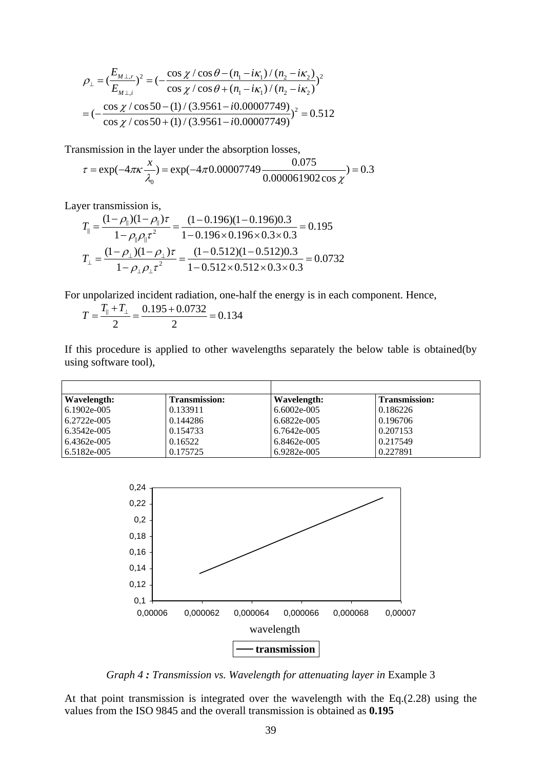$$\rho_{\perp} = \left(\frac{E_{M\perp,r}}{E_{M\perp,i}}\right)^2 = \left(-\frac{\cos\chi/\cos\theta - (n_1 - i\kappa_1)/(n_2 - i\kappa_2)}{\cos\chi/\cos\theta + (n_1 - i\kappa_1)/(n_2 - i\kappa_2)}\right)^2$$

$$= \left(-\frac{\cos\chi/\cos 50 - (1)/(3.9561 - i0.00007749)}{\cos\chi/\cos 50 + (1)/(3.9561 - i0.00007749)}\right)^2 = 0.512$$

Transmission in the layer under the absorption losses,

$$\tau = \exp(-4\pi\kappa\frac{x}{\lambda_0}) = \exp(-4\pi 0.00007749\frac{0.075}{0.000061902\cos\chi}) = 0.3$$

Layer transmission is,

$$T_{\parallel} = \frac{(1-\rho_{\parallel})(1-\rho_{\parallel})\tau}{1-\rho_{\parallel}\rho_{\parallel}\tau^2} = \frac{(1-0.196)(1-0.196)0.3}{1-0.196\times 0.196\times 0.3\times 0.3} = 0.195$$

$$T_{\perp} = \frac{(1-\rho_{\perp})(1-\rho_{\perp})\tau}{1-\rho_{\perp}\rho_{\perp}\tau^2} = \frac{(1-0.512)(1-0.512)0.3}{1-0.512\times 0.512\times 0.3\times 0.3} = 0.0732$$

For unpolarized incident radiation, one-half the energy is in each component. Hence,

$$T = \frac{T_{\parallel} + T_{\perp}}{2} = \frac{0.195 + 0.0732}{2} = 0.134$$

If this procedure is applied to other wavelengths separately the below table is obtained(by using software tool),

| **Wavelength:** | **Transmission:** | **Wavelength:** | **Transmission:** |
|---|---|---|---|
| 6.1902e-005 | 0.133911 | 6.6002e-005 | 0.186226 |
| 6.2722e-005 | 0.144286 | 6.6822e-005 | 0.196706 |
| 6.3542e-005 | 0.154733 | 6.7642e-005 | 0.207153 |
| 6.4362e-005 | 0.16522 | 6.8462e-005 | 0.217549 |
| 6.5182e-005 | 0.175725 | 6.9282e-005 | 0.227891 |

*Graph 4 : Transmission vs. Wavelength for attenuating layer in* Example 3

At that point transmission is integrated over the wavelength with the Eq.(2.28) using the values from the ISO 9845 and the overall transmission is obtained as **0.195**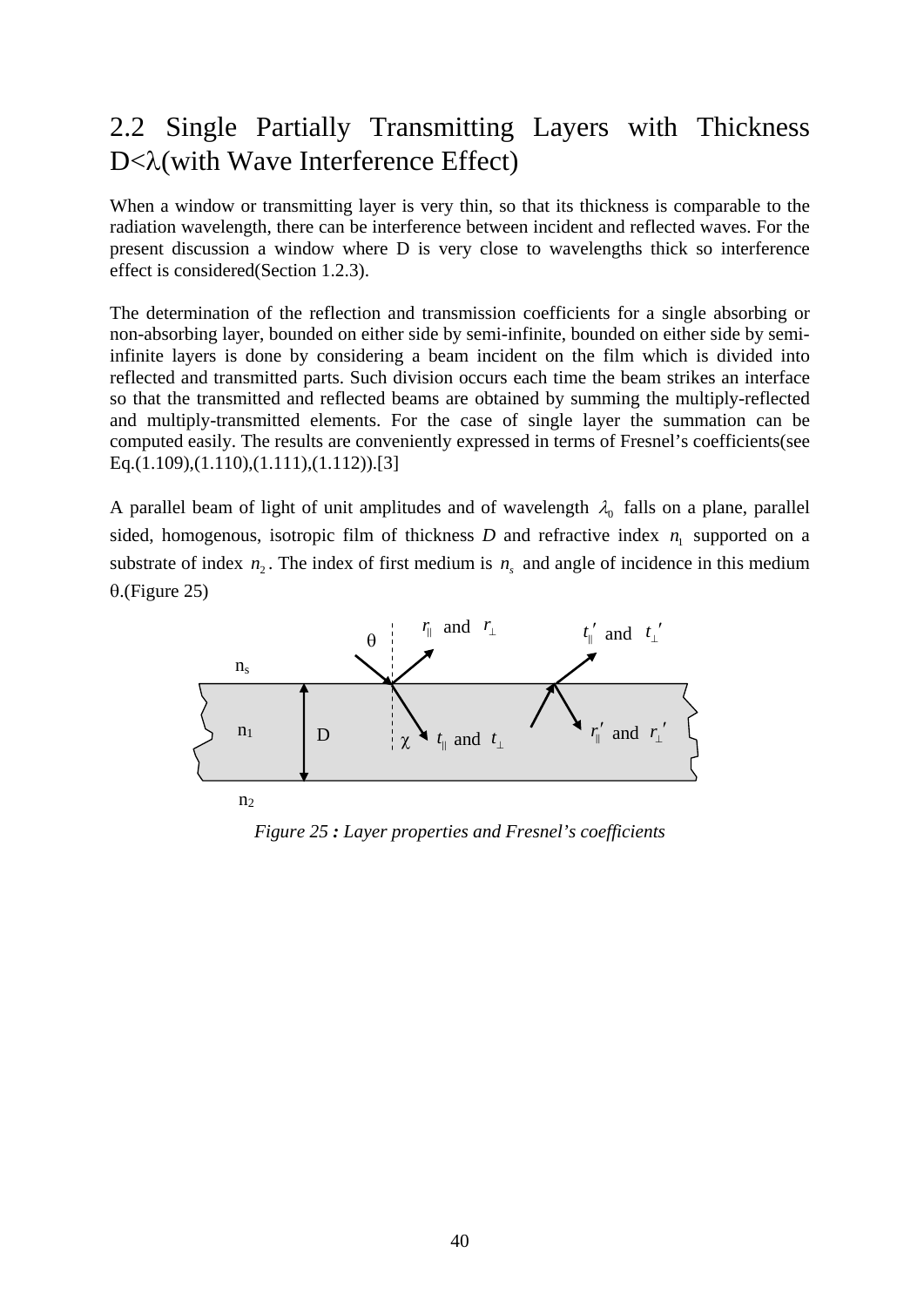## 2.2 Single Partially Transmitting Layers with Thickness D<λ(with Wave Interference Effect)

When a window or transmitting layer is very thin, so that its thickness is comparable to the radiation wavelength, there can be interference between incident and reflected waves. For the present discussion a window where D is very close to wavelengths thick so interference effect is considered(Section 1.2.3).

The determination of the reflection and transmission coefficients for a single absorbing or non-absorbing layer, bounded on either side by semi-infinite, bounded on either side by semi-infinite layers is done by considering a beam incident on the film which is divided into reflected and transmitted parts. Such division occurs each time the beam strikes an interface so that the transmitted and reflected beams are obtained by summing the multiply-reflected and multiply-transmitted elements. For the case of single layer the summation can be computed easily. The results are conveniently expressed in terms of Fresnel's coefficients(see Eq.(1.109),(1.110),(1.111),(1.112)).[3]

A parallel beam of light of unit amplitudes and of wavelength $\lambda_0$ falls on a plane, parallel sided, homogenous, isotropic film of thickness *D* and refractive index $n_1$ supported on a substrate of index $n_2$. The index of first medium is $n_s$ and angle of incidence in this medium θ.(Figure 25)

*Figure 25 **:** Layer properties and Fresnel's coefficients*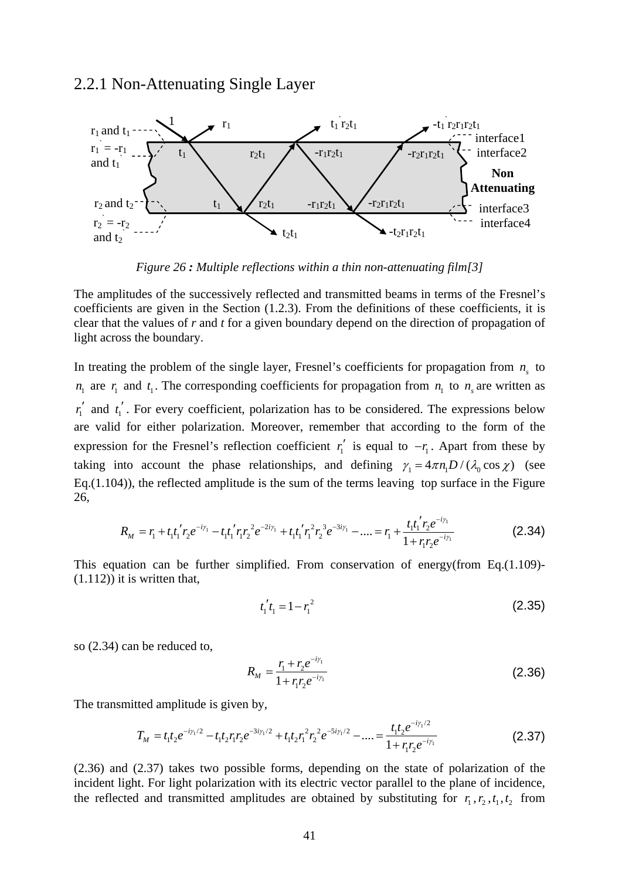### 2.2.1 Non-Attenuating Single Layer

*Figure 26 : Multiple reflections within a thin non-attenuating film[3]*

The amplitudes of the successively reflected and transmitted beams in terms of the Fresnel's coefficients are given in the Section (1.2.3). From the definitions of these coefficients, it is clear that the values of *r* and *t* for a given boundary depend on the direction of propagation of light across the boundary.

In treating the problem of the single layer, Fresnel's coefficients for propagation from $n_s$ to $n_1$ are $r_1$ and $t_1$. The corresponding coefficients for propagation from $n_1$ to $n_s$ are written as $r_1'$ and $t_1'$. For every coefficient, polarization has to be considered. The expressions below are valid for either polarization. Moreover, remember that according to the form of the expression for the Fresnel's reflection coefficient $r_1'$ is equal to $-r_1$. Apart from these by taking into account the phase relationships, and defining $\gamma_1 = 4\pi n_1 D/(\lambda_0 \cos\chi)$ (see Eq.(1.104)), the reflected amplitude is the sum of the terms leaving top surface in the Figure 26,

$$R_M = r_1 + t_1 t_1' r_2 e^{-i\gamma_1} - t_1 t_1' r_1 r_2^2 e^{-2i\gamma_1} + t_1 t_1' r_1^2 r_2^3 e^{-3i\gamma_1} - .... = r_1 + \frac{t_1 t_1' r_2 e^{-i\gamma_1}}{1 + r_1 r_2 e^{-i\gamma_1}} \tag{2.34}$$

This equation can be further simplified. From conservation of energy(from Eq.(1.109)-(1.112)) it is written that,

$$t_1' t_1 = 1 - r_1^2 \tag{2.35}$$

so (2.34) can be reduced to,

$$R_M = \frac{r_1 + r_2 e^{-i\gamma_1}}{1 + r_1 r_2 e^{-i\gamma_1}} \tag{2.36}$$

The transmitted amplitude is given by,

$$T_M = t_1 t_2 e^{-i\gamma_1/2} - t_1 t_2 r_1 r_2 e^{-3i\gamma_1/2} + t_1 t_2 r_1^2 r_2^2 e^{-5i\gamma_1/2} - .... = \frac{t_1 t_2 e^{-i\gamma_1/2}}{1 + r_1 r_2 e^{-i\gamma_1}} \tag{2.37}$$

(2.36) and (2.37) takes two possible forms, depending on the state of polarization of the incident light. For light polarization with its electric vector parallel to the plane of incidence, the reflected and transmitted amplitudes are obtained by substituting for $r_1, r_2, t_1, t_2$ from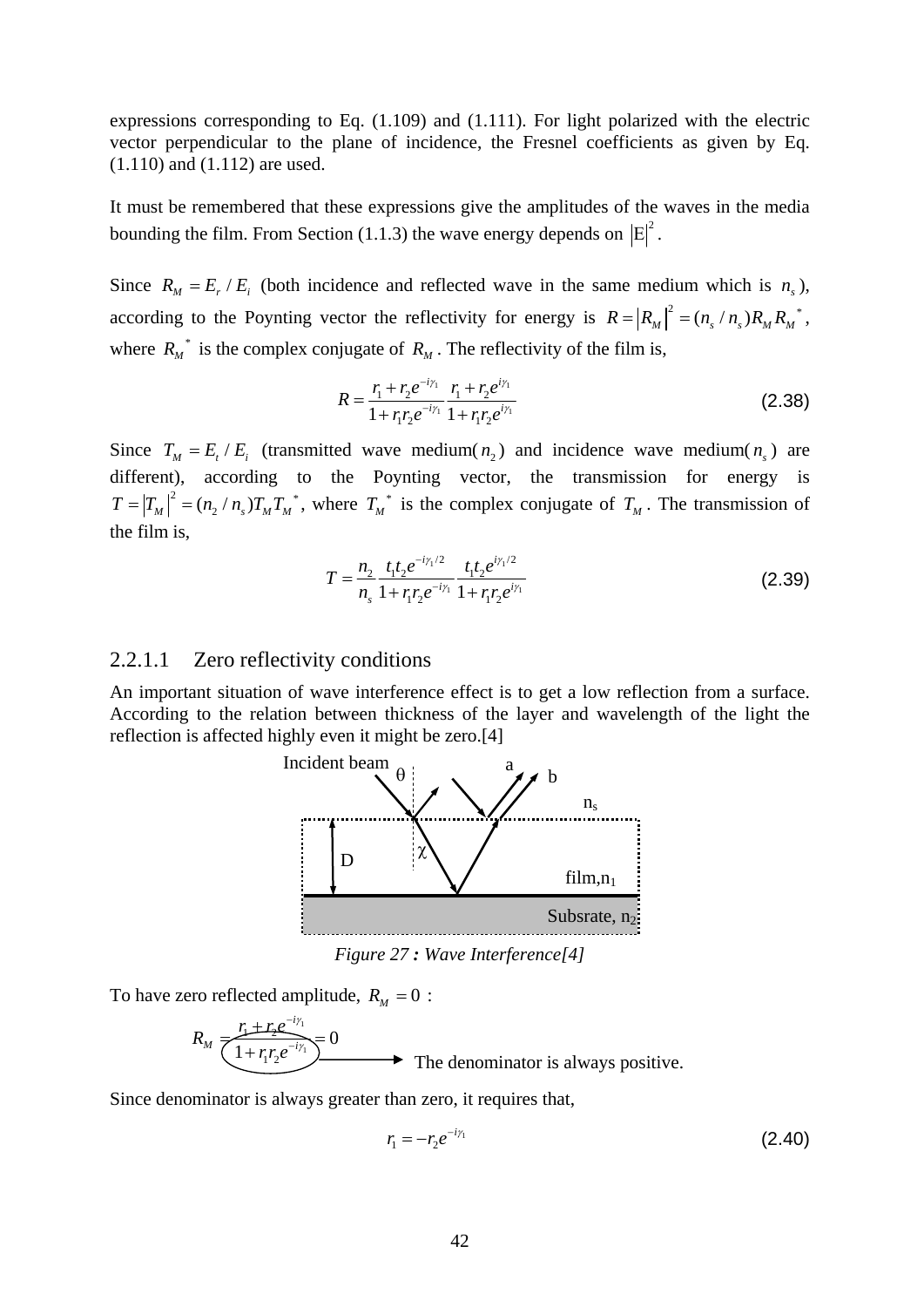expressions corresponding to Eq. (1.109) and (1.111). For light polarized with the electric vector perpendicular to the plane of incidence, the Fresnel coefficients as given by Eq. (1.110) and (1.112) are used.

It must be remembered that these expressions give the amplitudes of the waves in the media bounding the film. From Section (1.1.3) the wave energy depends on $|E|^2$.

Since $R_M = E_r / E_i$ (both incidence and reflected wave in the same medium which is $n_s$), according to the Poynting vector the reflectivity for energy is $R = |R_M|^2 = (n_s / n_s) R_M R_M^*$, where $R_M^*$ is the complex conjugate of $R_M$. The reflectivity of the film is,

$$R = \frac{r_1 + r_2 e^{-i\gamma_1}}{1 + r_1 r_2 e^{-i\gamma_1}} \frac{r_1 + r_2 e^{i\gamma_1}}{1 + r_1 r_2 e^{i\gamma_1}} \tag{2.38}$$

Since $T_M = E_t / E_i$ (transmitted wave medium($n_2$) and incidence wave medium($n_s$) are different), according to the Poynting vector, the transmission for energy is $T = |T_M|^2 = (n_2 / n_s) T_M T_M^*$, where $T_M^*$ is the complex conjugate of $T_M$. The transmission of the film is,

$$T = \frac{n_2}{n_s} \frac{t_1 t_2 e^{-i\gamma_1/2}}{1 + r_1 r_2 e^{-i\gamma_1}} \frac{t_1 t_2 e^{i\gamma_1/2}}{1 + r_1 r_2 e^{i\gamma_1}} \tag{2.39}$$

### 2.2.1.1 Zero reflectivity conditions

An important situation of wave interference effect is to get a low reflection from a surface. According to the relation between thickness of the layer and wavelength of the light the reflection is affected highly even it might be zero.[4]

Incident beam θ a b $n_s$ χ D film,$n_1$ Subsrate, $n_2$

*Figure 27 : Wave Interference[4]*

To have zero reflected amplitude, $R_M = 0$ :

$$R_M = \frac{r_1 + r_2 e^{-i\gamma_1}}{1 + r_1 r_2 e^{-i\gamma_1}} = 0$$

The denominator is always positive.

Since denominator is always greater than zero, it requires that,

$$r_1 = -r_2 e^{-i\gamma_1} \tag{2.40}$$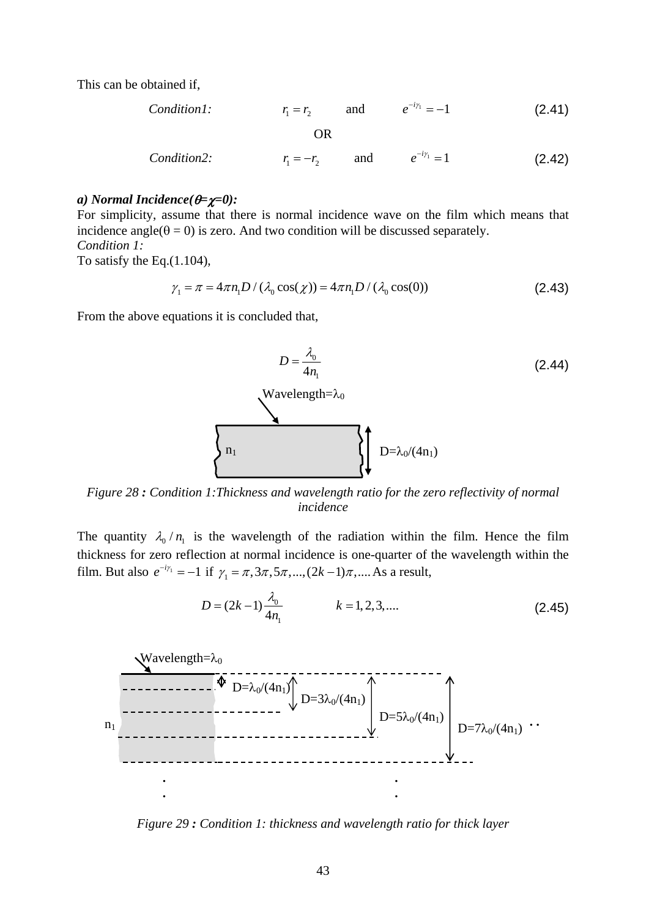This can be obtained if,

*Condition1:* $r_1 = r_2$ and $e^{-i\gamma_1} = -1$ (2.41)

OR

*Condition2:* $r_1 = -r_2$ and $e^{-i\gamma_1} = 1$ (2.42)

***a) Normal Incidence($\theta$=$\chi$=0):***

For simplicity, assume that there is normal incidence wave on the film which means that incidence angle($\theta$ = 0) is zero. And two condition will be discussed separately.

*Condition 1:*

To satisfy the Eq.(1.104),

$$\gamma_1 = \pi = 4\pi n_1 D / (\lambda_0 \cos(\chi)) = 4\pi n_1 D / (\lambda_0 \cos(0)) \tag{2.43}$$

From the above equations it is concluded that,

$$D = \frac{\lambda_0}{4n_1} \tag{2.44}$$

Wavelength=$\lambda_0$

$n_1$ D=$\lambda_0$/(4$n_1$)

*Figure 28 : Condition 1:Thickness and wavelength ratio for the zero reflectivity of normal incidence*

The quantity $\lambda_0 / n_1$ is the wavelength of the radiation within the film. Hence the film thickness for zero reflection at normal incidence is one-quarter of the wavelength within the film. But also $e^{-i\gamma_1} = -1$ if $\gamma_1 = \pi, 3\pi, 5\pi, ..., (2k-1)\pi, ....$ As a result,

$$D = (2k-1)\frac{\lambda_0}{4n_1} \qquad k = 1, 2, 3, .... \tag{2.45}$$

Wavelength=$\lambda_0$

$n_1$ D=$\lambda_0$/(4$n_1$) D=3$\lambda_0$/(4$n_1$) D=5$\lambda_0$/(4$n_1$) D=7$\lambda_0$/(4$n_1$) ..

*Figure 29 : Condition 1: thickness and wavelength ratio for thick layer*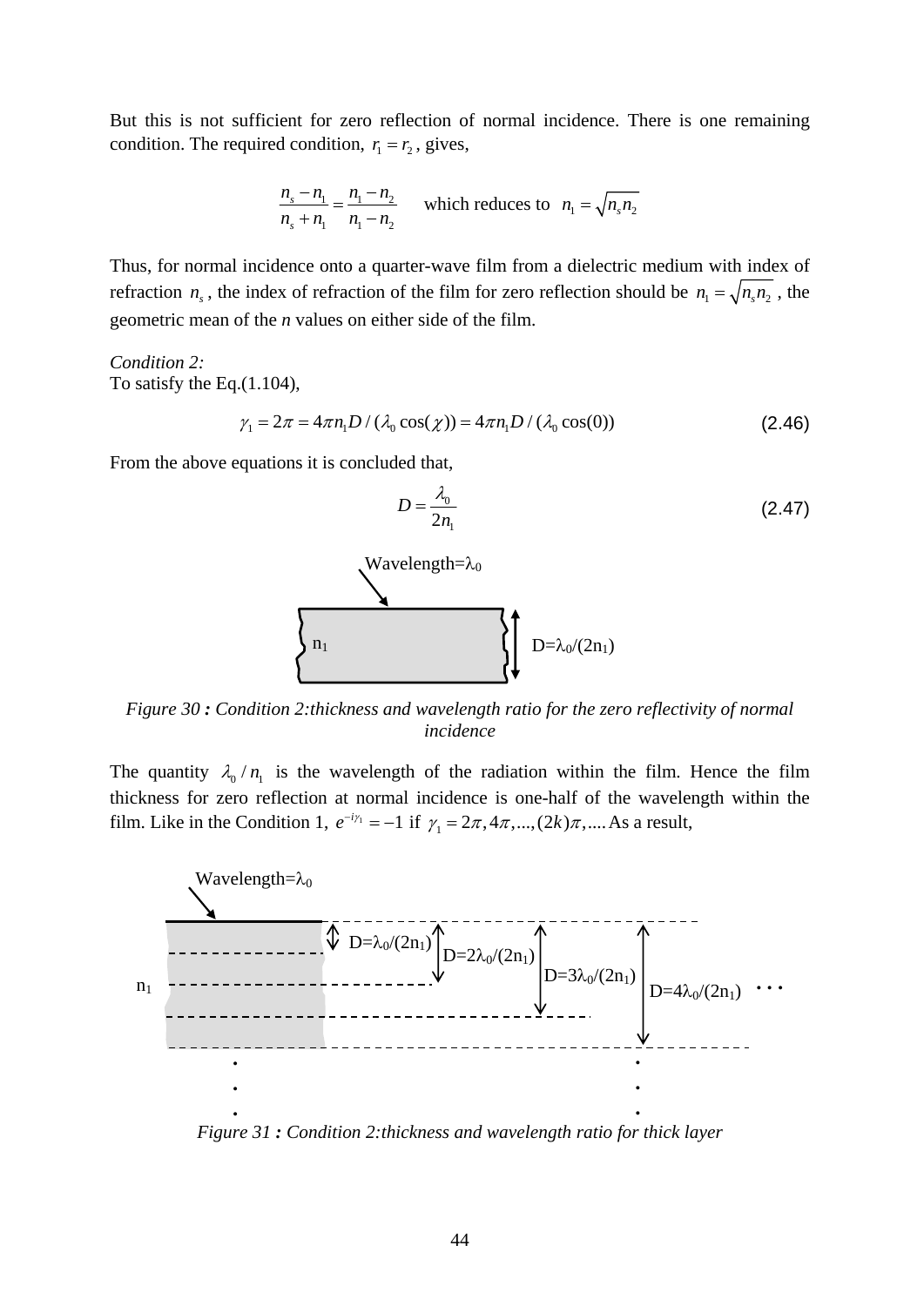But this is not sufficient for zero reflection of normal incidence. There is one remaining condition. The required condition, $r_1 = r_2$, gives,

$$\frac{n_s - n_1}{n_s + n_1} = \frac{n_1 - n_2}{n_1 - n_2} \quad \text{which reduces to} \quad n_1 = \sqrt{n_s n_2}$$

Thus, for normal incidence onto a quarter-wave film from a dielectric medium with index of refraction $n_s$, the index of refraction of the film for zero reflection should be $n_1 = \sqrt{n_s n_2}$, the geometric mean of the *n* values on either side of the film.

*Condition 2:*
To satisfy the Eq.(1.104),

$$\gamma_1 = 2\pi = 4\pi n_1 D / (\lambda_0 \cos(\chi)) = 4\pi n_1 D / (\lambda_0 \cos(0)) \tag{2.46}$$

From the above equations it is concluded that,

$$D = \frac{\lambda_0}{2n_1} \tag{2.47}$$

*Figure 30 **:** Condition 2:thickness and wavelength ratio for the zero reflectivity of normal incidence*

The quantity $\lambda_0 / n_1$ is the wavelength of the radiation within the film. Hence the film thickness for zero reflection at normal incidence is one-half of the wavelength within the film. Like in the Condition 1, $e^{-i\gamma_1} = -1$ if $\gamma_1 = 2\pi, 4\pi, ..., (2k)\pi, ....$ As a result,

*Figure 31 **:** Condition 2:thickness and wavelength ratio for thick layer*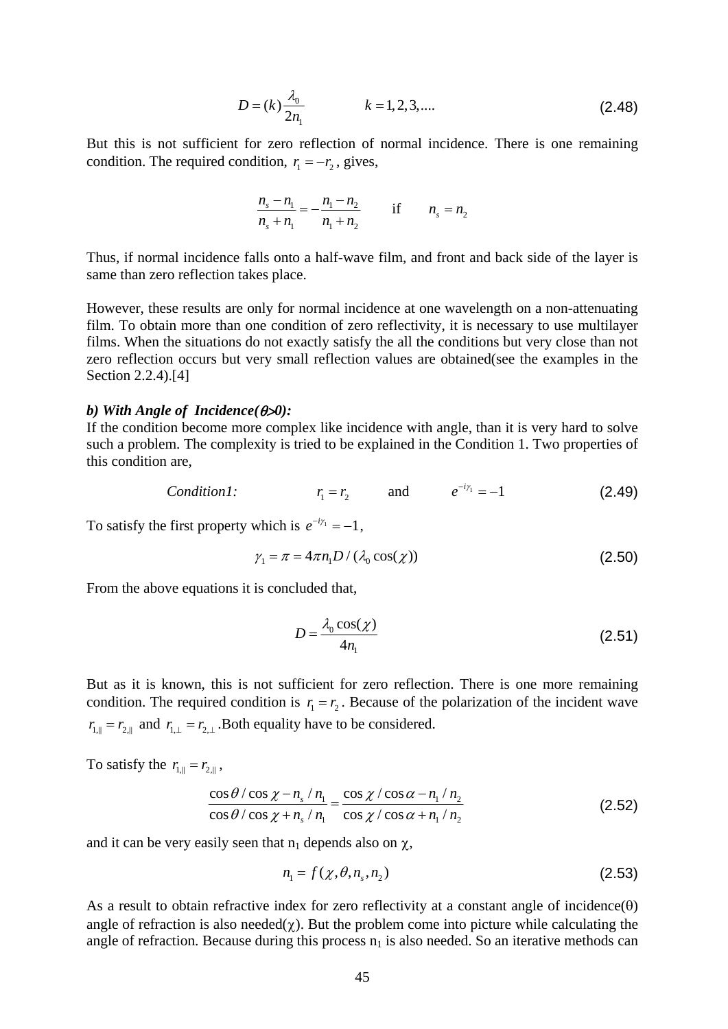$$D = (k)\frac{\lambda_0}{2n_1} \qquad k = 1, 2, 3, .... \tag{2.48}$$

But this is not sufficient for zero reflection of normal incidence. There is one remaining condition. The required condition, $r_1 = -r_2$, gives,

$$\frac{n_s - n_1}{n_s + n_1} = -\frac{n_1 - n_2}{n_1 + n_2} \qquad \text{if} \qquad n_s = n_2$$

Thus, if normal incidence falls onto a half-wave film, and front and back side of the layer is same than zero reflection takes place.

However, these results are only for normal incidence at one wavelength on a non-attenuating film. To obtain more than one condition of zero reflectivity, it is necessary to use multilayer films. When the situations do not exactly satisfy the all the conditions but very close than not zero reflection occurs but very small reflection values are obtained(see the examples in the Section 2.2.4).[4]

***b) With Angle of Incidence($\theta$>0):***

If the condition become more complex like incidence with angle, than it is very hard to solve such a problem. The complexity is tried to be explained in the Condition 1. Two properties of this condition are,

$$\textit{Condition1:} \qquad r_1 = r_2 \qquad \text{and} \qquad e^{-i\gamma_1} = -1 \tag{2.49}$$

To satisfy the first property which is $e^{-i\gamma_1} = -1$,

$$\gamma_1 = \pi = 4\pi n_1 D / (\lambda_0 \cos(\chi)) \tag{2.50}$$

From the above equations it is concluded that,

$$D = \frac{\lambda_0 \cos(\chi)}{4n_1} \tag{2.51}$$

But as it is known, this is not sufficient for zero reflection. There is one more remaining condition. The required condition is $r_1 = r_2$. Because of the polarization of the incident wave $r_{1,\parallel} = r_{2,\parallel}$ and $r_{1,\perp} = r_{2,\perp}$.Both equality have to be considered.

To satisfy the $r_{1,\parallel} = r_{2,\parallel}$,

$$\frac{\cos\theta / \cos\chi - n_s / n_1}{\cos\theta / \cos\chi + n_s / n_1} = \frac{\cos\chi / \cos\alpha - n_1 / n_2}{\cos\chi / \cos\alpha + n_1 / n_2} \tag{2.52}$$

and it can be very easily seen that $n_1$ depends also on $\chi$,

$$n_1 = f(\chi, \theta, n_s, n_2) \tag{2.53}$$

As a result to obtain refractive index for zero reflectivity at a constant angle of incidence($\theta$) angle of refraction is also needed($\chi$). But the problem come into picture while calculating the angle of refraction. Because during this process $n_1$ is also needed. So an iterative methods can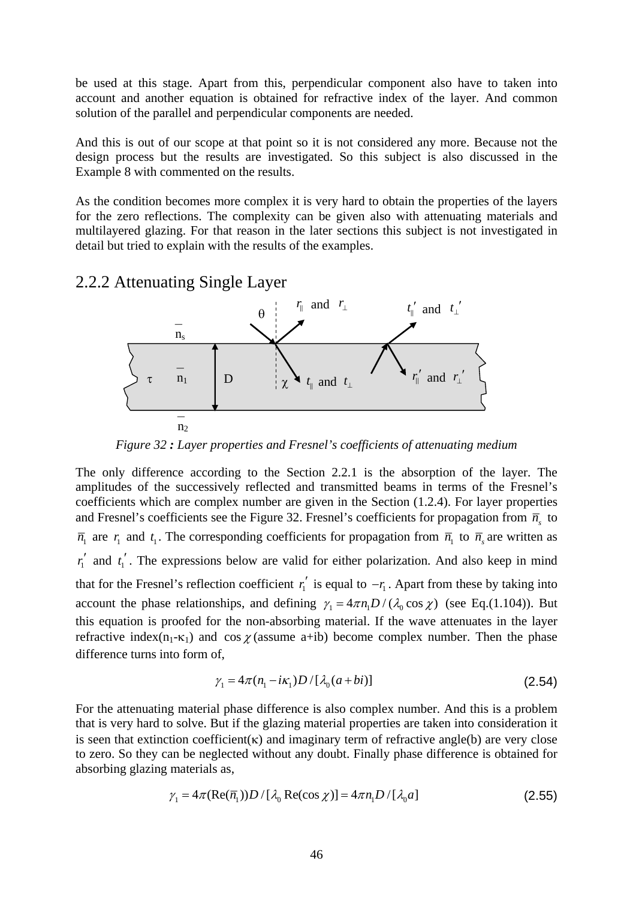be used at this stage. Apart from this, perpendicular component also have to taken into account and another equation is obtained for refractive index of the layer. And common solution of the parallel and perpendicular components are needed.

And this is out of our scope at that point so it is not considered any more. Because not the design process but the results are investigated. So this subject is also discussed in the Example 8 with commented on the results.

As the condition becomes more complex it is very hard to obtain the properties of the layers for the zero reflections. The complexity can be given also with attenuating materials and multilayered glazing. For that reason in the later sections this subject is not investigated in detail but tried to explain with the results of the examples.

## 2.2.2 Attenuating Single Layer

*Figure 32 : Layer properties and Fresnel's coefficients of attenuating medium*

The only difference according to the Section 2.2.1 is the absorption of the layer. The amplitudes of the successively reflected and transmitted beams in terms of the Fresnel's coefficients which are complex number are given in the Section (1.2.4). For layer properties and Fresnel's coefficients see the Figure 32. Fresnel's coefficients for propagation from $\bar{n}_s$ to $\bar{n}_1$ are $r_1$ and $t_1$. The corresponding coefficients for propagation from $\bar{n}_1$ to $\bar{n}_s$ are written as $r_1'$ and $t_1'$. The expressions below are valid for either polarization. And also keep in mind that for the Fresnel's reflection coefficient $r_1'$ is equal to $-r_1$. Apart from these by taking into account the phase relationships, and defining $\gamma_1 = 4\pi n_1 D / (\lambda_0 \cos\chi)$ (see Eq.(1.104)). But this equation is proofed for the non-absorbing material. If the wave attenuates in the layer refractive index($n_1$-$\kappa_1$) and $\cos\chi$ (assume a+ib) become complex number. Then the phase difference turns into form of,

$$\gamma_1 = 4\pi(n_1 - i\kappa_1)D / [\lambda_0(a + bi)] \tag{2.54}$$

For the attenuating material phase difference is also complex number. And this is a problem that is very hard to solve. But if the glazing material properties are taken into consideration it is seen that extinction coefficient($\kappa$) and imaginary term of refractive angle(b) are very close to zero. So they can be neglected without any doubt. Finally phase difference is obtained for absorbing glazing materials as,

$$\gamma_1 = 4\pi(\mathrm{Re}(\bar{n}_1))D / [\lambda_0 \,\mathrm{Re}(\cos\chi)] = 4\pi n_1 D / [\lambda_0 a] \tag{2.55}$$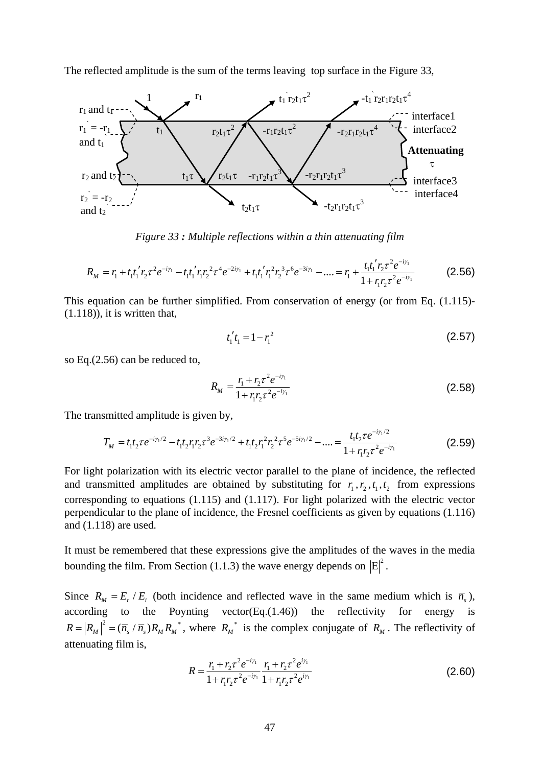The reflected amplitude is the sum of the terms leaving top surface in the Figure 33,

*Figure 33 : Multiple reflections within a thin attenuating film*

$$R_M = r_1 + t_1 t_1' r_2 \tau^2 e^{-i\gamma_1} - t_1 t_1' r_1 r_2^2 \tau^4 e^{-2i\gamma_1} + t_1 t_1' r_1^2 r_2^3 \tau^6 e^{-3i\gamma_1} - .... = r_1 + \frac{t_1 t_1' r_2 \tau^2 e^{-i\gamma_1}}{1 + r_1 r_2 \tau^2 e^{-i\gamma_1}} \tag{2.56}$$

This equation can be further simplified. From conservation of energy (or from Eq. (1.115)-(1.118)), it is written that,

$$t_1' t_1 = 1 - r_1^2 \tag{2.57}$$

so Eq.(2.56) can be reduced to,

$$R_M = \frac{r_1 + r_2 \tau^2 e^{-i\gamma_1}}{1 + r_1 r_2 \tau^2 e^{-i\gamma_1}} \tag{2.58}$$

The transmitted amplitude is given by,

$$T_M = t_1 t_2 \tau e^{-i\gamma_1/2} - t_1 t_2 r_1 r_2 \tau^3 e^{-3i\gamma_1/2} + t_1 t_2 r_1^2 r_2^2 \tau^5 e^{-5i\gamma_1/2} - .... = \frac{t_1 t_2 \tau e^{-i\gamma_1/2}}{1 + r_1 r_2 \tau^2 e^{-i\gamma_1}} \tag{2.59}$$

For light polarization with its electric vector parallel to the plane of incidence, the reflected and transmitted amplitudes are obtained by substituting for $r_1, r_2, t_1, t_2$ from expressions corresponding to equations (1.115) and (1.117). For light polarized with the electric vector perpendicular to the plane of incidence, the Fresnel coefficients as given by equations (1.116) and (1.118) are used.

It must be remembered that these expressions give the amplitudes of the waves in the media bounding the film. From Section (1.1.3) the wave energy depends on $|E|^2$.

Since $R_M = E_r / E_i$ (both incidence and reflected wave in the same medium which is $\bar{n}_s$), according to the Poynting vector(Eq.(1.46)) the reflectivity for energy is $R = |R_M|^2 = (\bar{n}_s / \bar{n}_s) R_M R_M^*$, where $R_M^*$ is the complex conjugate of $R_M$. The reflectivity of attenuating film is,

$$R = \frac{r_1 + r_2 \tau^2 e^{-i\gamma_1}}{1 + r_1 r_2 \tau^2 e^{-i\gamma_1}} \frac{r_1 + r_2 \tau^2 e^{i\gamma_1}}{1 + r_1 r_2 \tau^2 e^{i\gamma_1}} \tag{2.60}$$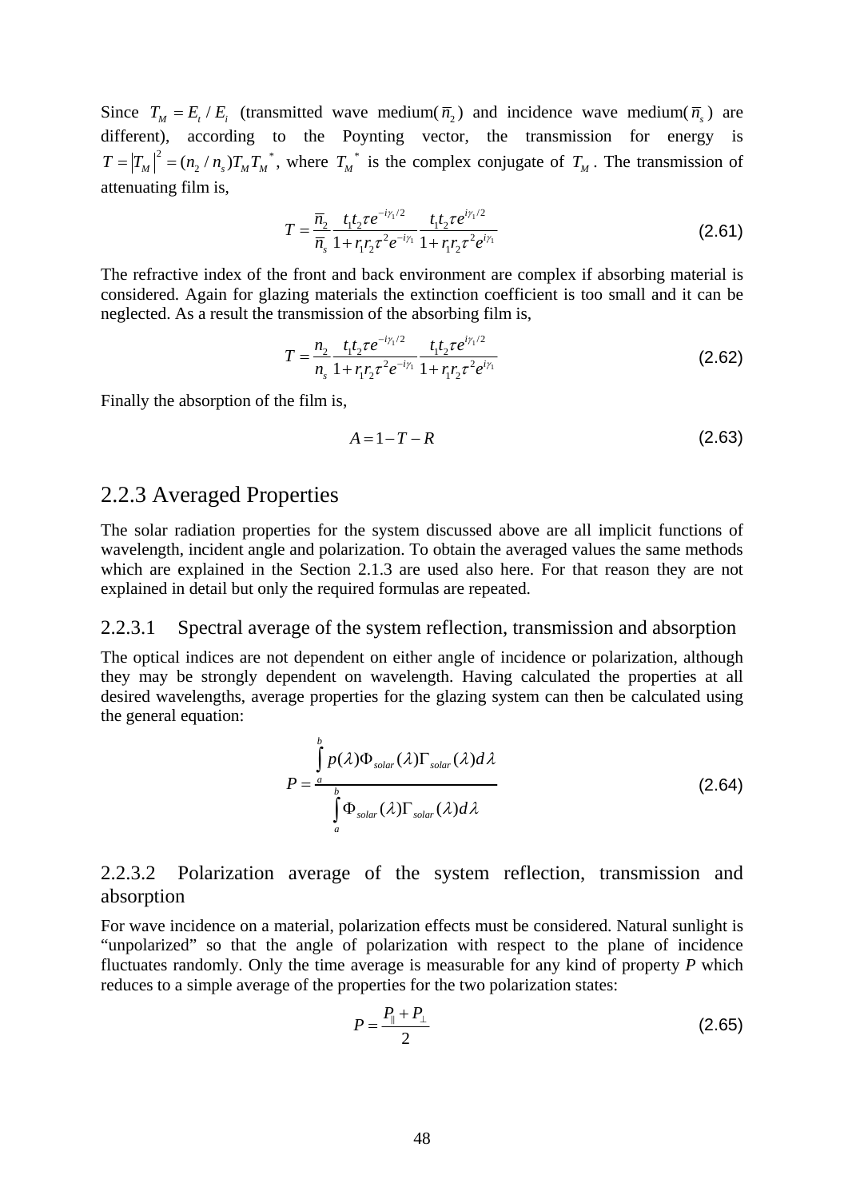Since $T_M = E_t / E_i$ (transmitted wave medium($\overline{n}_2$) and incidence wave medium($\overline{n}_s$) are different), according to the Poynting vector, the transmission for energy is $T = \left|T_M\right|^2 = (n_2 / n_s) T_M T_M{}^*$, where $T_M{}^*$ is the complex conjugate of $T_M$. The transmission of attenuating film is,

$$T = \frac{\overline{n}_2}{\overline{n}_s} \frac{t_1 t_2 \tau e^{-i\gamma_1/2}}{1 + r_1 r_2 \tau^2 e^{-i\gamma_1}} \frac{t_1 t_2 \tau e^{i\gamma_1/2}}{1 + r_1 r_2 \tau^2 e^{i\gamma_1}} \tag{2.61}$$

The refractive index of the front and back environment are complex if absorbing material is considered. Again for glazing materials the extinction coefficient is too small and it can be neglected. As a result the transmission of the absorbing film is,

$$T = \frac{n_2}{n_s} \frac{t_1 t_2 \tau e^{-i\gamma_1/2}}{1 + r_1 r_2 \tau^2 e^{-i\gamma_1}} \frac{t_1 t_2 \tau e^{i\gamma_1/2}}{1 + r_1 r_2 \tau^2 e^{i\gamma_1}} \tag{2.62}$$

Finally the absorption of the film is,

$$A = 1 - T - R \tag{2.63}$$

### 2.2.3 Averaged Properties

The solar radiation properties for the system discussed above are all implicit functions of wavelength, incident angle and polarization. To obtain the averaged values the same methods which are explained in the Section 2.1.3 are used also here. For that reason they are not explained in detail but only the required formulas are repeated.

#### 2.2.3.1 Spectral average of the system reflection, transmission and absorption

The optical indices are not dependent on either angle of incidence or polarization, although they may be strongly dependent on wavelength. Having calculated the properties at all desired wavelengths, average properties for the glazing system can then be calculated using the general equation:

$$P = \frac{\int_a^b p(\lambda) \Phi_{solar}(\lambda) \Gamma_{solar}(\lambda) d\lambda}{\int_a^b \Phi_{solar}(\lambda) \Gamma_{solar}(\lambda) d\lambda} \tag{2.64}$$

#### 2.2.3.2 Polarization average of the system reflection, transmission and absorption

For wave incidence on a material, polarization effects must be considered. Natural sunlight is “unpolarized” so that the angle of polarization with respect to the plane of incidence fluctuates randomly. Only the time average is measurable for any kind of property *P* which reduces to a simple average of the properties for the two polarization states:

$$P = \frac{P_{\parallel} + P_{\perp}}{2} \tag{2.65}$$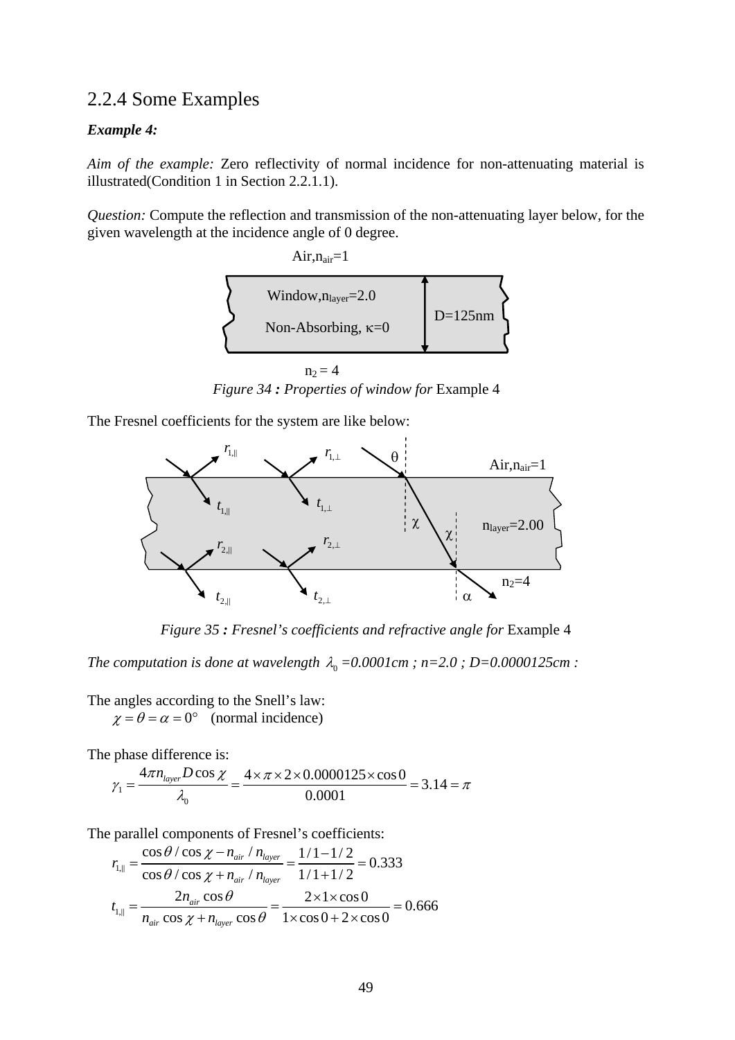## 2.2.4 Some Examples

***Example 4:***

*Aim of the example:* Zero reflectivity of normal incidence for non-attenuating material is illustrated(Condition 1 in Section 2.2.1.1).

*Question:* Compute the reflection and transmission of the non-attenuating layer below, for the given wavelength at the incidence angle of 0 degree.

Air,$n_{air}$=1

Window,$n_{layer}$=2.0

Non-Absorbing, $\kappa$=0

D=125nm

$n_2$ = 4

*Figure 34 : Properties of window for* Example 4

The Fresnel coefficients for the system are like below:

$r_{1,\parallel}$ $r_{1,\perp}$ $\theta$ Air,$n_{air}$=1

$t_{1,\parallel}$ $t_{1,\perp}$ $\chi$ $\chi$ $n_{layer}$=2.00

$r_{2,\parallel}$ $r_{2,\perp}$

$t_{2,\parallel}$ $t_{2,\perp}$ $n_2$=4 $\alpha$

*Figure 35 : Fresnel's coefficients and refractive angle for* Example 4

*The computation is done at wavelength $\lambda_0$ =0.0001cm ; n=2.0 ; D=0.0000125cm :*

The angles according to the Snell's law:

$$\chi = \theta = \alpha = 0° \quad \text{(normal incidence)}$$

The phase difference is:

$$\gamma_1 = \frac{4\pi n_{layer} D \cos\chi}{\lambda_0} = \frac{4 \times \pi \times 2 \times 0.0000125 \times \cos 0}{0.0001} = 3.14 = \pi$$

The parallel components of Fresnel's coefficients:

$$r_{1,\parallel} = \frac{\cos\theta / \cos\chi - n_{air} / n_{layer}}{\cos\theta / \cos\chi + n_{air} / n_{layer}} = \frac{1/1 - 1/2}{1/1 + 1/2} = 0.333$$

$$t_{1,\parallel} = \frac{2 n_{air} \cos\theta}{n_{air} \cos\chi + n_{layer} \cos\theta} = \frac{2 \times 1 \times \cos 0}{1 \times \cos 0 + 2 \times \cos 0} = 0.666$$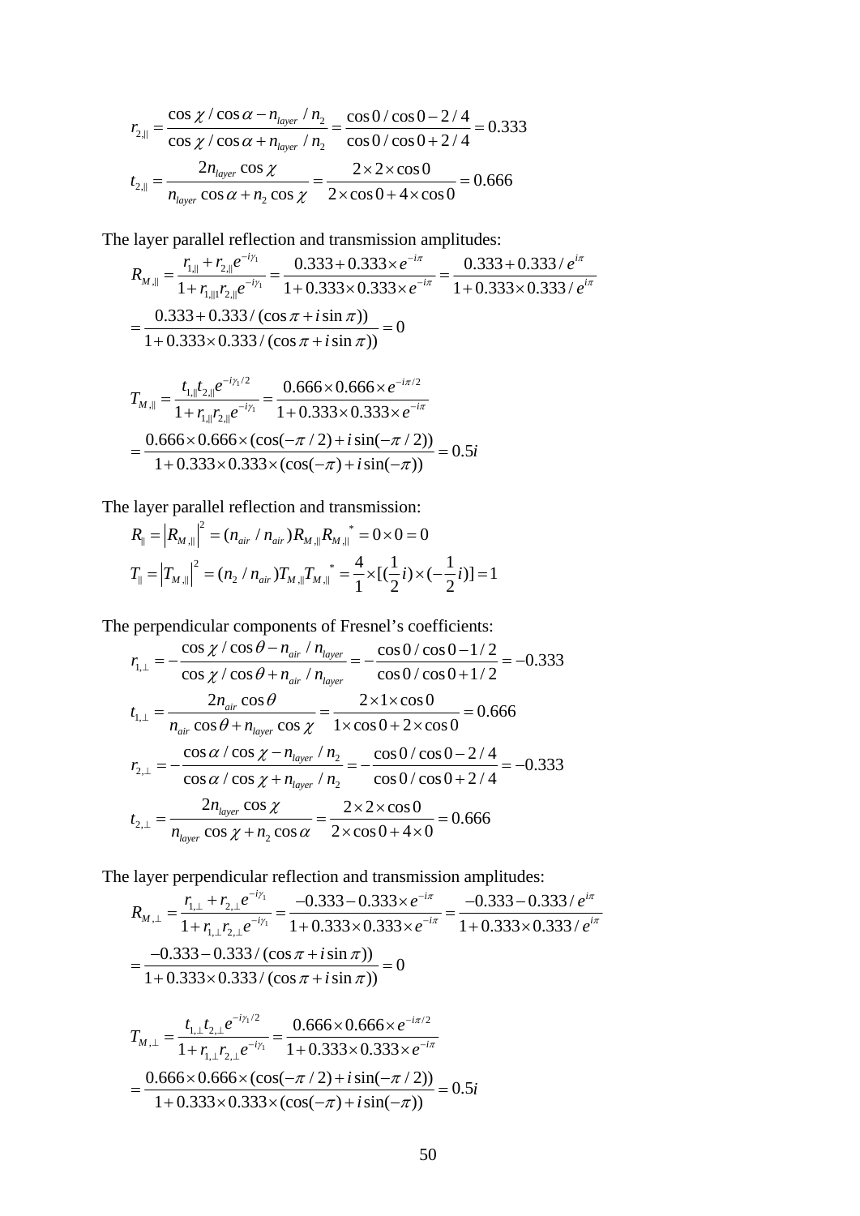$$r_{2,\parallel} = \frac{\cos\chi / \cos\alpha - n_{layer} / n_2}{\cos\chi / \cos\alpha + n_{layer} / n_2} = \frac{\cos 0 / \cos 0 - 2/4}{\cos 0 / \cos 0 + 2/4} = 0.333$$

$$t_{2,\parallel} = \frac{2 n_{layer} \cos\chi}{n_{layer} \cos\alpha + n_2 \cos\chi} = \frac{2 \times 2 \times \cos 0}{2 \times \cos 0 + 4 \times \cos 0} = 0.666$$

The layer parallel reflection and transmission amplitudes:

$$R_{M,\parallel} = \frac{r_{1,\parallel} + r_{2,\parallel} e^{-i\gamma_1}}{1 + r_{1,\parallel 1} r_{2,\parallel} e^{-i\gamma_1}} = \frac{0.333 + 0.333 \times e^{-i\pi}}{1 + 0.333 \times 0.333 \times e^{-i\pi}} = \frac{0.333 + 0.333 / e^{i\pi}}{1 + 0.333 \times 0.333 / e^{i\pi}}$$

$$= \frac{0.333 + 0.333 / (\cos\pi + i \sin\pi))}{1 + 0.333 \times 0.333 / (\cos\pi + i \sin\pi))} = 0$$

$$T_{M,\parallel} = \frac{t_{1,\parallel} t_{2,\parallel} e^{-i\gamma_1/2}}{1 + r_{1,\parallel} r_{2,\parallel} e^{-i\gamma_1}} = \frac{0.666 \times 0.666 \times e^{-i\pi/2}}{1 + 0.333 \times 0.333 \times e^{-i\pi}}$$

$$= \frac{0.666 \times 0.666 \times (\cos(-\pi/2) + i \sin(-\pi/2))}{1 + 0.333 \times 0.333 \times (\cos(-\pi) + i \sin(-\pi))} = 0.5i$$

The layer parallel reflection and transmission:

$$R_{\parallel} = \left|R_{M,\parallel}\right|^2 = (n_{air} / n_{air}) R_{M,\parallel} R_{M,\parallel}{}^* = 0 \times 0 = 0$$

$$T_{\parallel} = \left|T_{M,\parallel}\right|^2 = (n_2 / n_{air}) T_{M,\parallel} T_{M,\parallel}{}^* = \frac{4}{1} \times [(\frac{1}{2} i) \times (-\frac{1}{2} i)] = 1$$

The perpendicular components of Fresnel's coefficients:

$$r_{1,\perp} = -\frac{\cos\chi / \cos\theta - n_{air} / n_{layer}}{\cos\chi / \cos\theta + n_{air} / n_{layer}} = -\frac{\cos 0 / \cos 0 - 1/2}{\cos 0 / \cos 0 + 1/2} = -0.333$$

$$t_{1,\perp} = \frac{2 n_{air} \cos\theta}{n_{air} \cos\theta + n_{layer} \cos\chi} = \frac{2 \times 1 \times \cos 0}{1 \times \cos 0 + 2 \times \cos 0} = 0.666$$

$$r_{2,\perp} = -\frac{\cos\alpha / \cos\chi - n_{layer} / n_2}{\cos\alpha / \cos\chi + n_{layer} / n_2} = -\frac{\cos 0 / \cos 0 - 2/4}{\cos 0 / \cos 0 + 2/4} = -0.333$$

$$t_{2,\perp} = \frac{2 n_{layer} \cos\chi}{n_{layer} \cos\chi + n_2 \cos\alpha} = \frac{2 \times 2 \times \cos 0}{2 \times \cos 0 + 4 \times 0} = 0.666$$

The layer perpendicular reflection and transmission amplitudes:

$$R_{M,\perp} = \frac{r_{1,\perp} + r_{2,\perp} e^{-i\gamma_1}}{1 + r_{1,\perp} r_{2,\perp} e^{-i\gamma_1}} = \frac{-0.333 - 0.333 \times e^{-i\pi}}{1 + 0.333 \times 0.333 \times e^{-i\pi}} = \frac{-0.333 - 0.333 / e^{i\pi}}{1 + 0.333 \times 0.333 / e^{i\pi}}$$

$$= \frac{-0.333 - 0.333 / (\cos\pi + i \sin\pi))}{1 + 0.333 \times 0.333 / (\cos\pi + i \sin\pi))} = 0$$

$$T_{M,\perp} = \frac{t_{1,\perp} t_{2,\perp} e^{-i\gamma_1/2}}{1 + r_{1,\perp} r_{2,\perp} e^{-i\gamma_1}} = \frac{0.666 \times 0.666 \times e^{-i\pi/2}}{1 + 0.333 \times 0.333 \times e^{-i\pi}}$$

$$= \frac{0.666 \times 0.666 \times (\cos(-\pi/2) + i \sin(-\pi/2))}{1 + 0.333 \times 0.333 \times (\cos(-\pi) + i \sin(-\pi))} = 0.5i$$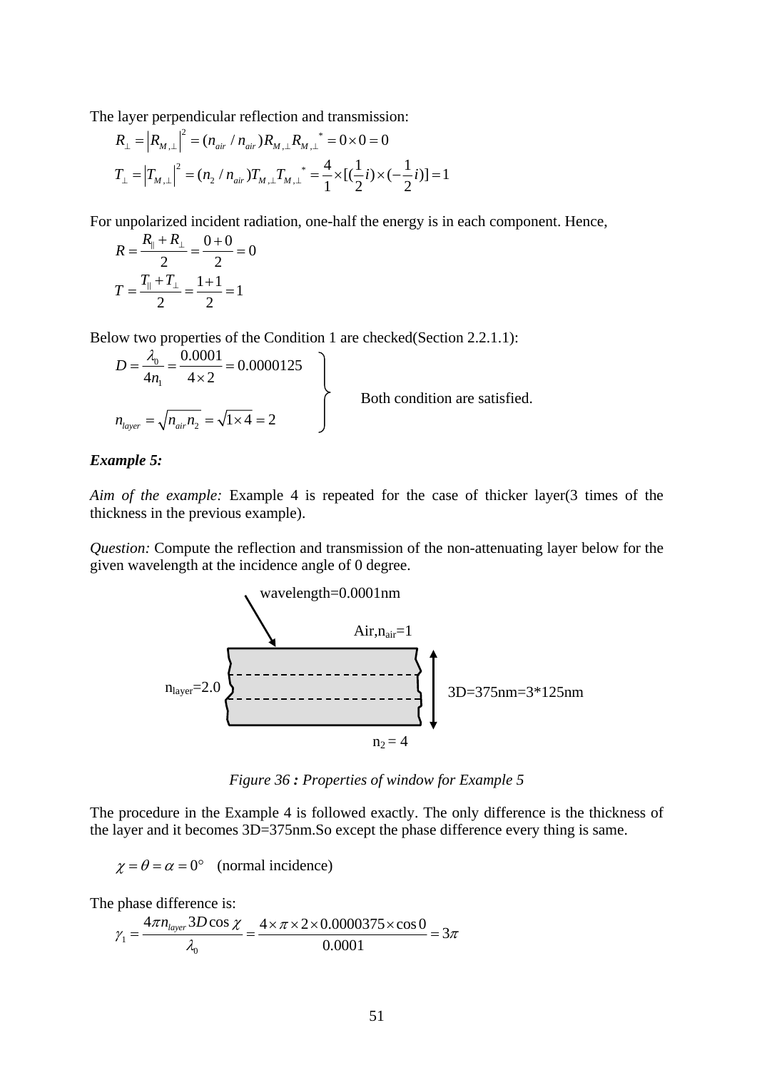The layer perpendicular reflection and transmission:

$$R_{\perp} = \left|R_{M,\perp}\right|^2 = (n_{air} / n_{air}) R_{M,\perp} R_{M,\perp}^{\ *} = 0 \times 0 = 0$$

$$T_{\perp} = \left|T_{M,\perp}\right|^2 = (n_2 / n_{air}) T_{M,\perp} T_{M,\perp}^{\ *} = \frac{4}{1} \times [(\frac{1}{2}i) \times (-\frac{1}{2}i)] = 1$$

For unpolarized incident radiation, one-half the energy is in each component. Hence,

$$R = \frac{R_{\parallel} + R_{\perp}}{2} = \frac{0+0}{2} = 0$$

$$T = \frac{T_{\parallel} + T_{\perp}}{2} = \frac{1+1}{2} = 1$$

Below two properties of the Condition 1 are checked(Section 2.2.1.1):

$$D = \frac{\lambda_0}{4n_1} = \frac{0.0001}{4 \times 2} = 0.0000125$$

$$n_{layer} = \sqrt{n_{air} n_2} = \sqrt{1 \times 4} = 2$$

Both condition are satisfied.

***Example 5:***

*Aim of the example:* Example 4 is repeated for the case of thicker layer(3 times of the thickness in the previous example).

*Question:* Compute the reflection and transmission of the non-attenuating layer below for the given wavelength at the incidence angle of 0 degree.

wavelength=0.0001nm

Air,$n_{air}$=1

$n_{layer}$=2.0

3D=375nm=3*125nm

$n_2 = 4$

*Figure 36 **:** Properties of window for Example 5*

The procedure in the Example 4 is followed exactly. The only difference is the thickness of the layer and it becomes 3D=375nm.So except the phase difference every thing is same.

$$\chi = \theta = \alpha = 0^{\circ} \quad \text{(normal incidence)}$$

The phase difference is:

$$\gamma_1 = \frac{4\pi n_{layer} 3D \cos\chi}{\lambda_0} = \frac{4 \times \pi \times 2 \times 0.0000375 \times \cos 0}{0.0001} = 3\pi$$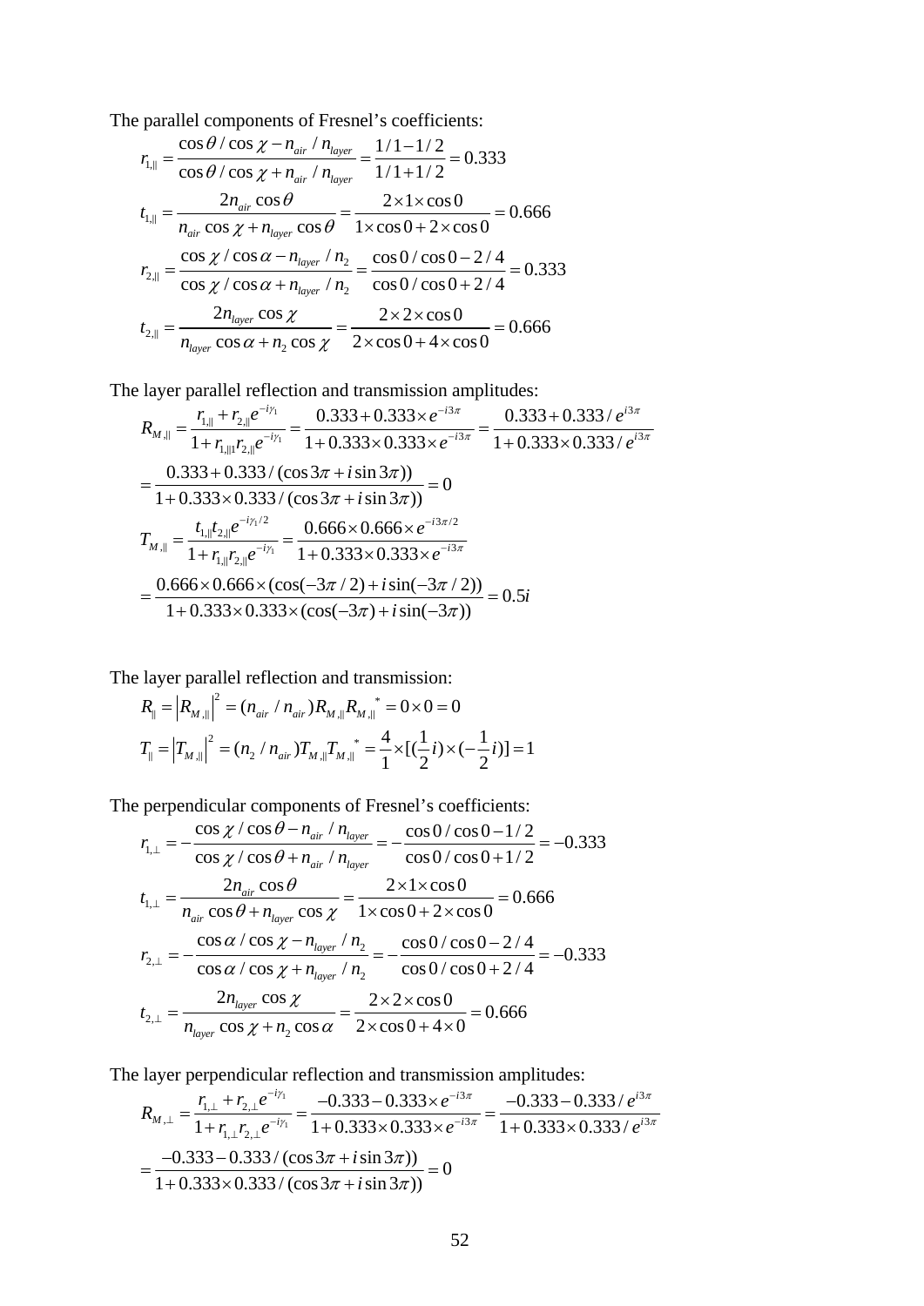The parallel components of Fresnel's coefficients:

$$r_{1,\parallel} = \frac{\cos\theta / \cos\chi - n_{air} / n_{layer}}{\cos\theta / \cos\chi + n_{air} / n_{layer}} = \frac{1/1 - 1/2}{1/1 + 1/2} = 0.333$$

$$t_{1,\parallel} = \frac{2n_{air}\cos\theta}{n_{air}\cos\chi + n_{layer}\cos\theta} = \frac{2\times 1\times\cos 0}{1\times\cos 0 + 2\times\cos 0} = 0.666$$

$$r_{2,\parallel} = \frac{\cos\chi / \cos\alpha - n_{layer} / n_2}{\cos\chi / \cos\alpha + n_{layer} / n_2} = \frac{\cos 0 / \cos 0 - 2/4}{\cos 0 / \cos 0 + 2/4} = 0.333$$

$$t_{2,\parallel} = \frac{2n_{layer}\cos\chi}{n_{layer}\cos\alpha + n_2\cos\chi} = \frac{2\times 2\times\cos 0}{2\times\cos 0 + 4\times\cos 0} = 0.666$$

The layer parallel reflection and transmission amplitudes:

$$R_{M,\parallel} = \frac{r_{1,\parallel} + r_{2,\parallel}e^{-i\gamma_1}}{1 + r_{1,\parallel 1}r_{2,\parallel}e^{-i\gamma_1}} = \frac{0.333 + 0.333\times e^{-i3\pi}}{1 + 0.333\times 0.333\times e^{-i3\pi}} = \frac{0.333 + 0.333 / e^{i3\pi}}{1 + 0.333\times 0.333 / e^{i3\pi}}$$

$$= \frac{0.333 + 0.333 / (\cos 3\pi + i\sin 3\pi))}{1 + 0.333\times 0.333 / (\cos 3\pi + i\sin 3\pi))} = 0$$

$$T_{M,\parallel} = \frac{t_{1,\parallel}t_{2,\parallel}e^{-i\gamma_1/2}}{1 + r_{1,\parallel}r_{2,\parallel}e^{-i\gamma_1}} = \frac{0.666\times 0.666\times e^{-i3\pi/2}}{1 + 0.333\times 0.333\times e^{-i3\pi}}$$

$$= \frac{0.666\times 0.666\times(\cos(-3\pi/2) + i\sin(-3\pi/2))}{1 + 0.333\times 0.333\times(\cos(-3\pi) + i\sin(-3\pi))} = 0.5i$$

The layer parallel reflection and transmission:

$$R_{\parallel} = \left|R_{M,\parallel}\right|^2 = (n_{air} / n_{air})R_{M,\parallel}R_{M,\parallel}^{\ *} = 0\times 0 = 0$$

$$T_{\parallel} = \left|T_{M,\parallel}\right|^2 = (n_2 / n_{air})T_{M,\parallel}T_{M,\parallel}^{\ *} = \frac{4}{1}\times[(\frac{1}{2}i)\times(-\frac{1}{2}i)] = 1$$

The perpendicular components of Fresnel's coefficients:

$$r_{1,\perp} = -\frac{\cos\chi / \cos\theta - n_{air} / n_{layer}}{\cos\chi / \cos\theta + n_{air} / n_{layer}} = -\frac{\cos 0 / \cos 0 - 1/2}{\cos 0 / \cos 0 + 1/2} = -0.333$$

$$t_{1,\perp} = \frac{2n_{air}\cos\theta}{n_{air}\cos\theta + n_{layer}\cos\chi} = \frac{2\times 1\times\cos 0}{1\times\cos 0 + 2\times\cos 0} = 0.666$$

$$r_{2,\perp} = -\frac{\cos\alpha / \cos\chi - n_{layer} / n_2}{\cos\alpha / \cos\chi + n_{layer} / n_2} = -\frac{\cos 0 / \cos 0 - 2/4}{\cos 0 / \cos 0 + 2/4} = -0.333$$

$$t_{2,\perp} = \frac{2n_{layer}\cos\chi}{n_{layer}\cos\chi + n_2\cos\alpha} = \frac{2\times 2\times\cos 0}{2\times\cos 0 + 4\times 0} = 0.666$$

The layer perpendicular reflection and transmission amplitudes:

$$R_{M,\perp} = \frac{r_{1,\perp} + r_{2,\perp}e^{-i\gamma_1}}{1 + r_{1,\perp}r_{2,\perp}e^{-i\gamma_1}} = \frac{-0.333 - 0.333\times e^{-i3\pi}}{1 + 0.333\times 0.333\times e^{-i3\pi}} = \frac{-0.333 - 0.333 / e^{i3\pi}}{1 + 0.333\times 0.333 / e^{i3\pi}}$$

$$= \frac{-0.333 - 0.333 / (\cos 3\pi + i\sin 3\pi))}{1 + 0.333\times 0.333 / (\cos 3\pi + i\sin 3\pi))} = 0$$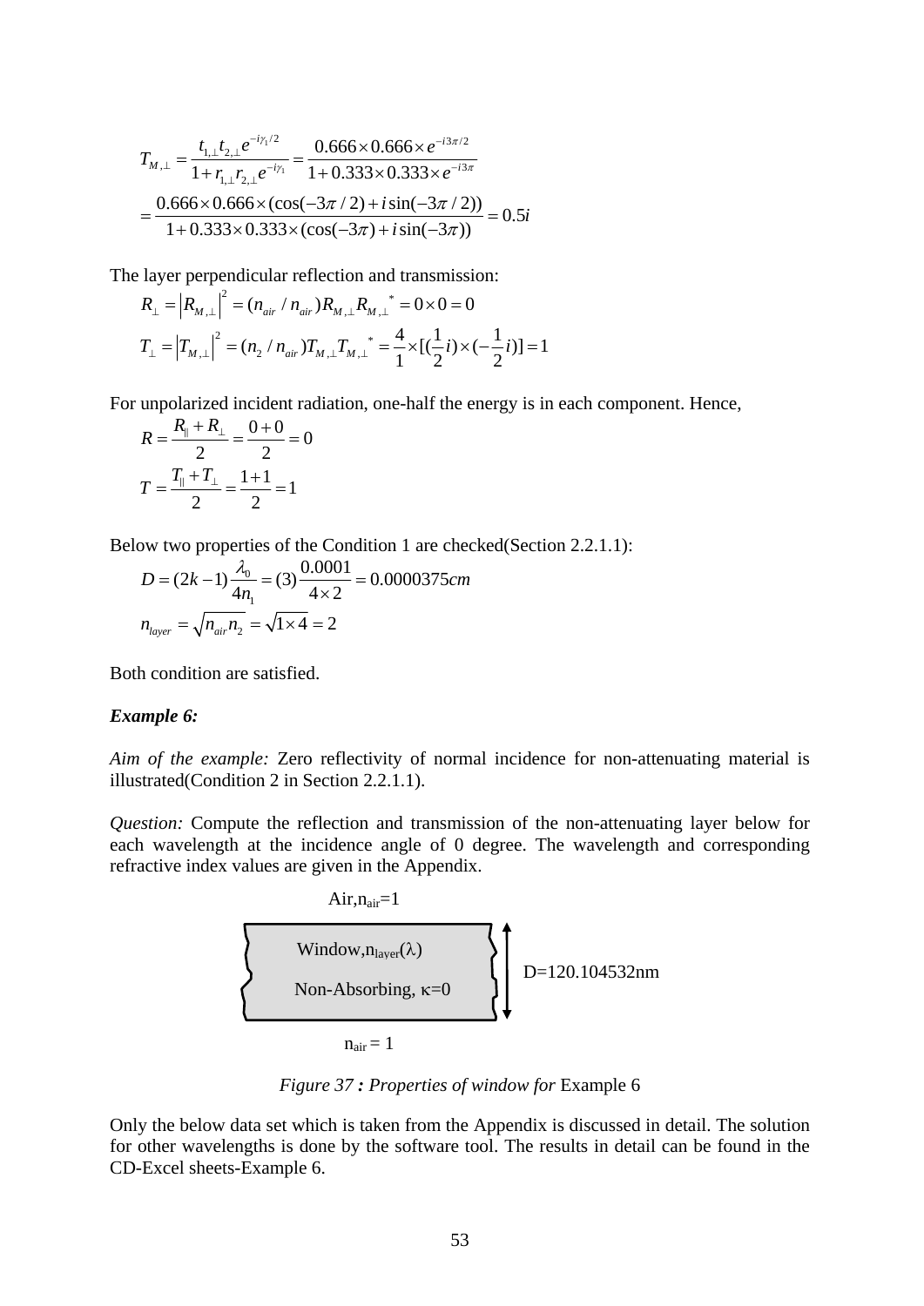$$T_{M,\perp} = \frac{t_{1,\perp} t_{2,\perp} e^{-i\gamma_1/2}}{1 + r_{1,\perp} r_{2,\perp} e^{-i\gamma_1}} = \frac{0.666 \times 0.666 \times e^{-i3\pi/2}}{1 + 0.333 \times 0.333 \times e^{-i3\pi}}$$

$$= \frac{0.666 \times 0.666 \times (\cos(-3\pi/2) + i\sin(-3\pi/2))}{1 + 0.333 \times 0.333 \times (\cos(-3\pi) + i\sin(-3\pi))} = 0.5i$$

The layer perpendicular reflection and transmission:

$$R_\perp = \left|R_{M,\perp}\right|^2 = (n_{air}/n_{air}) R_{M,\perp} R_{M,\perp}{}^* = 0 \times 0 = 0$$

$$T_\perp = \left|T_{M,\perp}\right|^2 = (n_2/n_{air}) T_{M,\perp} T_{M,\perp}{}^* = \frac{4}{1} \times [(\frac{1}{2}i) \times (-\frac{1}{2}i)] = 1$$

For unpolarized incident radiation, one-half the energy is in each component. Hence,

$$R = \frac{R_\parallel + R_\perp}{2} = \frac{0+0}{2} = 0$$

$$T = \frac{T_\parallel + T_\perp}{2} = \frac{1+1}{2} = 1$$

Below two properties of the Condition 1 are checked(Section 2.2.1.1):

$$D = (2k-1)\frac{\lambda_0}{4n_1} = (3)\frac{0.0001}{4 \times 2} = 0.0000375cm$$

$$n_{layer} = \sqrt{n_{air} n_2} = \sqrt{1 \times 4} = 2$$

Both condition are satisfied.

***Example 6:***

*Aim of the example:* Zero reflectivity of normal incidence for non-attenuating material is illustrated(Condition 2 in Section 2.2.1.1).

*Question:* Compute the reflection and transmission of the non-attenuating layer below for each wavelength at the incidence angle of 0 degree. The wavelength and corresponding refractive index values are given in the Appendix.

Air, $n_{air}$=1

Window, $n_{layer}(\lambda)$

Non-Absorbing, $\kappa$=0

D=120.104532nm

$n_{air}$ = 1

*Figure 37 : Properties of window for* Example 6

Only the below data set which is taken from the Appendix is discussed in detail. The solution for other wavelengths is done by the software tool. The results in detail can be found in the CD-Excel sheets-Example 6.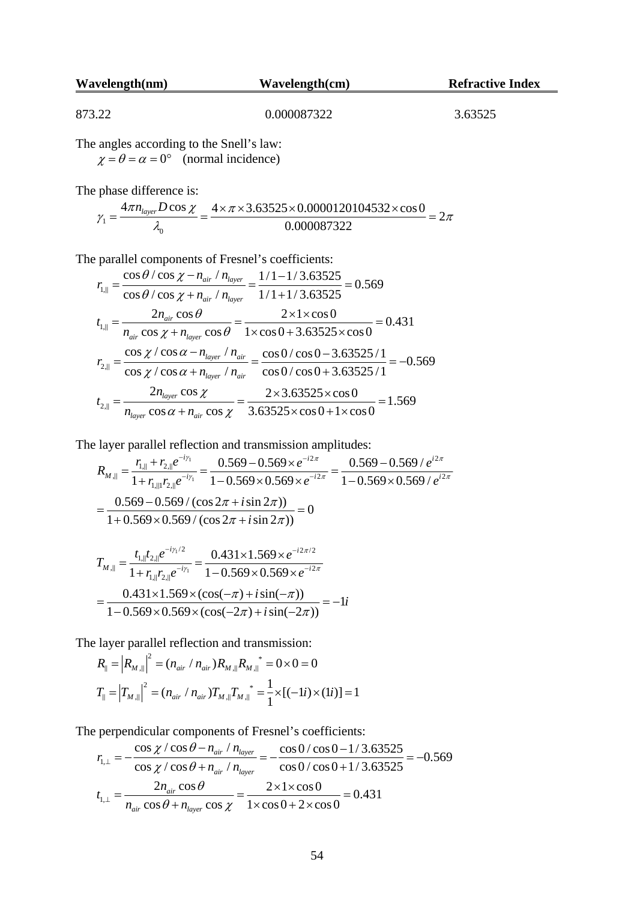| Wavelength(nm) | Wavelength(cm) | Refractive Index |
|---|---|---|
| 873.22 | 0.000087322 | 3.63525 |

The angles according to the Snell's law:

$$\chi = \theta = \alpha = 0° \quad \text{(normal incidence)}$$

The phase difference is:

$$\gamma_1 = \frac{4\pi n_{layer} D \cos\chi}{\lambda_0} = \frac{4\times\pi\times 3.63525\times 0.0000120104532\times\cos 0}{0.000087322} = 2\pi$$

The parallel components of Fresnel's coefficients:

$$r_{1,\parallel} = \frac{\cos\theta/\cos\chi - n_{air}/n_{layer}}{\cos\theta/\cos\chi + n_{air}/n_{layer}} = \frac{1/1 - 1/3.63525}{1/1 + 1/3.63525} = 0.569$$

$$t_{1,\parallel} = \frac{2n_{air}\cos\theta}{n_{air}\cos\chi + n_{layer}\cos\theta} = \frac{2\times 1\times\cos 0}{1\times\cos 0 + 3.63525\times\cos 0} = 0.431$$

$$r_{2,\parallel} = \frac{\cos\chi/\cos\alpha - n_{layer}/n_{air}}{\cos\chi/\cos\alpha + n_{layer}/n_{air}} = \frac{\cos 0/\cos 0 - 3.63525/1}{\cos 0/\cos 0 + 3.63525/1} = -0.569$$

$$t_{2,\parallel} = \frac{2n_{layer}\cos\chi}{n_{layer}\cos\alpha + n_{air}\cos\chi} = \frac{2\times 3.63525\times\cos 0}{3.63525\times\cos 0 + 1\times\cos 0} = 1.569$$

The layer parallel reflection and transmission amplitudes:

$$R_{M,\parallel} = \frac{r_{1,\parallel} + r_{2,\parallel}e^{-i\gamma_1}}{1 + r_{1,\parallel}r_{2,\parallel}e^{-i\gamma_1}} = \frac{0.569 - 0.569\times e^{-i2\pi}}{1 - 0.569\times 0.569\times e^{-i2\pi}} = \frac{0.569 - 0.569/e^{i2\pi}}{1 - 0.569\times 0.569/e^{i2\pi}}$$

$$= \frac{0.569 - 0.569/(\cos 2\pi + i\sin 2\pi))}{1 + 0.569\times 0.569/(\cos 2\pi + i\sin 2\pi))} = 0$$

$$T_{M,\parallel} = \frac{t_{1,\parallel}t_{2,\parallel}e^{-i\gamma_1/2}}{1 + r_{1,\parallel}r_{2,\parallel}e^{-i\gamma_1}} = \frac{0.431\times 1.569\times e^{-i2\pi/2}}{1 - 0.569\times 0.569\times e^{-i2\pi}}$$

$$= \frac{0.431\times 1.569\times(\cos(-\pi) + i\sin(-\pi))}{1 - 0.569\times 0.569\times(\cos(-2\pi) + i\sin(-2\pi))} = -1i$$

The layer parallel reflection and transmission:

$$R_{\parallel} = \left|R_{M,\parallel}\right|^2 = (n_{air}/n_{air})R_{M,\parallel}R_{M,\parallel}^{\ *} = 0\times 0 = 0$$

$$T_{\parallel} = \left|T_{M,\parallel}\right|^2 = (n_{air}/n_{air})T_{M,\parallel}T_{M,\parallel}^{\ *} = \frac{1}{1}\times[(-1i)\times(1i)] = 1$$

The perpendicular components of Fresnel's coefficients:

$$r_{1,\perp} = -\frac{\cos\chi/\cos\theta - n_{air}/n_{layer}}{\cos\chi/\cos\theta + n_{air}/n_{layer}} = -\frac{\cos 0/\cos 0 - 1/3.63525}{\cos 0/\cos 0 + 1/3.63525} = -0.569$$

$$t_{1,\perp} = \frac{2n_{air}\cos\theta}{n_{air}\cos\theta + n_{layer}\cos\chi} = \frac{2\times 1\times\cos 0}{1\times\cos 0 + 2\times\cos 0} = 0.431$$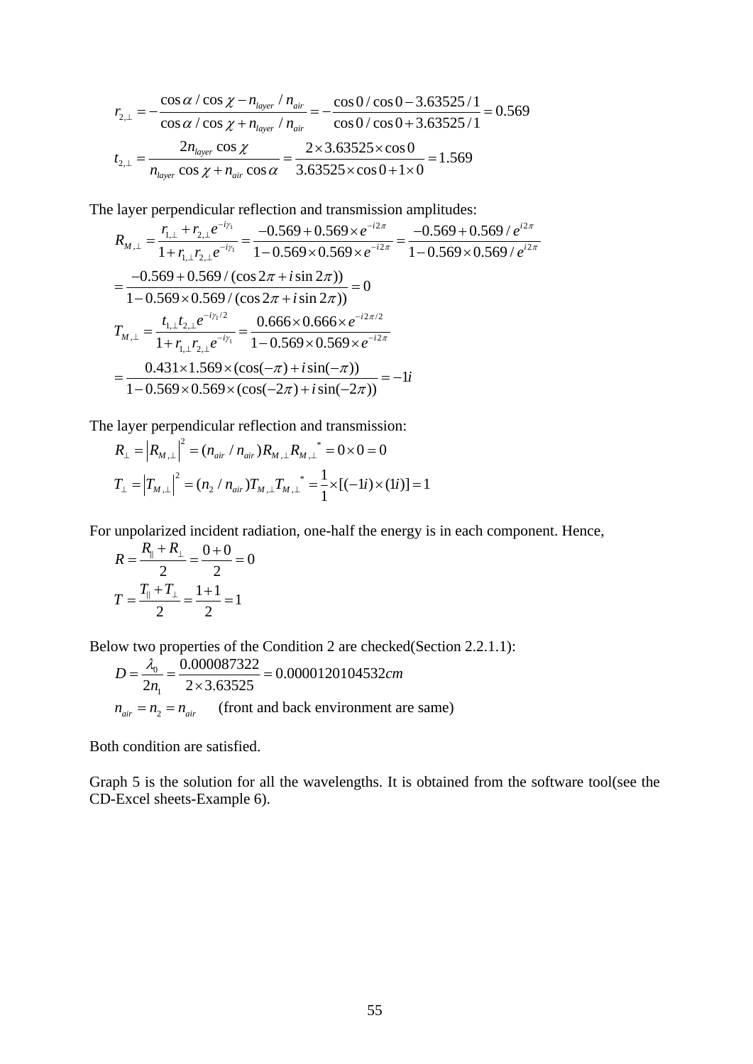$$r_{2,\perp} = -\frac{\cos\alpha / \cos\chi - n_{layer} / n_{air}}{\cos\alpha / \cos\chi + n_{layer} / n_{air}} = -\frac{\cos 0 / \cos 0 - 3.63525 / 1}{\cos 0 / \cos 0 + 3.63525 / 1} = 0.569$$

$$t_{2,\perp} = \frac{2 n_{layer} \cos\chi}{n_{layer}\cos\chi + n_{air}\cos\alpha} = \frac{2 \times 3.63525 \times \cos 0}{3.63525 \times \cos 0 + 1 \times 0} = 1.569$$

The layer perpendicular reflection and transmission amplitudes:

$$R_{M,\perp} = \frac{r_{1,\perp} + r_{2,\perp} e^{-i\gamma_1}}{1 + r_{1,\perp} r_{2,\perp} e^{-i\gamma_1}} = \frac{-0.569 + 0.569 \times e^{-i2\pi}}{1 - 0.569 \times 0.569 \times e^{-i2\pi}} = \frac{-0.569 + 0.569 / e^{i2\pi}}{1 - 0.569 \times 0.569 / e^{i2\pi}}$$

$$= \frac{-0.569 + 0.569 / (\cos 2\pi + i \sin 2\pi))}{1 - 0.569 \times 0.569 / (\cos 2\pi + i \sin 2\pi))} = 0$$

$$T_{M,\perp} = \frac{t_{1,\perp} t_{2,\perp} e^{-i\gamma_1/2}}{1 + r_{1,\perp} r_{2,\perp} e^{-i\gamma_1}} = \frac{0.666 \times 0.666 \times e^{-i2\pi/2}}{1 - 0.569 \times 0.569 \times e^{-i2\pi}}$$

$$= \frac{0.431 \times 1.569 \times (\cos(-\pi) + i \sin(-\pi))}{1 - 0.569 \times 0.569 \times (\cos(-2\pi) + i \sin(-2\pi))} = -1i$$

The layer perpendicular reflection and transmission:

$$R_{\perp} = \left| R_{M,\perp} \right|^2 = (n_{air} / n_{air}) R_{M,\perp} R_{M,\perp}^{\ *} = 0 \times 0 = 0$$

$$T_{\perp} = \left| T_{M,\perp} \right|^2 = (n_2 / n_{air}) T_{M,\perp} T_{M,\perp}^{\ *} = \frac{1}{1} \times [(-1i) \times (1i)] = 1$$

For unpolarized incident radiation, one-half the energy is in each component. Hence,

$$R = \frac{R_{\parallel} + R_{\perp}}{2} = \frac{0 + 0}{2} = 0$$

$$T = \frac{T_{\parallel} + T_{\perp}}{2} = \frac{1 + 1}{2} = 1$$

Below two properties of the Condition 2 are checked(Section 2.2.1.1):

$$D = \frac{\lambda_0}{2 n_1} = \frac{0.000087322}{2 \times 3.63525} = 0.0000120104532 cm$$

$n_{air} = n_2 = n_{air}$ (front and back environment are same)

Both condition are satisfied.

Graph 5 is the solution for all the wavelengths. It is obtained from the software tool(see the CD-Excel sheets-Example 6).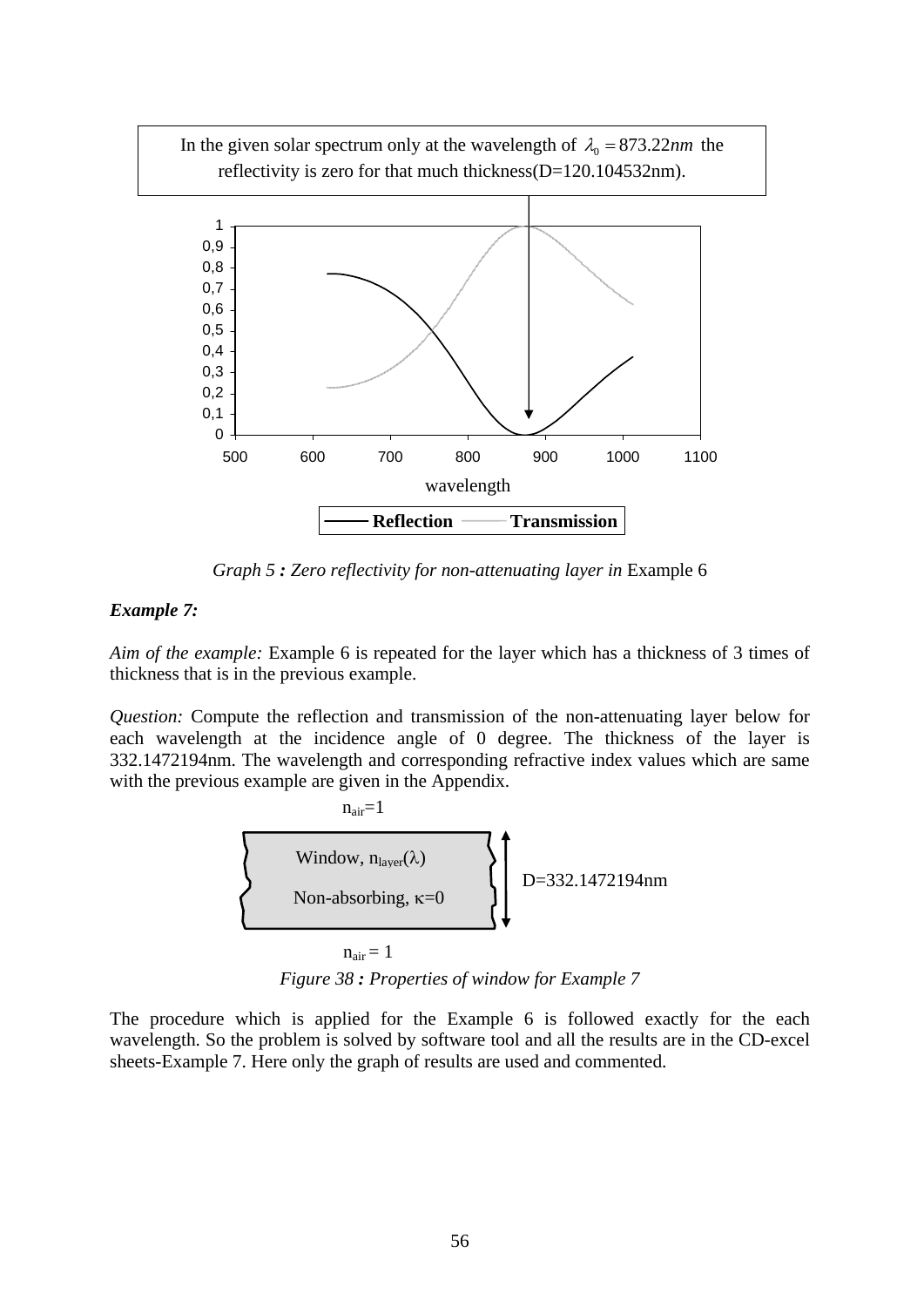In the given solar spectrum only at the wavelength of $\lambda_0 = 873.22nm$ the reflectivity is zero for that much thickness(D=120.104532nm).

*Graph 5 : Zero reflectivity for non-attenuating layer in* Example 6

***Example 7:***

*Aim of the example:* Example 6 is repeated for the layer which has a thickness of 3 times of thickness that is in the previous example.

*Question:* Compute the reflection and transmission of the non-attenuating layer below for each wavelength at the incidence angle of 0 degree. The thickness of the layer is 332.1472194nm. The wavelength and corresponding refractive index values which are same with the previous example are given in the Appendix.

$n_{air}=1$

Window, $n_{layer}(\lambda)$

Non-absorbing, $\kappa=0$

D=332.1472194nm

$n_{air} = 1$

*Figure 38 : Properties of window for Example 7*

The procedure which is applied for the Example 6 is followed exactly for the each wavelength. So the problem is solved by software tool and all the results are in the CD-excel sheets-Example 7. Here only the graph of results are used and commented.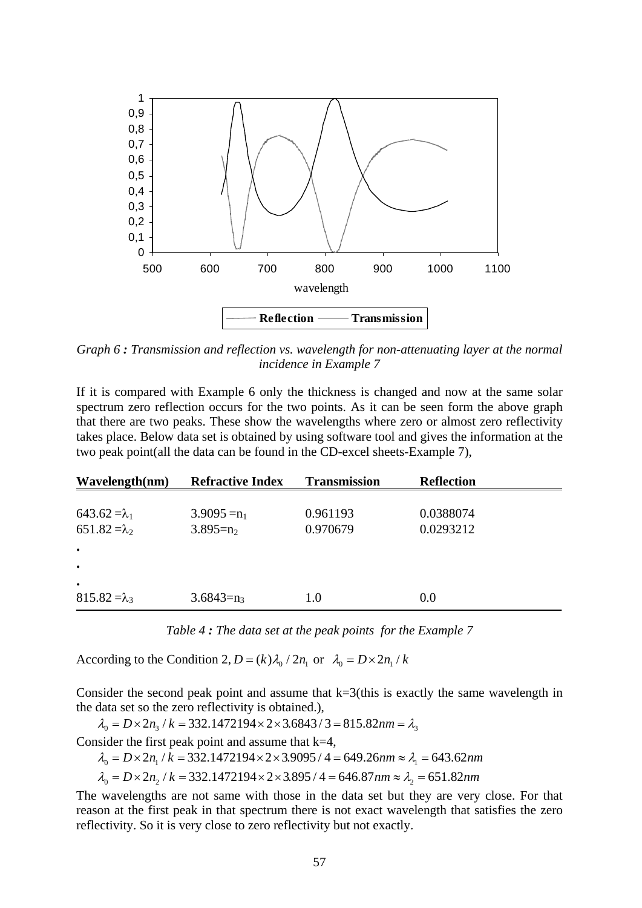*Graph 6 : Transmission and reflection vs. wavelength for non-attenuating layer at the normal incidence in Example 7*

If it is compared with Example 6 only the thickness is changed and now at the same solar spectrum zero reflection occurs for the two points. As it can be seen form the above graph that there are two peaks. These show the wavelengths where zero or almost zero reflectivity takes place. Below data set is obtained by using software tool and gives the information at the two peak point(all the data can be found in the CD-excel sheets-Example 7),

| Wavelength(nm) | Refractive Index | Transmission | Reflection |
|---|---|---|---|
| $643.62 = \lambda_1$ | $3.9095 = n_1$ | 0.961193 | 0.0388074 |
| $651.82 = \lambda_2$ | $3.895 = n_2$ | 0.970679 | 0.0293212 |
| • | | | |
| • | | | |
| • | | | |
| $815.82 = \lambda_3$ | $3.6843 = n_3$ | 1.0 | 0.0 |

*Table 4 : The data set at the peak points for the Example 7*

According to the Condition 2, $D = (k)\lambda_0 / 2n_1$ or $\lambda_0 = D \times 2n_1 / k$

Consider the second peak point and assume that k=3(this is exactly the same wavelength in the data set so the zero reflectivity is obtained.),

$$\lambda_0 = D \times 2n_3 / k = 332.1472194 \times 2 \times 3.6843 / 3 = 815.82nm = \lambda_3$$

Consider the first peak point and assume that k=4,

$$\lambda_0 = D \times 2n_1 / k = 332.1472194 \times 2 \times 3.9095 / 4 = 649.26nm \approx \lambda_1 = 643.62nm$$

$$\lambda_0 = D \times 2n_2 / k = 332.1472194 \times 2 \times 3.895 / 4 = 646.87nm \approx \lambda_2 = 651.82nm$$

The wavelengths are not same with those in the data set but they are very close. For that reason at the first peak in that spectrum there is not exact wavelength that satisfies the zero reflectivity. So it is very close to zero reflectivity but not exactly.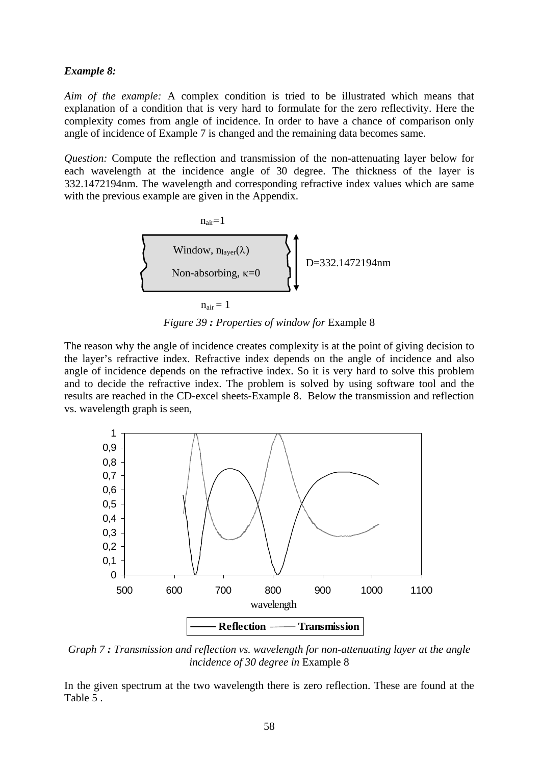***Example 8:***

*Aim of the example:* A complex condition is tried to be illustrated which means that explanation of a condition that is very hard to formulate for the zero reflectivity. Here the complexity comes from angle of incidence. In order to have a chance of comparison only angle of incidence of Example 7 is changed and the remaining data becomes same.

*Question:* Compute the reflection and transmission of the non-attenuating layer below for each wavelength at the incidence angle of 30 degree. The thickness of the layer is 332.1472194nm. The wavelength and corresponding refractive index values which are same with the previous example are given in the Appendix.

$n_{air}=1$

Window, $n_{layer}(\lambda)$

Non-absorbing, $\kappa=0$

D=332.1472194nm

$n_{air} = 1$

*Figure 39 : Properties of window for* Example 8

The reason why the angle of incidence creates complexity is at the point of giving decision to the layer's refractive index. Refractive index depends on the angle of incidence and also angle of incidence depends on the refractive index. So it is very hard to solve this problem and to decide the refractive index. The problem is solved by using software tool and the results are reached in the CD-excel sheets-Example 8. Below the transmission and reflection vs. wavelength graph is seen,

*Graph 7 : Transmission and reflection vs. wavelength for non-attenuating layer at the angle incidence of 30 degree in* Example 8

In the given spectrum at the two wavelength there is zero reflection. These are found at the Table 5 .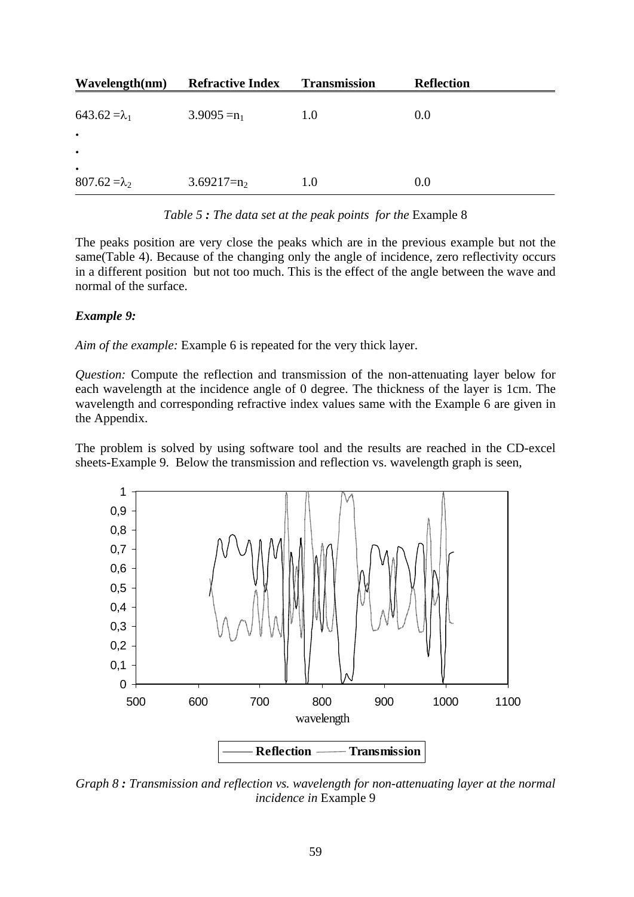| Wavelength(nm) | Refractive Index | Transmission | Reflection |
|---|---|---|---|
| $643.62 = \lambda_1$ | $3.9095 = n_1$ | 1.0 | 0.0 |
| . | | | |
| . | | | |
| . | | | |
| $807.62 = \lambda_2$ | $3.69217 = n_2$ | 1.0 | 0.0 |

*Table 5 : The data set at the peak points for the* Example 8

The peaks position are very close the peaks which are in the previous example but not the same(Table 4). Because of the changing only the angle of incidence, zero reflectivity occurs in a different position but not too much. This is the effect of the angle between the wave and normal of the surface.

***Example 9:***

*Aim of the example:* Example 6 is repeated for the very thick layer.

*Question:* Compute the reflection and transmission of the non-attenuating layer below for each wavelength at the incidence angle of 0 degree. The thickness of the layer is 1cm. The wavelength and corresponding refractive index values same with the Example 6 are given in the Appendix.

The problem is solved by using software tool and the results are reached in the CD-excel sheets-Example 9. Below the transmission and reflection vs. wavelength graph is seen,

*Graph 8 : Transmission and reflection vs. wavelength for non-attenuating layer at the normal incidence in* Example 9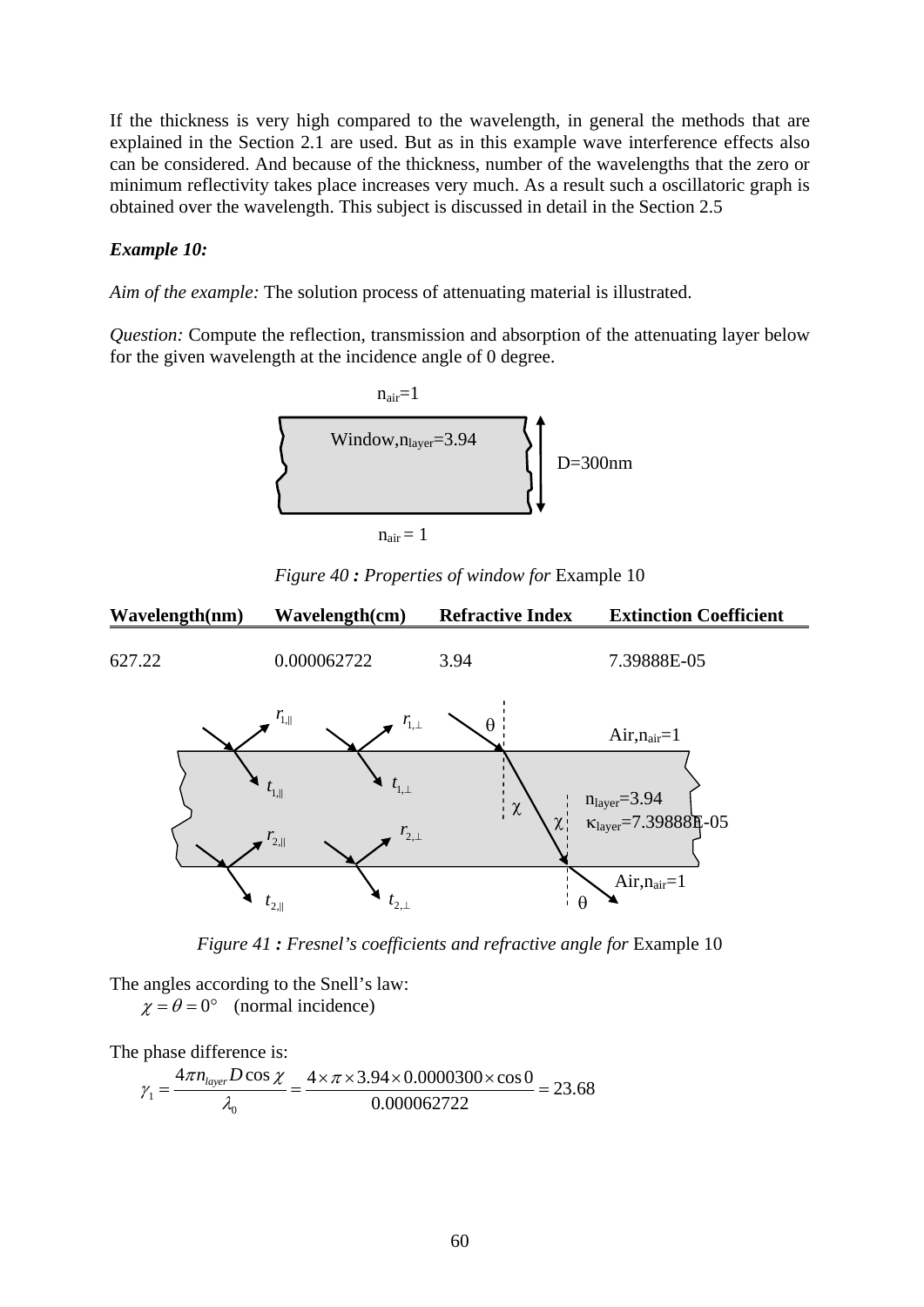If the thickness is very high compared to the wavelength, in general the methods that are explained in the Section 2.1 are used. But as in this example wave interference effects also can be considered. And because of the thickness, number of the wavelengths that the zero or minimum reflectivity takes place increases very much. As a result such a oscillatoric graph is obtained over the wavelength. This subject is discussed in detail in the Section 2.5

***Example 10:***

*Aim of the example:* The solution process of attenuating material is illustrated.

*Question:* Compute the reflection, transmission and absorption of the attenuating layer below for the given wavelength at the incidence angle of 0 degree.

$n_{air}=1$

Window, $n_{layer}=3.94$ D=300nm

$n_{air}=1$

*Figure 40 : Properties of window for* Example 10

| Wavelength(nm) | Wavelength(cm) | Refractive Index | Extinction Coefficient |
|---|---|---|---|
| 627.22 | 0.000062722 | 3.94 | 7.39888E-05 |

$r_{1,\parallel}$ $r_{1,\perp}$ $\theta$ Air, $n_{air}=1$

$t_{1,\parallel}$ $t_{1,\perp}$ $\chi$ $n_{layer}=3.94$ $\kappa_{layer}=7.39888E\text{-}05$

$r_{2,\parallel}$ $r_{2,\perp}$ $\chi$

$t_{2,\parallel}$ $t_{2,\perp}$ $\theta$ Air, $n_{air}=1$

*Figure 41 : Fresnel's coefficients and refractive angle for* Example 10

The angles according to the Snell's law:

$\chi = \theta = 0°$ (normal incidence)

The phase difference is:

$$\gamma_1 = \frac{4\pi n_{layer} D \cos\chi}{\lambda_0} = \frac{4 \times \pi \times 3.94 \times 0.0000300 \times \cos 0}{0.000062722} = 23.68$$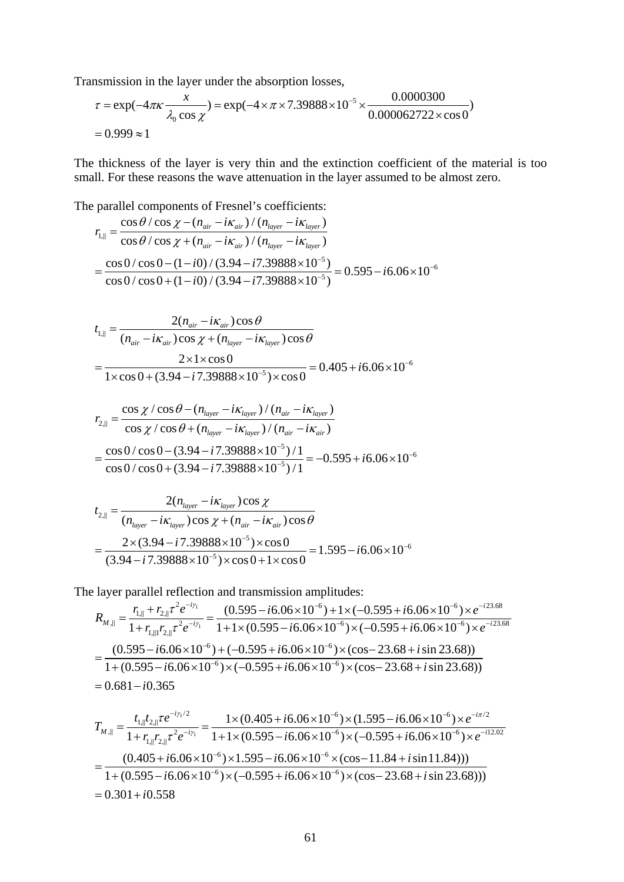Transmission in the layer under the absorption losses,

$$\tau = \exp(-4\pi\kappa \frac{x}{\lambda_0 \cos\chi}) = \exp(-4\times\pi\times 7.39888\times10^{-5}\times\frac{0.0000300}{0.000062722\times\cos 0})$$
$$= 0.999 \approx 1$$

The thickness of the layer is very thin and the extinction coefficient of the material is too small. For these reasons the wave attenuation in the layer assumed to be almost zero.

The parallel components of Fresnel's coefficients:

$$r_{1,\|} = \frac{\cos\theta/\cos\chi - (n_{air} - i\kappa_{air})/(n_{layer} - i\kappa_{layer})}{\cos\theta/\cos\chi + (n_{air} - i\kappa_{air})/(n_{layer} - i\kappa_{layer})}$$
$$= \frac{\cos 0/\cos 0 - (1-i0)/(3.94 - i7.39888\times10^{-5})}{\cos 0/\cos 0 + (1-i0)/(3.94 - i7.39888\times10^{-5})} = 0.595 - i6.06\times10^{-6}$$

$$t_{1,\|} = \frac{2(n_{air} - i\kappa_{air})\cos\theta}{(n_{air} - i\kappa_{air})\cos\chi + (n_{layer} - i\kappa_{layer})\cos\theta}$$
$$= \frac{2\times1\times\cos 0}{1\times\cos 0 + (3.94 - i\,7.39888\times10^{-5})\times\cos 0} = 0.405 + i6.06\times10^{-6}$$

$$r_{2,\|} = \frac{\cos\chi/\cos\theta - (n_{layer} - i\kappa_{layer})/(n_{air} - i\kappa_{layer})}{\cos\chi/\cos\theta + (n_{layer} - i\kappa_{layer})/(n_{air} - i\kappa_{air})}$$
$$= \frac{\cos 0/\cos 0 - (3.94 - i\,7.39888\times10^{-5})/1}{\cos 0/\cos 0 + (3.94 - i\,7.39888\times10^{-5})/1} = -0.595 + i6.06\times10^{-6}$$

$$t_{2,\|} = \frac{2(n_{layer} - i\kappa_{layer})\cos\chi}{(n_{layer} - i\kappa_{layer})\cos\chi + (n_{air} - i\kappa_{air})\cos\theta}$$
$$= \frac{2\times(3.94 - i\,7.39888\times10^{-5})\times\cos 0}{(3.94 - i\,7.39888\times10^{-5})\times\cos 0 + 1\times\cos 0} = 1.595 - i6.06\times10^{-6}$$

The layer parallel reflection and transmission amplitudes:

$$R_{M,\|} = \frac{r_{1\|} + r_{2,\|}\tau^2 e^{-i\gamma_1}}{1 + r_{1,\|1}r_{2,\|}\tau^2 e^{-i\gamma_1}} = \frac{(0.595 - i6.06\times10^{-6}) + 1\times(-0.595 + i6.06\times10^{-6})\times e^{-i23.68}}{1 + 1\times(0.595 - i6.06\times10^{-6})\times(-0.595 + i6.06\times10^{-6})\times e^{-i23.68}}$$
$$= \frac{(0.595 - i6.06\times10^{-6}) + (-0.595 + i6.06\times10^{-6})\times(\cos -23.68 + i\sin 23.68))}{1 + (0.595 - i6.06\times10^{-6})\times(-0.595 + i6.06\times10^{-6})\times(\cos -23.68 + i\sin 23.68))}$$
$$= 0.681 - i0.365$$

$$T_{M,\|} = \frac{t_{1,\|}t_{2,\|}\tau e^{-i\gamma_1/2}}{1 + r_{1,\|}r_{2,\|}\tau^2 e^{-i\gamma_1}} = \frac{1\times(0.405 + i6.06\times10^{-6})\times(1.595 - i6.06\times10^{-6})\times e^{-i\pi/2}}{1 + 1\times(0.595 - i6.06\times10^{-6})\times(-0.595 + i6.06\times10^{-6})\times e^{-i12.02}}$$
$$= \frac{(0.405 + i6.06\times10^{-6})\times1.595 - i6.06\times10^{-6}\times(\cos -11.84 + i\sin 11.84)))}{1 + (0.595 - i6.06\times10^{-6})\times(-0.595 + i6.06\times10^{-6})\times(\cos -23.68 + i\sin 23.68)))}$$
$$= 0.301 + i0.558$$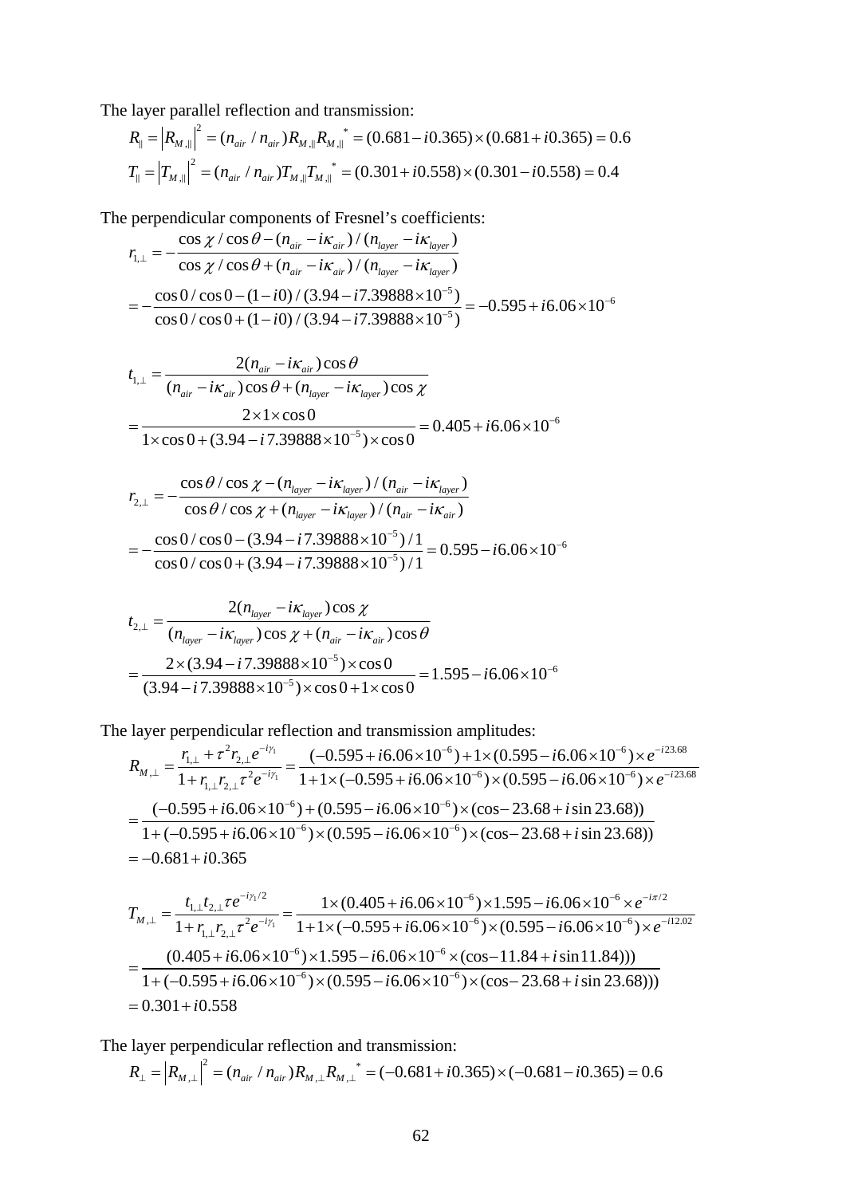The layer parallel reflection and transmission:

$$R_{\parallel} = \left|R_{M,\parallel}\right|^2 = (n_{air} / n_{air}) R_{M,\parallel} R_{M,\parallel}^{\ *} = (0.681 - i0.365) \times (0.681 + i0.365) = 0.6$$

$$T_{\parallel} = \left|T_{M,\parallel}\right|^2 = (n_{air} / n_{air}) T_{M,\parallel} T_{M,\parallel}^{\ *} = (0.301 + i0.558) \times (0.301 - i0.558) = 0.4$$

The perpendicular components of Fresnel's coefficients:

$$r_{1,\perp} = -\frac{\cos\chi / \cos\theta - (n_{air} - i\kappa_{air}) / (n_{layer} - i\kappa_{layer})}{\cos\chi / \cos\theta + (n_{air} - i\kappa_{air}) / (n_{layer} - i\kappa_{layer})}$$

$$= -\frac{\cos 0 / \cos 0 - (1 - i0) / (3.94 - i7.39888 \times 10^{-5})}{\cos 0 / \cos 0 + (1 - i0) / (3.94 - i7.39888 \times 10^{-5})} = -0.595 + i6.06 \times 10^{-6}$$

$$t_{1,\perp} = \frac{2(n_{air} - i\kappa_{air})\cos\theta}{(n_{air} - i\kappa_{air})\cos\theta + (n_{layer} - i\kappa_{layer})\cos\chi}$$

$$= \frac{2 \times 1 \times \cos 0}{1 \times \cos 0 + (3.94 - i\,7.39888 \times 10^{-5}) \times \cos 0} = 0.405 + i6.06 \times 10^{-6}$$

$$r_{2,\perp} = -\frac{\cos\theta / \cos\chi - (n_{layer} - i\kappa_{layer}) / (n_{air} - i\kappa_{layer})}{\cos\theta / \cos\chi + (n_{layer} - i\kappa_{layer}) / (n_{air} - i\kappa_{air})}$$

$$= -\frac{\cos 0 / \cos 0 - (3.94 - i\,7.39888 \times 10^{-5}) / 1}{\cos 0 / \cos 0 + (3.94 - i\,7.39888 \times 10^{-5}) / 1} = 0.595 - i6.06 \times 10^{-6}$$

$$t_{2,\perp} = \frac{2(n_{layer} - i\kappa_{layer})\cos\chi}{(n_{layer} - i\kappa_{layer})\cos\chi + (n_{air} - i\kappa_{air})\cos\theta}$$

$$= \frac{2 \times (3.94 - i\,7.39888 \times 10^{-5}) \times \cos 0}{(3.94 - i\,7.39888 \times 10^{-5}) \times \cos 0 + 1 \times \cos 0} = 1.595 - i6.06 \times 10^{-6}$$

The layer perpendicular reflection and transmission amplitudes:

$$R_{M,\perp} = \frac{r_{1,\perp} + \tau^2 r_{2,\perp} e^{-i\gamma_1}}{1 + r_{1,\perp} r_{2,\perp} \tau^2 e^{-i\gamma_1}} = \frac{(-0.595 + i6.06 \times 10^{-6}) + 1 \times (0.595 - i6.06 \times 10^{-6}) \times e^{-i23.68}}{1 + 1 \times (-0.595 + i6.06 \times 10^{-6}) \times (0.595 - i6.06 \times 10^{-6}) \times e^{-i23.68}}$$

$$= \frac{(-0.595 + i6.06 \times 10^{-6}) + (0.595 - i6.06 \times 10^{-6}) \times (\cos -23.68 + i\sin 23.68))}{1 + (-0.595 + i6.06 \times 10^{-6}) \times (0.595 - i6.06 \times 10^{-6}) \times (\cos -23.68 + i\sin 23.68))}$$

$$= -0.681 + i0.365$$

$$T_{M,\perp} = \frac{t_{1,\perp} t_{2,\perp} \tau e^{-i\gamma_1/2}}{1 + r_{1,\perp} r_{2,\perp} \tau^2 e^{-i\gamma_1}} = \frac{1 \times (0.405 + i6.06 \times 10^{-6}) \times 1.595 - i6.06 \times 10^{-6} \times e^{-i\pi/2}}{1 + 1 \times (-0.595 + i6.06 \times 10^{-6}) \times (0.595 - i6.06 \times 10^{-6}) \times e^{-i12.02}}$$

$$= \frac{(0.405 + i6.06 \times 10^{-6}) \times 1.595 - i6.06 \times 10^{-6} \times (\cos -11.84 + i\sin 11.84)))}{1 + (-0.595 + i6.06 \times 10^{-6}) \times (0.595 - i6.06 \times 10^{-6}) \times (\cos -23.68 + i\sin 23.68)))}$$

$$= 0.301 + i0.558$$

The layer perpendicular reflection and transmission:

$$R_{\perp} = \left|R_{M,\perp}\right|^2 = (n_{air} / n_{air}) R_{M,\perp} R_{M,\perp}^{\ *} = (-0.681 + i0.365) \times (-0.681 - i0.365) = 0.6$$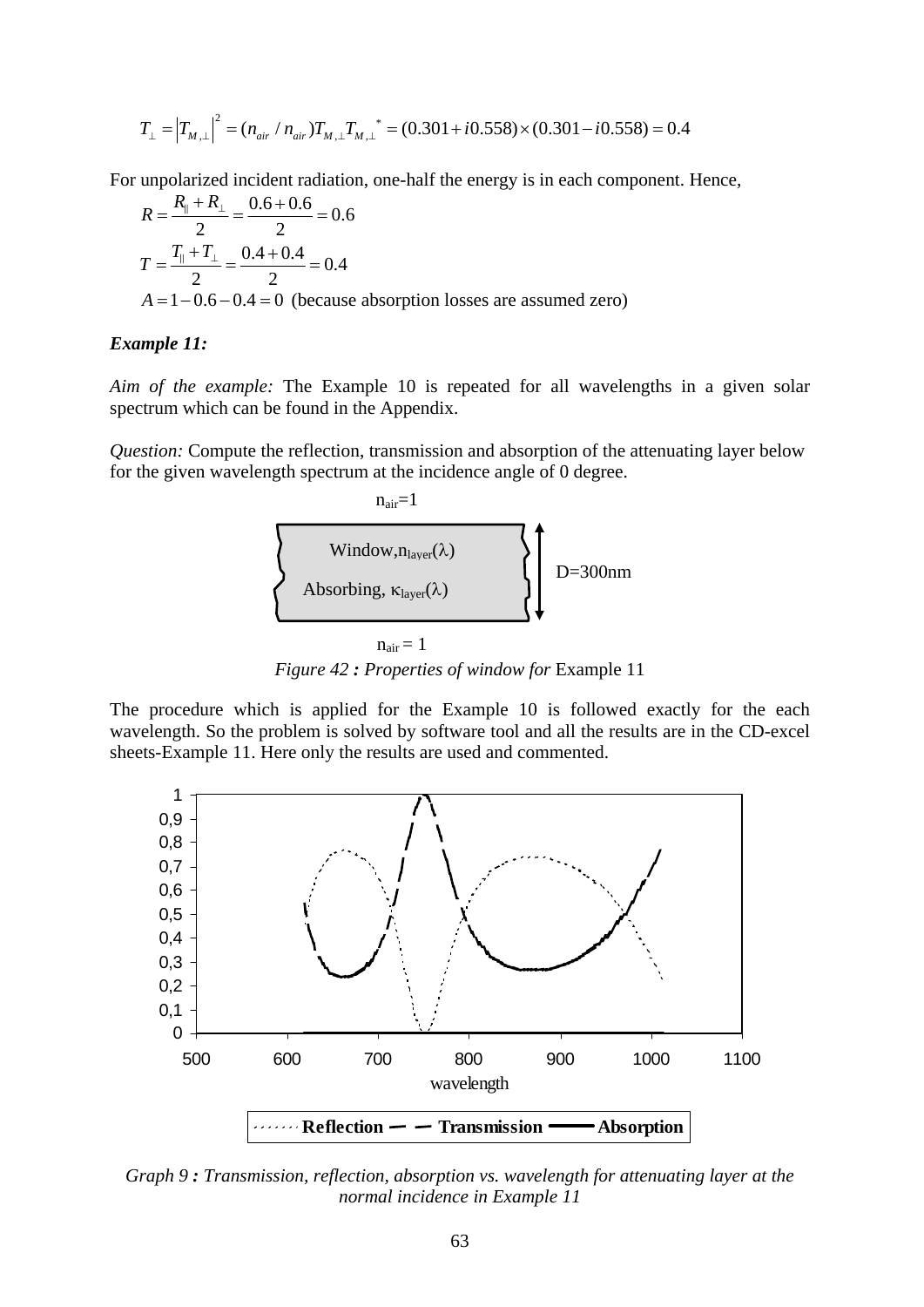$$T_{\perp} = \left|T_{M,\perp}\right|^2 = (n_{air} / n_{air})T_{M,\perp}T_{M,\perp}^{\ *} = (0.301 + i0.558) \times (0.301 - i0.558) = 0.4$$

For unpolarized incident radiation, one-half the energy is in each component. Hence,

$$R = \frac{R_{\parallel} + R_{\perp}}{2} = \frac{0.6 + 0.6}{2} = 0.6$$

$$T = \frac{T_{\parallel} + T_{\perp}}{2} = \frac{0.4 + 0.4}{2} = 0.4$$

$A = 1 - 0.6 - 0.4 = 0$ (because absorption losses are assumed zero)

***Example 11:***

*Aim of the example:* The Example 10 is repeated for all wavelengths in a given solar spectrum which can be found in the Appendix.

*Question:* Compute the reflection, transmission and absorption of the attenuating layer below for the given wavelength spectrum at the incidence angle of 0 degree.

$n_{air}=1$

Window, $n_{layer}(\lambda)$

Absorbing, $\kappa_{layer}(\lambda)$

D=300nm

$n_{air} = 1$

*Figure 42 : Properties of window for* Example 11

The procedure which is applied for the Example 10 is followed exactly for the each wavelength. So the problem is solved by software tool and all the results are in the CD-excel sheets-Example 11. Here only the results are used and commented.

*Graph 9 : Transmission, reflection, absorption vs. wavelength for attenuating layer at the normal incidence in Example 11*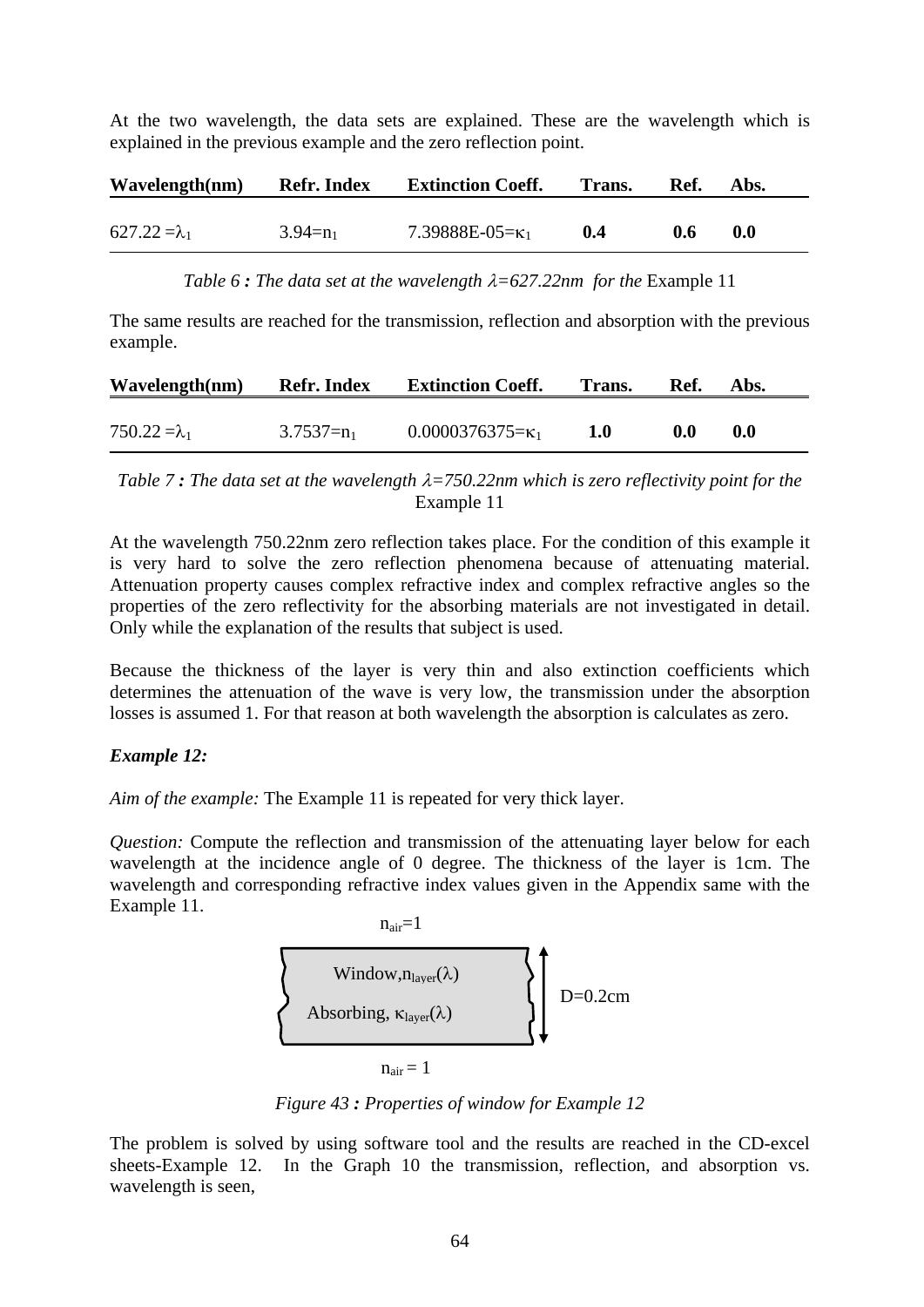At the two wavelength, the data sets are explained. These are the wavelength which is explained in the previous example and the zero reflection point.

| **Wavelength(nm)** | **Refr. Index** | **Extinction Coeff.** | **Trans.** | **Ref.** | **Abs.** |
|---|---|---|---|---|---|
| $627.22 = \lambda_1$ | $3.94 = n_1$ | $7.39888E\text{-}05 = \kappa_1$ | **0.4** | **0.6** | **0.0** |

*Table 6 : The data set at the wavelength $\lambda$=627.22nm for the* Example 11

The same results are reached for the transmission, reflection and absorption with the previous example.

| **Wavelength(nm)** | **Refr. Index** | **Extinction Coeff.** | **Trans.** | **Ref.** | **Abs.** |
|---|---|---|---|---|---|
| $750.22 = \lambda_1$ | $3.7537 = n_1$ | $0.0000376375 = \kappa_1$ | **1.0** | **0.0** | **0.0** |

*Table 7 : The data set at the wavelength $\lambda$=750.22nm which is zero reflectivity point for the* Example 11

At the wavelength 750.22nm zero reflection takes place. For the condition of this example it is very hard to solve the zero reflection phenomena because of attenuating material. Attenuation property causes complex refractive index and complex refractive angles so the properties of the zero reflectivity for the absorbing materials are not investigated in detail. Only while the explanation of the results that subject is used.

Because the thickness of the layer is very thin and also extinction coefficients which determines the attenuation of the wave is very low, the transmission under the absorption losses is assumed 1. For that reason at both wavelength the absorption is calculates as zero.

***Example 12:***

*Aim of the example:* The Example 11 is repeated for very thick layer.

*Question:* Compute the reflection and transmission of the attenuating layer below for each wavelength at the incidence angle of 0 degree. The thickness of the layer is 1cm. The wavelength and corresponding refractive index values given in the Appendix same with the Example 11.

$n_{air}=1$

Window, $n_{layer}(\lambda)$

Absorbing, $\kappa_{layer}(\lambda)$

D=0.2cm

$n_{air} = 1$

*Figure 43 : Properties of window for Example 12*

The problem is solved by using software tool and the results are reached in the CD-excel sheets-Example 12. In the Graph 10 the transmission, reflection, and absorption vs. wavelength is seen,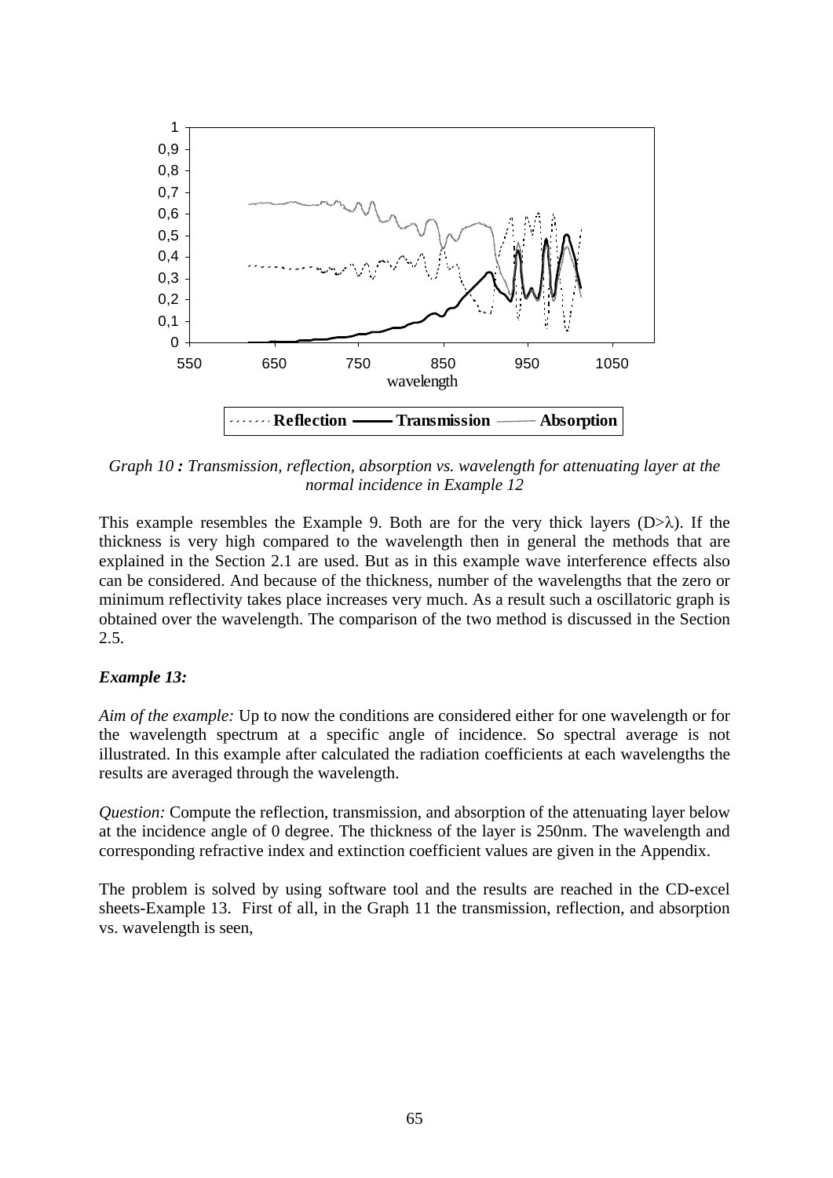*Graph 10 : Transmission, reflection, absorption vs. wavelength for attenuating layer at the normal incidence in Example 12*

This example resembles the Example 9. Both are for the very thick layers (D>λ). If the thickness is very high compared to the wavelength then in general the methods that are explained in the Section 2.1 are used. But as in this example wave interference effects also can be considered. And because of the thickness, number of the wavelengths that the zero or minimum reflectivity takes place increases very much. As a result such a oscillatoric graph is obtained over the wavelength. The comparison of the two method is discussed in the Section 2.5.

### *Example 13:*

*Aim of the example:* Up to now the conditions are considered either for one wavelength or for the wavelength spectrum at a specific angle of incidence. So spectral average is not illustrated. In this example after calculated the radiation coefficients at each wavelengths the results are averaged through the wavelength.

*Question:* Compute the reflection, transmission, and absorption of the attenuating layer below at the incidence angle of 0 degree. The thickness of the layer is 250nm. The wavelength and corresponding refractive index and extinction coefficient values are given in the Appendix.

The problem is solved by using software tool and the results are reached in the CD-excel sheets-Example 13. First of all, in the Graph 11 the transmission, reflection, and absorption vs. wavelength is seen,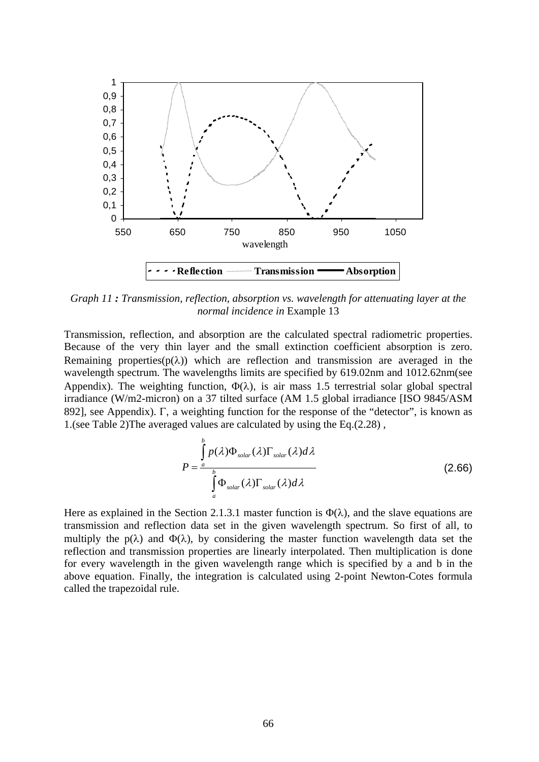*Graph 11 : Transmission, reflection, absorption vs. wavelength for attenuating layer at the normal incidence in* Example 13

Transmission, reflection, and absorption are the calculated spectral radiometric properties. Because of the very thin layer and the small extinction coefficient absorption is zero. Remaining properties($p(\lambda)$) which are reflection and transmission are averaged in the wavelength spectrum. The wavelengths limits are specified by 619.02nm and 1012.62nm(see Appendix). The weighting function, $\Phi(\lambda)$, is air mass 1.5 terrestrial solar global spectral irradiance (W/m2-micron) on a 37 tilted surface (AM 1.5 global irradiance [ISO 9845/ASM 892], see Appendix). $\Gamma$, a weighting function for the response of the "detector", is known as 1.(see Table 2)The averaged values are calculated by using the Eq.(2.28) ,

$$P = \frac{\int_a^b p(\lambda)\Phi_{solar}(\lambda)\Gamma_{solar}(\lambda)d\lambda}{\int_a^b \Phi_{solar}(\lambda)\Gamma_{solar}(\lambda)d\lambda} \tag{2.66}$$

Here as explained in the Section 2.1.3.1 master function is $\Phi(\lambda)$, and the slave equations are transmission and reflection data set in the given wavelength spectrum. So first of all, to multiply the $p(\lambda)$ and $\Phi(\lambda)$, by considering the master function wavelength data set the reflection and transmission properties are linearly interpolated. Then multiplication is done for every wavelength in the given wavelength range which is specified by a and b in the above equation. Finally, the integration is calculated using 2-point Newton-Cotes formula called the trapezoidal rule.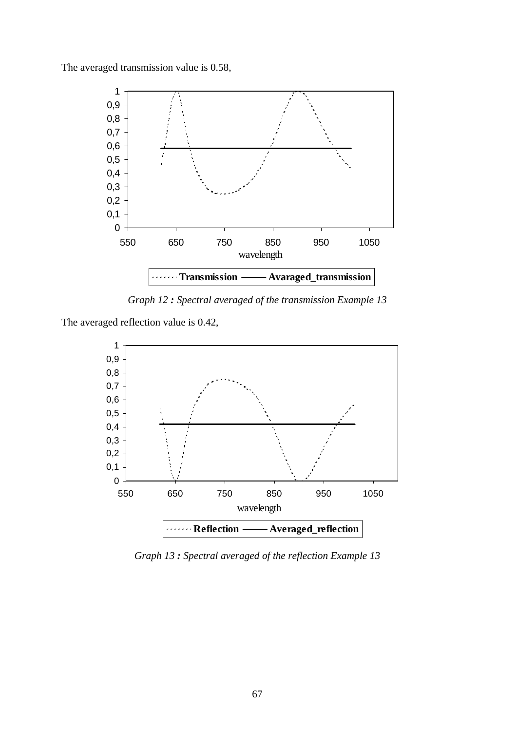The averaged transmission value is 0.58,

*Graph 12 : Spectral averaged of the transmission Example 13*

The averaged reflection value is 0.42,

*Graph 13 : Spectral averaged of the reflection Example 13*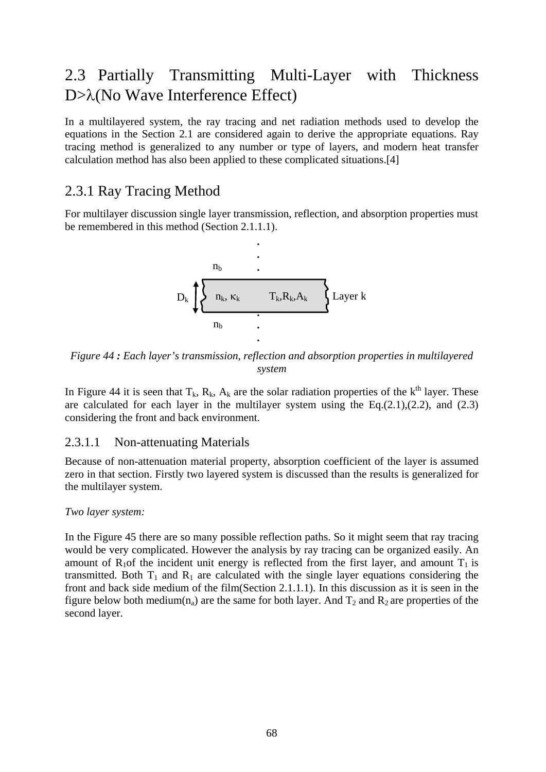## 2.3 Partially Transmitting Multi-Layer with Thickness D>λ(No Wave Interference Effect)

In a multilayered system, the ray tracing and net radiation methods used to develop the equations in the Section 2.1 are considered again to derive the appropriate equations. Ray tracing method is generalized to any number or type of layers, and modern heat transfer calculation method has also been applied to these complicated situations.[4]

### 2.3.1 Ray Tracing Method

For multilayer discussion single layer transmission, reflection, and absorption properties must be remembered in this method (Section 2.1.1.1).

*Figure 44 : Each layer's transmission, reflection and absorption properties in multilayered system*

In Figure 44 it is seen that $T_k$, $R_k$, $A_k$ are the solar radiation properties of the $k^{th}$ layer. These are calculated for each layer in the multilayer system using the Eq.(2.1),(2.2), and (2.3) considering the front and back environment.

#### 2.3.1.1 Non-attenuating Materials

Because of non-attenuation material property, absorption coefficient of the layer is assumed zero in that section. Firstly two layered system is discussed than the results is generalized for the multilayer system.

*Two layer system:*

In the Figure 45 there are so many possible reflection paths. So it might seem that ray tracing would be very complicated. However the analysis by ray tracing can be organized easily. An amount of $R_1$of the incident unit energy is reflected from the first layer, and amount $T_1$ is transmitted. Both $T_1$ and $R_1$ are calculated with the single layer equations considering the front and back side medium of the film(Section 2.1.1.1). In this discussion as it is seen in the figure below both medium($n_a$) are the same for both layer. And $T_2$ and $R_2$ are properties of the second layer.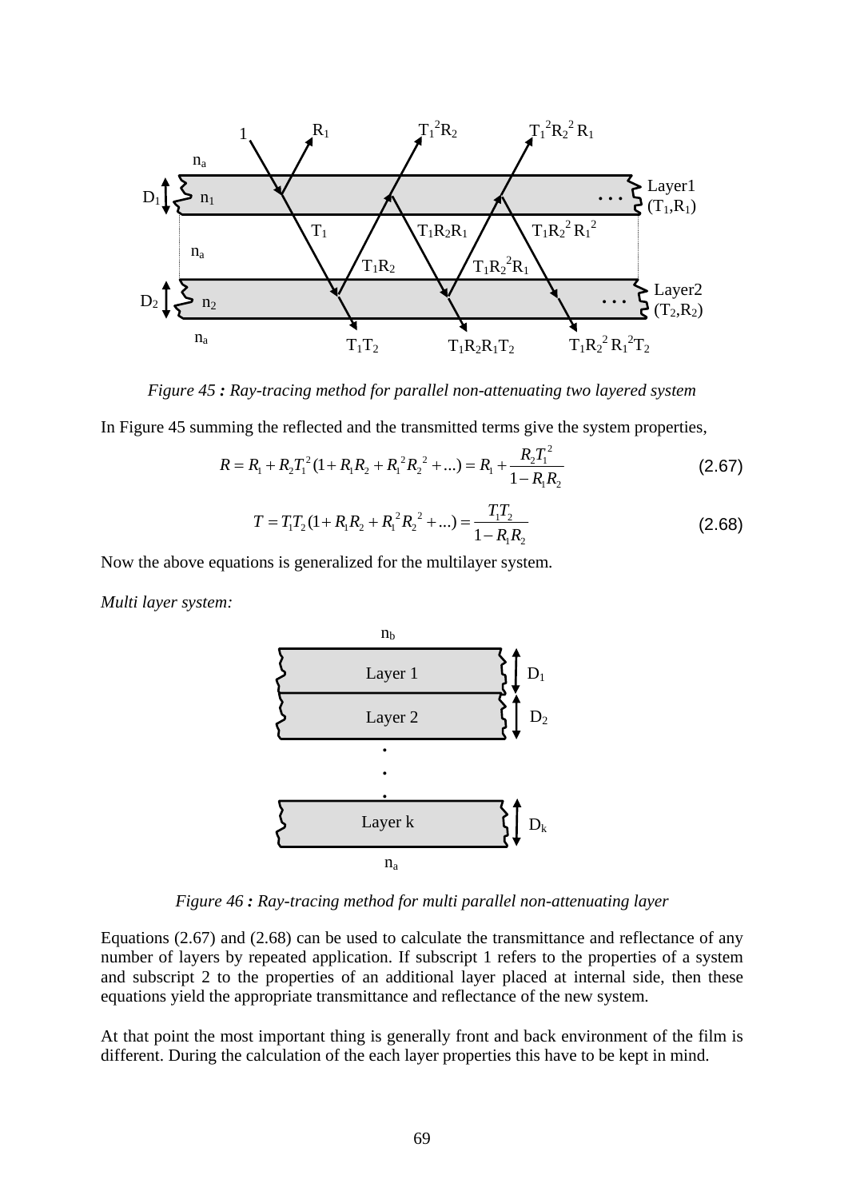Figure 45 : Ray-tracing method for parallel non-attenuating two layered system

In Figure 45 summing the reflected and the transmitted terms give the system properties,

$$R = R_1 + R_2 T_1^2 (1 + R_1 R_2 + R_1^2 R_2^2 + ...) = R_1 + \frac{R_2 T_1^2}{1 - R_1 R_2} \tag{2.67}$$

$$T = T_1 T_2 (1 + R_1 R_2 + R_1^2 R_2^2 + ...) = \frac{T_1 T_2}{1 - R_1 R_2} \tag{2.68}$$

Now the above equations is generalized for the multilayer system.

*Multi layer system:*

Figure 46 : Ray-tracing method for multi parallel non-attenuating layer

Equations (2.67) and (2.68) can be used to calculate the transmittance and reflectance of any number of layers by repeated application. If subscript 1 refers to the properties of a system and subscript 2 to the properties of an additional layer placed at internal side, then these equations yield the appropriate transmittance and reflectance of the new system.

At that point the most important thing is generally front and back environment of the film is different. During the calculation of the each layer properties this have to be kept in mind.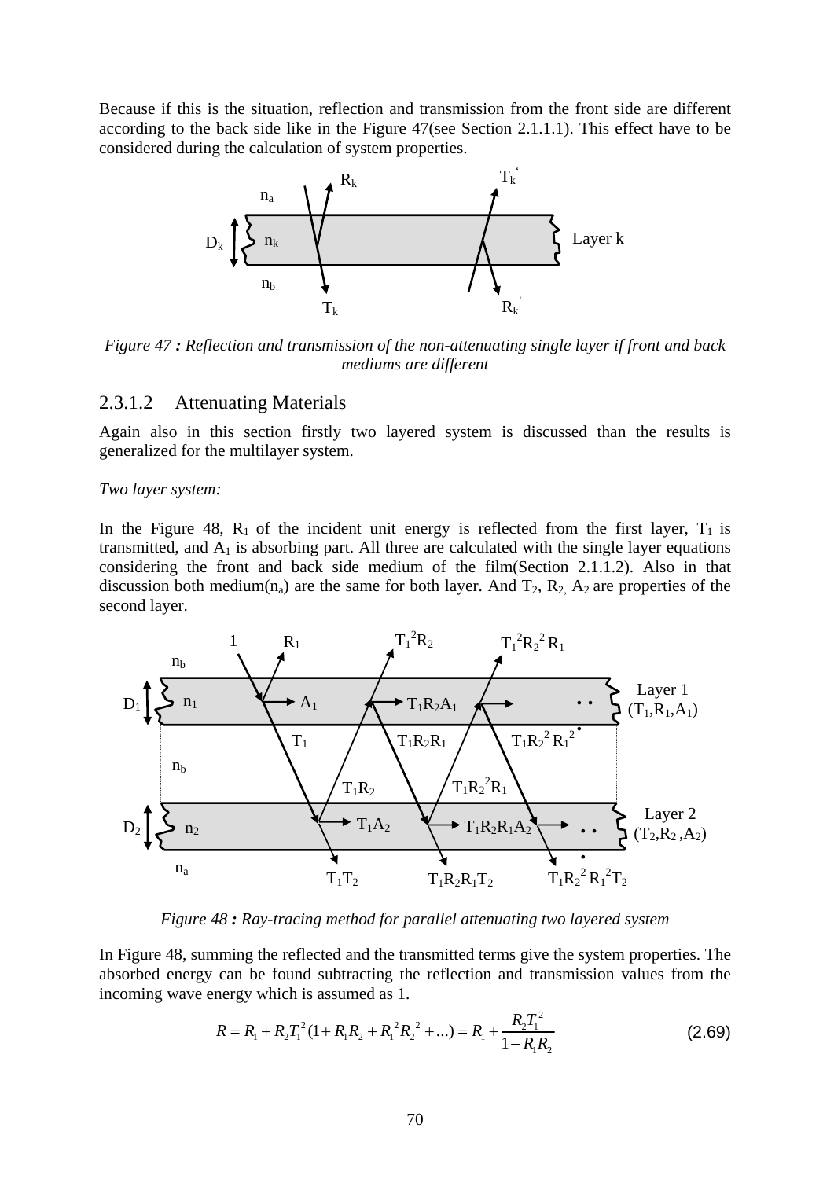Because if this is the situation, reflection and transmission from the front side are different according to the back side like in the Figure 47(see Section 2.1.1.1). This effect have to be considered during the calculation of system properties.

*Figure 47 : Reflection and transmission of the non-attenuating single layer if front and back mediums are different*

### 2.3.1.2 Attenuating Materials

Again also in this section firstly two layered system is discussed than the results is generalized for the multilayer system.

*Two layer system:*

In the Figure 48, $R_1$ of the incident unit energy is reflected from the first layer, $T_1$ is transmitted, and $A_1$ is absorbing part. All three are calculated with the single layer equations considering the front and back side medium of the film(Section 2.1.1.2). Also in that discussion both medium($n_a$) are the same for both layer. And $T_2$, $R_2$, $A_2$ are properties of the second layer.

*Figure 48 : Ray-tracing method for parallel attenuating two layered system*

In Figure 48, summing the reflected and the transmitted terms give the system properties. The absorbed energy can be found subtracting the reflection and transmission values from the incoming wave energy which is assumed as 1.

$$R = R_1 + R_2 T_1^2 (1 + R_1 R_2 + R_1^2 R_2^2 + ...) = R_1 + \frac{R_2 T_1^2}{1 - R_1 R_2} \tag{2.69}$$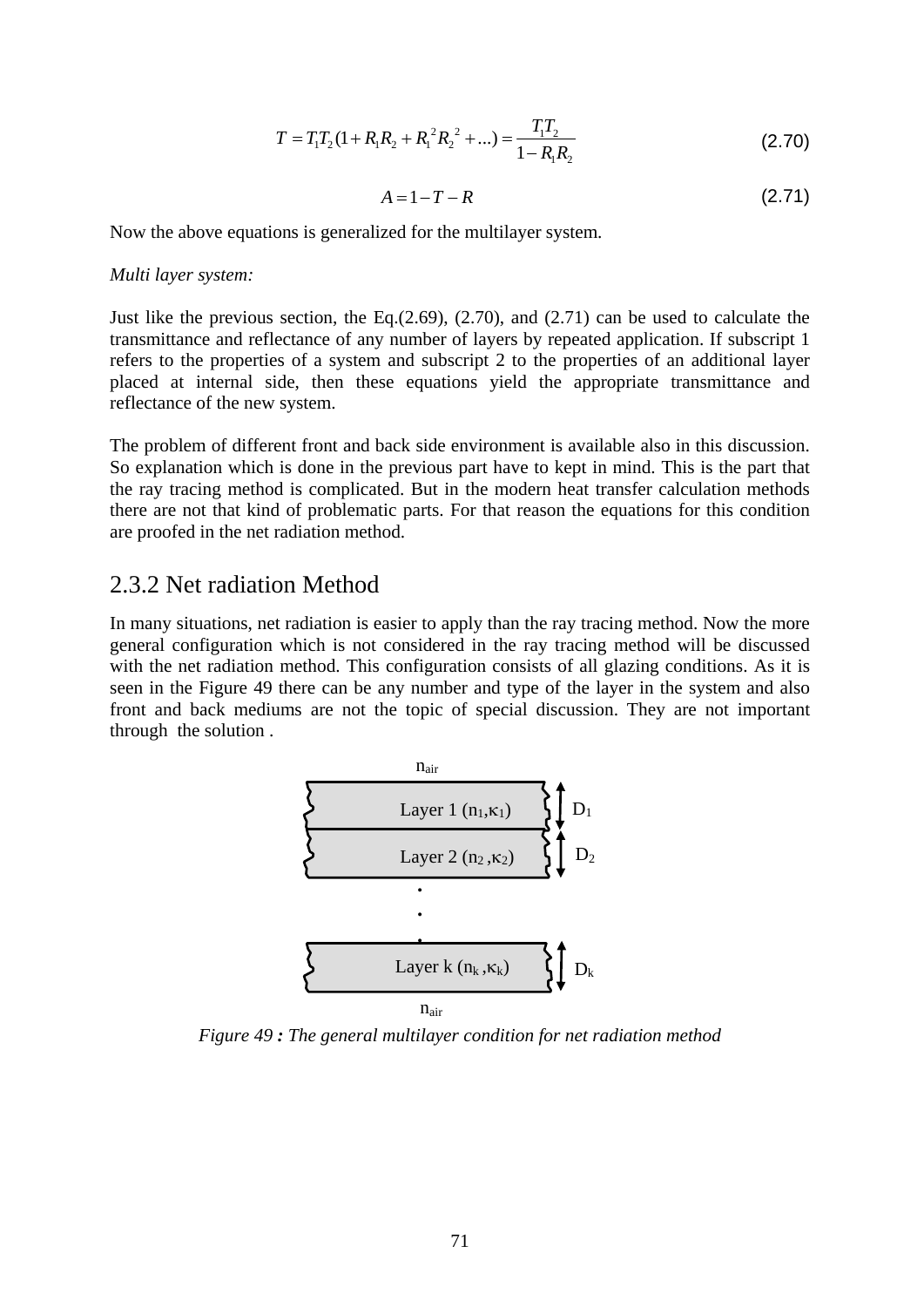$$T = T_1 T_2 (1 + R_1 R_2 + R_1^{\,2} R_2^{\,2} + ...) = \frac{T_1 T_2}{1 - R_1 R_2} \tag{2.70}$$

$$A = 1 - T - R \tag{2.71}$$

Now the above equations is generalized for the multilayer system.

*Multi layer system:*

Just like the previous section, the Eq.(2.69), (2.70), and (2.71) can be used to calculate the transmittance and reflectance of any number of layers by repeated application. If subscript 1 refers to the properties of a system and subscript 2 to the properties of an additional layer placed at internal side, then these equations yield the appropriate transmittance and reflectance of the new system.

The problem of different front and back side environment is available also in this discussion. So explanation which is done in the previous part have to kept in mind. This is the part that the ray tracing method is complicated. But in the modern heat transfer calculation methods there are not that kind of problematic parts. For that reason the equations for this condition are proofed in the net radiation method.

## 2.3.2 Net radiation Method

In many situations, net radiation is easier to apply than the ray tracing method. Now the more general configuration which is not considered in the ray tracing method will be discussed with the net radiation method. This configuration consists of all glazing conditions. As it is seen in the Figure 49 there can be any number and type of the layer in the system and also front and back mediums are not the topic of special discussion. They are not important through the solution .

$n_{air}$

Layer 1 ($n_1$,$\kappa_1$) — $D_1$

Layer 2 ($n_2$ ,$\kappa_2$) — $D_2$

.
.
.

Layer k ($n_k$ ,$\kappa_k$) — $D_k$

$n_{air}$

*Figure 49 : The general multilayer condition for net radiation method*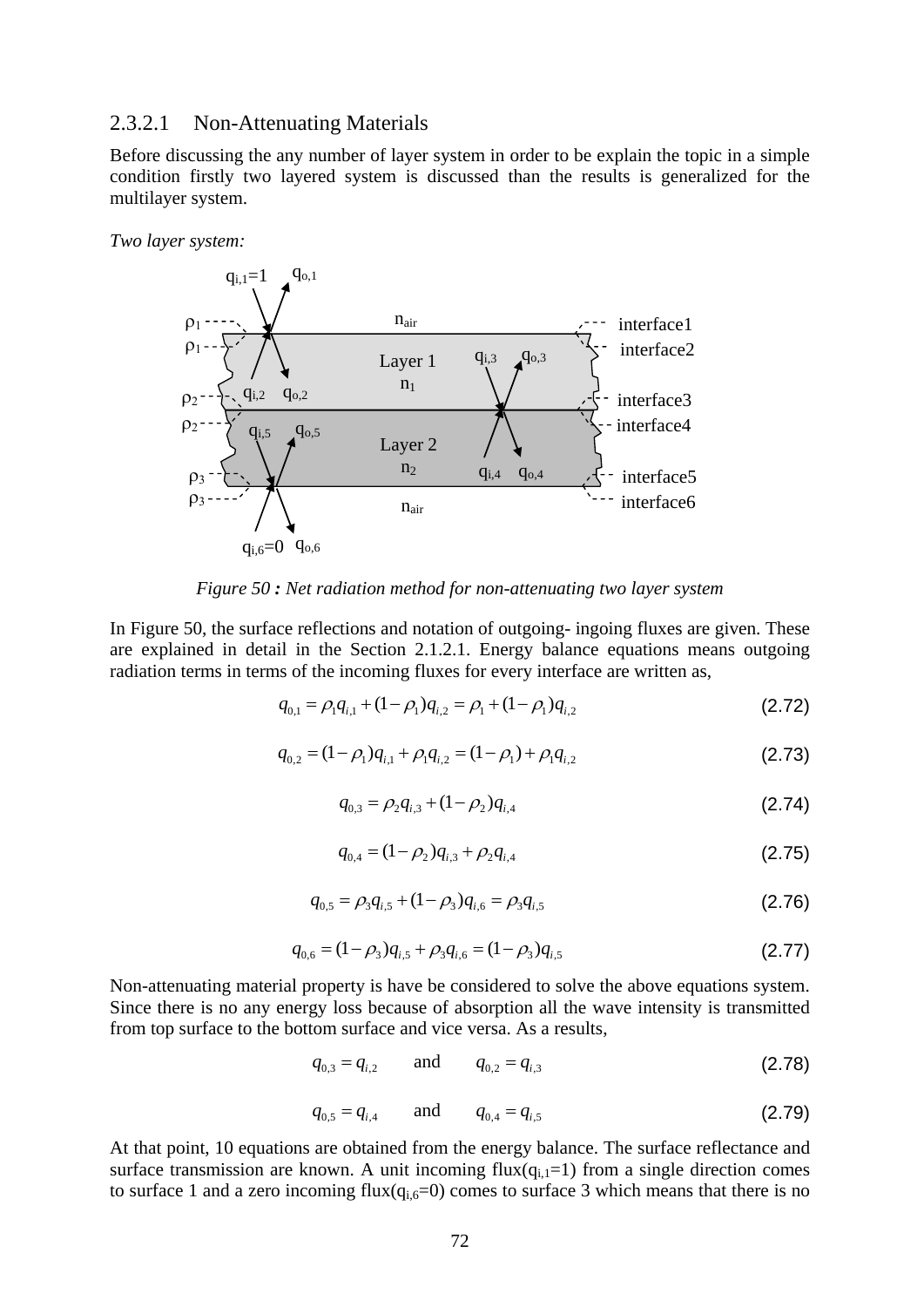### 2.3.2.1 Non-Attenuating Materials

Before discussing the any number of layer system in order to be explain the topic in a simple condition firstly two layered system is discussed than the results is generalized for the multilayer system.

*Two layer system:*

*Figure 50 : Net radiation method for non-attenuating two layer system*

In Figure 50, the surface reflections and notation of outgoing- ingoing fluxes are given. These are explained in detail in the Section 2.1.2.1. Energy balance equations means outgoing radiation terms in terms of the incoming fluxes for every interface are written as,

$$q_{0,1} = \rho_1 q_{i,1} + (1-\rho_1) q_{i,2} = \rho_1 + (1-\rho_1) q_{i,2} \tag{2.72}$$

$$q_{0,2} = (1-\rho_1) q_{i,1} + \rho_1 q_{i,2} = (1-\rho_1) + \rho_1 q_{i,2} \tag{2.73}$$

$$q_{0,3} = \rho_2 q_{i,3} + (1-\rho_2) q_{i,4} \tag{2.74}$$

$$q_{0,4} = (1-\rho_2) q_{i,3} + \rho_2 q_{i,4} \tag{2.75}$$

$$q_{0,5} = \rho_3 q_{i,5} + (1-\rho_3) q_{i,6} = \rho_3 q_{i,5} \tag{2.76}$$

$$q_{0,6} = (1-\rho_3) q_{i,5} + \rho_3 q_{i,6} = (1-\rho_3) q_{i,5} \tag{2.77}$$

Non-attenuating material property is have be considered to solve the above equations system. Since there is no any energy loss because of absorption all the wave intensity is transmitted from top surface to the bottom surface and vice versa. As a results,

$$q_{0,3} = q_{i,2} \qquad \text{and} \qquad q_{0,2} = q_{i,3} \tag{2.78}$$

$$q_{0,5} = q_{i,4} \qquad \text{and} \qquad q_{0,4} = q_{i,5} \tag{2.79}$$

At that point, 10 equations are obtained from the energy balance. The surface reflectance and surface transmission are known. A unit incoming flux($q_{i,1}$=1) from a single direction comes to surface 1 and a zero incoming flux($q_{i,6}$=0) comes to surface 3 which means that there is no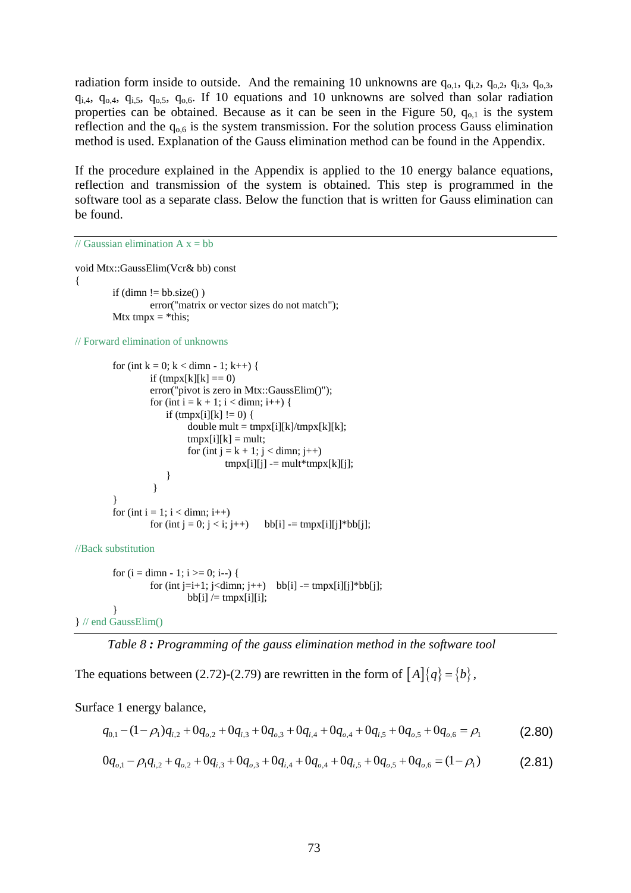radiation form inside to outside. And the remaining 10 unknowns are $q_{o,1}$, $q_{i,2}$, $q_{o,2}$, $q_{i,3}$, $q_{o,3}$, $q_{i,4}$, $q_{o,4}$, $q_{i,5}$, $q_{o,5}$, $q_{o,6}$. If 10 equations and 10 unknowns are solved than solar radiation properties can be obtained. Because as it can be seen in the Figure 50, $q_{o,1}$ is the system reflection and the $q_{o,6}$ is the system transmission. For the solution process Gauss elimination method is used. Explanation of the Gauss elimination method can be found in the Appendix.

If the procedure explained in the Appendix is applied to the 10 energy balance equations, reflection and transmission of the system is obtained. This step is programmed in the software tool as a separate class. Below the function that is written for Gauss elimination can be found.

```
// Gaussian elimination A x = bb

void Mtx::GaussElim(Vcr& bb) const
{
        if (dimn != bb.size() )
                error("matrix or vector sizes do not match");
        Mtx tmpx = *this;

// Forward elimination of unknowns

        for (int k = 0; k < dimn - 1; k++) {
                if (tmpx[k][k] == 0)
                error("pivot is zero in Mtx::GaussElim()");
                for (int i = k + 1; i < dimn; i++) {
                    if (tmpx[i][k] != 0) {
                         double mult = tmpx[i][k]/tmpx[k][k];
                         tmpx[i][k] = mult;
                         for (int j = k + 1; j < dimn; j++)
                                  tmpx[i][j] -= mult*tmpx[k][j];
                    }
                 }
        }
        for (int i = 1; i < dimn; i++)
                for (int j = 0; j < i; j++)      bb[i] -= tmpx[i][j]*bb[j];

//Back substitution

        for (i = dimn - 1; i >= 0; i--) {
                for (int j=i+1; j<dimn; j++)    bb[i] -= tmpx[i][j]*bb[j];
                         bb[i] /= tmpx[i][i];
        }
} // end GaussElim()
```

*Table 8 : Programming of the gauss elimination method in the software tool*

The equations between (2.72)-(2.79) are rewritten in the form of $[A]\{q\}=\{b\}$,

Surface 1 energy balance,

$$q_{0,1}-(1-\rho_1)q_{i,2}+0q_{o,2}+0q_{i,3}+0q_{o,3}+0q_{i,4}+0q_{o,4}+0q_{i,5}+0q_{o,5}+0q_{o,6}=\rho_1 \qquad (2.80)$$

$$0q_{o,1}-\rho_1 q_{i,2}+q_{o,2}+0q_{i,3}+0q_{o,3}+0q_{i,4}+0q_{o,4}+0q_{i,5}+0q_{o,5}+0q_{o,6}=(1-\rho_1) \qquad (2.81)$$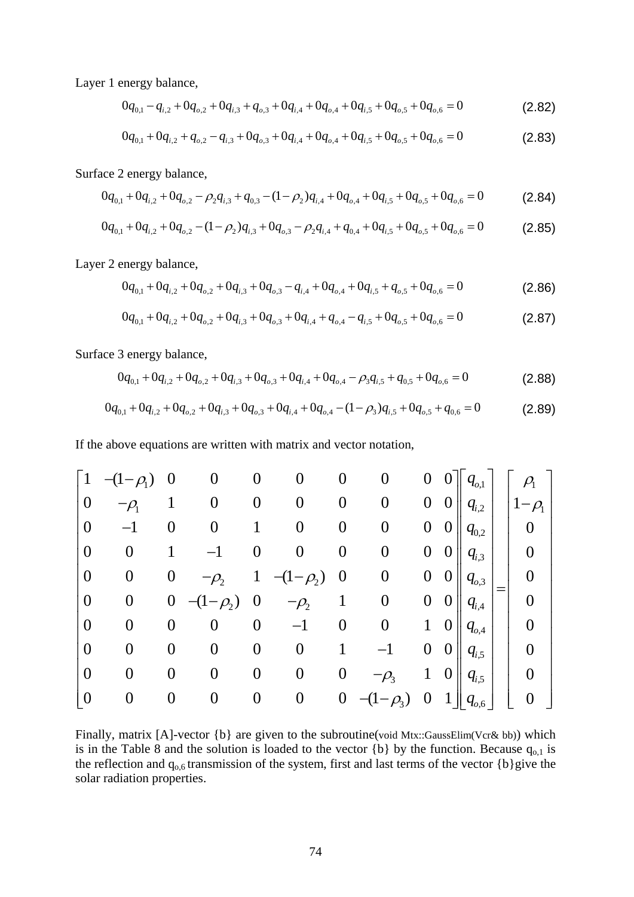Layer 1 energy balance,

$$0q_{0,1} - q_{i,2} + 0q_{o,2} + 0q_{i,3} + q_{o,3} + 0q_{i,4} + 0q_{o,4} + 0q_{i,5} + 0q_{o,5} + 0q_{o,6} = 0 \qquad (2.82)$$

$$0q_{0,1} + 0q_{i,2} + q_{o,2} - q_{i,3} + 0q_{o,3} + 0q_{i,4} + 0q_{o,4} + 0q_{i,5} + 0q_{o,5} + 0q_{o,6} = 0 \qquad (2.83)$$

Surface 2 energy balance,

$$0q_{0,1} + 0q_{i,2} + 0q_{o,2} - \rho_2 q_{i,3} + q_{0,3} - (1-\rho_2)q_{i,4} + 0q_{o,4} + 0q_{i,5} + 0q_{o,5} + 0q_{o,6} = 0 \qquad (2.84)$$

$$0q_{0,1} + 0q_{i,2} + 0q_{o,2} - (1-\rho_2)q_{i,3} + 0q_{o,3} - \rho_2 q_{i,4} + q_{0,4} + 0q_{i,5} + 0q_{o,5} + 0q_{o,6} = 0 \qquad (2.85)$$

Layer 2 energy balance,

$$0q_{0,1} + 0q_{i,2} + 0q_{o,2} + 0q_{i,3} + 0q_{o,3} - q_{i,4} + 0q_{o,4} + 0q_{i,5} + q_{o,5} + 0q_{o,6} = 0 \qquad (2.86)$$

$$0q_{0,1} + 0q_{i,2} + 0q_{o,2} + 0q_{i,3} + 0q_{o,3} + 0q_{i,4} + q_{o,4} - q_{i,5} + 0q_{o,5} + 0q_{o,6} = 0 \qquad (2.87)$$

Surface 3 energy balance,

$$0q_{0,1} + 0q_{i,2} + 0q_{o,2} + 0q_{i,3} + 0q_{o,3} + 0q_{i,4} + 0q_{o,4} - \rho_3 q_{i,5} + q_{0,5} + 0q_{o,6} = 0 \qquad (2.88)$$

$$0q_{0,1} + 0q_{i,2} + 0q_{o,2} + 0q_{i,3} + 0q_{o,3} + 0q_{i,4} + 0q_{o,4} - (1-\rho_3)q_{i,5} + 0q_{o,5} + q_{0,6} = 0 \qquad (2.89)$$

If the above equations are written with matrix and vector notation,

$$\begin{bmatrix} 1 & -(1-\rho_1) & 0 & 0 & 0 & 0 & 0 & 0 & 0 & 0 \\ 0 & -\rho_1 & 1 & 0 & 0 & 0 & 0 & 0 & 0 & 0 \\ 0 & -1 & 0 & 0 & 1 & 0 & 0 & 0 & 0 & 0 \\ 0 & 0 & 1 & -1 & 0 & 0 & 0 & 0 & 0 & 0 \\ 0 & 0 & 0 & -\rho_2 & 1 & -(1-\rho_2) & 0 & 0 & 0 & 0 \\ 0 & 0 & 0 & -(1-\rho_2) & 0 & -\rho_2 & 1 & 0 & 0 & 0 \\ 0 & 0 & 0 & 0 & 0 & -1 & 0 & 0 & 1 & 0 \\ 0 & 0 & 0 & 0 & 0 & 0 & 1 & -1 & 0 & 0 \\ 0 & 0 & 0 & 0 & 0 & 0 & 0 & -\rho_3 & 1 & 0 \\ 0 & 0 & 0 & 0 & 0 & 0 & 0 & -(1-\rho_3) & 0 & 1 \end{bmatrix} \begin{bmatrix} q_{o,1} \\ q_{i,2} \\ q_{0,2} \\ q_{i,3} \\ q_{o,3} \\ q_{i,4} \\ q_{o,4} \\ q_{i,5} \\ q_{i,5} \\ q_{o,6} \end{bmatrix} = \begin{bmatrix} \rho_1 \\ 1-\rho_1 \\ 0 \\ 0 \\ 0 \\ 0 \\ 0 \\ 0 \\ 0 \\ 0 \end{bmatrix}$$

Finally, matrix [A]-vector {b} are given to the subroutine(void Mtx::GaussElim(Vcr& bb)) which is in the Table 8 and the solution is loaded to the vector {b} by the function. Because $q_{o,1}$ is the reflection and $q_{o,6}$ transmission of the system, first and last terms of the vector {b}give the solar radiation properties.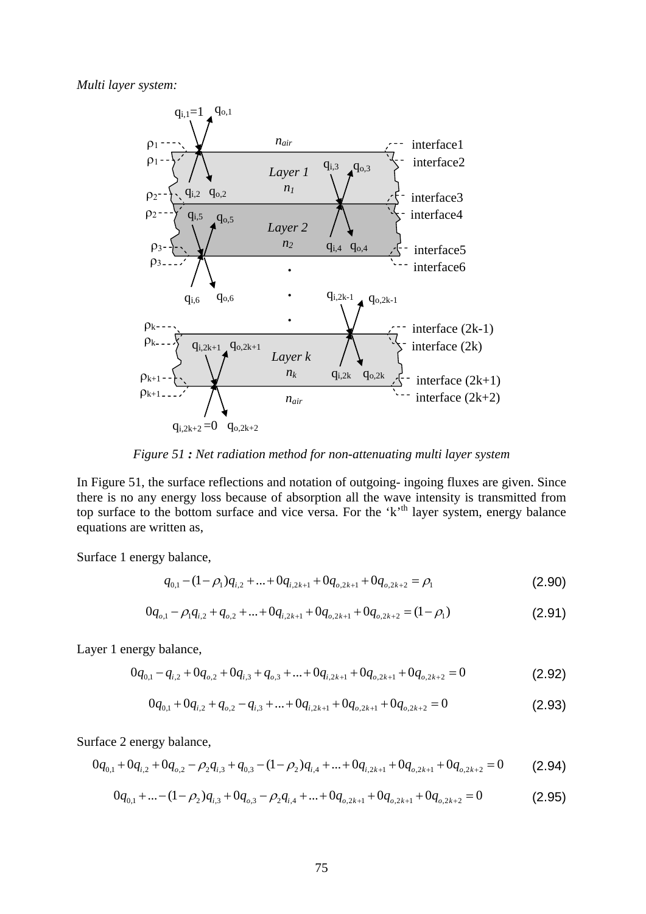*Multi layer system:*

*Figure 51 : Net radiation method for non-attenuating multi layer system*

In Figure 51, the surface reflections and notation of outgoing- ingoing fluxes are given. Since there is no any energy loss because of absorption all the wave intensity is transmitted from top surface to the bottom surface and vice versa. For the 'k'th layer system, energy balance equations are written as,

Surface 1 energy balance,

$$q_{0,1} - (1-\rho_1)q_{i,2} + ... + 0q_{i,2k+1} + 0q_{o,2k+1} + 0q_{o,2k+2} = \rho_1 \tag{2.90}$$

$$0q_{o,1} - \rho_1 q_{i,2} + q_{o,2} + ... + 0q_{i,2k+1} + 0q_{o,2k+1} + 0q_{o,2k+2} = (1-\rho_1) \tag{2.91}$$

Layer 1 energy balance,

$$0q_{0,1} - q_{i,2} + 0q_{o,2} + 0q_{i,3} + q_{o,3} + ... + 0q_{i,2k+1} + 0q_{o,2k+1} + 0q_{o,2k+2} = 0 \tag{2.92}$$

$$0q_{0,1} + 0q_{i,2} + q_{o,2} - q_{i,3} + ... + 0q_{i,2k+1} + 0q_{o,2k+1} + 0q_{o,2k+2} = 0 \tag{2.93}$$

Surface 2 energy balance,

$$0q_{0,1} + 0q_{i,2} + 0q_{o,2} - \rho_2 q_{i,3} + q_{0,3} - (1-\rho_2)q_{i,4} + ... + 0q_{i,2k+1} + 0q_{o,2k+1} + 0q_{o,2k+2} = 0 \tag{2.94}$$

$$0q_{0,1} + ... - (1-\rho_2)q_{i,3} + 0q_{o,3} - \rho_2 q_{i,4} + ... + 0q_{o,2k+1} + 0q_{o,2k+1} + 0q_{o,2k+2} = 0 \tag{2.95}$$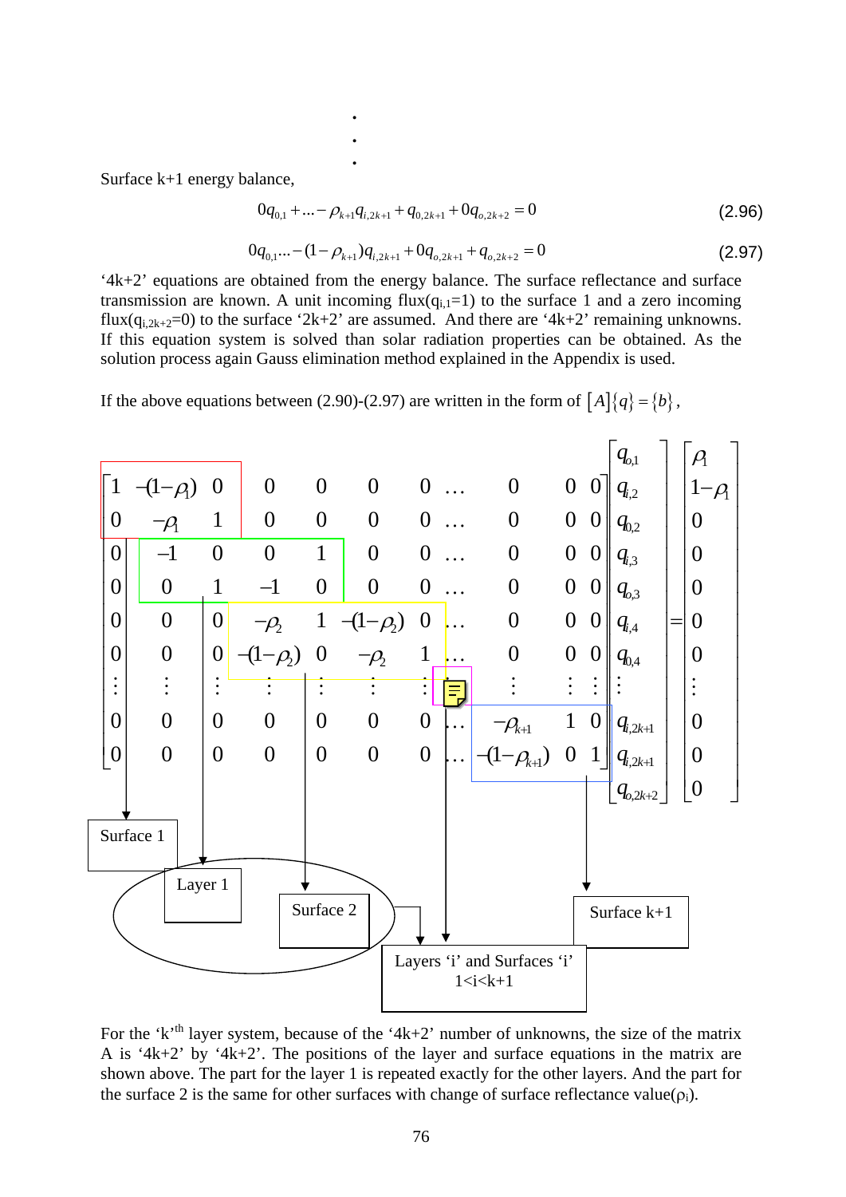.
.
.

Surface k+1 energy balance,

$$0q_{0,1} + ... - \rho_{k+1} q_{i,2k+1} + q_{0,2k+1} + 0q_{o,2k+2} = 0 \tag{2.96}$$

$$0q_{0,1} ... - (1-\rho_{k+1}) q_{i,2k+1} + 0q_{o,2k+1} + q_{o,2k+2} = 0 \tag{2.97}$$

'4k+2' equations are obtained from the energy balance. The surface reflectance and surface transmission are known. A unit incoming flux($q_{i,1}=1$) to the surface 1 and a zero incoming flux($q_{i,2k+2}=0$) to the surface '2k+2' are assumed. And there are '4k+2' remaining unknowns. If this equation system is solved than solar radiation properties can be obtained. As the solution process again Gauss elimination method explained in the Appendix is used.

If the above equations between (2.90)-(2.97) are written in the form of $[A]\{q\} = \{b\}$,

$$\begin{bmatrix} 1 & -(1-\rho_1) & 0 & 0 & 0 & 0 & 0 & \dots & 0 & 0 & 0 \\ 0 & -\rho_1 & 1 & 0 & 0 & 0 & 0 & \dots & 0 & 0 & 0 \\ 0 & -1 & 0 & 0 & 1 & 0 & 0 & \dots & 0 & 0 & 0 \\ 0 & 0 & 1 & -1 & 0 & 0 & 0 & \dots & 0 & 0 & 0 \\ 0 & 0 & 0 & -\rho_2 & 1 & -(1-\rho_2) & 0 & \dots & 0 & 0 & 0 \\ 0 & 0 & 0 & -(1-\rho_2) & 0 & -\rho_2 & 1 & \dots & 0 & 0 & 0 \\ \vdots & \vdots & \vdots & \vdots & \vdots & \vdots & \vdots & & \vdots & \vdots & \vdots \\ 0 & 0 & 0 & 0 & 0 & 0 & 0 & \dots & -\rho_{k+1} & 1 & 0 \\ 0 & 0 & 0 & 0 & 0 & 0 & 0 & \dots & -(1-\rho_{k+1}) & 0 & 1 \end{bmatrix} \begin{bmatrix} q_{o,1} \\ q_{i,2} \\ q_{0,2} \\ q_{i,3} \\ q_{o,3} \\ q_{i,4} \\ q_{0,4} \\ \vdots \\ q_{i,2k+1} \\ q_{i,2k+1} \\ q_{o,2k+2} \end{bmatrix} = \begin{bmatrix} \rho_1 \\ 1-\rho_1 \\ 0 \\ 0 \\ 0 \\ 0 \\ 0 \\ \vdots \\ 0 \\ 0 \\ 0 \end{bmatrix}$$

Surface 1 | Layer 1 | Surface 2 | Layers 'i' and Surfaces 'i' $1<i<k+1$ | Surface k+1

For the 'k'[th] layer system, because of the '4k+2' number of unknowns, the size of the matrix A is '4k+2' by '4k+2'. The positions of the layer and surface equations in the matrix are shown above. The part for the layer 1 is repeated exactly for the other layers. And the part for the surface 2 is the same for other surfaces with change of surface reflectance value($\rho_i$).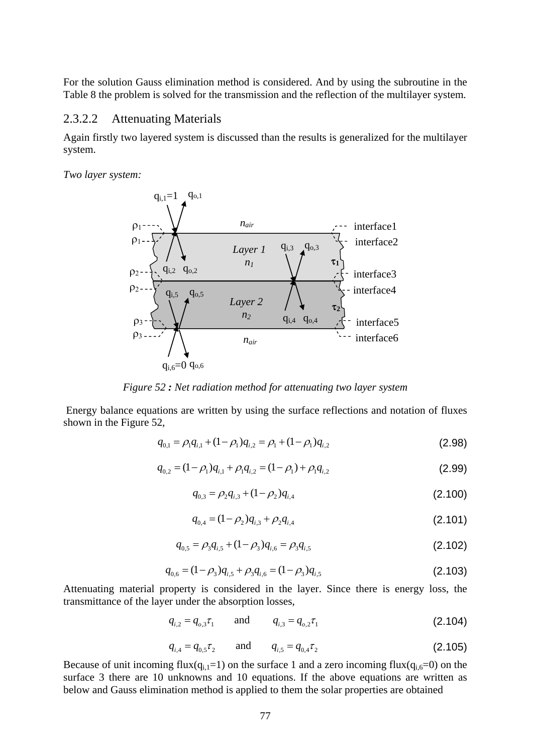For the solution Gauss elimination method is considered. And by using the subroutine in the Table 8 the problem is solved for the transmission and the reflection of the multilayer system.

### 2.3.2.2 Attenuating Materials

Again firstly two layered system is discussed than the results is generalized for the multilayer system.

*Two layer system:*

*Figure 52 **:** Net radiation method for attenuating two layer system*

Energy balance equations are written by using the surface reflections and notation of fluxes shown in the Figure 52,

$$q_{0,1} = \rho_1 q_{i,1} + (1-\rho_1) q_{i,2} = \rho_1 + (1-\rho_1) q_{i,2} \tag{2.98}$$

$$q_{0,2} = (1-\rho_1) q_{i,1} + \rho_1 q_{i,2} = (1-\rho_1) + \rho_1 q_{i,2} \tag{2.99}$$

$$q_{0,3} = \rho_2 q_{i,3} + (1-\rho_2) q_{i,4} \tag{2.100}$$

$$q_{0,4} = (1-\rho_2) q_{i,3} + \rho_2 q_{i,4} \tag{2.101}$$

$$q_{0,5} = \rho_3 q_{i,5} + (1-\rho_3) q_{i,6} = \rho_3 q_{i,5} \tag{2.102}$$

$$q_{0,6} = (1-\rho_3) q_{i,5} + \rho_3 q_{i,6} = (1-\rho_3) q_{i,5} \tag{2.103}$$

Attenuating material property is considered in the layer. Since there is energy loss, the transmittance of the layer under the absorption losses,

$$q_{i,2} = q_{o,3}\tau_1 \qquad \text{and} \qquad q_{i,3} = q_{o,2}\tau_1 \tag{2.104}$$

$$q_{i,4} = q_{0,5}\tau_2 \qquad \text{and} \qquad q_{i,5} = q_{0,4}\tau_2 \tag{2.105}$$

Because of unit incoming flux($q_{i,1}=1$) on the surface 1 and a zero incoming flux($q_{i,6}=0$) on the surface 3 there are 10 unknowns and 10 equations. If the above equations are written as below and Gauss elimination method is applied to them the solar properties are obtained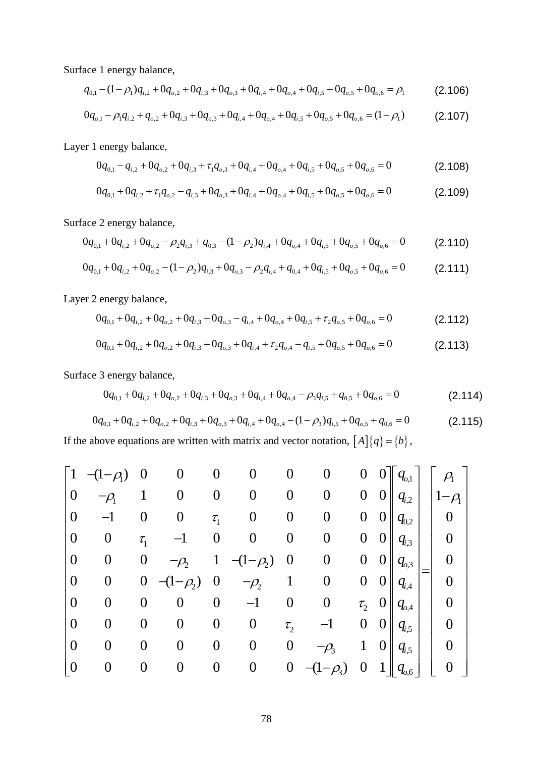Surface 1 energy balance,

$$q_{0,1} - (1-\rho_1)q_{i,2} + 0q_{o,2} + 0q_{i,3} + 0q_{o,3} + 0q_{i,4} + 0q_{o,4} + 0q_{i,5} + 0q_{o,5} + 0q_{o,6} = \rho_1 \tag{2.106}$$

$$0q_{o,1} - \rho_1 q_{i,2} + q_{o,2} + 0q_{i,3} + 0q_{o,3} + 0q_{i,4} + 0q_{o,4} + 0q_{i,5} + 0q_{o,5} + 0q_{o,6} = (1-\rho_1) \tag{2.107}$$

Layer 1 energy balance,

$$0q_{0,1} - q_{i,2} + 0q_{o,2} + 0q_{i,3} + \tau_1 q_{o,3} + 0q_{i,4} + 0q_{o,4} + 0q_{i,5} + 0q_{o,5} + 0q_{o,6} = 0 \tag{2.108}$$

$$0q_{0,1} + 0q_{i,2} + \tau_1 q_{o,2} - q_{i,3} + 0q_{o,3} + 0q_{i,4} + 0q_{o,4} + 0q_{i,5} + 0q_{o,5} + 0q_{o,6} = 0 \tag{2.109}$$

Surface 2 energy balance,

$$0q_{0,1} + 0q_{i,2} + 0q_{o,2} - \rho_2 q_{i,3} + q_{0,3} - (1-\rho_2)q_{i,4} + 0q_{o,4} + 0q_{i,5} + 0q_{o,5} + 0q_{o,6} = 0 \tag{2.110}$$

$$0q_{0,1} + 0q_{i,2} + 0q_{o,2} - (1-\rho_2)q_{i,3} + 0q_{o,3} - \rho_2 q_{i,4} + q_{0,4} + 0q_{i,5} + 0q_{o,5} + 0q_{o,6} = 0 \tag{2.111}$$

Layer 2 energy balance,

$$0q_{0,1} + 0q_{i,2} + 0q_{o,2} + 0q_{i,3} + 0q_{o,3} - q_{i,4} + 0q_{o,4} + 0q_{i,5} + \tau_2 q_{o,5} + 0q_{o,6} = 0 \tag{2.112}$$

$$0q_{0,1} + 0q_{i,2} + 0q_{o,2} + 0q_{i,3} + 0q_{o,3} + 0q_{i,4} + \tau_2 q_{o,4} - q_{i,5} + 0q_{o,5} + 0q_{o,6} = 0 \tag{2.113}$$

Surface 3 energy balance,

$$0q_{0,1} + 0q_{i,2} + 0q_{o,2} + 0q_{i,3} + 0q_{o,3} + 0q_{i,4} + 0q_{o,4} - \rho_3 q_{i,5} + q_{0,5} + 0q_{o,6} = 0 \tag{2.114}$$

$$0q_{0,1} + 0q_{i,2} + 0q_{o,2} + 0q_{i,3} + 0q_{o,3} + 0q_{i,4} + 0q_{o,4} - (1-\rho_3)q_{i,5} + 0q_{o,5} + q_{0,6} = 0 \tag{2.115}$$

If the above equations are written with matrix and vector notation, $[A]\{q\} = \{b\}$,

$$\begin{bmatrix} 1 & -(1-\rho_1) & 0 & 0 & 0 & 0 & 0 & 0 & 0 & 0 \\ 0 & -\rho_1 & 1 & 0 & 0 & 0 & 0 & 0 & 0 & 0 \\ 0 & -1 & 0 & 0 & \tau_1 & 0 & 0 & 0 & 0 & 0 \\ 0 & 0 & \tau_1 & -1 & 0 & 0 & 0 & 0 & 0 & 0 \\ 0 & 0 & 0 & -\rho_2 & 1 & -(1-\rho_2) & 0 & 0 & 0 & 0 \\ 0 & 0 & 0 & -(1-\rho_2) & 0 & -\rho_2 & 1 & 0 & 0 & 0 \\ 0 & 0 & 0 & 0 & 0 & -1 & 0 & 0 & \tau_2 & 0 \\ 0 & 0 & 0 & 0 & 0 & 0 & \tau_2 & -1 & 0 & 0 \\ 0 & 0 & 0 & 0 & 0 & 0 & 0 & -\rho_3 & 1 & 0 \\ 0 & 0 & 0 & 0 & 0 & 0 & 0 & -(1-\rho_3) & 0 & 1 \end{bmatrix} \begin{bmatrix} q_{o,1} \\ q_{i,2} \\ q_{0,2} \\ q_{i,3} \\ q_{o,3} \\ q_{i,4} \\ q_{o,4} \\ q_{i,5} \\ q_{i,5} \\ q_{o,6} \end{bmatrix} = \begin{bmatrix} \rho_1 \\ 1-\rho_1 \\ 0 \\ 0 \\ 0 \\ 0 \\ 0 \\ 0 \\ 0 \\ 0 \end{bmatrix}$$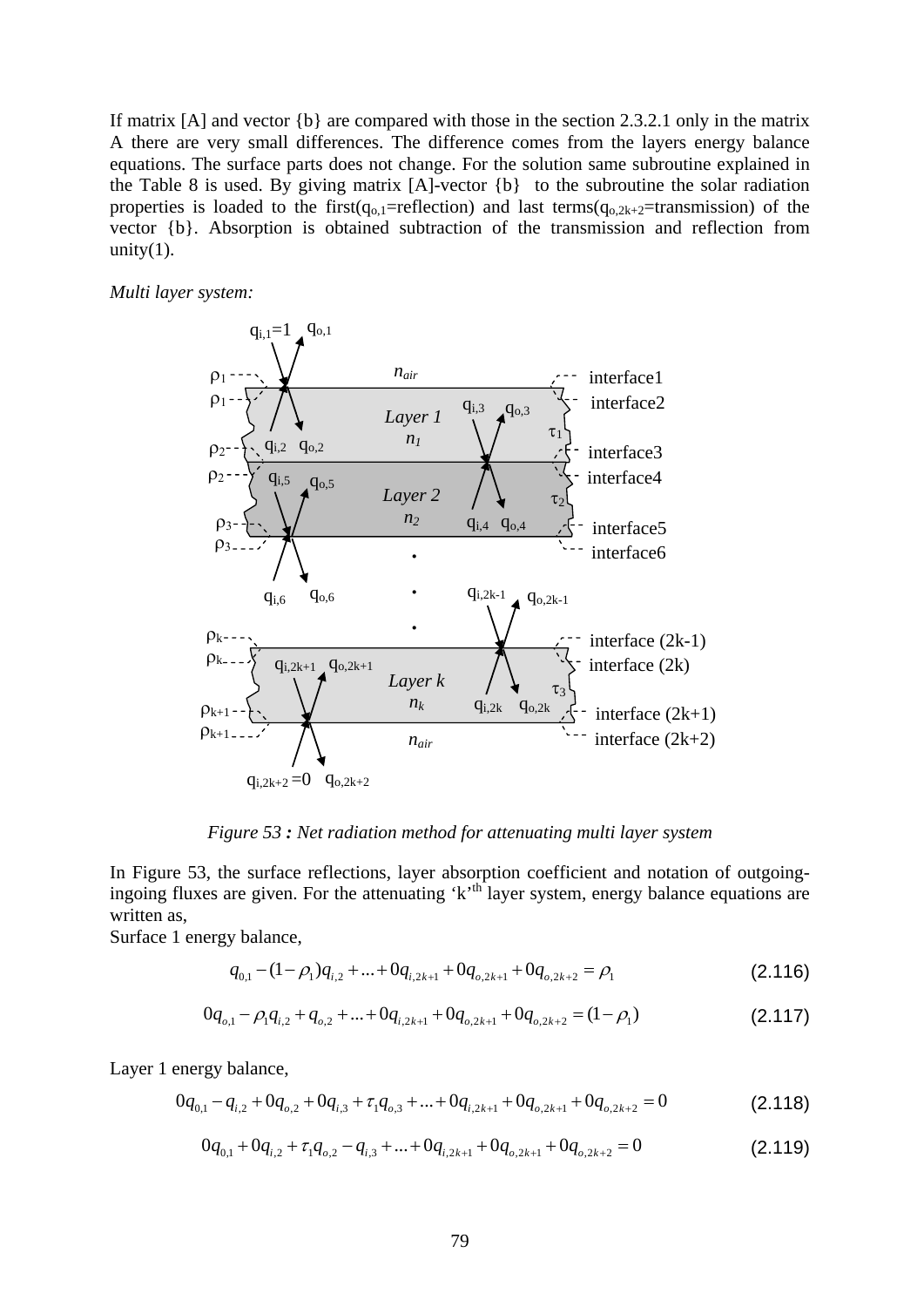If matrix [A] and vector {b} are compared with those in the section 2.3.2.1 only in the matrix A there are very small differences. The difference comes from the layers energy balance equations. The surface parts does not change. For the solution same subroutine explained in the Table 8 is used. By giving matrix [A]-vector {b} to the subroutine the solar radiation properties is loaded to the first($q_{o,1}$=reflection) and last terms($q_{o,2k+2}$=transmission) of the vector {b}. Absorption is obtained subtraction of the transmission and reflection from unity(1).

*Multi layer system:*

*Figure 53 : Net radiation method for attenuating multi layer system*

In Figure 53, the surface reflections, layer absorption coefficient and notation of outgoing-ingoing fluxes are given. For the attenuating 'k'th layer system, energy balance equations are written as,

Surface 1 energy balance,

$$q_{0,1} - (1-\rho_1)q_{i,2} + ... + 0q_{i,2k+1} + 0q_{o,2k+1} + 0q_{o,2k+2} = \rho_1 \tag{2.116}$$

$$0q_{o,1} - \rho_1 q_{i,2} + q_{o,2} + ... + 0q_{i,2k+1} + 0q_{o,2k+1} + 0q_{o,2k+2} = (1-\rho_1) \tag{2.117}$$

Layer 1 energy balance,

$$0q_{0,1} - q_{i,2} + 0q_{o,2} + 0q_{i,3} + \tau_1 q_{o,3} + ... + 0q_{i,2k+1} + 0q_{o,2k+1} + 0q_{o,2k+2} = 0 \tag{2.118}$$

$$0q_{0,1} + 0q_{i,2} + \tau_1 q_{o,2} - q_{i,3} + ... + 0q_{i,2k+1} + 0q_{o,2k+1} + 0q_{o,2k+2} = 0 \tag{2.119}$$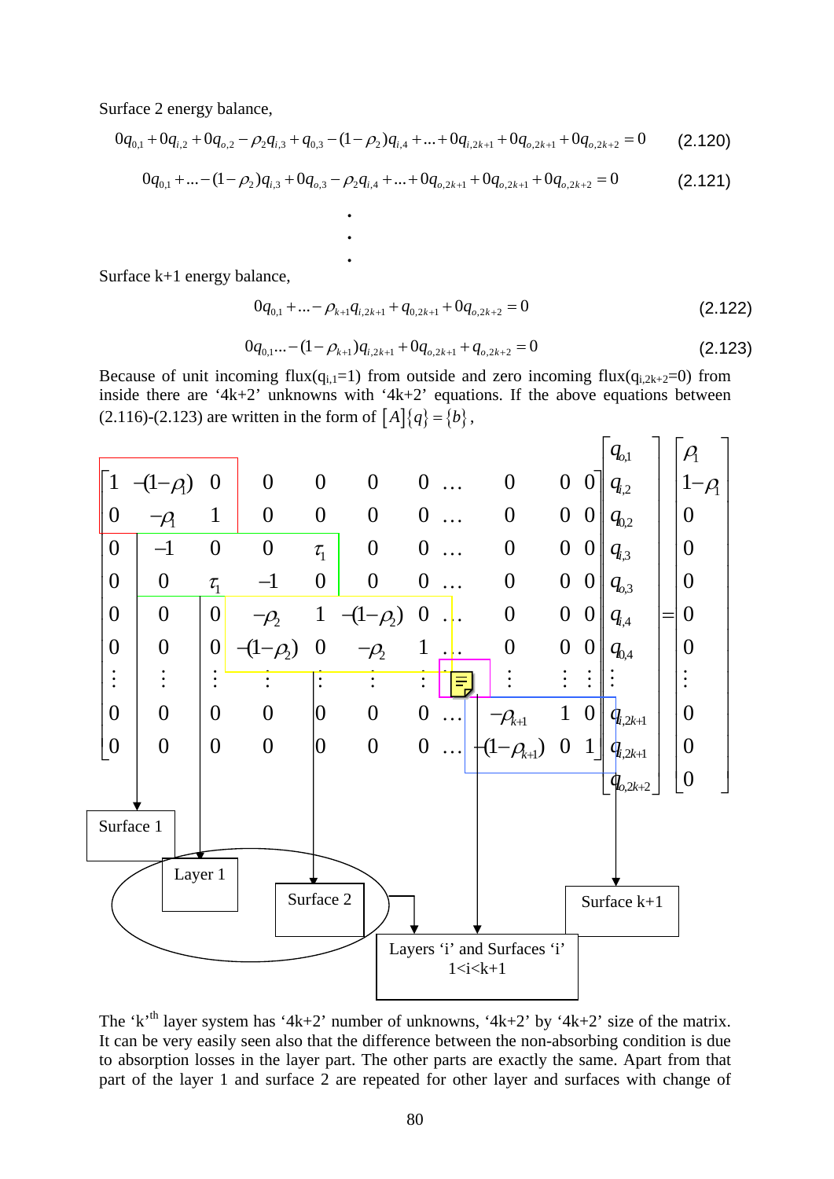Surface 2 energy balance,

$$0q_{0,1} + 0q_{i,2} + 0q_{o,2} - \rho_2 q_{i,3} + q_{0,3} - (1-\rho_2) q_{i,4} + ... + 0q_{i,2k+1} + 0q_{o,2k+1} + 0q_{o,2k+2} = 0 \quad (2.120)$$

$$0q_{0,1} + ... - (1-\rho_2) q_{i,3} + 0q_{o,3} - \rho_2 q_{i,4} + ... + 0q_{o,2k+1} + 0q_{o,2k+1} + 0q_{o,2k+2} = 0 \quad (2.121)$$

.
.
.

Surface k+1 energy balance,

$$0q_{0,1} + ... - \rho_{k+1} q_{i,2k+1} + q_{0,2k+1} + 0q_{o,2k+2} = 0 \quad (2.122)$$

$$0q_{0,1} ... - (1-\rho_{k+1}) q_{i,2k+1} + 0q_{o,2k+1} + q_{o,2k+2} = 0 \quad (2.123)$$

Because of unit incoming flux($q_{i,1}$=1) from outside and zero incoming flux($q_{i,2k+2}$=0) from inside there are '4k+2' unknowns with '4k+2' equations. If the above equations between (2.116)-(2.123) are written in the form of $[A]\{q\} = \{b\}$,

$$\begin{bmatrix} 1 & -(1-\rho_1) & 0 & 0 & 0 & 0 & 0 & \dots & 0 & 0 & 0 \\ 0 & -\rho_1 & 1 & 0 & 0 & 0 & 0 & \dots & 0 & 0 & 0 \\ 0 & -1 & 0 & 0 & \tau_1 & 0 & 0 & \dots & 0 & 0 & 0 \\ 0 & 0 & \tau_1 & -1 & 0 & 0 & 0 & \dots & 0 & 0 & 0 \\ 0 & 0 & 0 & -\rho_2 & 1 & -(1-\rho_2) & 0 & \dots & 0 & 0 & 0 \\ 0 & 0 & 0 & -(1-\rho_2) & 0 & -\rho_2 & 1 & \dots & 0 & 0 & 0 \\ \vdots & \vdots & \vdots & \vdots & \vdots & \vdots & \vdots & & \vdots & \vdots & \vdots \\ 0 & 0 & 0 & 0 & 0 & 0 & 0 & \dots & -\rho_{k+1} & 1 & 0 \\ 0 & 0 & 0 & 0 & 0 & 0 & 0 & \dots & -(1-\rho_{k+1}) & 0 & 1 \end{bmatrix} \begin{bmatrix} q_{o,1} \\ q_{i,2} \\ q_{0,2} \\ q_{i,3} \\ q_{o,3} \\ q_{i,4} \\ q_{0,4} \\ \vdots \\ q_{i,2k+1} \\ q_{i,2k+1} \\ q_{o,2k+2} \end{bmatrix} = \begin{bmatrix} \rho_1 \\ 1-\rho_1 \\ 0 \\ 0 \\ 0 \\ 0 \\ 0 \\ \vdots \\ 0 \\ 0 \\ 0 \end{bmatrix}$$

Surface 1 — Layer 1 — Surface 2 — Layers 'i' and Surfaces 'i' 1<i<k+1 — Surface k+1

The 'k'[th] layer system has '4k+2' number of unknowns, '4k+2' by '4k+2' size of the matrix. It can be very easily seen also that the difference between the non-absorbing condition is due to absorption losses in the layer part. The other parts are exactly the same. Apart from that part of the layer 1 and surface 2 are repeated for other layer and surfaces with change of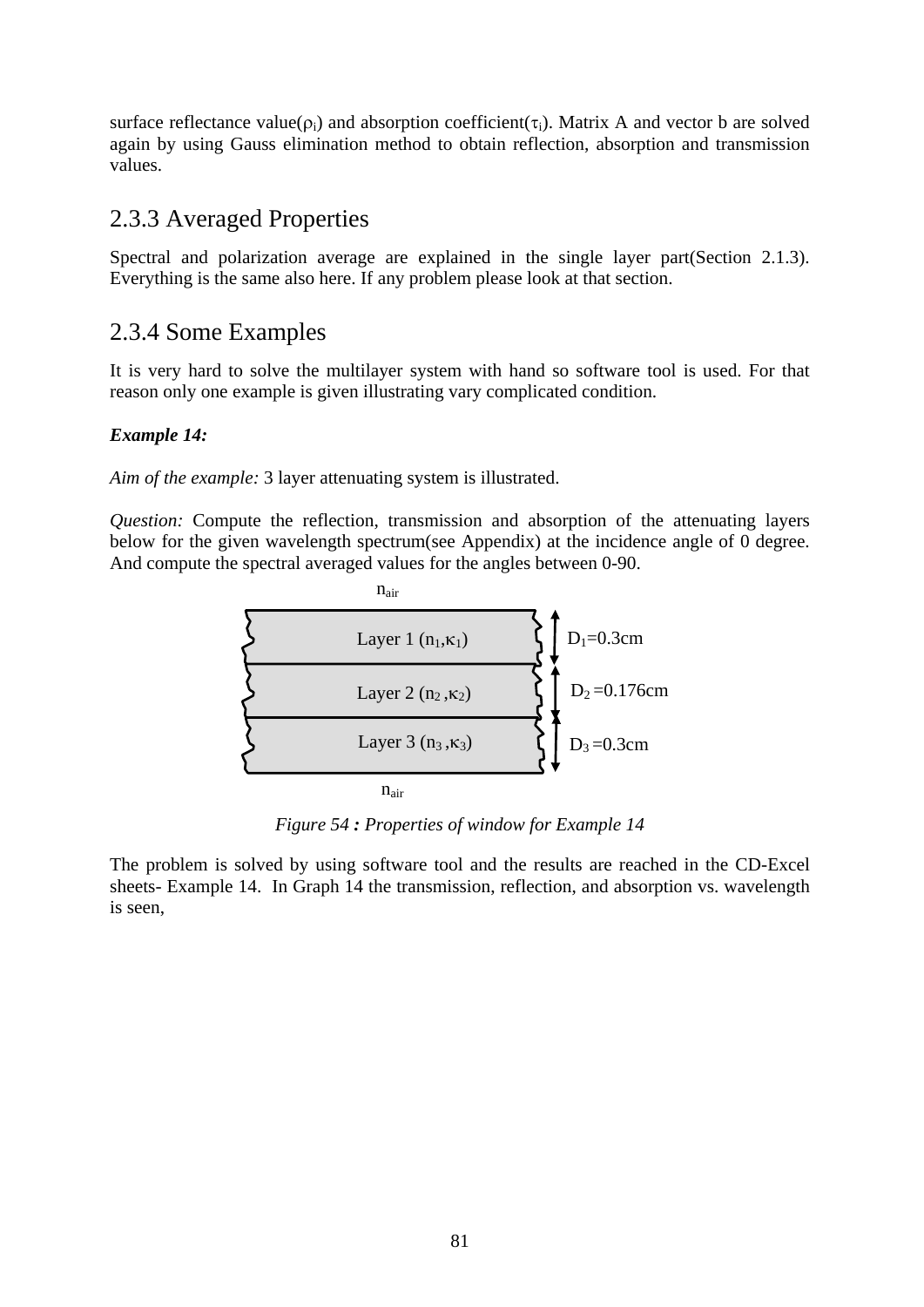surface reflectance value($\rho_i$) and absorption coefficient($\tau_i$). Matrix A and vector b are solved again by using Gauss elimination method to obtain reflection, absorption and transmission values.

### 2.3.3 Averaged Properties

Spectral and polarization average are explained in the single layer part(Section 2.1.3). Everything is the same also here. If any problem please look at that section.

### 2.3.4 Some Examples

It is very hard to solve the multilayer system with hand so software tool is used. For that reason only one example is given illustrating vary complicated condition.

***Example 14:***

*Aim of the example:* 3 layer attenuating system is illustrated.

*Question:* Compute the reflection, transmission and absorption of the attenuating layers below for the given wavelength spectrum(see Appendix) at the incidence angle of 0 degree. And compute the spectral averaged values for the angles between 0-90.

$n_{air}$

Layer 1 ($n_1$,$\kappa_1$) — $D_1$=0.3cm

Layer 2 ($n_2$,$\kappa_2$) — $D_2$ =0.176cm

Layer 3 ($n_3$,$\kappa_3$) — $D_3$ =0.3cm

$n_{air}$

*Figure 54 **:** Properties of window for Example 14*

The problem is solved by using software tool and the results are reached in the CD-Excel sheets- Example 14. In Graph 14 the transmission, reflection, and absorption vs. wavelength is seen,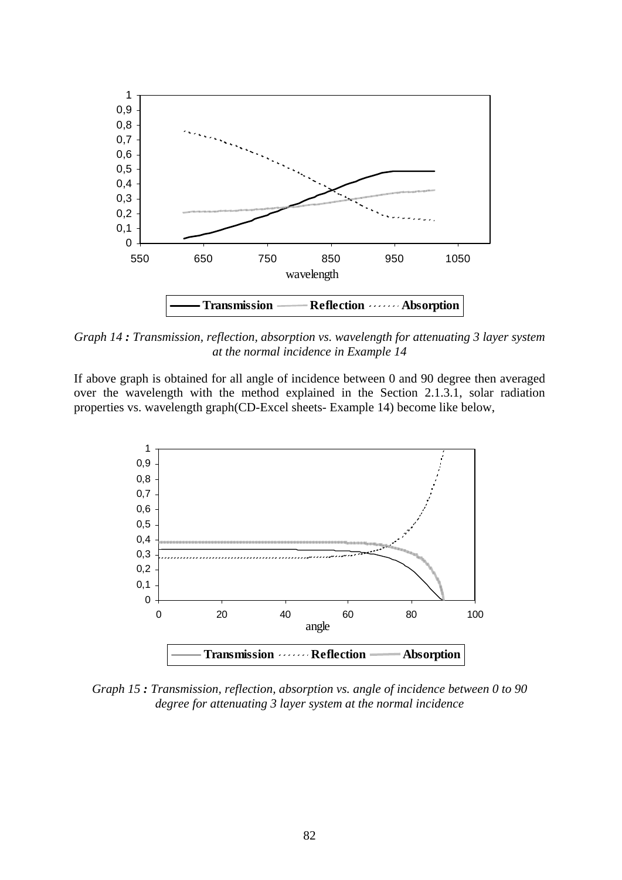*Graph 14 : Transmission, reflection, absorption vs. wavelength for attenuating 3 layer system at the normal incidence in Example 14*

If above graph is obtained for all angle of incidence between 0 and 90 degree then averaged over the wavelength with the method explained in the Section 2.1.3.1, solar radiation properties vs. wavelength graph(CD-Excel sheets- Example 14) become like below,

*Graph 15 : Transmission, reflection, absorption vs. angle of incidence between 0 to 90 degree for attenuating 3 layer system at the normal incidence*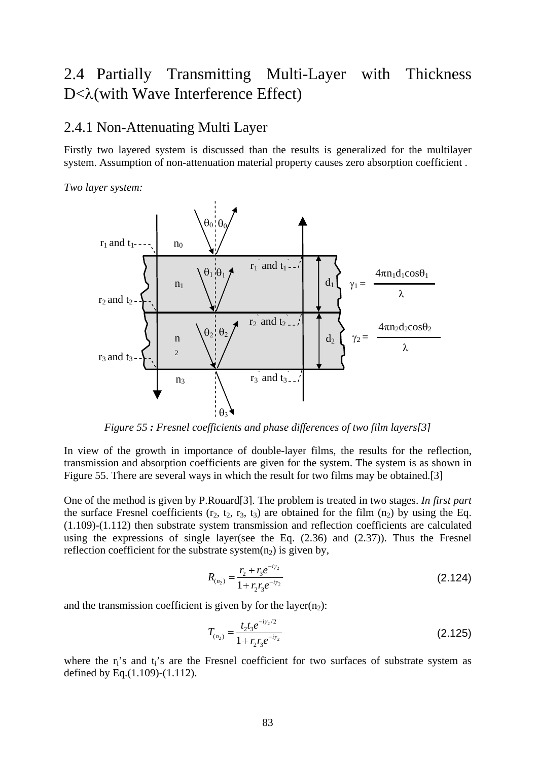## 2.4 Partially Transmitting Multi-Layer with Thickness D<λ(with Wave Interference Effect)

### 2.4.1 Non-Attenuating Multi Layer

Firstly two layered system is discussed than the results is generalized for the multilayer system. Assumption of non-attenuation material property causes zero absorption coefficient .

*Two layer system:*

*Figure 55 : Fresnel coefficients and phase differences of two film layers[3]*

In view of the growth in importance of double-layer films, the results for the reflection, transmission and absorption coefficients are given for the system. The system is as shown in Figure 55. There are several ways in which the result for two films may be obtained.[3]

One of the method is given by P.Rouard[3]. The problem is treated in two stages. *In first part* the surface Fresnel coefficients ($r_2$, $t_2$, $r_3$, $t_3$) are obtained for the film ($n_2$) by using the Eq. (1.109)-(1.112) then substrate system transmission and reflection coefficients are calculated using the expressions of single layer(see the Eq. (2.36) and (2.37)). Thus the Fresnel reflection coefficient for the substrate system($n_2$) is given by,

$$R_{(n_2)} = \frac{r_2 + r_3 e^{-i\gamma_2}}{1 + r_2 r_3 e^{-i\gamma_2}} \tag{2.124}$$

and the transmission coefficient is given by for the layer($n_2$):

$$T_{(n_2)} = \frac{t_2 t_3 e^{-i\gamma_2/2}}{1 + r_2 r_3 e^{-i\gamma_2}} \tag{2.125}$$

where the $r_i$'s and $t_i$'s are the Fresnel coefficient for two surfaces of substrate system as defined by Eq.(1.109)-(1.112).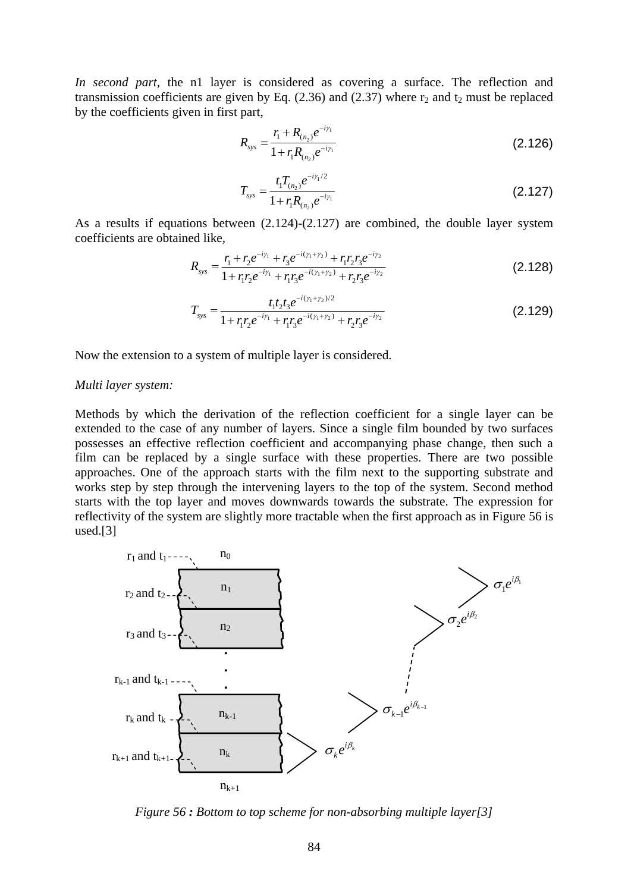*In second part*, the n1 layer is considered as covering a surface. The reflection and transmission coefficients are given by Eq. (2.36) and (2.37) where $r_2$ and $t_2$ must be replaced by the coefficients given in first part,

$$R_{sys} = \frac{r_1 + R_{(n_2)} e^{-i\gamma_1}}{1 + r_1 R_{(n_2)} e^{-i\gamma_1}} \tag{2.126}$$

$$T_{sys} = \frac{t_1 T_{(n_2)} e^{-i\gamma_1/2}}{1 + r_1 R_{(n_2)} e^{-i\gamma_1}} \tag{2.127}$$

As a results if equations between (2.124)-(2.127) are combined, the double layer system coefficients are obtained like,

$$R_{sys} = \frac{r_1 + r_2 e^{-i\gamma_1} + r_3 e^{-i(\gamma_1+\gamma_2)} + r_1 r_2 r_3 e^{-i\gamma_2}}{1 + r_1 r_2 e^{-i\gamma_1} + r_1 r_3 e^{-i(\gamma_1+\gamma_2)} + r_2 r_3 e^{-i\gamma_2}} \tag{2.128}$$

$$T_{sys} = \frac{t_1 t_2 t_3 e^{-i(\gamma_1+\gamma_2)/2}}{1 + r_1 r_2 e^{-i\gamma_1} + r_1 r_3 e^{-i(\gamma_1+\gamma_2)} + r_2 r_3 e^{-i\gamma_2}} \tag{2.129}$$

Now the extension to a system of multiple layer is considered.

*Multi layer system:*

Methods by which the derivation of the reflection coefficient for a single layer can be extended to the case of any number of layers. Since a single film bounded by two surfaces possesses an effective reflection coefficient and accompanying phase change, then such a film can be replaced by a single surface with these properties. There are two possible approaches. One of the approach starts with the film next to the supporting substrate and works step by step through the intervening layers to the top of the system. Second method starts with the top layer and moves downwards towards the substrate. The expression for reflectivity of the system are slightly more tractable when the first approach as in Figure 56 is used.[3]

*Figure 56 **:** Bottom to top scheme for non-absorbing multiple layer[3]*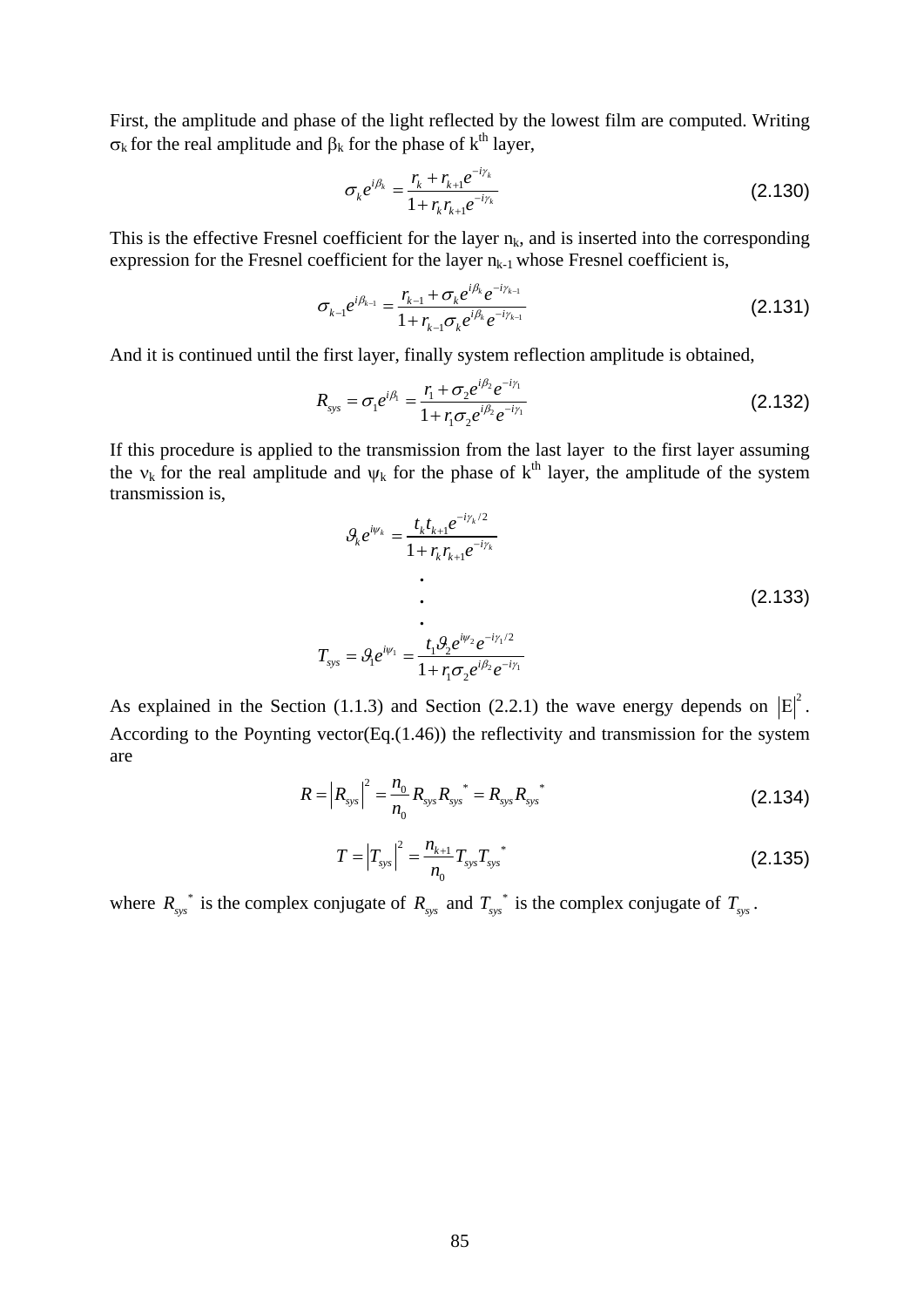First, the amplitude and phase of the light reflected by the lowest film are computed. Writing $\sigma_k$ for the real amplitude and $\beta_k$ for the phase of $k^{th}$ layer,

$$\sigma_k e^{i\beta_k} = \frac{r_k + r_{k+1}e^{-i\gamma_k}}{1 + r_k r_{k+1}e^{-i\gamma_k}} \tag{2.130}$$

This is the effective Fresnel coefficient for the layer $n_k$, and is inserted into the corresponding expression for the Fresnel coefficient for the layer $n_{k-1}$ whose Fresnel coefficient is,

$$\sigma_{k-1} e^{i\beta_{k-1}} = \frac{r_{k-1} + \sigma_k e^{i\beta_k} e^{-i\gamma_{k-1}}}{1 + r_{k-1}\sigma_k e^{i\beta_k} e^{-i\gamma_{k-1}}} \tag{2.131}$$

And it is continued until the first layer, finally system reflection amplitude is obtained,

$$R_{sys} = \sigma_1 e^{i\beta_1} = \frac{r_1 + \sigma_2 e^{i\beta_2} e^{-i\gamma_1}}{1 + r_1\sigma_2 e^{i\beta_2} e^{-i\gamma_1}} \tag{2.132}$$

If this procedure is applied to the transmission from the last layer to the first layer assuming the $\nu_k$ for the real amplitude and $\psi_k$ for the phase of $k^{th}$ layer, the amplitude of the system transmission is,

$$\begin{gathered} \vartheta_k e^{i\psi_k} = \frac{t_k t_{k+1} e^{-i\gamma_k/2}}{1 + r_k r_{k+1} e^{-i\gamma_k}} \\ \vdots \\ T_{sys} = \vartheta_1 e^{i\psi_1} = \frac{t_1 \vartheta_2 e^{i\psi_2} e^{-i\gamma_1/2}}{1 + r_1 \sigma_2 e^{i\beta_2} e^{-i\gamma_1}} \end{gathered} \tag{2.133}$$

As explained in the Section (1.1.3) and Section (2.2.1) the wave energy depends on $|E|^2$. According to the Poynting vector(Eq.(1.46)) the reflectivity and transmission for the system are

$$R = |R_{sys}|^2 = \frac{n_0}{n_0} R_{sys} R_{sys}^{\ *} = R_{sys} R_{sys}^{\ *} \tag{2.134}$$

$$T = |T_{sys}|^2 = \frac{n_{k+1}}{n_0} T_{sys} T_{sys}^{\ *} \tag{2.135}$$

where $R_{sys}^{\ *}$ is the complex conjugate of $R_{sys}$ and $T_{sys}^{\ *}$ is the complex conjugate of $T_{sys}$.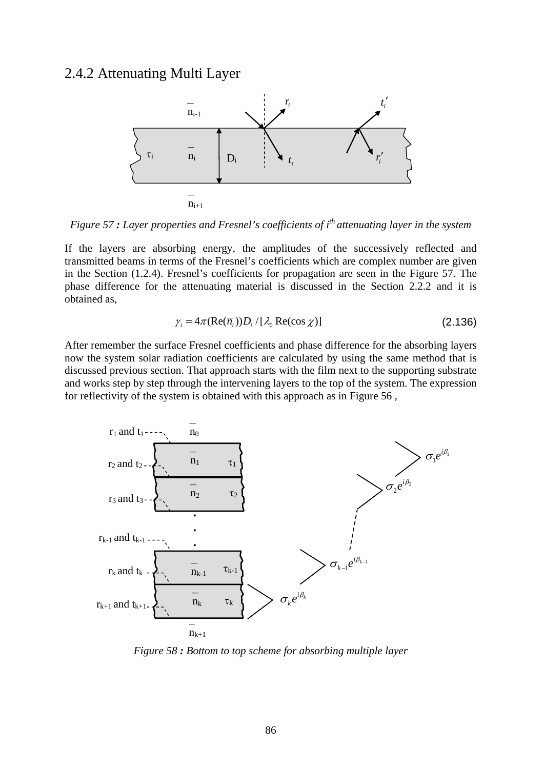### 2.4.2 Attenuating Multi Layer

*Figure 57 : Layer properties and Fresnel's coefficients of $i^{th}$ attenuating layer in the system*

If the layers are absorbing energy, the amplitudes of the successively reflected and transmitted beams in terms of the Fresnel's coefficients which are complex number are given in the Section (1.2.4). Fresnel's coefficients for propagation are seen in the Figure 57. The phase difference for the attenuating material is discussed in the Section 2.2.2 and it is obtained as,

$$\gamma_i = 4\pi(\mathrm{Re}(\bar{n}_i))D_i / [\lambda_0 \,\mathrm{Re}(\cos\chi)] \tag{2.136}$$

After remember the surface Fresnel coefficients and phase difference for the absorbing layers now the system solar radiation coefficients are calculated by using the same method that is discussed previous section. That approach starts with the film next to the supporting substrate and works step by step through the intervening layers to the top of the system. The expression for reflectivity of the system is obtained with this approach as in Figure 56 ,

*Figure 58 : Bottom to top scheme for absorbing multiple layer*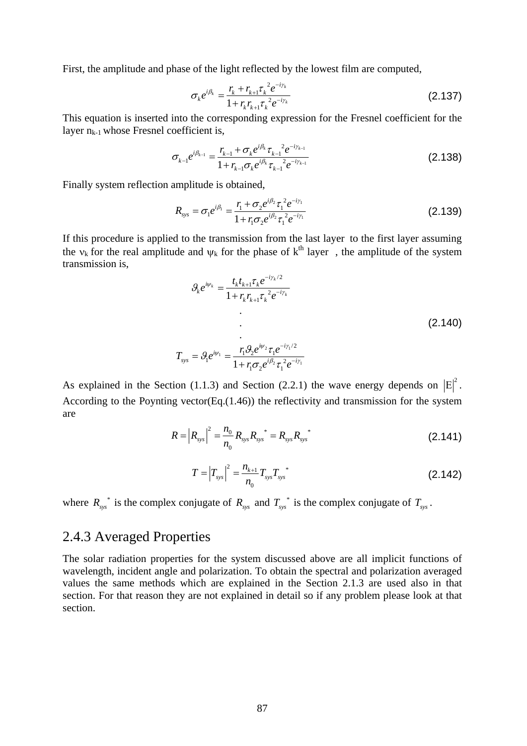First, the amplitude and phase of the light reflected by the lowest film are computed,

$$\sigma_k e^{i\beta_k} = \frac{r_k + r_{k+1}\tau_k{}^2 e^{-i\gamma_k}}{1 + r_k r_{k+1}\tau_k{}^2 e^{-i\gamma_k}} \tag{2.137}$$

This equation is inserted into the corresponding expression for the Fresnel coefficient for the layer $n_{k-1}$ whose Fresnel coefficient is,

$$\sigma_{k-1} e^{i\beta_{k-1}} = \frac{r_{k-1} + \sigma_k e^{i\beta_k}\tau_{k-1}{}^2 e^{-i\gamma_{k-1}}}{1 + r_{k-1}\sigma_k e^{i\beta_k}\tau_{k-1}{}^2 e^{-i\gamma_{k-1}}} \tag{2.138}$$

Finally system reflection amplitude is obtained,

$$R_{sys} = \sigma_1 e^{i\beta_1} = \frac{r_1 + \sigma_2 e^{i\beta_2}\tau_1{}^2 e^{-i\gamma_1}}{1 + r_1\sigma_2 e^{i\beta_2}\tau_1{}^2 e^{-i\gamma_1}} \tag{2.139}$$

If this procedure is applied to the transmission from the last layer to the first layer assuming the $\nu_k$ for the real amplitude and $\psi_k$ for the phase of $k^{th}$ layer , the amplitude of the system transmission is,

$$\begin{aligned} \vartheta_k e^{i\psi_k} &= \frac{t_k t_{k+1}\tau_k e^{-i\gamma_k/2}}{1 + r_k r_{k+1}\tau_k{}^2 e^{-i\gamma_k}} \\ &\;\;\vdots \\ T_{sys} = \vartheta_1 e^{i\psi_1} &= \frac{r_1\vartheta_2 e^{i\psi_2}\tau_1 e^{-i\gamma_1/2}}{1 + r_1\sigma_2 e^{i\beta_2}\tau_1{}^2 e^{-i\gamma_1}} \end{aligned} \tag{2.140}$$

As explained in the Section (1.1.3) and Section (2.2.1) the wave energy depends on $|E|^2$. According to the Poynting vector(Eq.(1.46)) the reflectivity and transmission for the system are

$$R = |R_{sys}|^2 = \frac{n_0}{n_0} R_{sys} R_{sys}{}^* = R_{sys} R_{sys}{}^* \tag{2.141}$$

$$T = |T_{sys}|^2 = \frac{n_{k+1}}{n_0} T_{sys} T_{sys}{}^* \tag{2.142}$$

where $R_{sys}{}^*$ is the complex conjugate of $R_{sys}$ and $T_{sys}{}^*$ is the complex conjugate of $T_{sys}$.

## 2.4.3 Averaged Properties

The solar radiation properties for the system discussed above are all implicit functions of wavelength, incident angle and polarization. To obtain the spectral and polarization averaged values the same methods which are explained in the Section 2.1.3 are used also in that section. For that reason they are not explained in detail so if any problem please look at that section.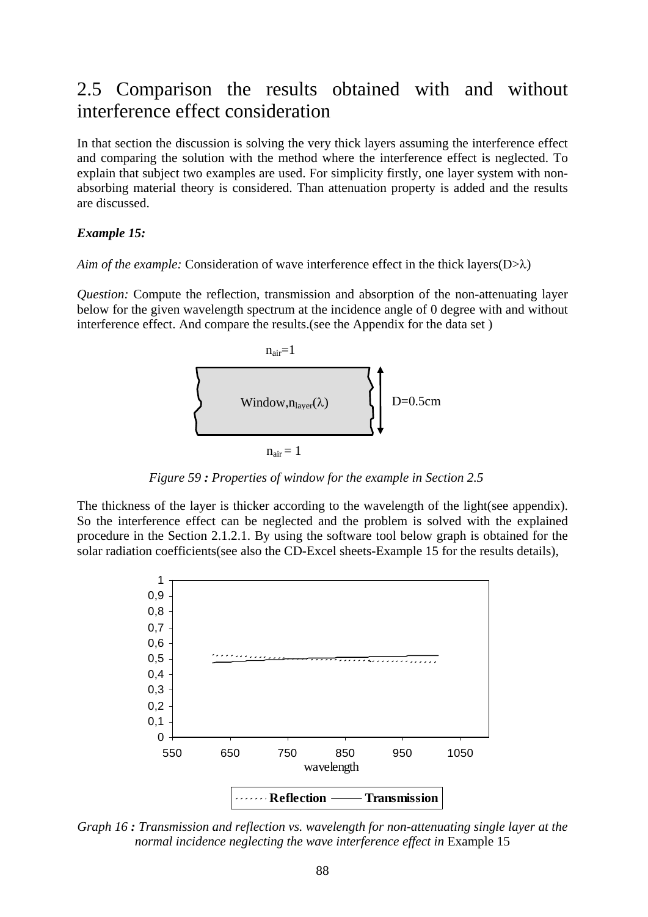# 2.5 Comparison the results obtained with and without interference effect consideration

In that section the discussion is solving the very thick layers assuming the interference effect and comparing the solution with the method where the interference effect is neglected. To explain that subject two examples are used. For simplicity firstly, one layer system with non-absorbing material theory is considered. Than attenuation property is added and the results are discussed.

***Example 15:***

*Aim of the example:* Consideration of wave interference effect in the thick layers($D>\lambda$)

*Question:* Compute the reflection, transmission and absorption of the non-attenuating layer below for the given wavelength spectrum at the incidence angle of 0 degree with and without interference effect. And compare the results.(see the Appendix for the data set )

$n_{air}=1$

Window, $n_{layer}(\lambda)$ D=0.5cm

$n_{air} = 1$

*Figure 59 : Properties of window for the example in Section 2.5*

The thickness of the layer is thicker according to the wavelength of the light(see appendix). So the interference effect can be neglected and the problem is solved with the explained procedure in the Section 2.1.2.1. By using the software tool below graph is obtained for the solar radiation coefficients(see also the CD-Excel sheets-Example 15 for the results details),

*Graph 16 : Transmission and reflection vs. wavelength for non-attenuating single layer at the normal incidence neglecting the wave interference effect in* Example 15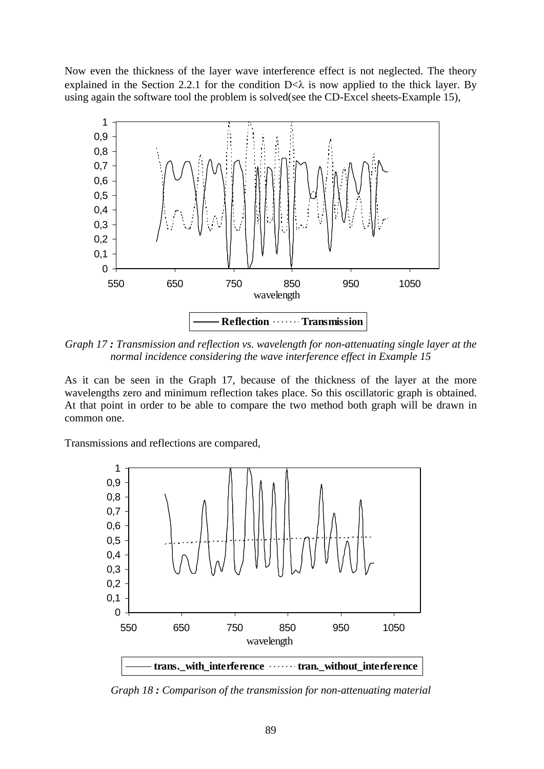Now even the thickness of the layer wave interference effect is not neglected. The theory explained in the Section 2.2.1 for the condition $D<\lambda$ is now applied to the thick layer. By using again the software tool the problem is solved(see the CD-Excel sheets-Example 15),

*Graph 17 : Transmission and reflection vs. wavelength for non-attenuating single layer at the normal incidence considering the wave interference effect in Example 15*

As it can be seen in the Graph 17, because of the thickness of the layer at the more wavelengths zero and minimum reflection takes place. So this oscillatoric graph is obtained. At that point in order to be able to compare the two method both graph will be drawn in common one.

Transmissions and reflections are compared,

*Graph 18 : Comparison of the transmission for non-attenuating material*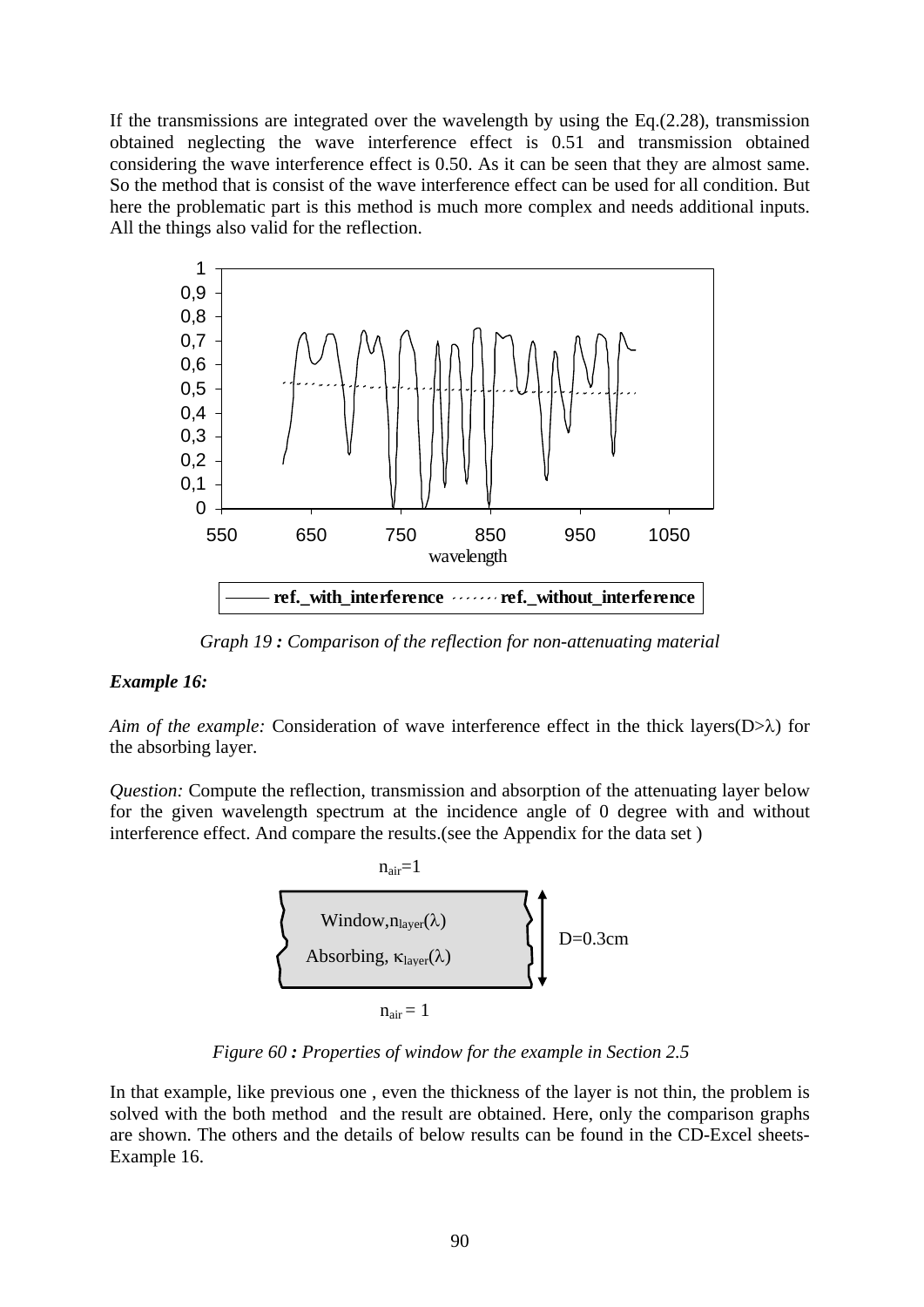If the transmissions are integrated over the wavelength by using the Eq.(2.28), transmission obtained neglecting the wave interference effect is 0.51 and transmission obtained considering the wave interference effect is 0.50. As it can be seen that they are almost same. So the method that is consist of the wave interference effect can be used for all condition. But here the problematic part is this method is much more complex and needs additional inputs. All the things also valid for the reflection.

*Graph 19 **:** Comparison of the reflection for non-attenuating material*

***Example 16:***

*Aim of the example:* Consideration of wave interference effect in the thick layers($D>\lambda$) for the absorbing layer.

*Question:* Compute the reflection, transmission and absorption of the attenuating layer below for the given wavelength spectrum at the incidence angle of 0 degree with and without interference effect. And compare the results.(see the Appendix for the data set )

$n_{air}=1$

Window, $n_{layer}(\lambda)$

Absorbing, $\kappa_{layer}(\lambda)$

$D=0.3cm$

$n_{air} = 1$

*Figure 60 **:** Properties of window for the example in Section 2.5*

In that example, like previous one , even the thickness of the layer is not thin, the problem is solved with the both method and the result are obtained. Here, only the comparison graphs are shown. The others and the details of below results can be found in the CD-Excel sheets-Example 16.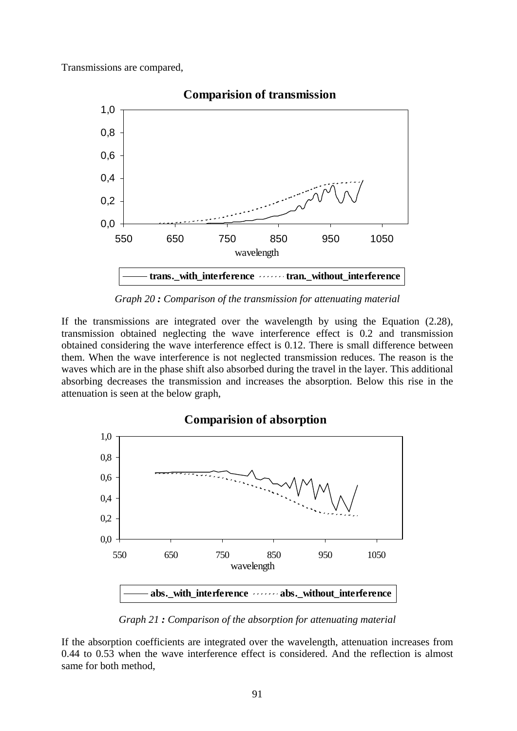Transmissions are compared,

*Graph 20 : Comparison of the transmission for attenuating material*

If the transmissions are integrated over the wavelength by using the Equation (2.28), transmission obtained neglecting the wave interference effect is 0.2 and transmission obtained considering the wave interference effect is 0.12. There is small difference between them. When the wave interference is not neglected transmission reduces. The reason is the waves which are in the phase shift also absorbed during the travel in the layer. This additional absorbing decreases the transmission and increases the absorption. Below this rise in the attenuation is seen at the below graph,

*Graph 21 : Comparison of the absorption for attenuating material*

If the absorption coefficients are integrated over the wavelength, attenuation increases from 0.44 to 0.53 when the wave interference effect is considered. And the reflection is almost same for both method,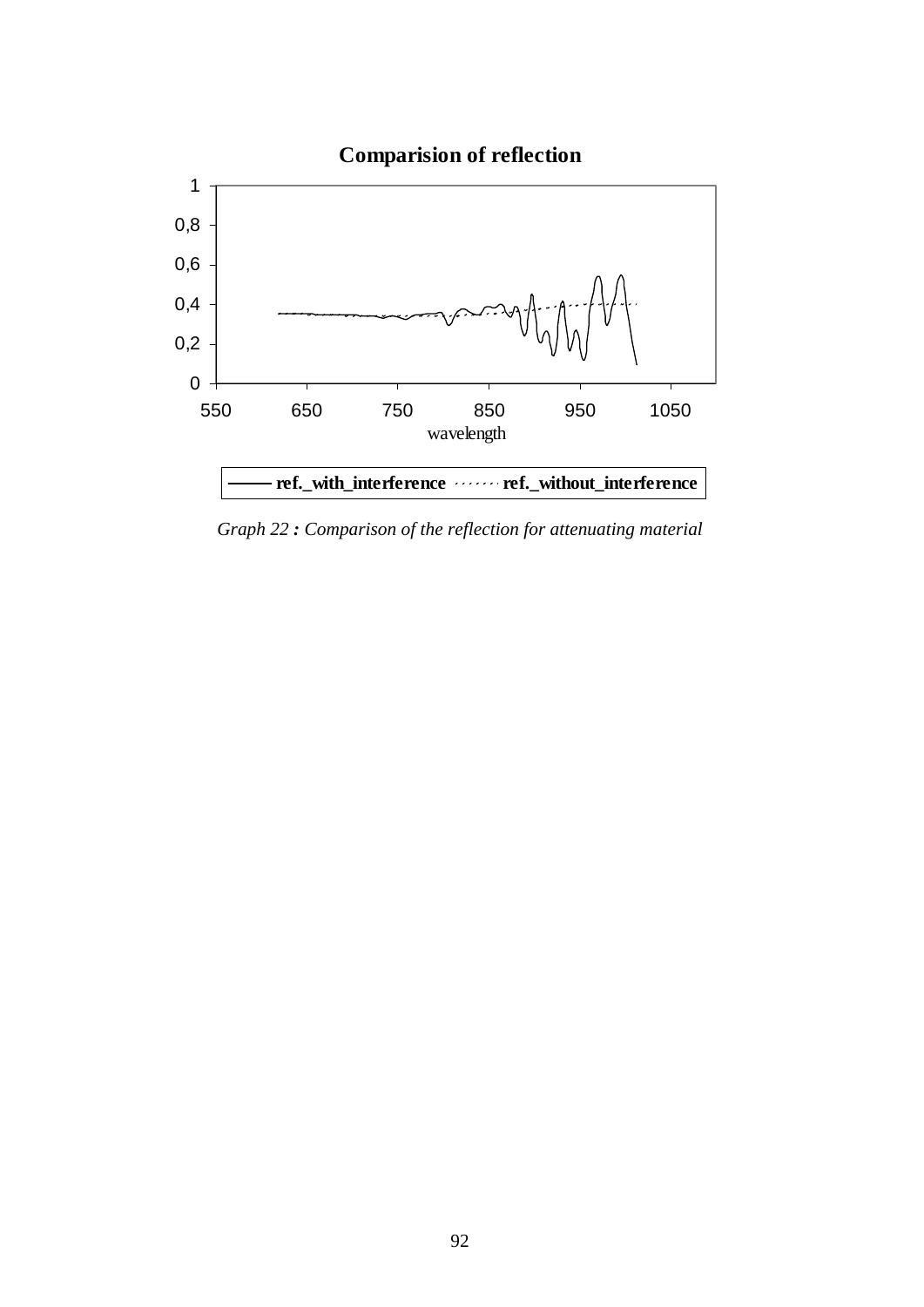*Graph 22 : Comparison of the reflection for attenuating material*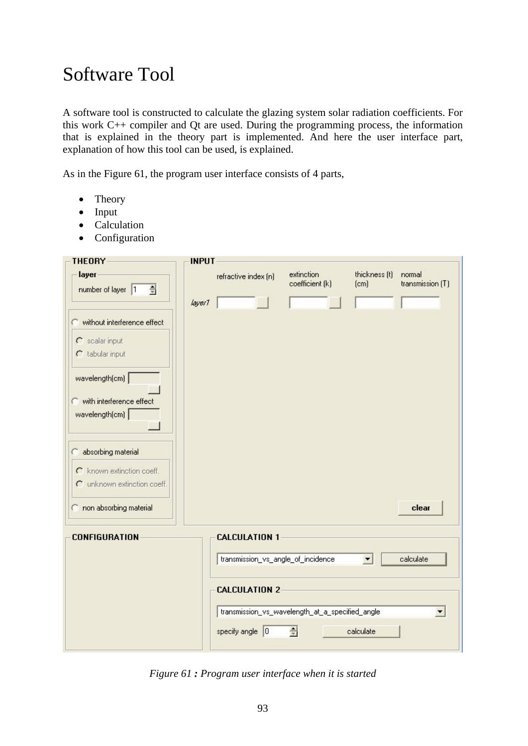# Software Tool

A software tool is constructed to calculate the glazing system solar radiation coefficients. For this work C++ compiler and Qt are used. During the programming process, the information that is explained in the theory part is implemented. And here the user interface part, explanation of how this tool can be used, is explained.

As in the Figure 61, the program user interface consists of 4 parts,

- Theory
- Input
- Calculation
- Configuration

*Figure 61 **:** Program user interface when it is started*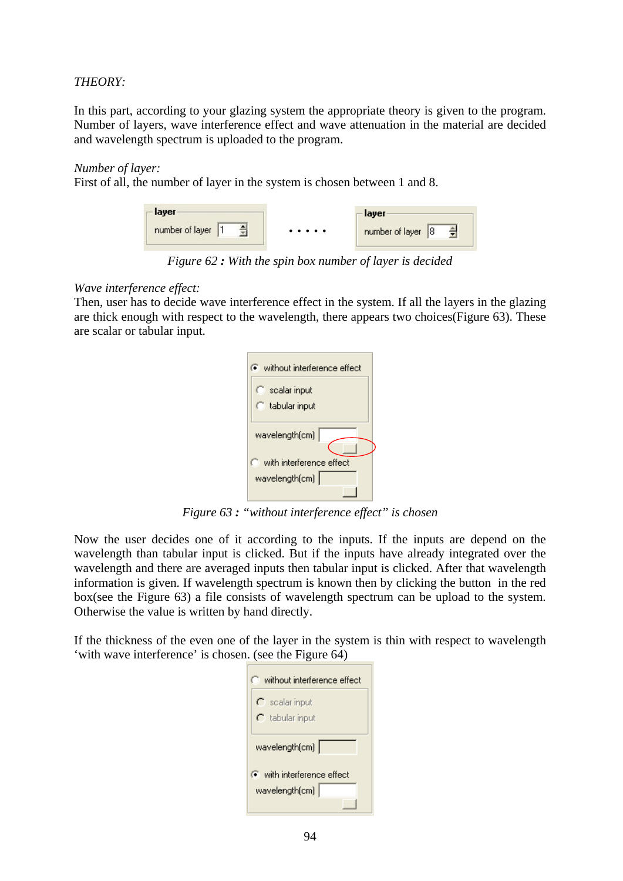*THEORY:*

In this part, according to your glazing system the appropriate theory is given to the program. Number of layers, wave interference effect and wave attenuation in the material are decided and wavelength spectrum is uploaded to the program.

*Number of layer:*
First of all, the number of layer in the system is chosen between 1 and 8.

*Figure 62 : With the spin box number of layer is decided*

*Wave interference effect:*
Then, user has to decide wave interference effect in the system. If all the layers in the glazing are thick enough with respect to the wavelength, there appears two choices(Figure 63). These are scalar or tabular input.

*Figure 63 : "without interference effect" is chosen*

Now the user decides one of it according to the inputs. If the inputs are depend on the wavelength than tabular input is clicked. But if the inputs have already integrated over the wavelength and there are averaged inputs then tabular input is clicked. After that wavelength information is given. If wavelength spectrum is known then by clicking the button in the red box(see the Figure 63) a file consists of wavelength spectrum can be upload to the system. Otherwise the value is written by hand directly.

If the thickness of the even one of the layer in the system is thin with respect to wavelength 'with wave interference' is chosen. (see the Figure 64)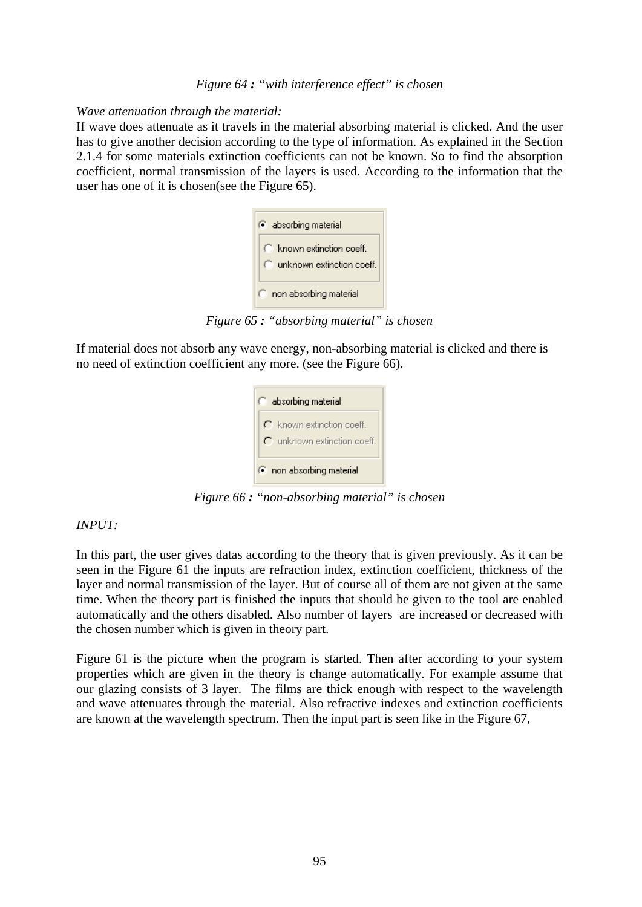*Figure 64 : "with interference effect" is chosen*

*Wave attenuation through the material:*

If wave does attenuate as it travels in the material absorbing material is clicked. And the user has to give another decision according to the type of information. As explained in the Section 2.1.4 for some materials extinction coefficients can not be known. So to find the absorption coefficient, normal transmission of the layers is used. According to the information that the user has one of it is chosen(see the Figure 65).

*Figure 65 : "absorbing material" is chosen*

If material does not absorb any wave energy, non-absorbing material is clicked and there is no need of extinction coefficient any more. (see the Figure 66).

*Figure 66 : "non-absorbing material" is chosen*

*INPUT:*

In this part, the user gives datas according to the theory that is given previously. As it can be seen in the Figure 61 the inputs are refraction index, extinction coefficient, thickness of the layer and normal transmission of the layer. But of course all of them are not given at the same time. When the theory part is finished the inputs that should be given to the tool are enabled automatically and the others disabled. Also number of layers are increased or decreased with the chosen number which is given in theory part.

Figure 61 is the picture when the program is started. Then after according to your system properties which are given in the theory is change automatically. For example assume that our glazing consists of 3 layer. The films are thick enough with respect to the wavelength and wave attenuates through the material. Also refractive indexes and extinction coefficients are known at the wavelength spectrum. Then the input part is seen like in the Figure 67,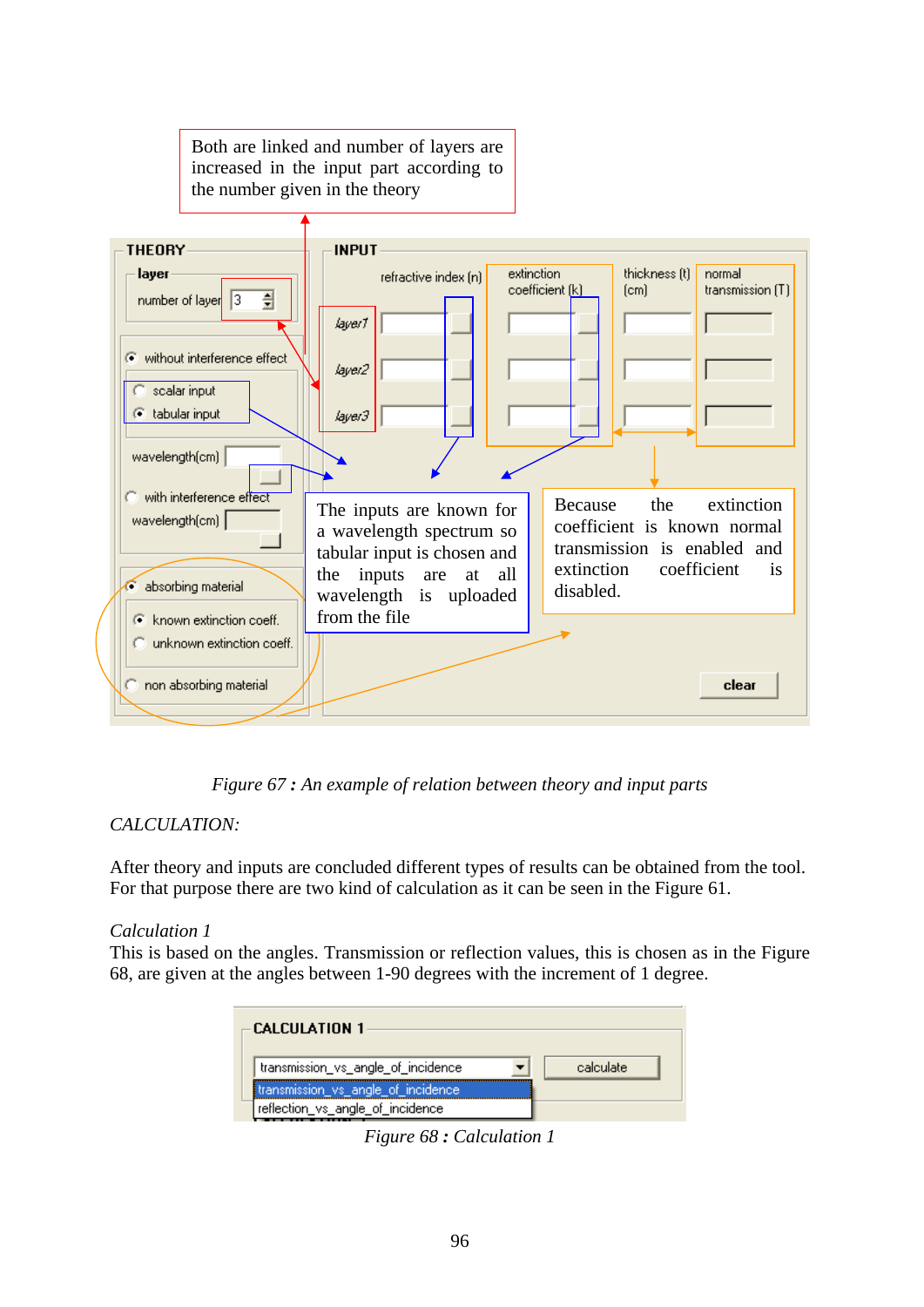*Figure 67 : An example of relation between theory and input parts*

*CALCULATION:*

After theory and inputs are concluded different types of results can be obtained from the tool. For that purpose there are two kind of calculation as it can be seen in the Figure 61.

*Calculation 1*

This is based on the angles. Transmission or reflection values, this is chosen as in the Figure 68, are given at the angles between 1-90 degrees with the increment of 1 degree.

*Figure 68 : Calculation 1*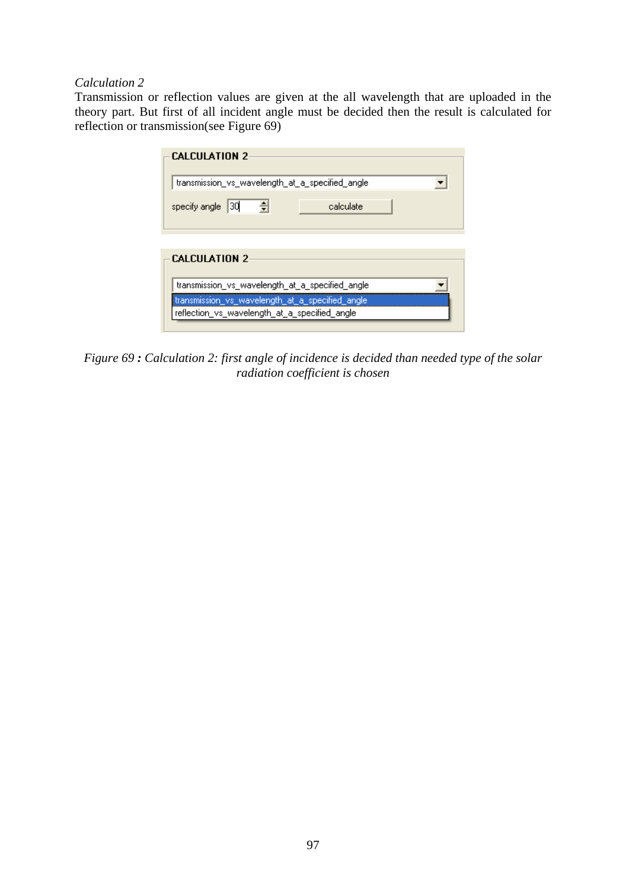*Calculation 2*

Transmission or reflection values are given at the all wavelength that are uploaded in the theory part. But first of all incident angle must be decided then the result is calculated for reflection or transmission(see Figure 69)

*Figure 69 **:** Calculation 2: first angle of incidence is decided than needed type of the solar radiation coefficient is chosen*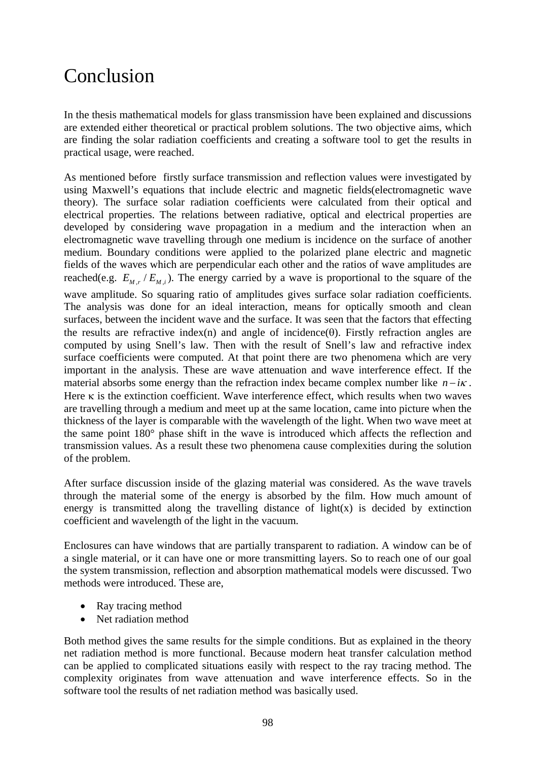# Conclusion

In the thesis mathematical models for glass transmission have been explained and discussions are extended either theoretical or practical problem solutions. The two objective aims, which are finding the solar radiation coefficients and creating a software tool to get the results in practical usage, were reached.

As mentioned before  firstly surface transmission and reflection values were investigated by using Maxwell's equations that include electric and magnetic fields(electromagnetic wave theory). The surface solar radiation coefficients were calculated from their optical and electrical properties. The relations between radiative, optical and electrical properties are developed by considering wave propagation in a medium and the interaction when an electromagnetic wave travelling through one medium is incidence on the surface of another medium. Boundary conditions were applied to the polarized plane electric and magnetic fields of the waves which are perpendicular each other and the ratios of wave amplitudes are reached(e.g. $E_{M,r} / E_{M,i}$). The energy carried by a wave is proportional to the square of the wave amplitude. So squaring ratio of amplitudes gives surface solar radiation coefficients. The analysis was done for an ideal interaction, means for optically smooth and clean surfaces, between the incident wave and the surface. It was seen that the factors that effecting the results are refractive index(n) and angle of incidence(θ). Firstly refraction angles are computed by using Snell's law. Then with the result of Snell's law and refractive index surface coefficients were computed. At that point there are two phenomena which are very important in the analysis. These are wave attenuation and wave interference effect. If the material absorbs some energy than the refraction index became complex number like $n - i\kappa$. Here κ is the extinction coefficient. Wave interference effect, which results when two waves are travelling through a medium and meet up at the same location, came into picture when the thickness of the layer is comparable with the wavelength of the light. When two wave meet at the same point 180° phase shift in the wave is introduced which affects the reflection and transmission values. As a result these two phenomena cause complexities during the solution of the problem.

After surface discussion inside of the glazing material was considered. As the wave travels through the material some of the energy is absorbed by the film. How much amount of energy is transmitted along the travelling distance of light(x) is decided by extinction coefficient and wavelength of the light in the vacuum.

Enclosures can have windows that are partially transparent to radiation. A window can be of a single material, or it can have one or more transmitting layers. So to reach one of our goal the system transmission, reflection and absorption mathematical models were discussed. Two methods were introduced. These are,

- Ray tracing method
- Net radiation method

Both method gives the same results for the simple conditions. But as explained in the theory net radiation method is more functional. Because modern heat transfer calculation method can be applied to complicated situations easily with respect to the ray tracing method. The complexity originates from wave attenuation and wave interference effects. So in the software tool the results of net radiation method was basically used.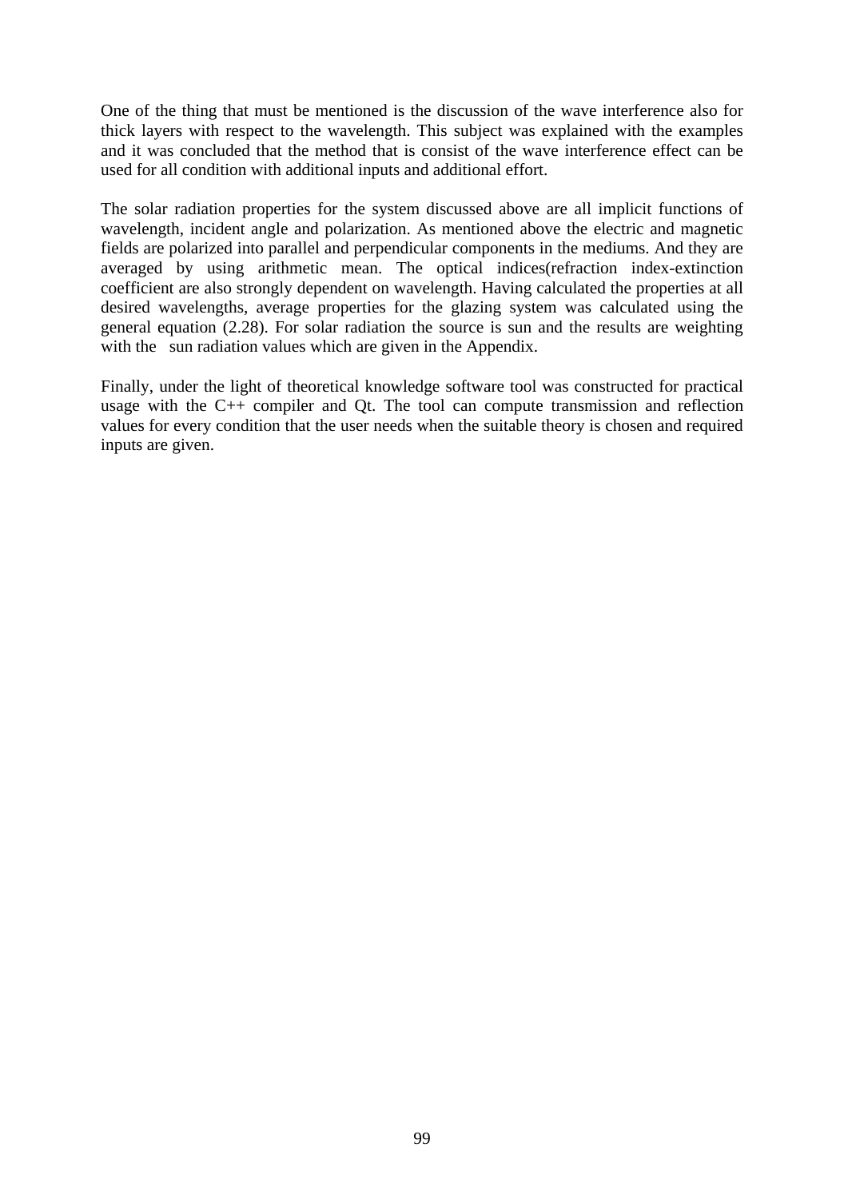One of the thing that must be mentioned is the discussion of the wave interference also for thick layers with respect to the wavelength. This subject was explained with the examples and it was concluded that the method that is consist of the wave interference effect can be used for all condition with additional inputs and additional effort.

The solar radiation properties for the system discussed above are all implicit functions of wavelength, incident angle and polarization. As mentioned above the electric and magnetic fields are polarized into parallel and perpendicular components in the mediums. And they are averaged by using arithmetic mean. The optical indices(refraction index-extinction coefficient are also strongly dependent on wavelength. Having calculated the properties at all desired wavelengths, average properties for the glazing system was calculated using the general equation (2.28). For solar radiation the source is sun and the results are weighting with the sun radiation values which are given in the Appendix.

Finally, under the light of theoretical knowledge software tool was constructed for practical usage with the C++ compiler and Qt. The tool can compute transmission and reflection values for every condition that the user needs when the suitable theory is chosen and required inputs are given.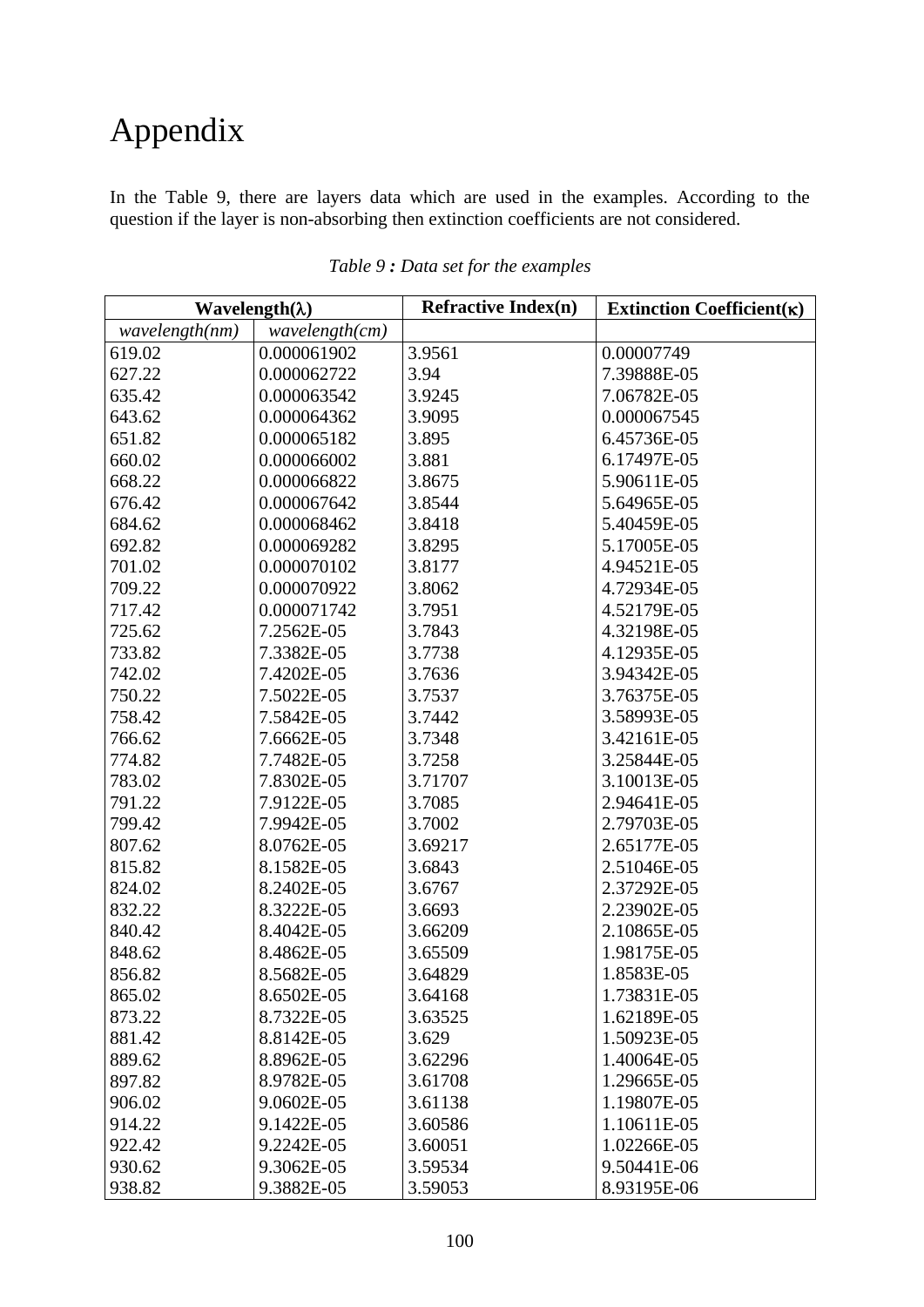# Appendix

In the Table 9, there are layers data which are used in the examples. According to the question if the layer is non-absorbing then extinction coefficients are not considered.

*Table 9 : Data set for the examples*

| **Wavelength(λ)** | | **Refractive Index(n)** | **Extinction Coefficient(κ)** |
|---|---|---|---|
| *wavelength(nm)* | *wavelength(cm)* | | |
| 619.02 | 0.000061902 | 3.9561 | 0.00007749 |
| 627.22 | 0.000062722 | 3.94 | 7.39888E-05 |
| 635.42 | 0.000063542 | 3.9245 | 7.06782E-05 |
| 643.62 | 0.000064362 | 3.9095 | 0.000067545 |
| 651.82 | 0.000065182 | 3.895 | 6.45736E-05 |
| 660.02 | 0.000066002 | 3.881 | 6.17497E-05 |
| 668.22 | 0.000066822 | 3.8675 | 5.90611E-05 |
| 676.42 | 0.000067642 | 3.8544 | 5.64965E-05 |
| 684.62 | 0.000068462 | 3.8418 | 5.40459E-05 |
| 692.82 | 0.000069282 | 3.8295 | 5.17005E-05 |
| 701.02 | 0.000070102 | 3.8177 | 4.94521E-05 |
| 709.22 | 0.000070922 | 3.8062 | 4.72934E-05 |
| 717.42 | 0.000071742 | 3.7951 | 4.52179E-05 |
| 725.62 | 7.2562E-05 | 3.7843 | 4.32198E-05 |
| 733.82 | 7.3382E-05 | 3.7738 | 4.12935E-05 |
| 742.02 | 7.4202E-05 | 3.7636 | 3.94342E-05 |
| 750.22 | 7.5022E-05 | 3.7537 | 3.76375E-05 |
| 758.42 | 7.5842E-05 | 3.7442 | 3.58993E-05 |
| 766.62 | 7.6662E-05 | 3.7348 | 3.42161E-05 |
| 774.82 | 7.7482E-05 | 3.7258 | 3.25844E-05 |
| 783.02 | 7.8302E-05 | 3.71707 | 3.10013E-05 |
| 791.22 | 7.9122E-05 | 3.7085 | 2.94641E-05 |
| 799.42 | 7.9942E-05 | 3.7002 | 2.79703E-05 |
| 807.62 | 8.0762E-05 | 3.69217 | 2.65177E-05 |
| 815.82 | 8.1582E-05 | 3.6843 | 2.51046E-05 |
| 824.02 | 8.2402E-05 | 3.6767 | 2.37292E-05 |
| 832.22 | 8.3222E-05 | 3.6693 | 2.23902E-05 |
| 840.42 | 8.4042E-05 | 3.66209 | 2.10865E-05 |
| 848.62 | 8.4862E-05 | 3.65509 | 1.98175E-05 |
| 856.82 | 8.5682E-05 | 3.64829 | 1.8583E-05 |
| 865.02 | 8.6502E-05 | 3.64168 | 1.73831E-05 |
| 873.22 | 8.7322E-05 | 3.63525 | 1.62189E-05 |
| 881.42 | 8.8142E-05 | 3.629 | 1.50923E-05 |
| 889.62 | 8.8962E-05 | 3.62296 | 1.40064E-05 |
| 897.82 | 8.9782E-05 | 3.61708 | 1.29665E-05 |
| 906.02 | 9.0602E-05 | 3.61138 | 1.19807E-05 |
| 914.22 | 9.1422E-05 | 3.60586 | 1.10611E-05 |
| 922.42 | 9.2242E-05 | 3.60051 | 1.02266E-05 |
| 930.62 | 9.3062E-05 | 3.59534 | 9.50441E-06 |
| 938.82 | 9.3882E-05 | 3.59053 | 8.93195E-06 |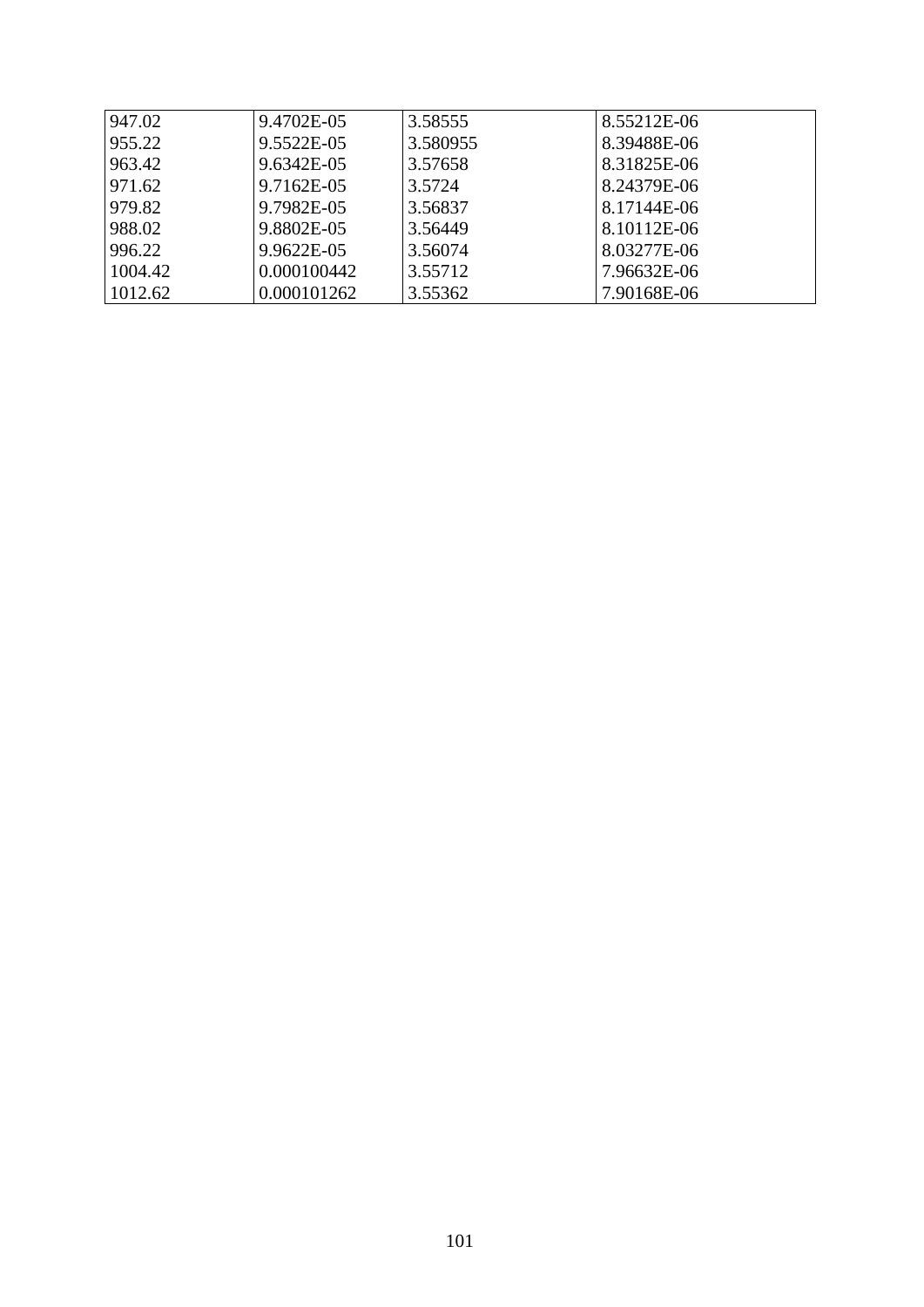| 947.02 | 9.4702E-05 | 3.58555 | 8.55212E-06 |
|---|---|---|---|
| 955.22 | 9.5522E-05 | 3.580955 | 8.39488E-06 |
| 963.42 | 9.6342E-05 | 3.57658 | 8.31825E-06 |
| 971.62 | 9.7162E-05 | 3.5724 | 8.24379E-06 |
| 979.82 | 9.7982E-05 | 3.56837 | 8.17144E-06 |
| 988.02 | 9.8802E-05 | 3.56449 | 8.10112E-06 |
| 996.22 | 9.9622E-05 | 3.56074 | 8.03277E-06 |
| 1004.42 | 0.000100442 | 3.55712 | 7.96632E-06 |
| 1012.62 | 0.000101262 | 3.55362 | 7.90168E-06 |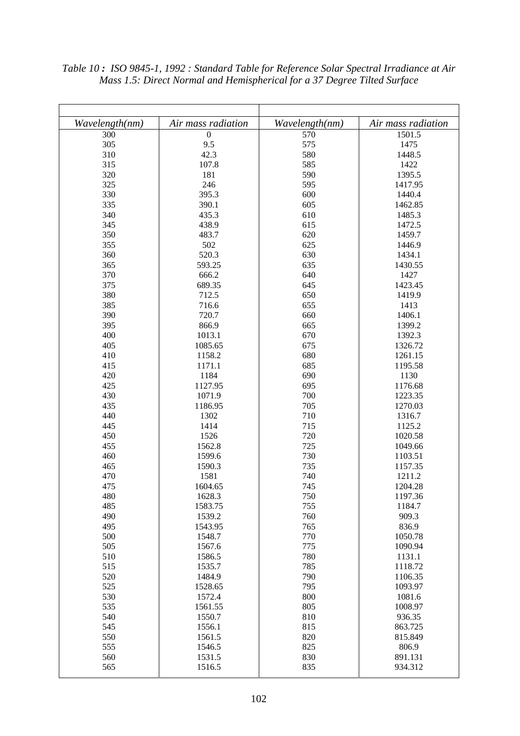*Table 10 **:** ISO 9845-1, 1992 : Standard Table for Reference Solar Spectral Irradiance at Air Mass 1.5: Direct Normal and Hemispherical for a 37 Degree Tilted Surface*

| *Wavelength(nm)* | *Air mass radiation* | *Wavelength(nm)* | *Air mass radiation* |
|---|---|---|---|
| 300 | 0 | 570 | 1501.5 |
| 305 | 9.5 | 575 | 1475 |
| 310 | 42.3 | 580 | 1448.5 |
| 315 | 107.8 | 585 | 1422 |
| 320 | 181 | 590 | 1395.5 |
| 325 | 246 | 595 | 1417.95 |
| 330 | 395.3 | 600 | 1440.4 |
| 335 | 390.1 | 605 | 1462.85 |
| 340 | 435.3 | 610 | 1485.3 |
| 345 | 438.9 | 615 | 1472.5 |
| 350 | 483.7 | 620 | 1459.7 |
| 355 | 502 | 625 | 1446.9 |
| 360 | 520.3 | 630 | 1434.1 |
| 365 | 593.25 | 635 | 1430.55 |
| 370 | 666.2 | 640 | 1427 |
| 375 | 689.35 | 645 | 1423.45 |
| 380 | 712.5 | 650 | 1419.9 |
| 385 | 716.6 | 655 | 1413 |
| 390 | 720.7 | 660 | 1406.1 |
| 395 | 866.9 | 665 | 1399.2 |
| 400 | 1013.1 | 670 | 1392.3 |
| 405 | 1085.65 | 675 | 1326.72 |
| 410 | 1158.2 | 680 | 1261.15 |
| 415 | 1171.1 | 685 | 1195.58 |
| 420 | 1184 | 690 | 1130 |
| 425 | 1127.95 | 695 | 1176.68 |
| 430 | 1071.9 | 700 | 1223.35 |
| 435 | 1186.95 | 705 | 1270.03 |
| 440 | 1302 | 710 | 1316.7 |
| 445 | 1414 | 715 | 1125.2 |
| 450 | 1526 | 720 | 1020.58 |
| 455 | 1562.8 | 725 | 1049.66 |
| 460 | 1599.6 | 730 | 1103.51 |
| 465 | 1590.3 | 735 | 1157.35 |
| 470 | 1581 | 740 | 1211.2 |
| 475 | 1604.65 | 745 | 1204.28 |
| 480 | 1628.3 | 750 | 1197.36 |
| 485 | 1583.75 | 755 | 1184.7 |
| 490 | 1539.2 | 760 | 909.3 |
| 495 | 1543.95 | 765 | 836.9 |
| 500 | 1548.7 | 770 | 1050.78 |
| 505 | 1567.6 | 775 | 1090.94 |
| 510 | 1586.5 | 780 | 1131.1 |
| 515 | 1535.7 | 785 | 1118.72 |
| 520 | 1484.9 | 790 | 1106.35 |
| 525 | 1528.65 | 795 | 1093.97 |
| 530 | 1572.4 | 800 | 1081.6 |
| 535 | 1561.55 | 805 | 1008.97 |
| 540 | 1550.7 | 810 | 936.35 |
| 545 | 1556.1 | 815 | 863.725 |
| 550 | 1561.5 | 820 | 815.849 |
| 555 | 1546.5 | 825 | 806.9 |
| 560 | 1531.5 | 830 | 891.131 |
| 565 | 1516.5 | 835 | 934.312 |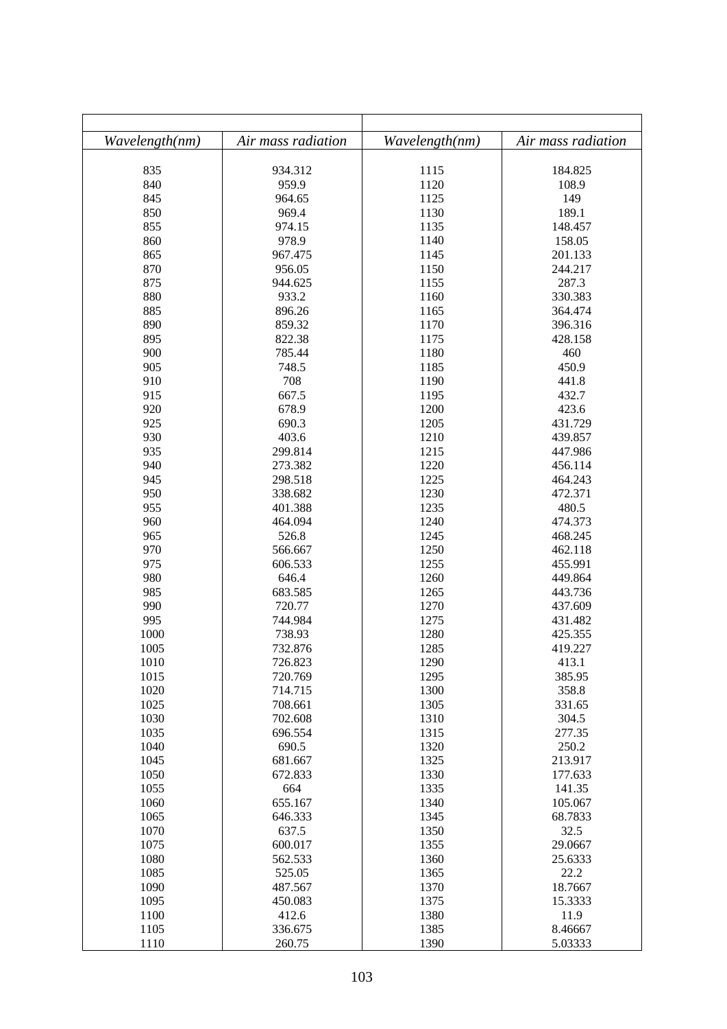| *Wavelength(nm)* | *Air mass radiation* | *Wavelength(nm)* | *Air mass radiation* |
|---|---|---|---|
| 835 | 934.312 | 1115 | 184.825 |
| 840 | 959.9 | 1120 | 108.9 |
| 845 | 964.65 | 1125 | 149 |
| 850 | 969.4 | 1130 | 189.1 |
| 855 | 974.15 | 1135 | 148.457 |
| 860 | 978.9 | 1140 | 158.05 |
| 865 | 967.475 | 1145 | 201.133 |
| 870 | 956.05 | 1150 | 244.217 |
| 875 | 944.625 | 1155 | 287.3 |
| 880 | 933.2 | 1160 | 330.383 |
| 885 | 896.26 | 1165 | 364.474 |
| 890 | 859.32 | 1170 | 396.316 |
| 895 | 822.38 | 1175 | 428.158 |
| 900 | 785.44 | 1180 | 460 |
| 905 | 748.5 | 1185 | 450.9 |
| 910 | 708 | 1190 | 441.8 |
| 915 | 667.5 | 1195 | 432.7 |
| 920 | 678.9 | 1200 | 423.6 |
| 925 | 690.3 | 1205 | 431.729 |
| 930 | 403.6 | 1210 | 439.857 |
| 935 | 299.814 | 1215 | 447.986 |
| 940 | 273.382 | 1220 | 456.114 |
| 945 | 298.518 | 1225 | 464.243 |
| 950 | 338.682 | 1230 | 472.371 |
| 955 | 401.388 | 1235 | 480.5 |
| 960 | 464.094 | 1240 | 474.373 |
| 965 | 526.8 | 1245 | 468.245 |
| 970 | 566.667 | 1250 | 462.118 |
| 975 | 606.533 | 1255 | 455.991 |
| 980 | 646.4 | 1260 | 449.864 |
| 985 | 683.585 | 1265 | 443.736 |
| 990 | 720.77 | 1270 | 437.609 |
| 995 | 744.984 | 1275 | 431.482 |
| 1000 | 738.93 | 1280 | 425.355 |
| 1005 | 732.876 | 1285 | 419.227 |
| 1010 | 726.823 | 1290 | 413.1 |
| 1015 | 720.769 | 1295 | 385.95 |
| 1020 | 714.715 | 1300 | 358.8 |
| 1025 | 708.661 | 1305 | 331.65 |
| 1030 | 702.608 | 1310 | 304.5 |
| 1035 | 696.554 | 1315 | 277.35 |
| 1040 | 690.5 | 1320 | 250.2 |
| 1045 | 681.667 | 1325 | 213.917 |
| 1050 | 672.833 | 1330 | 177.633 |
| 1055 | 664 | 1335 | 141.35 |
| 1060 | 655.167 | 1340 | 105.067 |
| 1065 | 646.333 | 1345 | 68.7833 |
| 1070 | 637.5 | 1350 | 32.5 |
| 1075 | 600.017 | 1355 | 29.0667 |
| 1080 | 562.533 | 1360 | 25.6333 |
| 1085 | 525.05 | 1365 | 22.2 |
| 1090 | 487.567 | 1370 | 18.7667 |
| 1095 | 450.083 | 1375 | 15.3333 |
| 1100 | 412.6 | 1380 | 11.9 |
| 1105 | 336.675 | 1385 | 8.46667 |
| 1110 | 260.75 | 1390 | 5.03333 |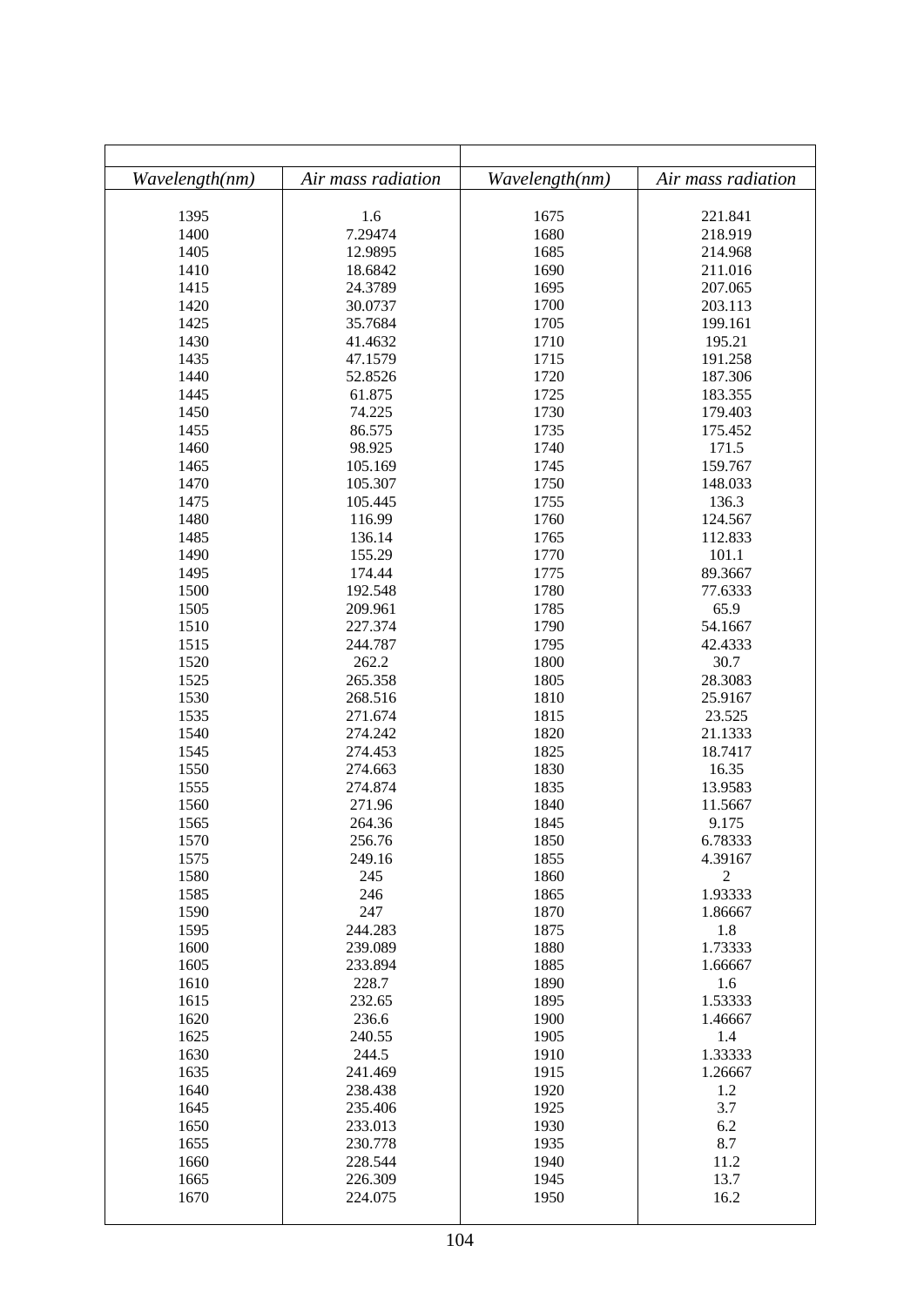| Wavelength(nm) | Air mass radiation | Wavelength(nm) | Air mass radiation |
|---|---|---|---|
| 1395 | 1.6 | 1675 | 221.841 |
| 1400 | 7.29474 | 1680 | 218.919 |
| 1405 | 12.9895 | 1685 | 214.968 |
| 1410 | 18.6842 | 1690 | 211.016 |
| 1415 | 24.3789 | 1695 | 207.065 |
| 1420 | 30.0737 | 1700 | 203.113 |
| 1425 | 35.7684 | 1705 | 199.161 |
| 1430 | 41.4632 | 1710 | 195.21 |
| 1435 | 47.1579 | 1715 | 191.258 |
| 1440 | 52.8526 | 1720 | 187.306 |
| 1445 | 61.875 | 1725 | 183.355 |
| 1450 | 74.225 | 1730 | 179.403 |
| 1455 | 86.575 | 1735 | 175.452 |
| 1460 | 98.925 | 1740 | 171.5 |
| 1465 | 105.169 | 1745 | 159.767 |
| 1470 | 105.307 | 1750 | 148.033 |
| 1475 | 105.445 | 1755 | 136.3 |
| 1480 | 116.99 | 1760 | 124.567 |
| 1485 | 136.14 | 1765 | 112.833 |
| 1490 | 155.29 | 1770 | 101.1 |
| 1495 | 174.44 | 1775 | 89.3667 |
| 1500 | 192.548 | 1780 | 77.6333 |
| 1505 | 209.961 | 1785 | 65.9 |
| 1510 | 227.374 | 1790 | 54.1667 |
| 1515 | 244.787 | 1795 | 42.4333 |
| 1520 | 262.2 | 1800 | 30.7 |
| 1525 | 265.358 | 1805 | 28.3083 |
| 1530 | 268.516 | 1810 | 25.9167 |
| 1535 | 271.674 | 1815 | 23.525 |
| 1540 | 274.242 | 1820 | 21.1333 |
| 1545 | 274.453 | 1825 | 18.7417 |
| 1550 | 274.663 | 1830 | 16.35 |
| 1555 | 274.874 | 1835 | 13.9583 |
| 1560 | 271.96 | 1840 | 11.5667 |
| 1565 | 264.36 | 1845 | 9.175 |
| 1570 | 256.76 | 1850 | 6.78333 |
| 1575 | 249.16 | 1855 | 4.39167 |
| 1580 | 245 | 1860 | 2 |
| 1585 | 246 | 1865 | 1.93333 |
| 1590 | 247 | 1870 | 1.86667 |
| 1595 | 244.283 | 1875 | 1.8 |
| 1600 | 239.089 | 1880 | 1.73333 |
| 1605 | 233.894 | 1885 | 1.66667 |
| 1610 | 228.7 | 1890 | 1.6 |
| 1615 | 232.65 | 1895 | 1.53333 |
| 1620 | 236.6 | 1900 | 1.46667 |
| 1625 | 240.55 | 1905 | 1.4 |
| 1630 | 244.5 | 1910 | 1.33333 |
| 1635 | 241.469 | 1915 | 1.26667 |
| 1640 | 238.438 | 1920 | 1.2 |
| 1645 | 235.406 | 1925 | 3.7 |
| 1650 | 233.013 | 1930 | 6.2 |
| 1655 | 230.778 | 1935 | 8.7 |
| 1660 | 228.544 | 1940 | 11.2 |
| 1665 | 226.309 | 1945 | 13.7 |
| 1670 | 224.075 | 1950 | 16.2 |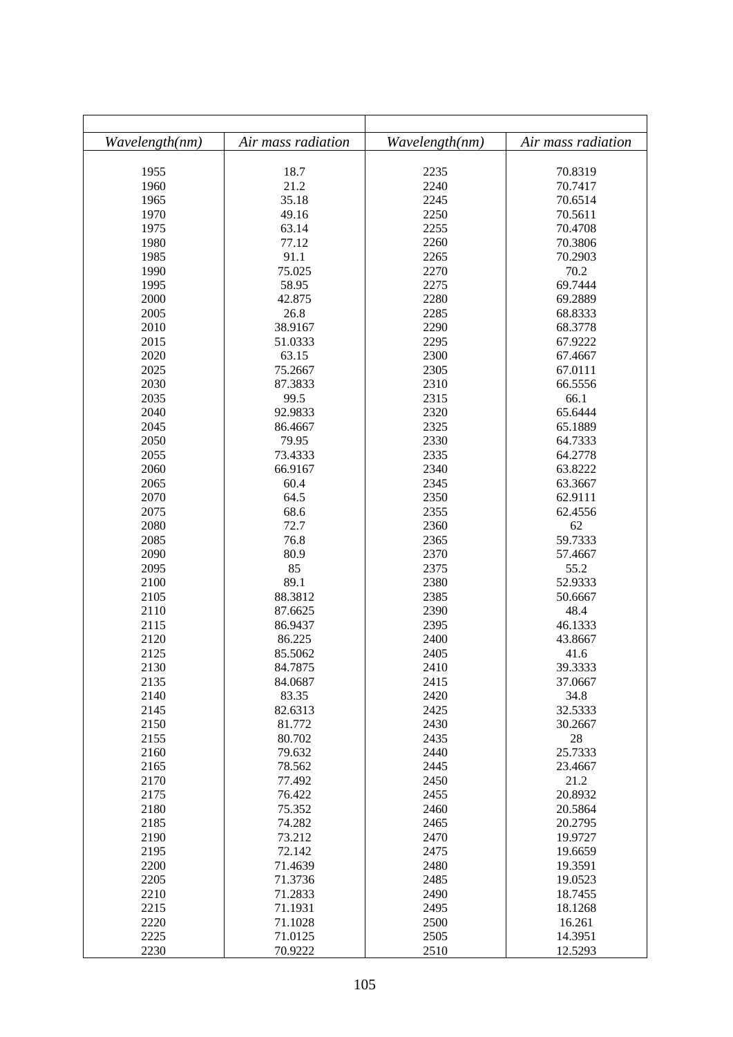| *Wavelength(nm)* | *Air mass radiation* | *Wavelength(nm)* | *Air mass radiation* |
|---|---|---|---|
| 1955 | 18.7 | 2235 | 70.8319 |
| 1960 | 21.2 | 2240 | 70.7417 |
| 1965 | 35.18 | 2245 | 70.6514 |
| 1970 | 49.16 | 2250 | 70.5611 |
| 1975 | 63.14 | 2255 | 70.4708 |
| 1980 | 77.12 | 2260 | 70.3806 |
| 1985 | 91.1 | 2265 | 70.2903 |
| 1990 | 75.025 | 2270 | 70.2 |
| 1995 | 58.95 | 2275 | 69.7444 |
| 2000 | 42.875 | 2280 | 69.2889 |
| 2005 | 26.8 | 2285 | 68.8333 |
| 2010 | 38.9167 | 2290 | 68.3778 |
| 2015 | 51.0333 | 2295 | 67.9222 |
| 2020 | 63.15 | 2300 | 67.4667 |
| 2025 | 75.2667 | 2305 | 67.0111 |
| 2030 | 87.3833 | 2310 | 66.5556 |
| 2035 | 99.5 | 2315 | 66.1 |
| 2040 | 92.9833 | 2320 | 65.6444 |
| 2045 | 86.4667 | 2325 | 65.1889 |
| 2050 | 79.95 | 2330 | 64.7333 |
| 2055 | 73.4333 | 2335 | 64.2778 |
| 2060 | 66.9167 | 2340 | 63.8222 |
| 2065 | 60.4 | 2345 | 63.3667 |
| 2070 | 64.5 | 2350 | 62.9111 |
| 2075 | 68.6 | 2355 | 62.4556 |
| 2080 | 72.7 | 2360 | 62 |
| 2085 | 76.8 | 2365 | 59.7333 |
| 2090 | 80.9 | 2370 | 57.4667 |
| 2095 | 85 | 2375 | 55.2 |
| 2100 | 89.1 | 2380 | 52.9333 |
| 2105 | 88.3812 | 2385 | 50.6667 |
| 2110 | 87.6625 | 2390 | 48.4 |
| 2115 | 86.9437 | 2395 | 46.1333 |
| 2120 | 86.225 | 2400 | 43.8667 |
| 2125 | 85.5062 | 2405 | 41.6 |
| 2130 | 84.7875 | 2410 | 39.3333 |
| 2135 | 84.0687 | 2415 | 37.0667 |
| 2140 | 83.35 | 2420 | 34.8 |
| 2145 | 82.6313 | 2425 | 32.5333 |
| 2150 | 81.772 | 2430 | 30.2667 |
| 2155 | 80.702 | 2435 | 28 |
| 2160 | 79.632 | 2440 | 25.7333 |
| 2165 | 78.562 | 2445 | 23.4667 |
| 2170 | 77.492 | 2450 | 21.2 |
| 2175 | 76.422 | 2455 | 20.8932 |
| 2180 | 75.352 | 2460 | 20.5864 |
| 2185 | 74.282 | 2465 | 20.2795 |
| 2190 | 73.212 | 2470 | 19.9727 |
| 2195 | 72.142 | 2475 | 19.6659 |
| 2200 | 71.4639 | 2480 | 19.3591 |
| 2205 | 71.3736 | 2485 | 19.0523 |
| 2210 | 71.2833 | 2490 | 18.7455 |
| 2215 | 71.1931 | 2495 | 18.1268 |
| 2220 | 71.1028 | 2500 | 16.261 |
| 2225 | 71.0125 | 2505 | 14.3951 |
| 2230 | 70.9222 | 2510 | 12.5293 |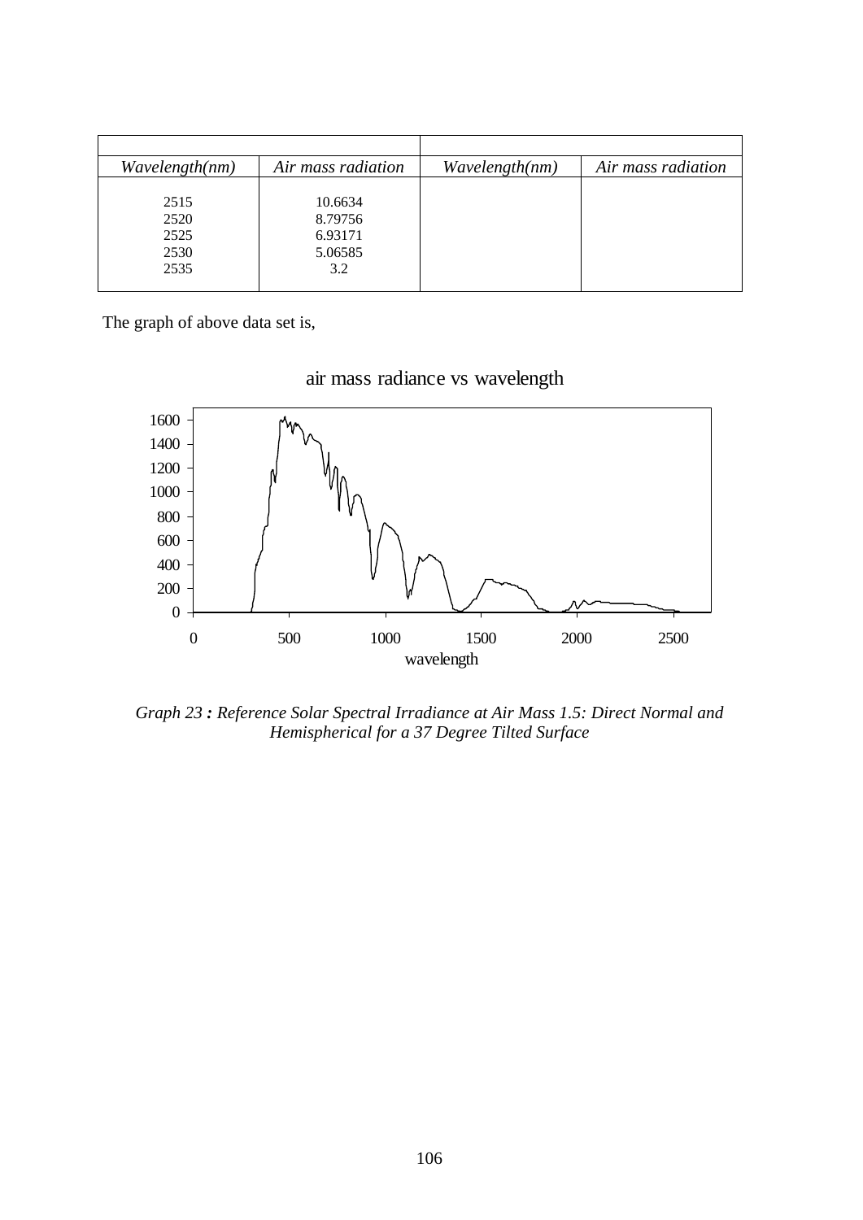| Wavelength(nm) | Air mass radiation | Wavelength(nm) | Air mass radiation |
|---|---|---|---|
| 2515 | 10.6634 | | |
| 2520 | 8.79756 | | |
| 2525 | 6.93171 | | |
| 2530 | 5.06585 | | |
| 2535 | 3.2 | | |

The graph of above data set is,

*Graph 23 : Reference Solar Spectral Irradiance at Air Mass 1.5: Direct Normal and Hemispherical for a 37 Degree Tilted Surface*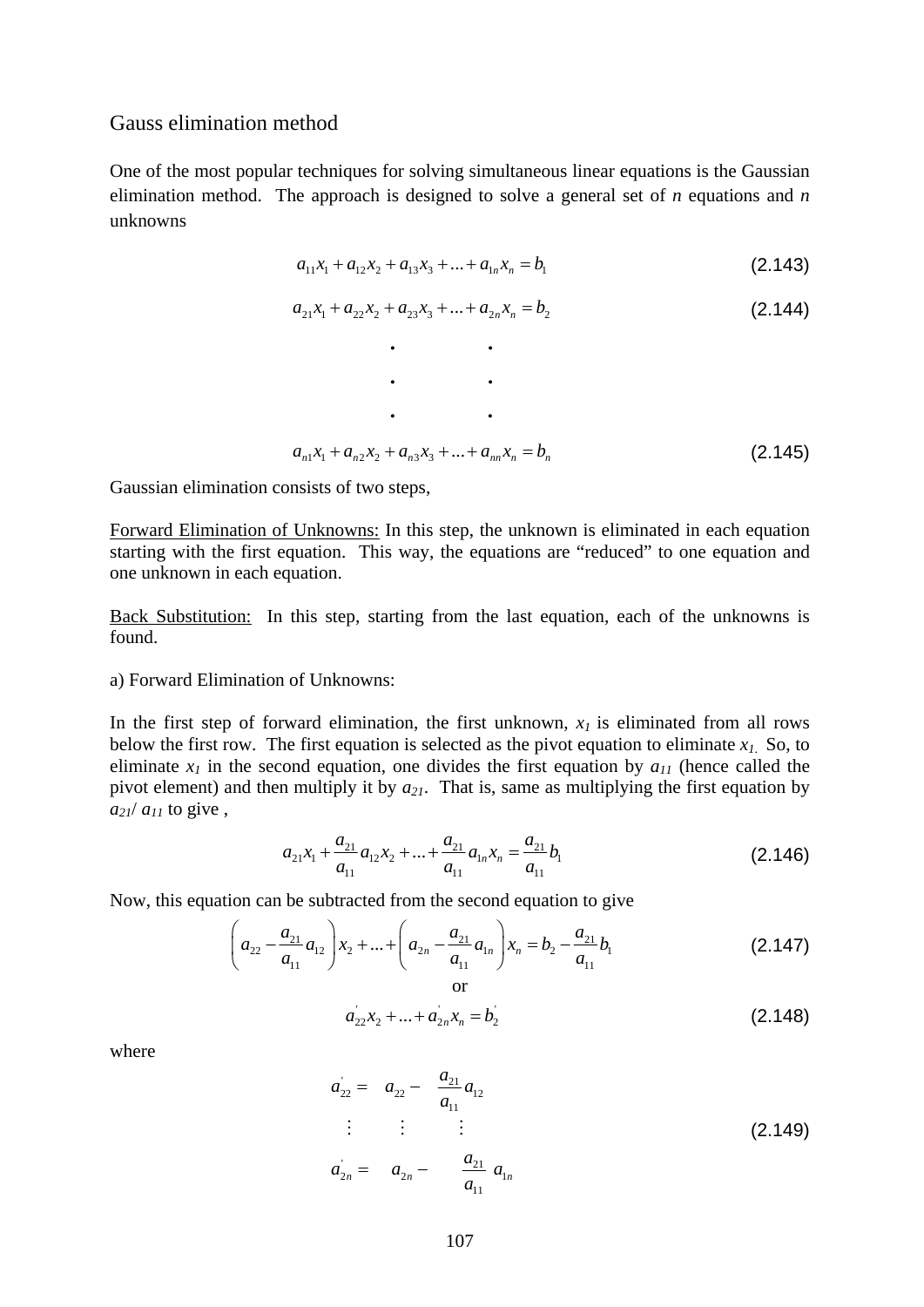## Gauss elimination method

One of the most popular techniques for solving simultaneous linear equations is the Gaussian elimination method. The approach is designed to solve a general set of *n* equations and *n* unknowns

$$a_{11}x_1 + a_{12}x_2 + a_{13}x_3 + ... + a_{1n}x_n = b_1 \tag{2.143}$$

$$a_{21}x_1 + a_{22}x_2 + a_{23}x_3 + ... + a_{2n}x_n = b_2 \tag{2.144}$$

$$\begin{matrix} \cdot & & \cdot \\ \cdot & & \cdot \\ \cdot & & \cdot \end{matrix}$$

$$a_{n1}x_1 + a_{n2}x_2 + a_{n3}x_3 + ... + a_{nn}x_n = b_n \tag{2.145}$$

Gaussian elimination consists of two steps,

Forward Elimination of Unknowns: In this step, the unknown is eliminated in each equation starting with the first equation. This way, the equations are "reduced" to one equation and one unknown in each equation.

Back Substitution: In this step, starting from the last equation, each of the unknowns is found.

a) Forward Elimination of Unknowns:

In the first step of forward elimination, the first unknown, $x_1$ is eliminated from all rows below the first row. The first equation is selected as the pivot equation to eliminate $x_1$. So, to eliminate $x_1$ in the second equation, one divides the first equation by $a_{11}$ (hence called the pivot element) and then multiply it by $a_{21}$. That is, same as multiplying the first equation by $a_{21}/a_{11}$ to give ,

$$a_{21}x_1 + \frac{a_{21}}{a_{11}}a_{12}x_2 + ... + \frac{a_{21}}{a_{11}}a_{1n}x_n = \frac{a_{21}}{a_{11}}b_1 \tag{2.146}$$

Now, this equation can be subtracted from the second equation to give

$$\left(a_{22} - \frac{a_{21}}{a_{11}}a_{12}\right)x_2 + ... + \left(a_{2n} - \frac{a_{21}}{a_{11}}a_{1n}\right)x_n = b_2 - \frac{a_{21}}{a_{11}}b_1 \tag{2.147}$$

or

$$a'_{22}x_2 + ... + a'_{2n}x_n = b'_2 \tag{2.148}$$

where

$$\begin{aligned} a'_{22} &= a_{22} - \frac{a_{21}}{a_{11}}a_{12} \\ &\vdots \\ a'_{2n} &= a_{2n} - \frac{a_{21}}{a_{11}}a_{1n} \end{aligned} \tag{2.149}$$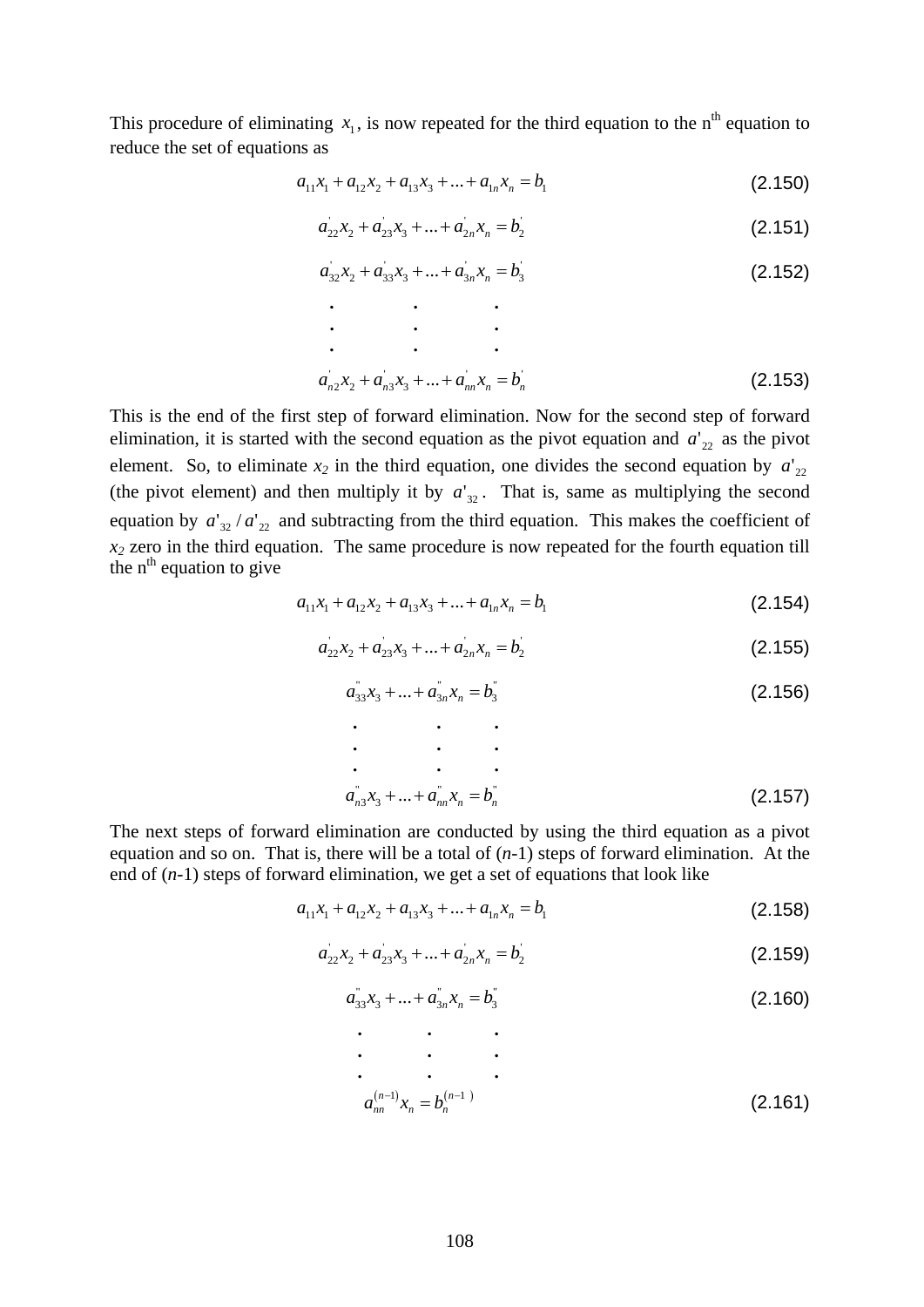This procedure of eliminating $x_1$, is now repeated for the third equation to the n[th] equation to reduce the set of equations as

$$a_{11}x_1 + a_{12}x_2 + a_{13}x_3 + ... + a_{1n}x_n = b_1 \tag{2.150}$$

$$a_{22}^{'}x_2 + a_{23}^{'}x_3 + ... + a_{2n}^{'}x_n = b_2^{'} \tag{2.151}$$

$$a_{32}^{'}x_2 + a_{33}^{'}x_3 + ... + a_{3n}^{'}x_n = b_3^{'} \tag{2.152}$$

$$\vdots \qquad \vdots \qquad \vdots$$

$$a_{n2}^{'}x_2 + a_{n3}^{'}x_3 + ... + a_{nn}^{'}x_n = b_n^{'} \tag{2.153}$$

This is the end of the first step of forward elimination. Now for the second step of forward elimination, it is started with the second equation as the pivot equation and $a'_{22}$ as the pivot element. So, to eliminate $x_2$ in the third equation, one divides the second equation by $a'_{22}$ (the pivot element) and then multiply it by $a'_{32}$. That is, same as multiplying the second equation by $a'_{32} / a'_{22}$ and subtracting from the third equation. This makes the coefficient of $x_2$ zero in the third equation. The same procedure is now repeated for the fourth equation till the n[th] equation to give

$$a_{11}x_1 + a_{12}x_2 + a_{13}x_3 + ... + a_{1n}x_n = b_1 \tag{2.154}$$

$$a_{22}^{'}x_2 + a_{23}^{'}x_3 + ... + a_{2n}^{'}x_n = b_2^{'} \tag{2.155}$$

$$a_{33}^{"}x_3 + ... + a_{3n}^{"}x_n = b_3^{"} \tag{2.156}$$

$$\vdots \qquad \vdots \qquad \vdots$$

$$a_{n3}^{"}x_3 + ... + a_{nn}^{"}x_n = b_n^{"} \tag{2.157}$$

The next steps of forward elimination are conducted by using the third equation as a pivot equation and so on. That is, there will be a total of ($n$-1) steps of forward elimination. At the end of ($n$-1) steps of forward elimination, we get a set of equations that look like

$$a_{11}x_1 + a_{12}x_2 + a_{13}x_3 + ... + a_{1n}x_n = b_1 \tag{2.158}$$

$$a_{22}^{'}x_2 + a_{23}^{'}x_3 + ... + a_{2n}^{'}x_n = b_2^{'} \tag{2.159}$$

$$a_{33}^{"}x_3 + ... + a_{3n}^{"}x_n = b_3^{"} \tag{2.160}$$

$$\vdots \qquad \vdots \qquad \vdots$$

$$a_{nn}^{(n-1)}x_n = b_n^{(n-1)} \tag{2.161}$$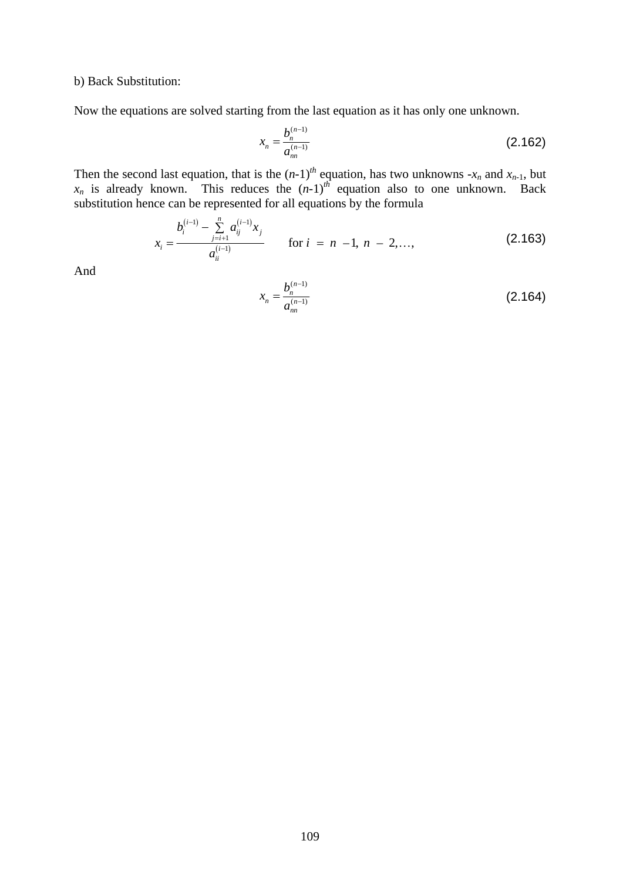b) Back Substitution:

Now the equations are solved starting from the last equation as it has only one unknown.

$$x_n = \frac{b_n^{(n-1)}}{a_{nn}^{(n-1)}} \tag{2.162}$$

Then the second last equation, that is the $(n\text{-}1)^{th}$ equation, has two unknowns -$x_n$ and $x_{n\text{-}1}$, but $x_n$ is already known. This reduces the $(n\text{-}1)^{th}$ equation also to one unknown. Back substitution hence can be represented for all equations by the formula

$$x_i = \frac{b_i^{(i-1)} - \sum\limits_{j=i+1}^{n} a_{ij}^{(i-1)} x_j}{a_{ii}^{(i-1)}} \qquad \text{for } i = n-1,\ n-2, \ldots, \tag{2.163}$$

And

$$x_n = \frac{b_n^{(n-1)}}{a_{nn}^{(n-1)}} \tag{2.164}$$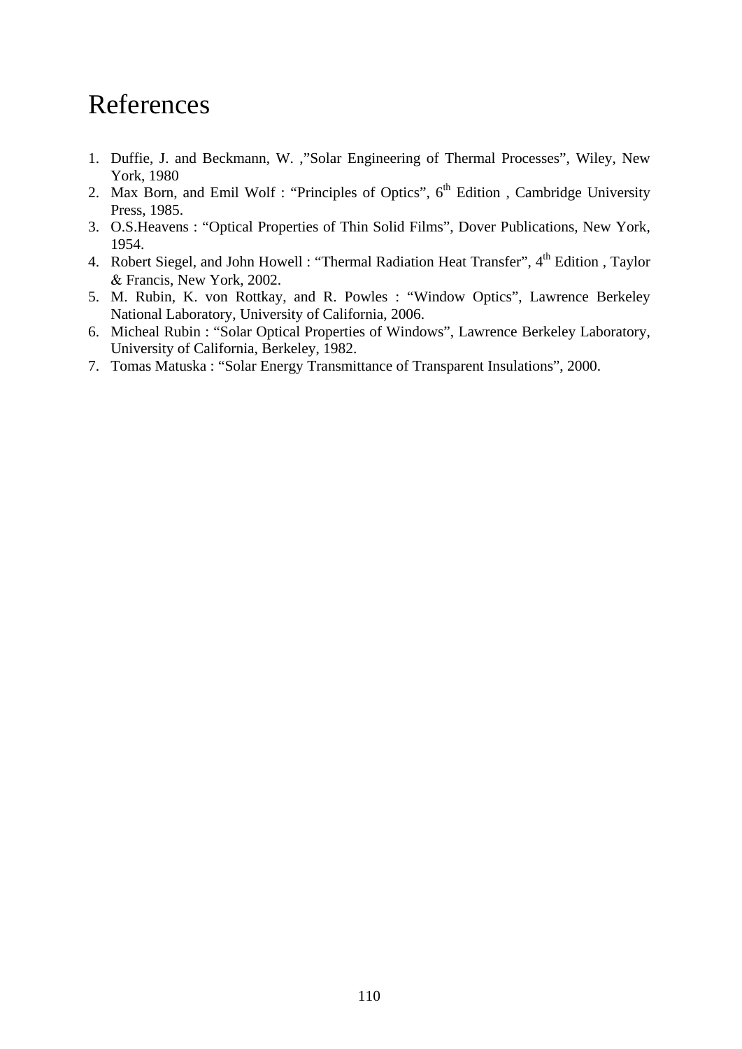# References

1. Duffie, J. and Beckmann, W. ,"Solar Engineering of Thermal Processes", Wiley, New York, 1980
2. Max Born, and Emil Wolf : "Principles of Optics", 6th Edition , Cambridge University Press, 1985.
3. O.S.Heavens : "Optical Properties of Thin Solid Films", Dover Publications, New York, 1954.
4. Robert Siegel, and John Howell : "Thermal Radiation Heat Transfer", 4th Edition , Taylor & Francis, New York, 2002.
5. M. Rubin, K. von Rottkay, and R. Powles : "Window Optics", Lawrence Berkeley National Laboratory, University of California, 2006.
6. Micheal Rubin : "Solar Optical Properties of Windows", Lawrence Berkeley Laboratory, University of California, Berkeley, 1982.
7. Tomas Matuska : "Solar Energy Transmittance of Transparent Insulations", 2000.